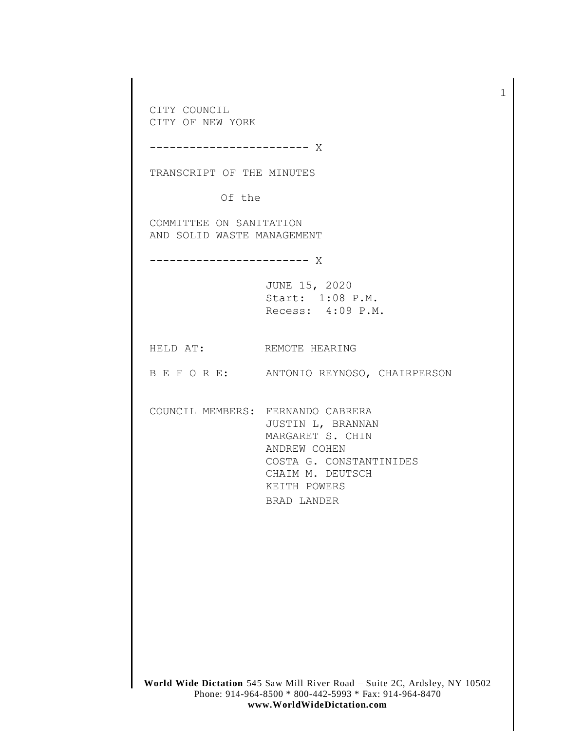CITY COUNCIL
CITY OF NEW YORK

------------------------ X

TRANSCRIPT OF THE MINUTES

Of the

COMMITTEE ON SANITATION
AND SOLID WASTE MANAGEMENT

------------------------ X

JUNE 15, 2020
Start: 1:08 P.M.
Recess: 4:09 P.M.

HELD AT: REMOTE HEARING

B E F O R E: ANTONIO REYNOSO, CHAIRPERSON

COUNCIL MEMBERS: FERNANDO CABRERA
JUSTIN L, BRANNAN
MARGARET S. CHIN
ANDREW COHEN
COSTA G. CONSTANTINIDES
CHAIM M. DEUTSCH
KEITH POWERS
BRAD LANDER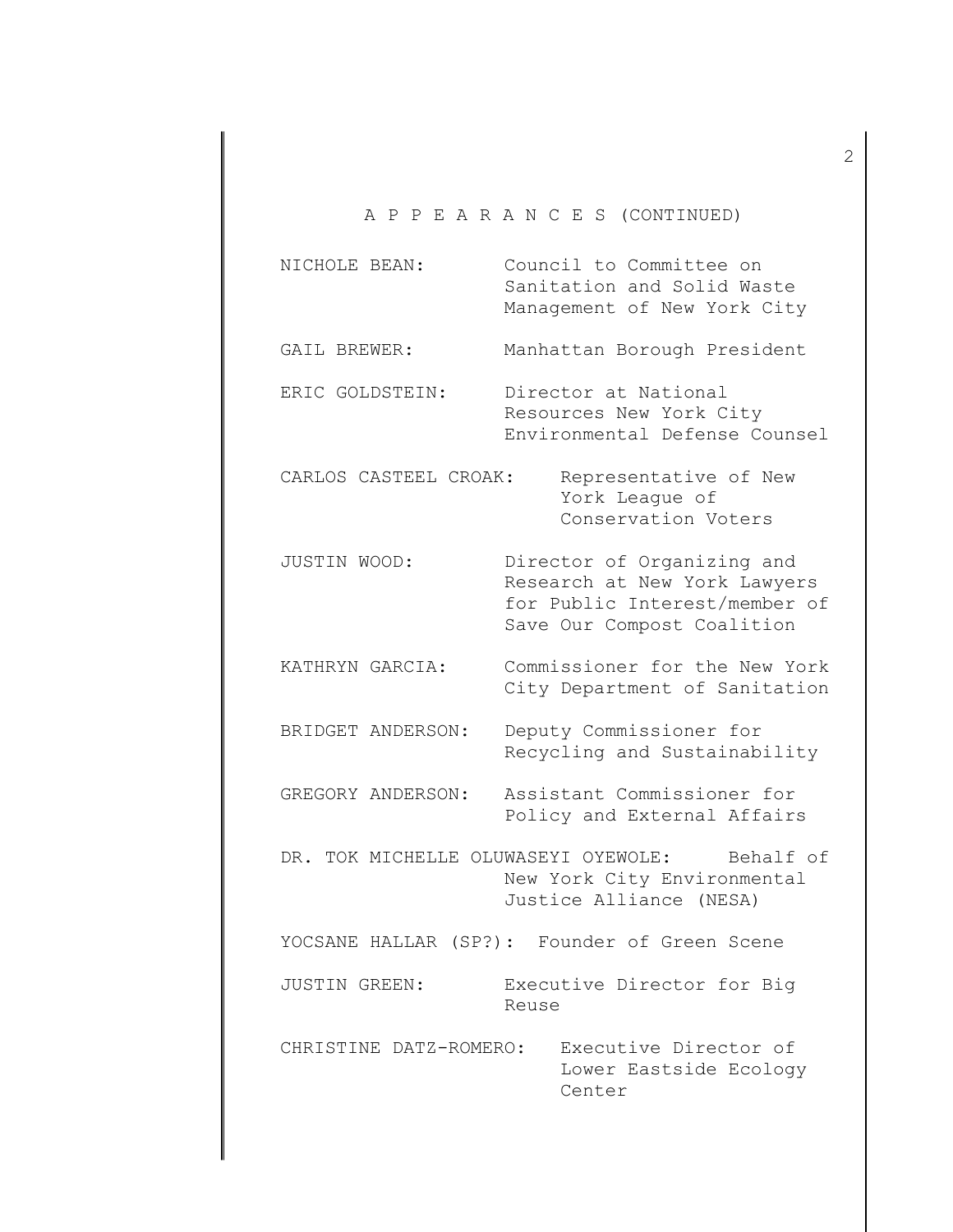A P P E A R A N C E S (CONTINUED)

NICHOLE BEAN: Council to Committee on Sanitation and Solid Waste Management of New York City

GAIL BREWER: Manhattan Borough President

ERIC GOLDSTEIN: Director at National Resources New York City Environmental Defense Counsel

CARLOS CASTEEL CROAK: Representative of New York League of Conservation Voters

JUSTIN WOOD: Director of Organizing and Research at New York Lawyers for Public Interest/member of Save Our Compost Coalition

KATHRYN GARCIA: Commissioner for the New York City Department of Sanitation

BRIDGET ANDERSON: Deputy Commissioner for Recycling and Sustainability

GREGORY ANDERSON: Assistant Commissioner for Policy and External Affairs

DR. TOK MICHELLE OLUWASEYI OYEWOLE: Behalf of New York City Environmental Justice Alliance (NESA)

YOCSANE HALLAR (SP?): Founder of Green Scene

JUSTIN GREEN: Executive Director for Big Reuse

CHRISTINE DATZ-ROMERO: Executive Director of Lower Eastside Ecology Center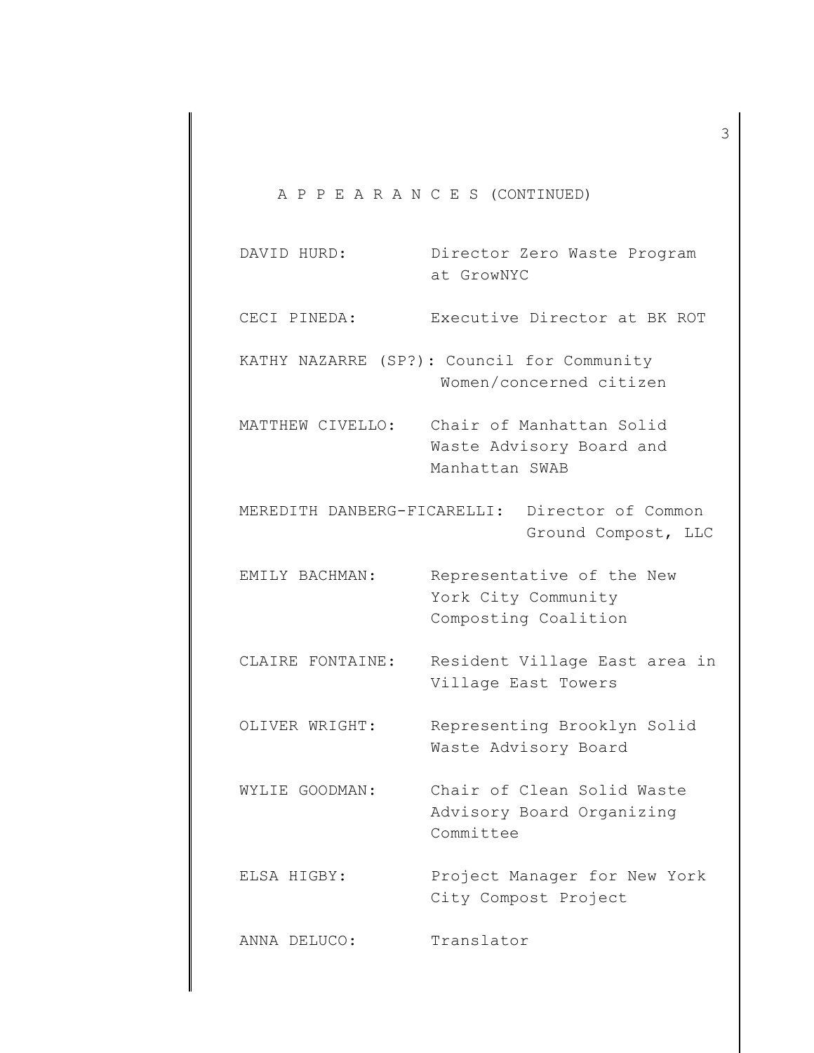A P P E A R A N C E S (CONTINUED)

DAVID HURD: Director Zero Waste Program at GrowNYC

CECI PINEDA: Executive Director at BK ROT

KATHY NAZARRE (SP?): Council for Community Women/concerned citizen

MATTHEW CIVELLO: Chair of Manhattan Solid Waste Advisory Board and Manhattan SWAB

MEREDITH DANBERG-FICARELLI: Director of Common Ground Compost, LLC

EMILY BACHMAN: Representative of the New York City Community Composting Coalition

CLAIRE FONTAINE: Resident Village East area in Village East Towers

OLIVER WRIGHT: Representing Brooklyn Solid Waste Advisory Board

WYLIE GOODMAN: Chair of Clean Solid Waste Advisory Board Organizing Committee

ELSA HIGBY: Project Manager for New York City Compost Project

ANNA DELUCO: Translator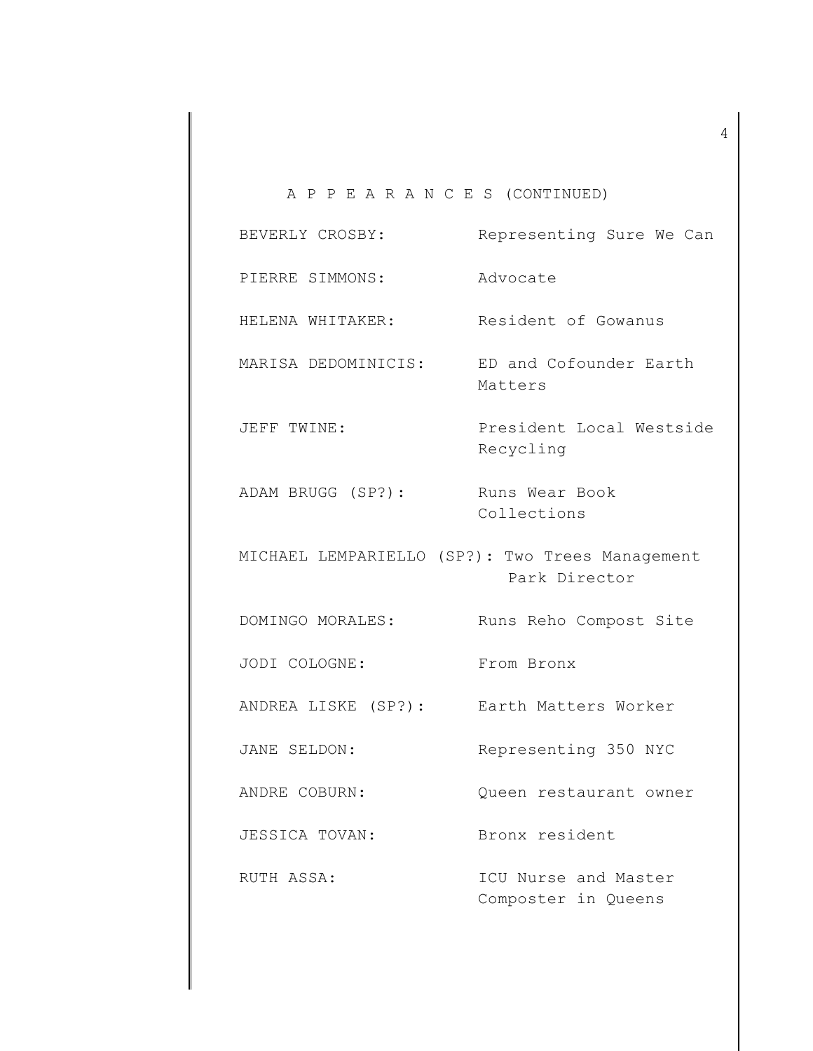A P P E A R A N C E S (CONTINUED)

BEVERLY CROSBY: Representing Sure We Can

PIERRE SIMMONS: Advocate

HELENA WHITAKER: Resident of Gowanus

MARISA DEDOMINICIS: ED and Cofounder Earth Matters

JEFF TWINE: President Local Westside Recycling

ADAM BRUGG (SP?): Runs Wear Book Collections

MICHAEL LEMPARIELLO (SP?): Two Trees Management Park Director

DOMINGO MORALES: Runs Reho Compost Site

JODI COLOGNE: From Bronx

ANDREA LISKE (SP?): Earth Matters Worker

JANE SELDON: Representing 350 NYC

ANDRE COBURN: Queen restaurant owner

JESSICA TOVAN: Bronx resident

RUTH ASSA: ICU Nurse and Master Composter in Queens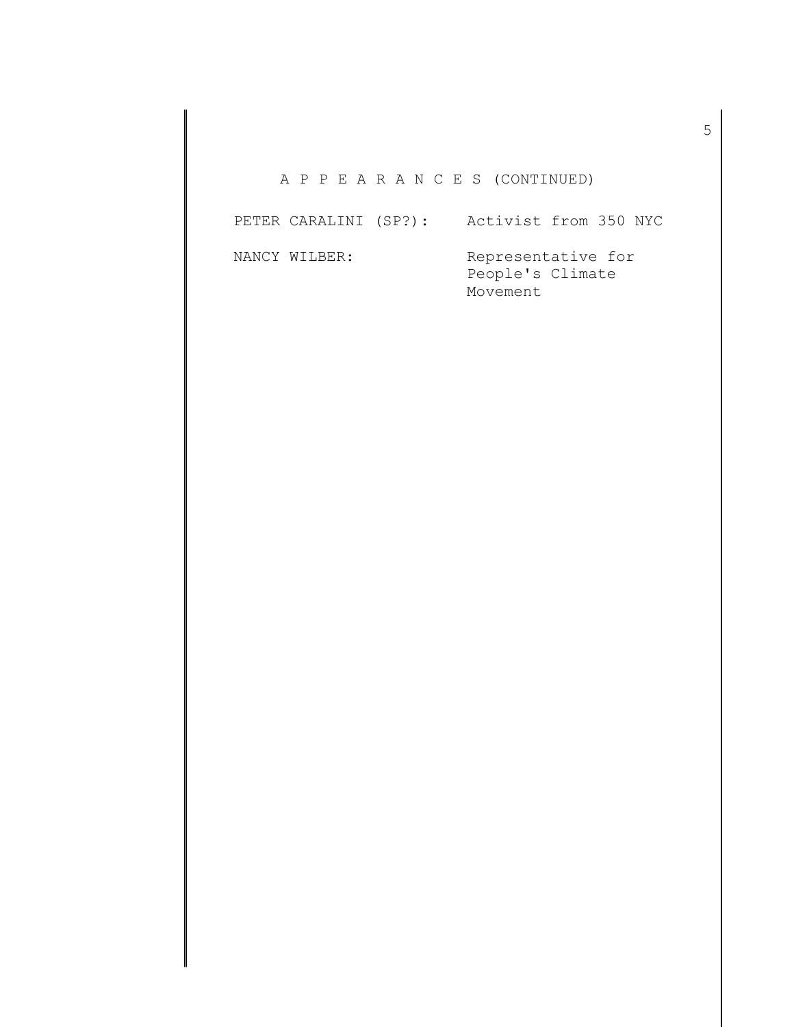A P P E A R A N C E S (CONTINUED)

| | |
|---|---|
| PETER CARALINI (SP?): | Activist from 350 NYC |
| NANCY WILBER: | Representative for People's Climate Movement |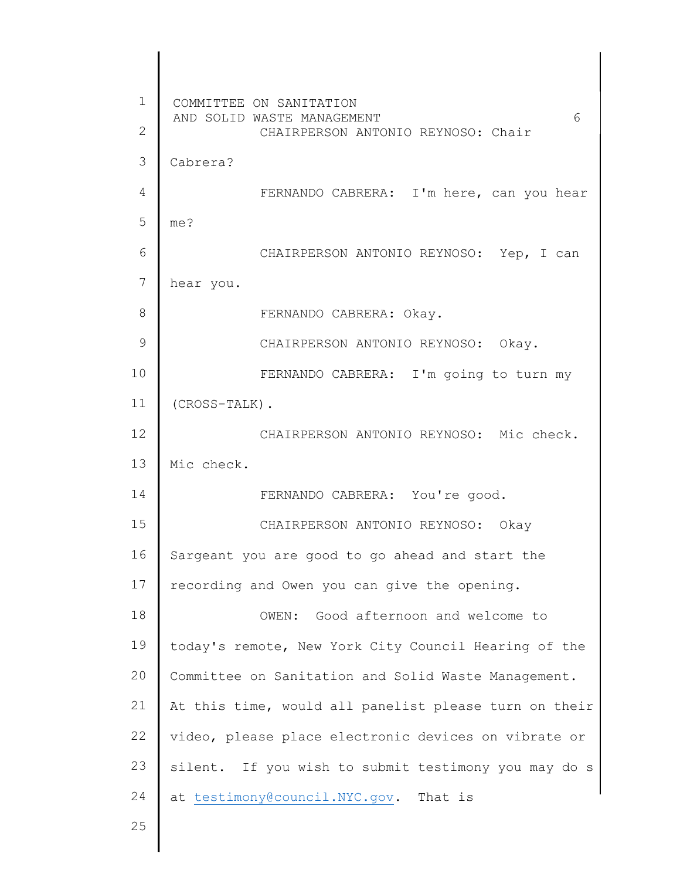CHAIRPERSON ANTONIO REYNOSO: Chair Cabrera?

FERNANDO CABRERA: I'm here, can you hear me?

CHAIRPERSON ANTONIO REYNOSO: Yep, I can hear you.

FERNANDO CABRERA: Okay.

CHAIRPERSON ANTONIO REYNOSO: Okay.

FERNANDO CABRERA: I'm going to turn my (CROSS-TALK).

CHAIRPERSON ANTONIO REYNOSO: Mic check. Mic check.

FERNANDO CABRERA: You're good.

CHAIRPERSON ANTONIO REYNOSO: Okay Sargeant you are good to go ahead and start the recording and Owen you can give the opening.

OWEN: Good afternoon and welcome to today's remote, New York City Council Hearing of the Committee on Sanitation and Solid Waste Management. At this time, would all panelist please turn on their video, please place electronic devices on vibrate or silent. If you wish to submit testimony you may do s at testimony@council.NYC.gov. That is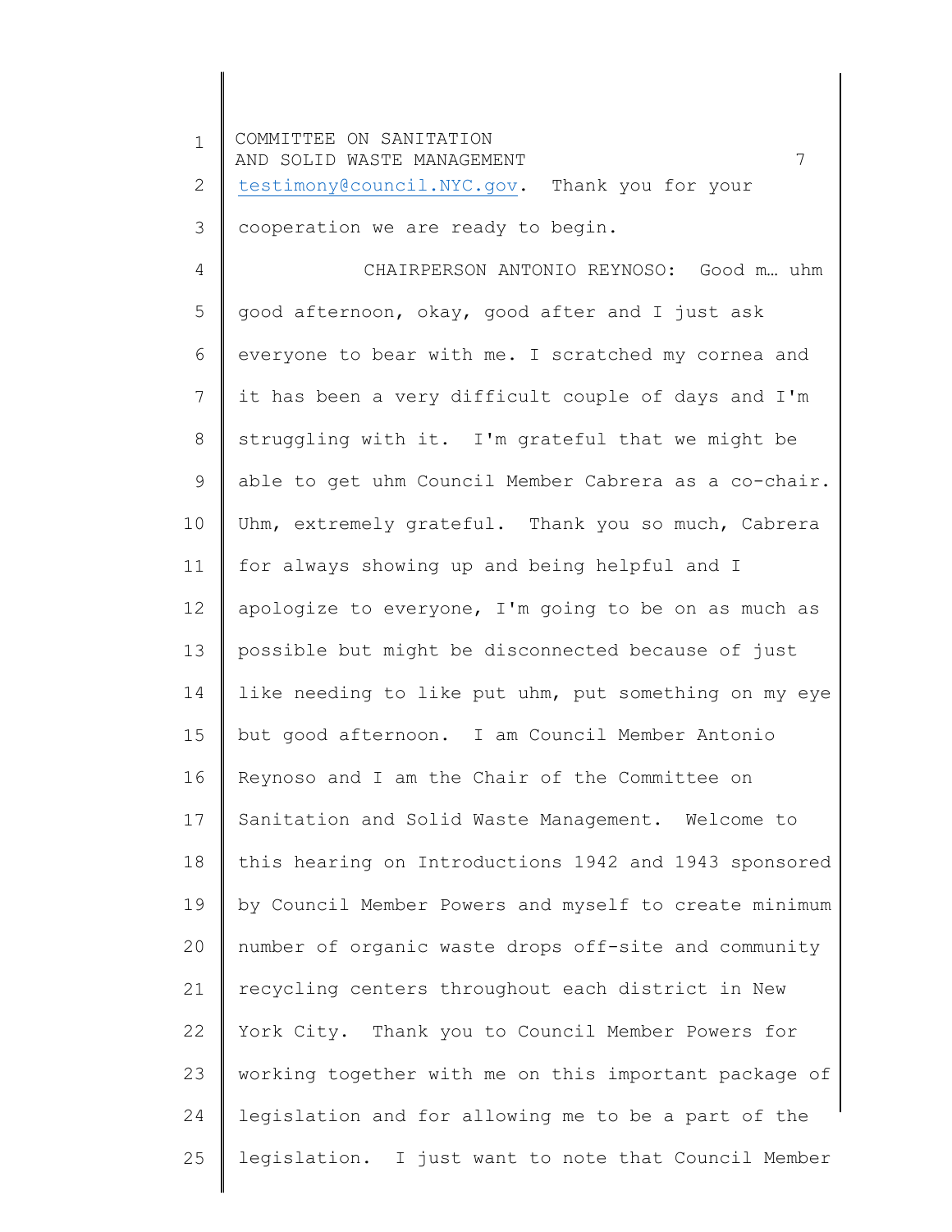testimony@council.NYC.gov. Thank you for your cooperation we are ready to begin.

CHAIRPERSON ANTONIO REYNOSO: Good m… uhm good afternoon, okay, good after and I just ask everyone to bear with me. I scratched my cornea and it has been a very difficult couple of days and I'm struggling with it. I'm grateful that we might be able to get uhm Council Member Cabrera as a co-chair. Uhm, extremely grateful. Thank you so much, Cabrera for always showing up and being helpful and I apologize to everyone, I'm going to be on as much as possible but might be disconnected because of just like needing to like put uhm, put something on my eye but good afternoon. I am Council Member Antonio Reynoso and I am the Chair of the Committee on Sanitation and Solid Waste Management. Welcome to this hearing on Introductions 1942 and 1943 sponsored by Council Member Powers and myself to create minimum number of organic waste drops off-site and community recycling centers throughout each district in New York City. Thank you to Council Member Powers for working together with me on this important package of legislation and for allowing me to be a part of the legislation. I just want to note that Council Member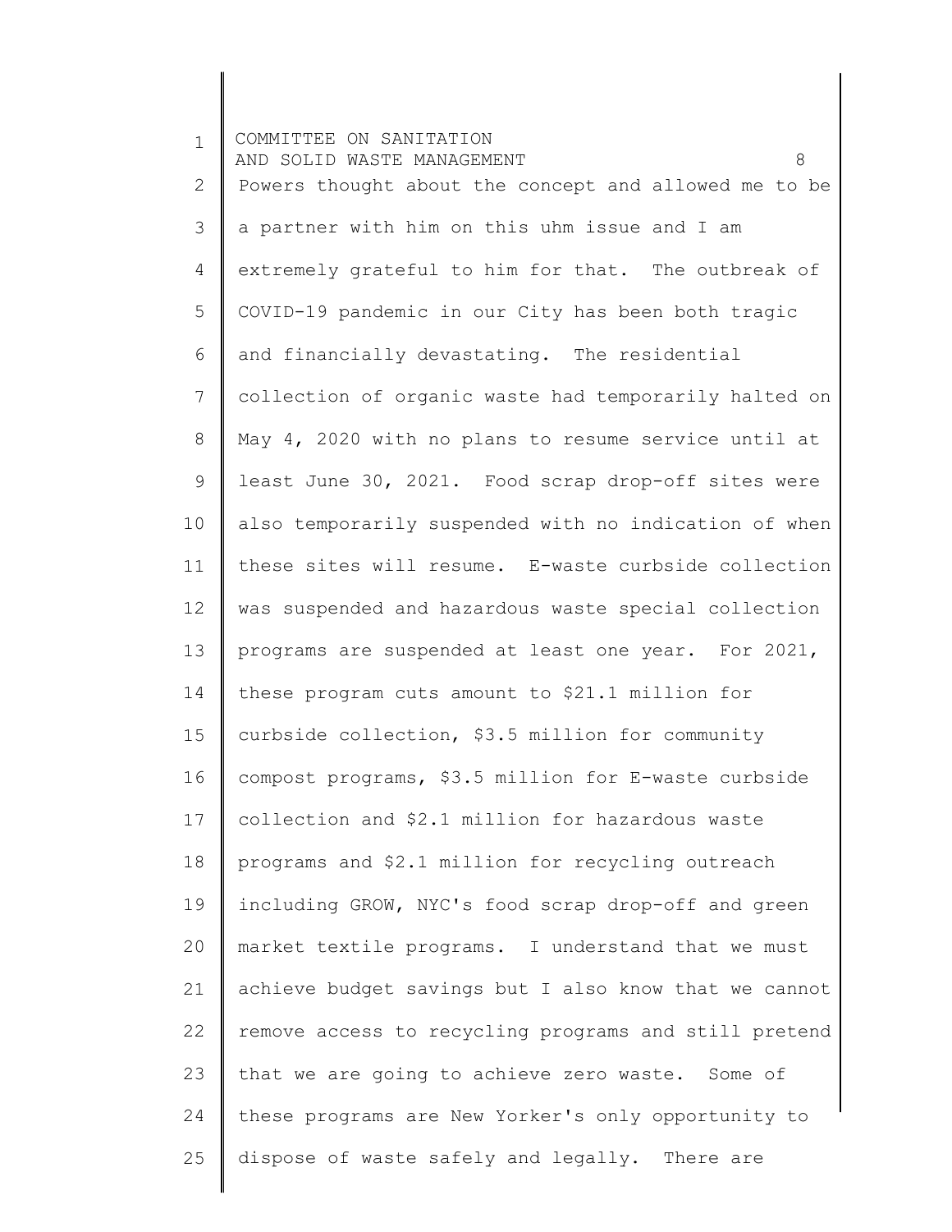Powers thought about the concept and allowed me to be a partner with him on this uhm issue and I am extremely grateful to him for that. The outbreak of COVID-19 pandemic in our City has been both tragic and financially devastating. The residential collection of organic waste had temporarily halted on May 4, 2020 with no plans to resume service until at least June 30, 2021. Food scrap drop-off sites were also temporarily suspended with no indication of when these sites will resume. E-waste curbside collection was suspended and hazardous waste special collection programs are suspended at least one year. For 2021, these program cuts amount to $21.1 million for curbside collection, $3.5 million for community compost programs, $3.5 million for E-waste curbside collection and $2.1 million for hazardous waste programs and $2.1 million for recycling outreach including GROW, NYC's food scrap drop-off and green market textile programs. I understand that we must achieve budget savings but I also know that we cannot remove access to recycling programs and still pretend that we are going to achieve zero waste. Some of these programs are New Yorker's only opportunity to dispose of waste safely and legally. There are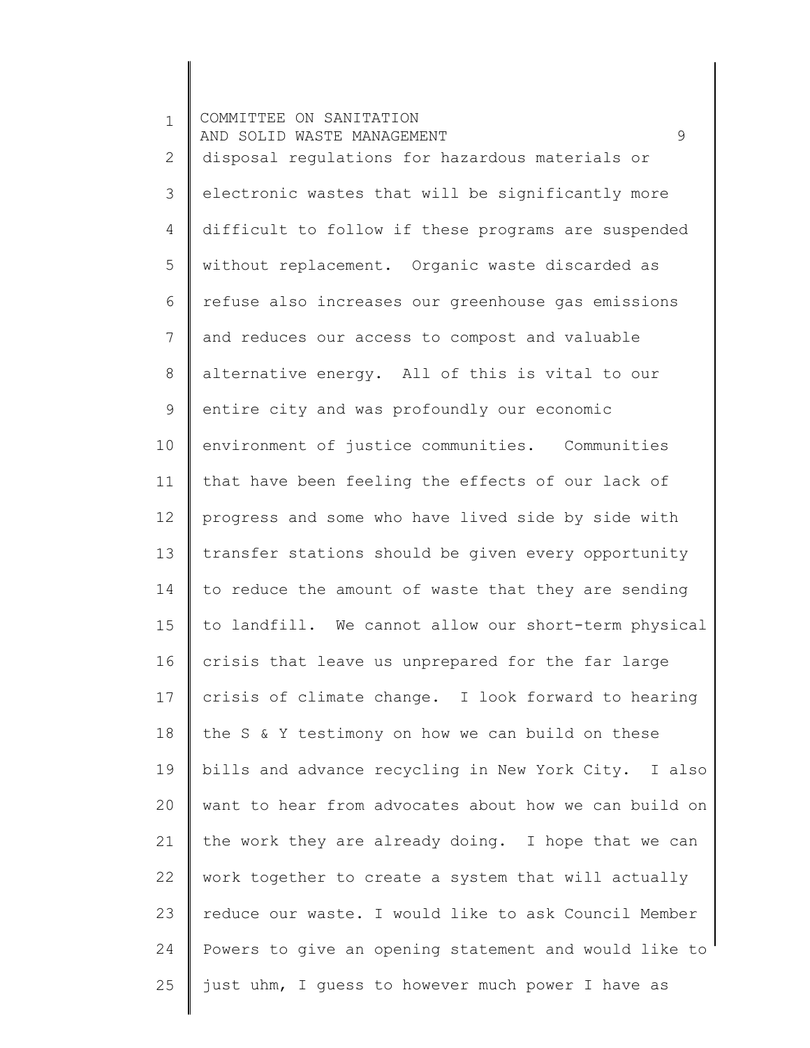disposal regulations for hazardous materials or electronic wastes that will be significantly more difficult to follow if these programs are suspended without replacement. Organic waste discarded as refuse also increases our greenhouse gas emissions and reduces our access to compost and valuable alternative energy. All of this is vital to our entire city and was profoundly our economic environment of justice communities. Communities that have been feeling the effects of our lack of progress and some who have lived side by side with transfer stations should be given every opportunity to reduce the amount of waste that they are sending to landfill. We cannot allow our short-term physical crisis that leave us unprepared for the far large crisis of climate change. I look forward to hearing the S & Y testimony on how we can build on these bills and advance recycling in New York City. I also want to hear from advocates about how we can build on the work they are already doing. I hope that we can work together to create a system that will actually reduce our waste. I would like to ask Council Member Powers to give an opening statement and would like to just uhm, I guess to however much power I have as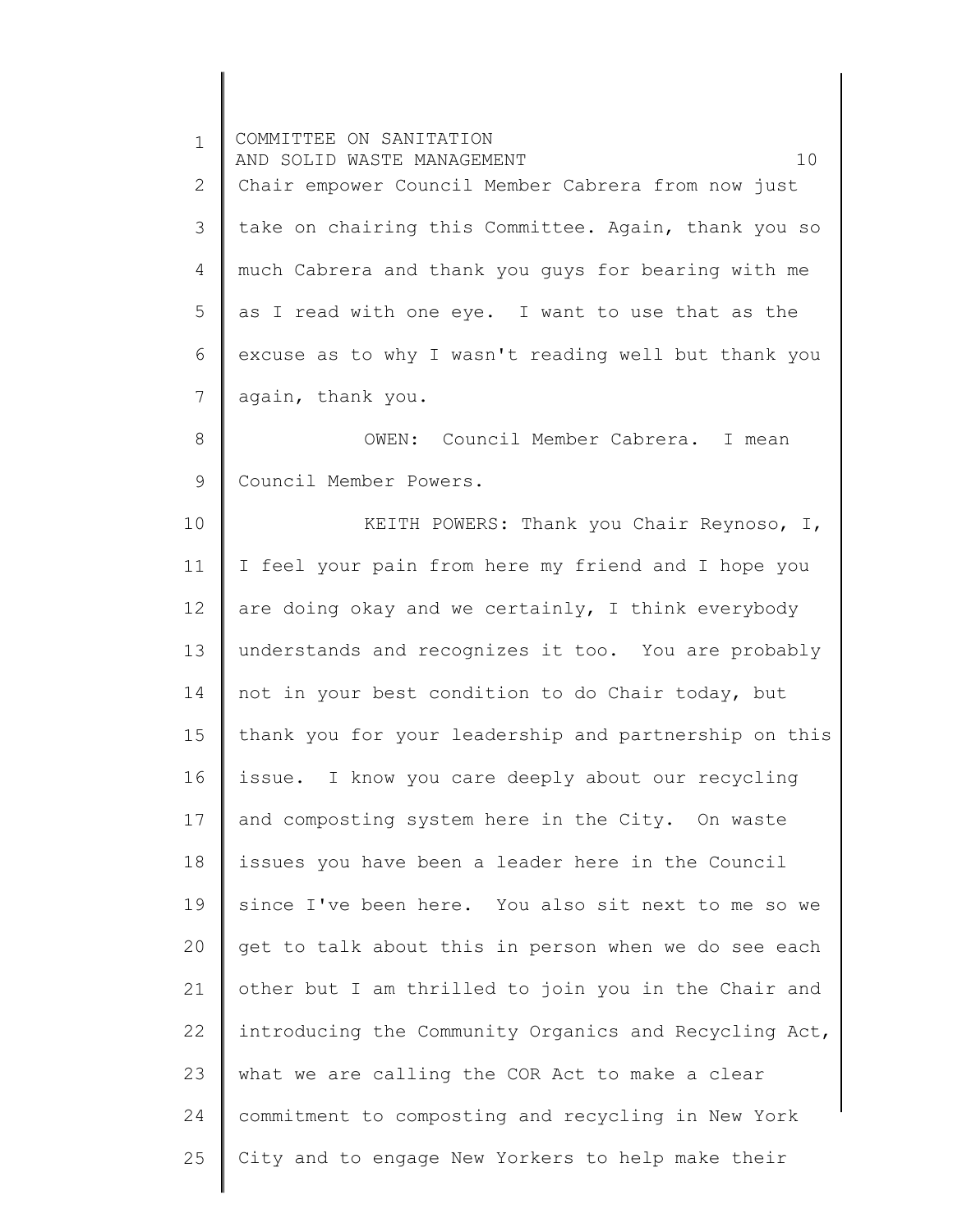Chair empower Council Member Cabrera from now just take on chairing this Committee. Again, thank you so much Cabrera and thank you guys for bearing with me as I read with one eye. I want to use that as the excuse as to why I wasn't reading well but thank you again, thank you.

OWEN: Council Member Cabrera. I mean Council Member Powers.

KEITH POWERS: Thank you Chair Reynoso, I, I feel your pain from here my friend and I hope you are doing okay and we certainly, I think everybody understands and recognizes it too. You are probably not in your best condition to do Chair today, but thank you for your leadership and partnership on this issue. I know you care deeply about our recycling and composting system here in the City. On waste issues you have been a leader here in the Council since I've been here. You also sit next to me so we get to talk about this in person when we do see each other but I am thrilled to join you in the Chair and introducing the Community Organics and Recycling Act, what we are calling the COR Act to make a clear commitment to composting and recycling in New York City and to engage New Yorkers to help make their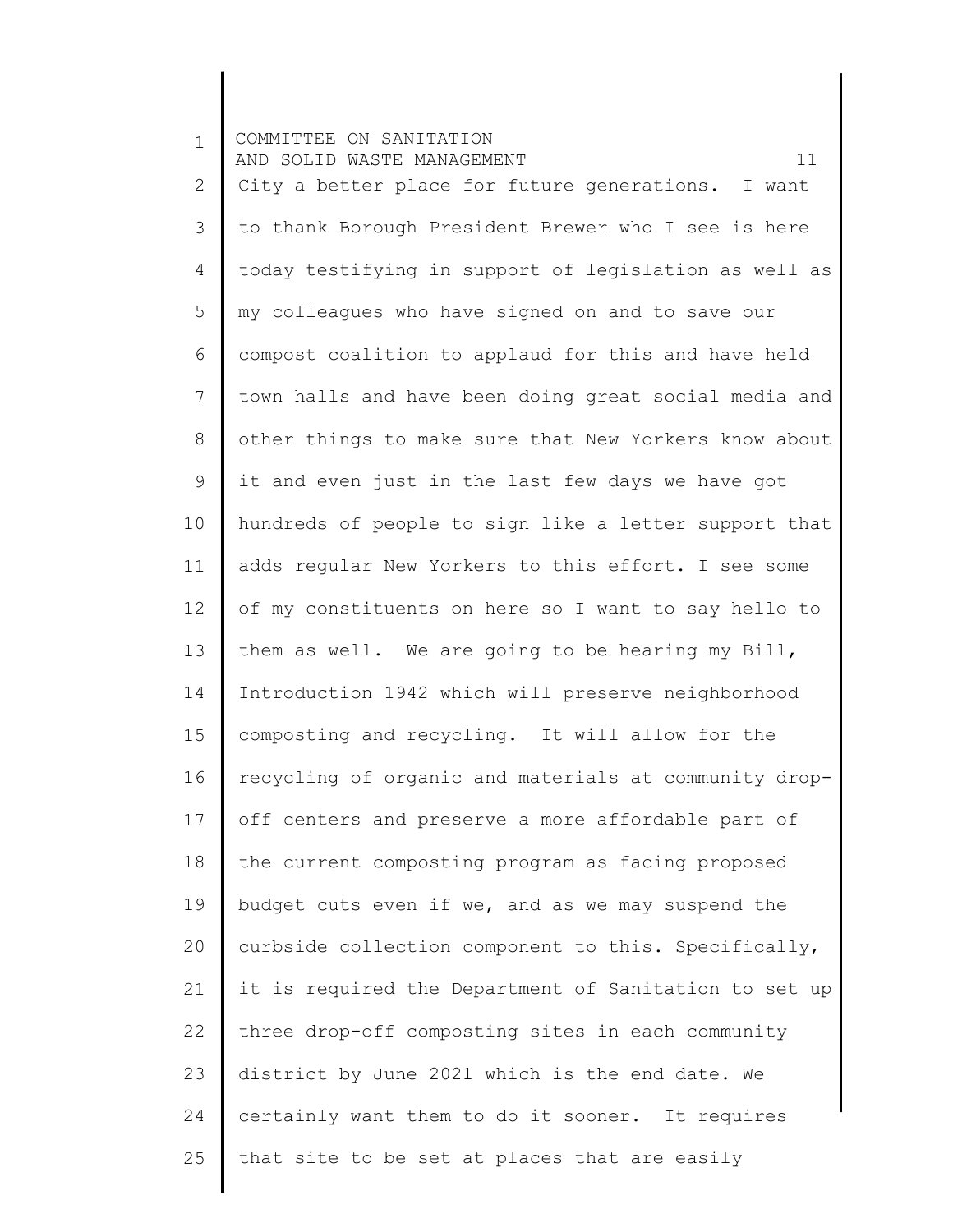City a better place for future generations. I want to thank Borough President Brewer who I see is here today testifying in support of legislation as well as my colleagues who have signed on and to save our compost coalition to applaud for this and have held town halls and have been doing great social media and other things to make sure that New Yorkers know about it and even just in the last few days we have got hundreds of people to sign like a letter support that adds regular New Yorkers to this effort. I see some of my constituents on here so I want to say hello to them as well. We are going to be hearing my Bill, Introduction 1942 which will preserve neighborhood composting and recycling. It will allow for the recycling of organic and materials at community drop-off centers and preserve a more affordable part of the current composting program as facing proposed budget cuts even if we, and as we may suspend the curbside collection component to this. Specifically, it is required the Department of Sanitation to set up three drop-off composting sites in each community district by June 2021 which is the end date. We certainly want them to do it sooner. It requires that site to be set at places that are easily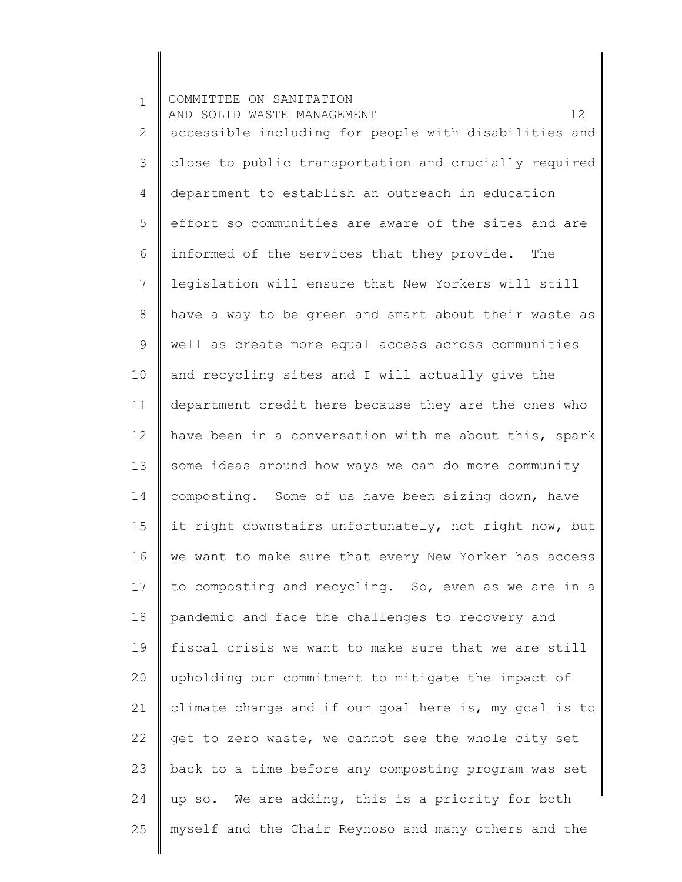accessible including for people with disabilities and close to public transportation and crucially required department to establish an outreach in education effort so communities are aware of the sites and are informed of the services that they provide. The legislation will ensure that New Yorkers will still have a way to be green and smart about their waste as well as create more equal access across communities and recycling sites and I will actually give the department credit here because they are the ones who have been in a conversation with me about this, spark some ideas around how ways we can do more community composting. Some of us have been sizing down, have it right downstairs unfortunately, not right now, but we want to make sure that every New Yorker has access to composting and recycling. So, even as we are in a pandemic and face the challenges to recovery and fiscal crisis we want to make sure that we are still upholding our commitment to mitigate the impact of climate change and if our goal here is, my goal is to get to zero waste, we cannot see the whole city set back to a time before any composting program was set up so. We are adding, this is a priority for both myself and the Chair Reynoso and many others and the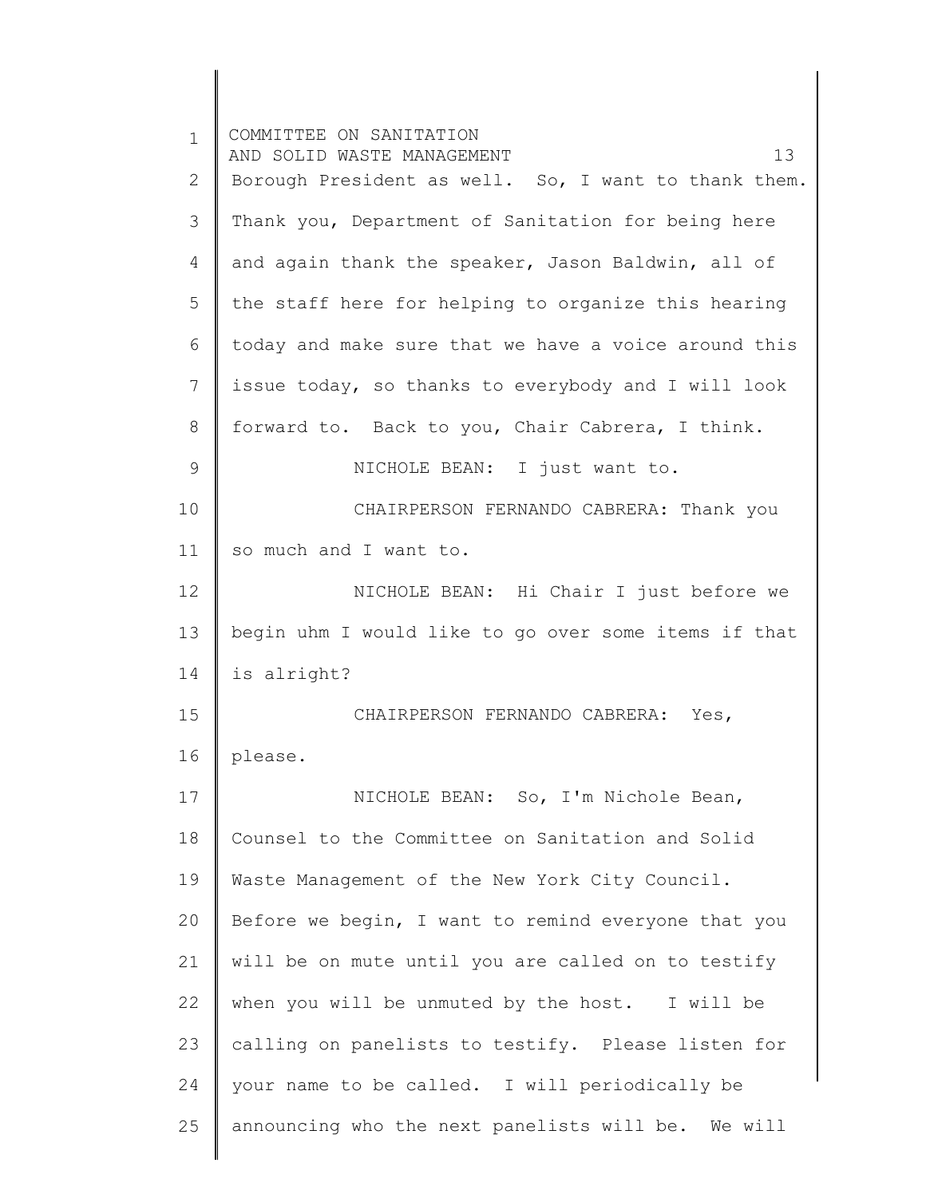Borough President as well. So, I want to thank them. Thank you, Department of Sanitation for being here and again thank the speaker, Jason Baldwin, all of the staff here for helping to organize this hearing today and make sure that we have a voice around this issue today, so thanks to everybody and I will look forward to. Back to you, Chair Cabrera, I think.

NICHOLE BEAN: I just want to.

CHAIRPERSON FERNANDO CABRERA: Thank you so much and I want to.

NICHOLE BEAN: Hi Chair I just before we begin uhm I would like to go over some items if that is alright?

CHAIRPERSON FERNANDO CABRERA: Yes, please.

NICHOLE BEAN: So, I'm Nichole Bean, Counsel to the Committee on Sanitation and Solid Waste Management of the New York City Council. Before we begin, I want to remind everyone that you will be on mute until you are called on to testify when you will be unmuted by the host. I will be calling on panelists to testify. Please listen for your name to be called. I will periodically be announcing who the next panelists will be. We will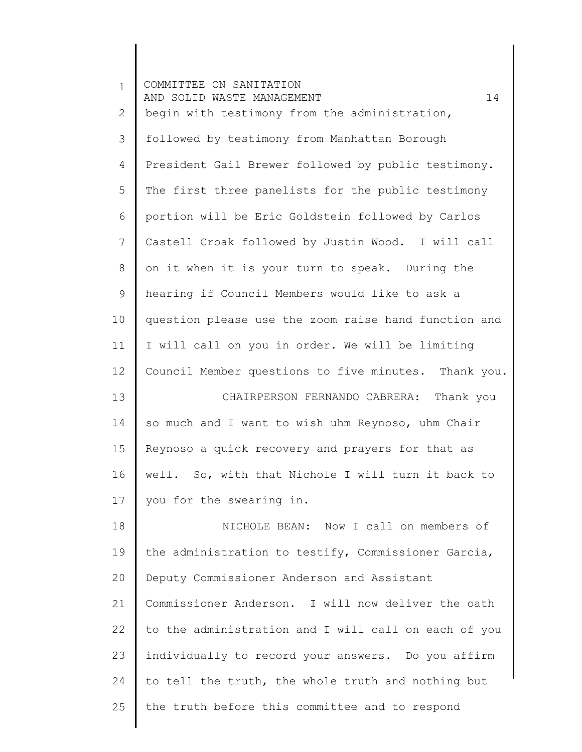begin with testimony from the administration, followed by testimony from Manhattan Borough President Gail Brewer followed by public testimony. The first three panelists for the public testimony portion will be Eric Goldstein followed by Carlos Castell Croak followed by Justin Wood. I will call on it when it is your turn to speak. During the hearing if Council Members would like to ask a question please use the zoom raise hand function and I will call on you in order. We will be limiting Council Member questions to five minutes. Thank you.

CHAIRPERSON FERNANDO CABRERA: Thank you so much and I want to wish uhm Reynoso, uhm Chair Reynoso a quick recovery and prayers for that as well. So, with that Nichole I will turn it back to you for the swearing in.

NICHOLE BEAN: Now I call on members of the administration to testify, Commissioner Garcia, Deputy Commissioner Anderson and Assistant Commissioner Anderson. I will now deliver the oath to the administration and I will call on each of you individually to record your answers. Do you affirm to tell the truth, the whole truth and nothing but the truth before this committee and to respond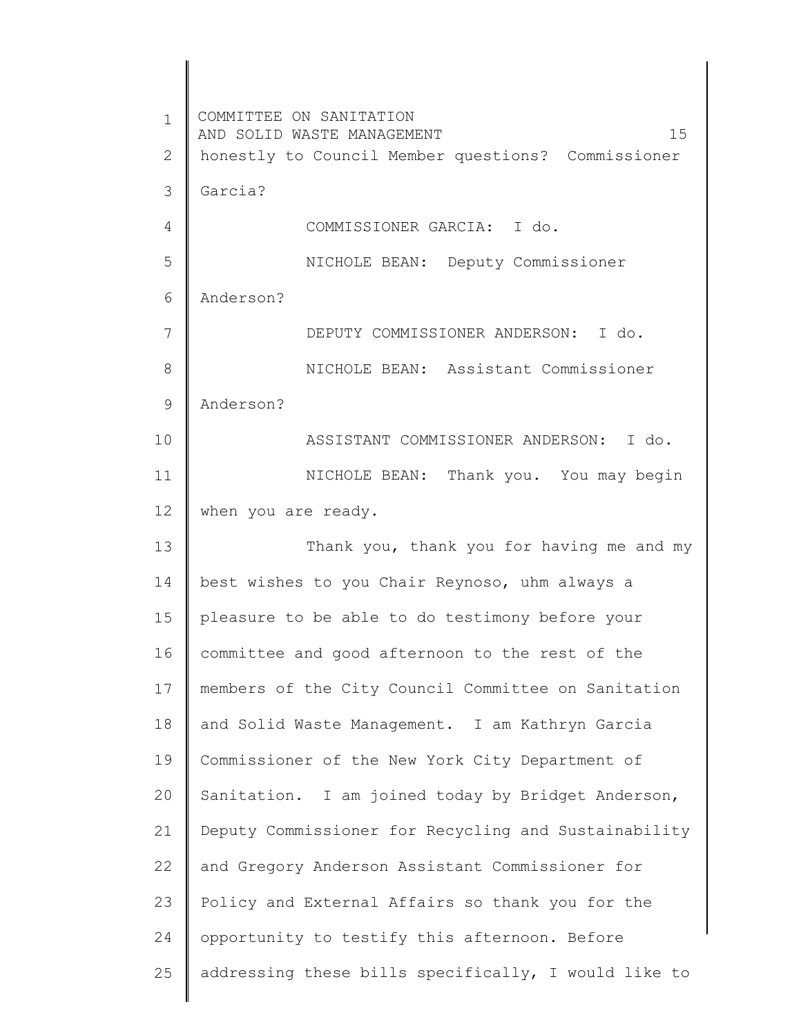honestly to Council Member questions? Commissioner Garcia?

COMMISSIONER GARCIA: I do.

NICHOLE BEAN: Deputy Commissioner Anderson?

DEPUTY COMMISSIONER ANDERSON: I do.

NICHOLE BEAN: Assistant Commissioner Anderson?

ASSISTANT COMMISSIONER ANDERSON: I do.

NICHOLE BEAN: Thank you. You may begin when you are ready.

Thank you, thank you for having me and my best wishes to you Chair Reynoso, uhm always a pleasure to be able to do testimony before your committee and good afternoon to the rest of the members of the City Council Committee on Sanitation and Solid Waste Management. I am Kathryn Garcia Commissioner of the New York City Department of Sanitation. I am joined today by Bridget Anderson, Deputy Commissioner for Recycling and Sustainability and Gregory Anderson Assistant Commissioner for Policy and External Affairs so thank you for the opportunity to testify this afternoon. Before addressing these bills specifically, I would like to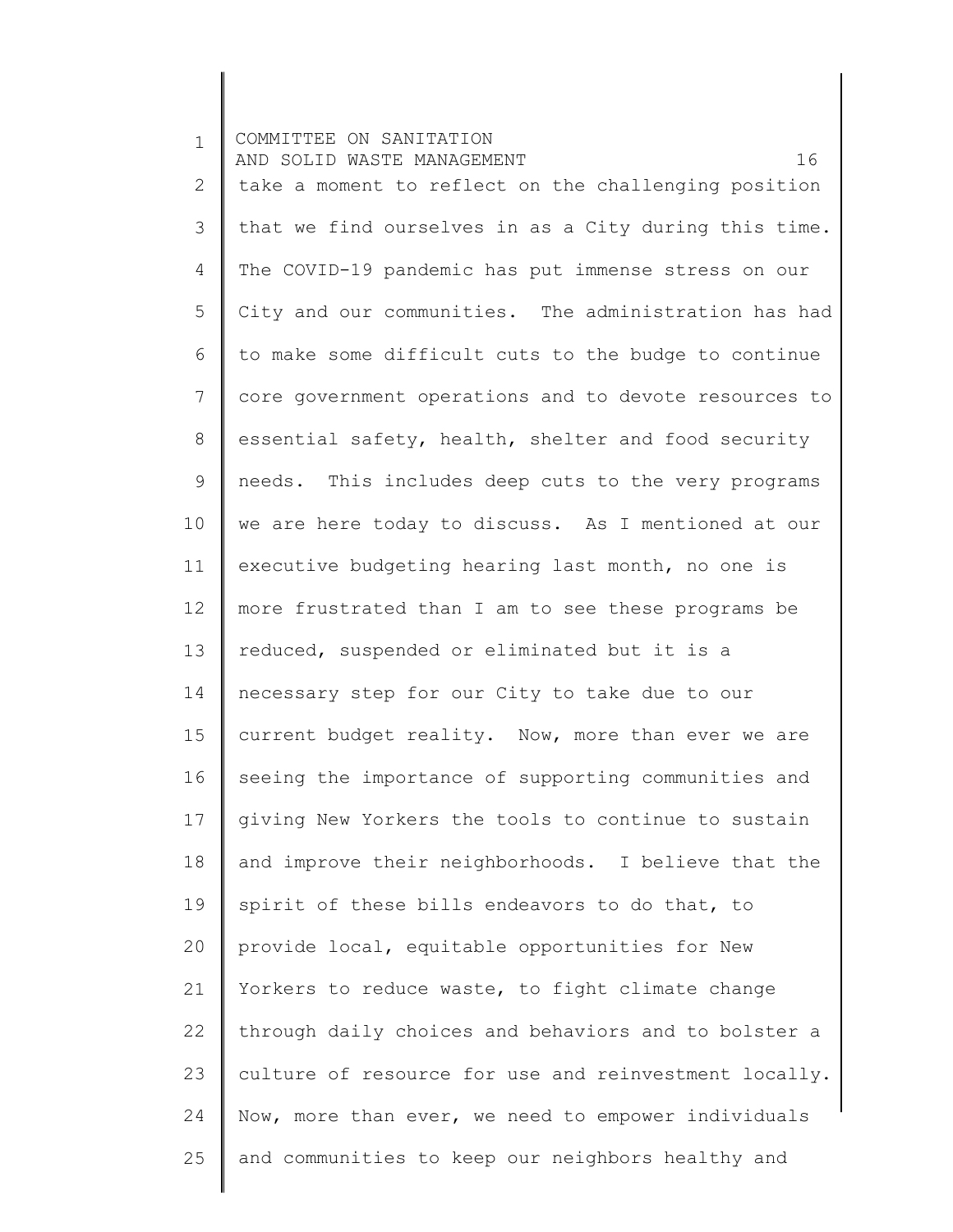take a moment to reflect on the challenging position that we find ourselves in as a City during this time. The COVID-19 pandemic has put immense stress on our City and our communities. The administration has had to make some difficult cuts to the budge to continue core government operations and to devote resources to essential safety, health, shelter and food security needs. This includes deep cuts to the very programs we are here today to discuss. As I mentioned at our executive budgeting hearing last month, no one is more frustrated than I am to see these programs be reduced, suspended or eliminated but it is a necessary step for our City to take due to our current budget reality. Now, more than ever we are seeing the importance of supporting communities and giving New Yorkers the tools to continue to sustain and improve their neighborhoods. I believe that the spirit of these bills endeavors to do that, to provide local, equitable opportunities for New Yorkers to reduce waste, to fight climate change through daily choices and behaviors and to bolster a culture of resource for use and reinvestment locally. Now, more than ever, we need to empower individuals and communities to keep our neighbors healthy and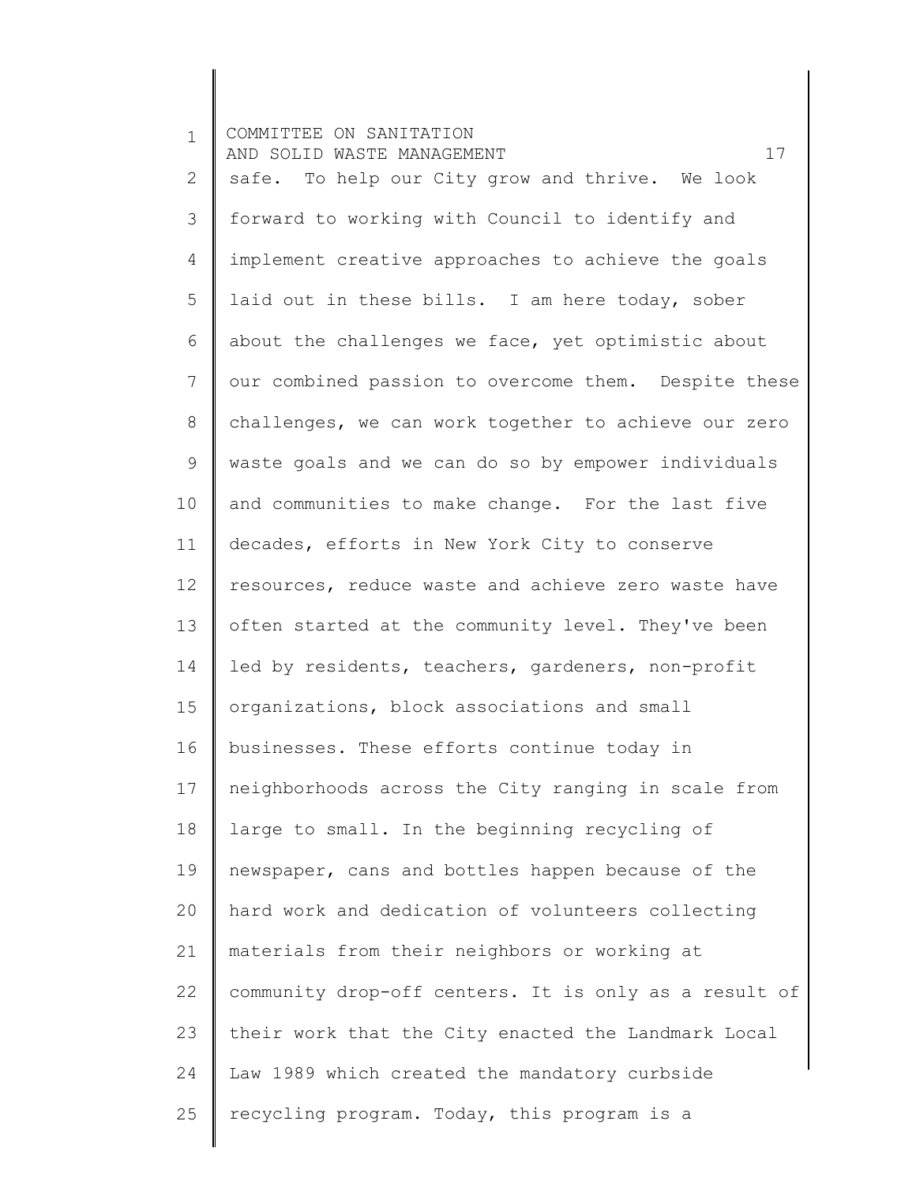safe. To help our City grow and thrive. We look forward to working with Council to identify and implement creative approaches to achieve the goals laid out in these bills. I am here today, sober about the challenges we face, yet optimistic about our combined passion to overcome them. Despite these challenges, we can work together to achieve our zero waste goals and we can do so by empower individuals and communities to make change. For the last five decades, efforts in New York City to conserve resources, reduce waste and achieve zero waste have often started at the community level. They've been led by residents, teachers, gardeners, non-profit organizations, block associations and small businesses. These efforts continue today in neighborhoods across the City ranging in scale from large to small. In the beginning recycling of newspaper, cans and bottles happen because of the hard work and dedication of volunteers collecting materials from their neighbors or working at community drop-off centers. It is only as a result of their work that the City enacted the Landmark Local Law 1989 which created the mandatory curbside recycling program. Today, this program is a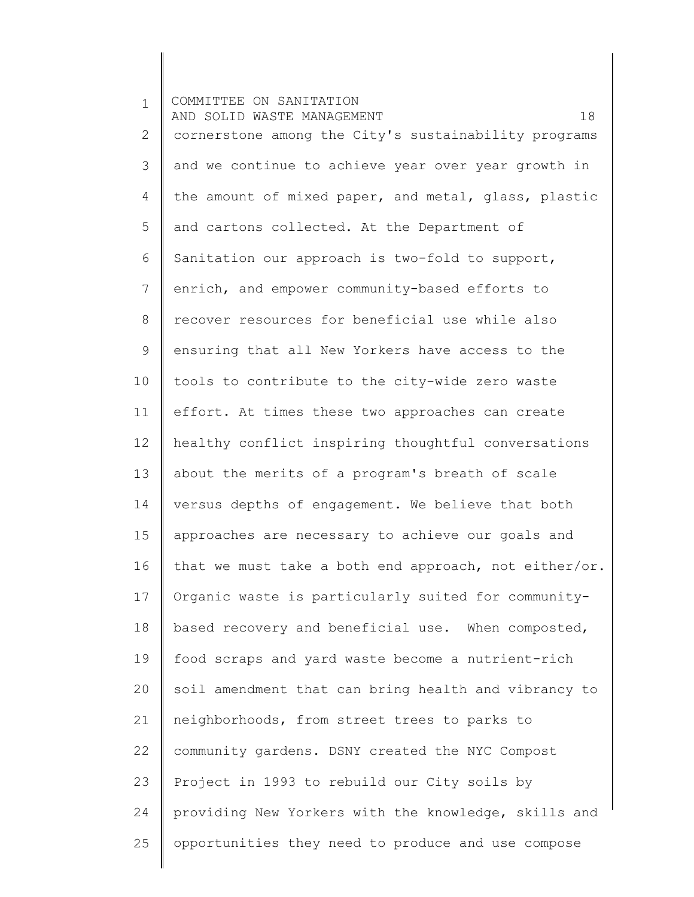cornerstone among the City's sustainability programs and we continue to achieve year over year growth in the amount of mixed paper, and metal, glass, plastic and cartons collected. At the Department of Sanitation our approach is two-fold to support, enrich, and empower community-based efforts to recover resources for beneficial use while also ensuring that all New Yorkers have access to the tools to contribute to the city-wide zero waste effort. At times these two approaches can create healthy conflict inspiring thoughtful conversations about the merits of a program's breath of scale versus depths of engagement. We believe that both approaches are necessary to achieve our goals and that we must take a both end approach, not either/or. Organic waste is particularly suited for community-based recovery and beneficial use. When composted, food scraps and yard waste become a nutrient-rich soil amendment that can bring health and vibrancy to neighborhoods, from street trees to parks to community gardens. DSNY created the NYC Compost Project in 1993 to rebuild our City soils by providing New Yorkers with the knowledge, skills and opportunities they need to produce and use compose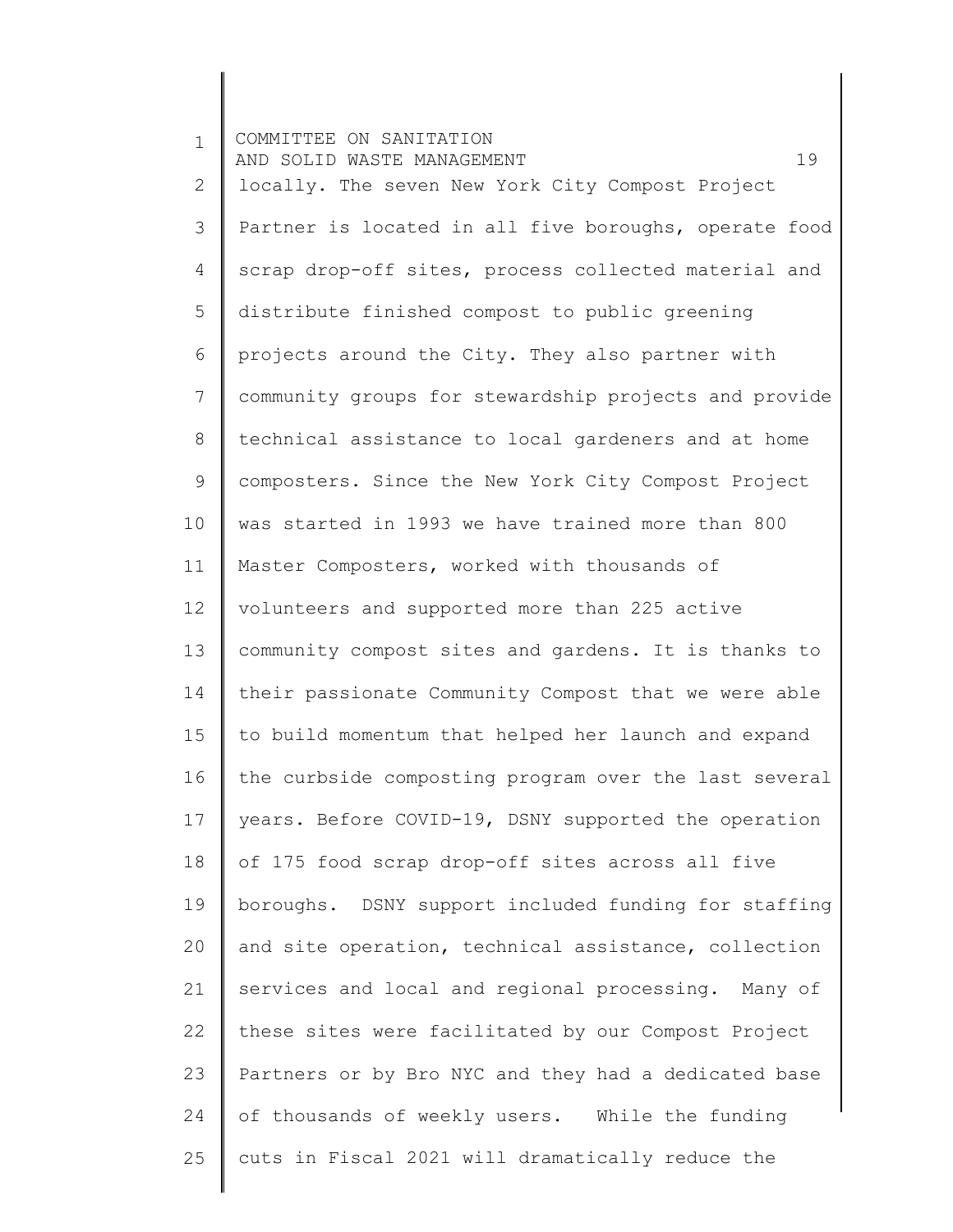locally. The seven New York City Compost Project Partner is located in all five boroughs, operate food scrap drop-off sites, process collected material and distribute finished compost to public greening projects around the City. They also partner with community groups for stewardship projects and provide technical assistance to local gardeners and at home composters. Since the New York City Compost Project was started in 1993 we have trained more than 800 Master Composters, worked with thousands of volunteers and supported more than 225 active community compost sites and gardens. It is thanks to their passionate Community Compost that we were able to build momentum that helped her launch and expand the curbside composting program over the last several years. Before COVID-19, DSNY supported the operation of 175 food scrap drop-off sites across all five boroughs. DSNY support included funding for staffing and site operation, technical assistance, collection services and local and regional processing. Many of these sites were facilitated by our Compost Project Partners or by Bro NYC and they had a dedicated base of thousands of weekly users. While the funding cuts in Fiscal 2021 will dramatically reduce the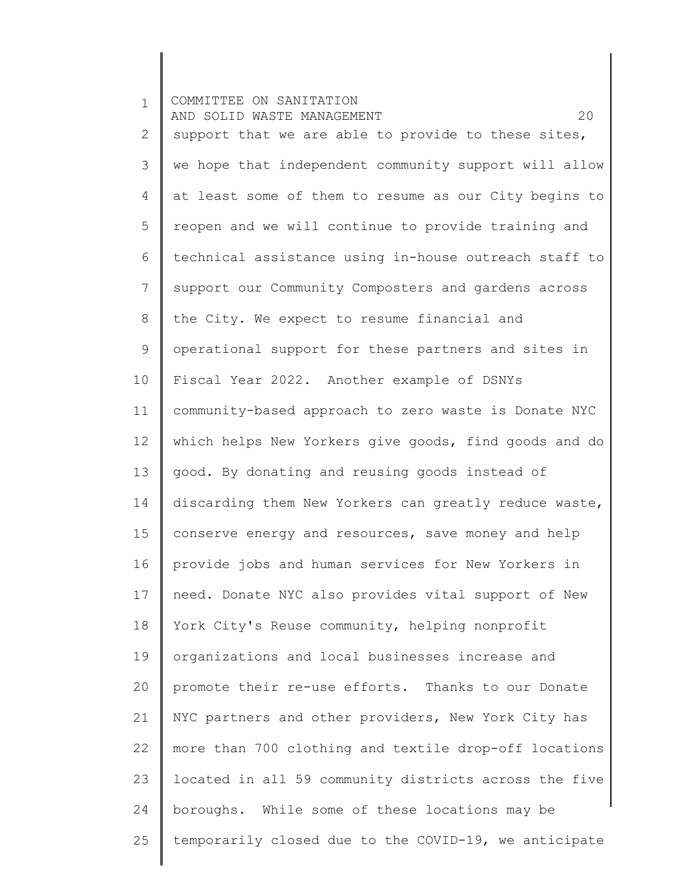support that we are able to provide to these sites, we hope that independent community support will allow at least some of them to resume as our City begins to reopen and we will continue to provide training and technical assistance using in-house outreach staff to support our Community Composters and gardens across the City. We expect to resume financial and operational support for these partners and sites in Fiscal Year 2022. Another example of DSNYs community-based approach to zero waste is Donate NYC which helps New Yorkers give goods, find goods and do good. By donating and reusing goods instead of discarding them New Yorkers can greatly reduce waste, conserve energy and resources, save money and help provide jobs and human services for New Yorkers in need. Donate NYC also provides vital support of New York City's Reuse community, helping nonprofit organizations and local businesses increase and promote their re-use efforts. Thanks to our Donate NYC partners and other providers, New York City has more than 700 clothing and textile drop-off locations located in all 59 community districts across the five boroughs. While some of these locations may be temporarily closed due to the COVID-19, we anticipate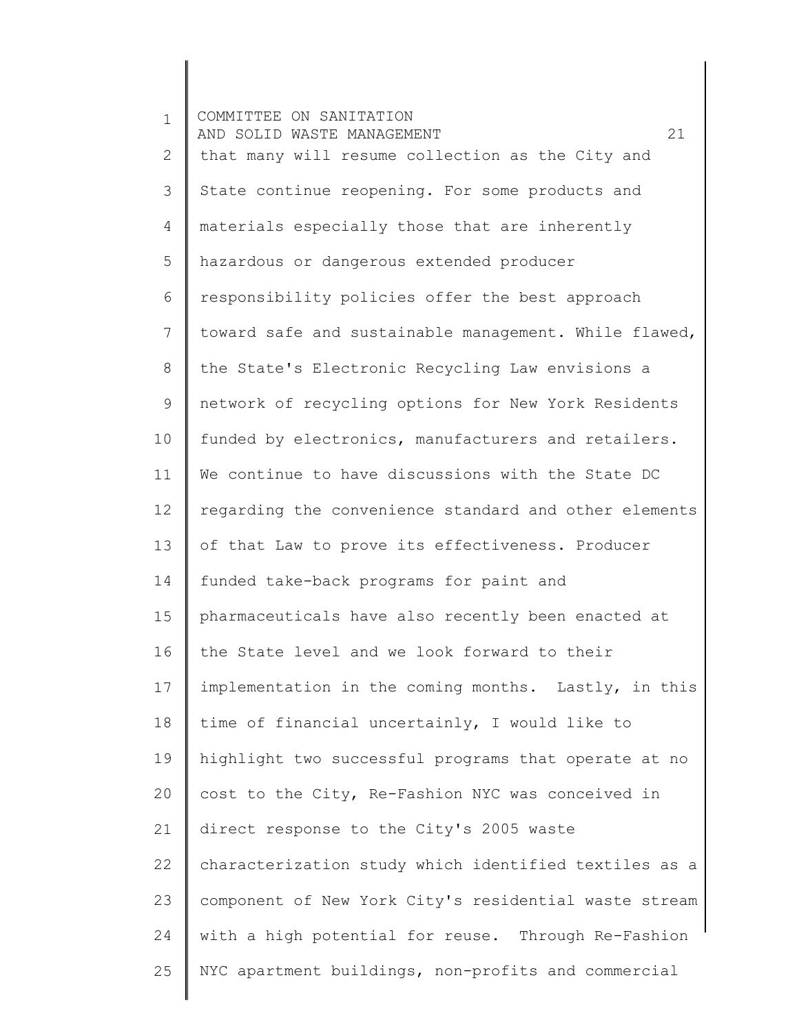that many will resume collection as the City and State continue reopening. For some products and materials especially those that are inherently hazardous or dangerous extended producer responsibility policies offer the best approach toward safe and sustainable management. While flawed, the State's Electronic Recycling Law envisions a network of recycling options for New York Residents funded by electronics, manufacturers and retailers. We continue to have discussions with the State DC regarding the convenience standard and other elements of that Law to prove its effectiveness. Producer funded take-back programs for paint and pharmaceuticals have also recently been enacted at the State level and we look forward to their implementation in the coming months. Lastly, in this time of financial uncertainly, I would like to highlight two successful programs that operate at no cost to the City, Re-Fashion NYC was conceived in direct response to the City's 2005 waste characterization study which identified textiles as a component of New York City's residential waste stream with a high potential for reuse. Through Re-Fashion NYC apartment buildings, non-profits and commercial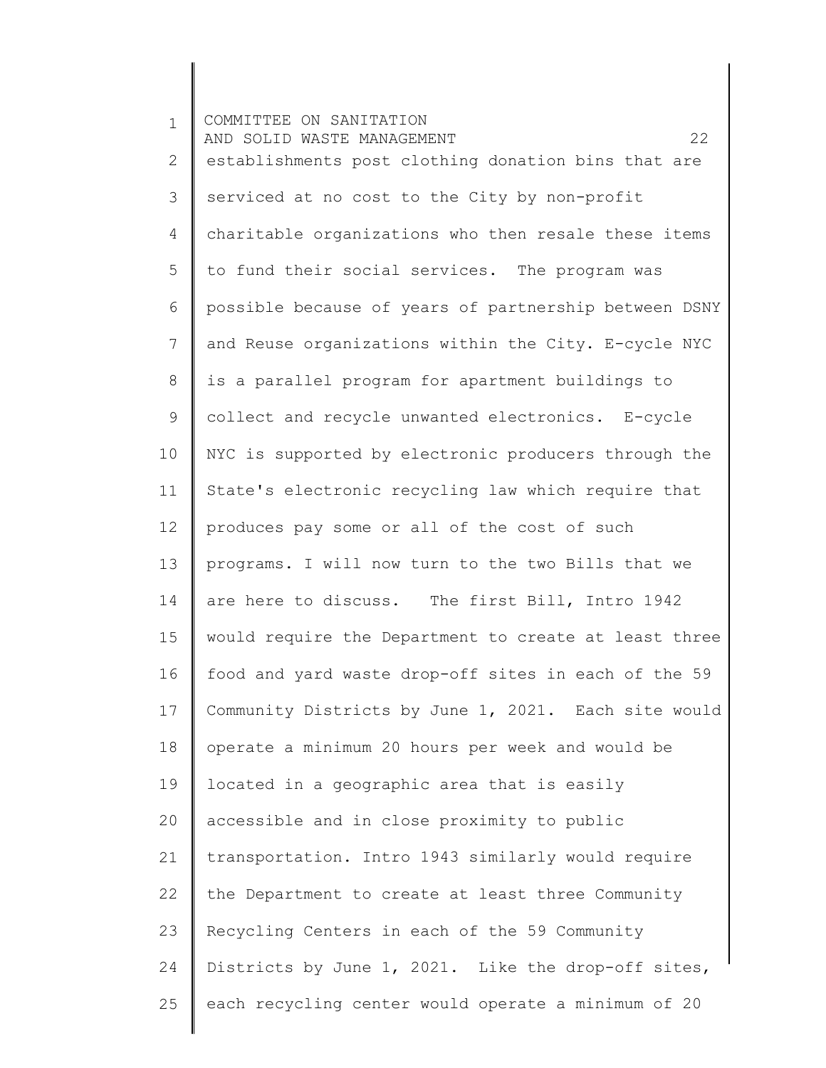establishments post clothing donation bins that are serviced at no cost to the City by non-profit charitable organizations who then resale these items to fund their social services. The program was possible because of years of partnership between DSNY and Reuse organizations within the City. E-cycle NYC is a parallel program for apartment buildings to collect and recycle unwanted electronics. E-cycle NYC is supported by electronic producers through the State's electronic recycling law which require that produces pay some or all of the cost of such programs. I will now turn to the two Bills that we are here to discuss. The first Bill, Intro 1942 would require the Department to create at least three food and yard waste drop-off sites in each of the 59 Community Districts by June 1, 2021. Each site would operate a minimum 20 hours per week and would be located in a geographic area that is easily accessible and in close proximity to public transportation. Intro 1943 similarly would require the Department to create at least three Community Recycling Centers in each of the 59 Community Districts by June 1, 2021. Like the drop-off sites, each recycling center would operate a minimum of 20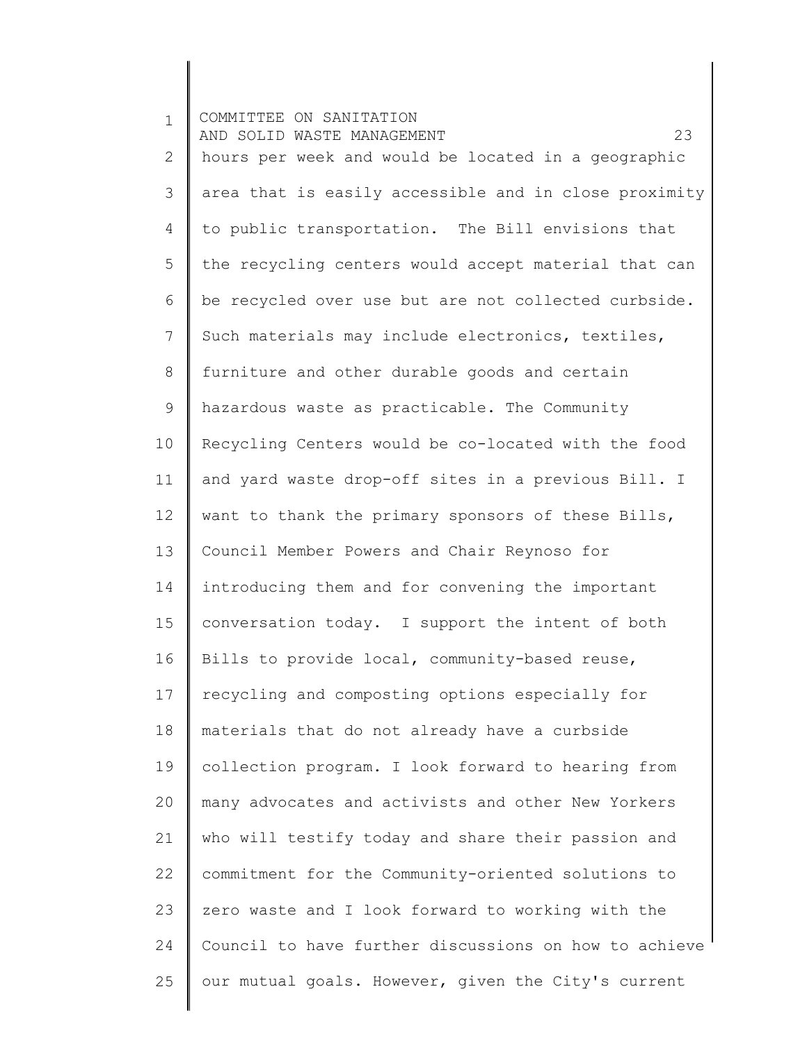hours per week and would be located in a geographic area that is easily accessible and in close proximity to public transportation. The Bill envisions that the recycling centers would accept material that can be recycled over use but are not collected curbside. Such materials may include electronics, textiles, furniture and other durable goods and certain hazardous waste as practicable. The Community Recycling Centers would be co-located with the food and yard waste drop-off sites in a previous Bill. I want to thank the primary sponsors of these Bills, Council Member Powers and Chair Reynoso for introducing them and for convening the important conversation today. I support the intent of both Bills to provide local, community-based reuse, recycling and composting options especially for materials that do not already have a curbside collection program. I look forward to hearing from many advocates and activists and other New Yorkers who will testify today and share their passion and commitment for the Community-oriented solutions to zero waste and I look forward to working with the Council to have further discussions on how to achieve our mutual goals. However, given the City's current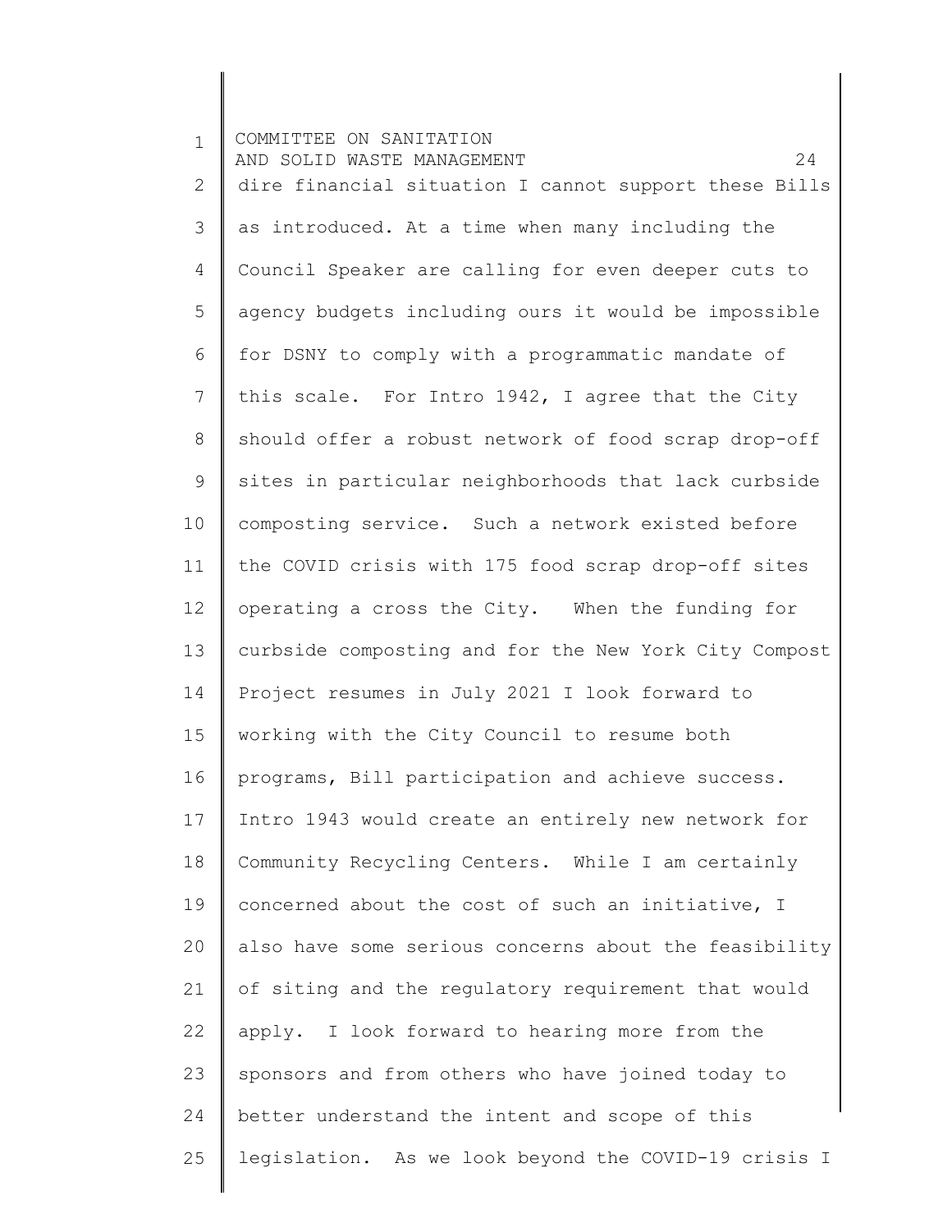dire financial situation I cannot support these Bills as introduced. At a time when many including the Council Speaker are calling for even deeper cuts to agency budgets including ours it would be impossible for DSNY to comply with a programmatic mandate of this scale. For Intro 1942, I agree that the City should offer a robust network of food scrap drop-off sites in particular neighborhoods that lack curbside composting service. Such a network existed before the COVID crisis with 175 food scrap drop-off sites operating a cross the City. When the funding for curbside composting and for the New York City Compost Project resumes in July 2021 I look forward to working with the City Council to resume both programs, Bill participation and achieve success. Intro 1943 would create an entirely new network for Community Recycling Centers. While I am certainly concerned about the cost of such an initiative, I also have some serious concerns about the feasibility of siting and the regulatory requirement that would apply. I look forward to hearing more from the sponsors and from others who have joined today to better understand the intent and scope of this legislation. As we look beyond the COVID-19 crisis I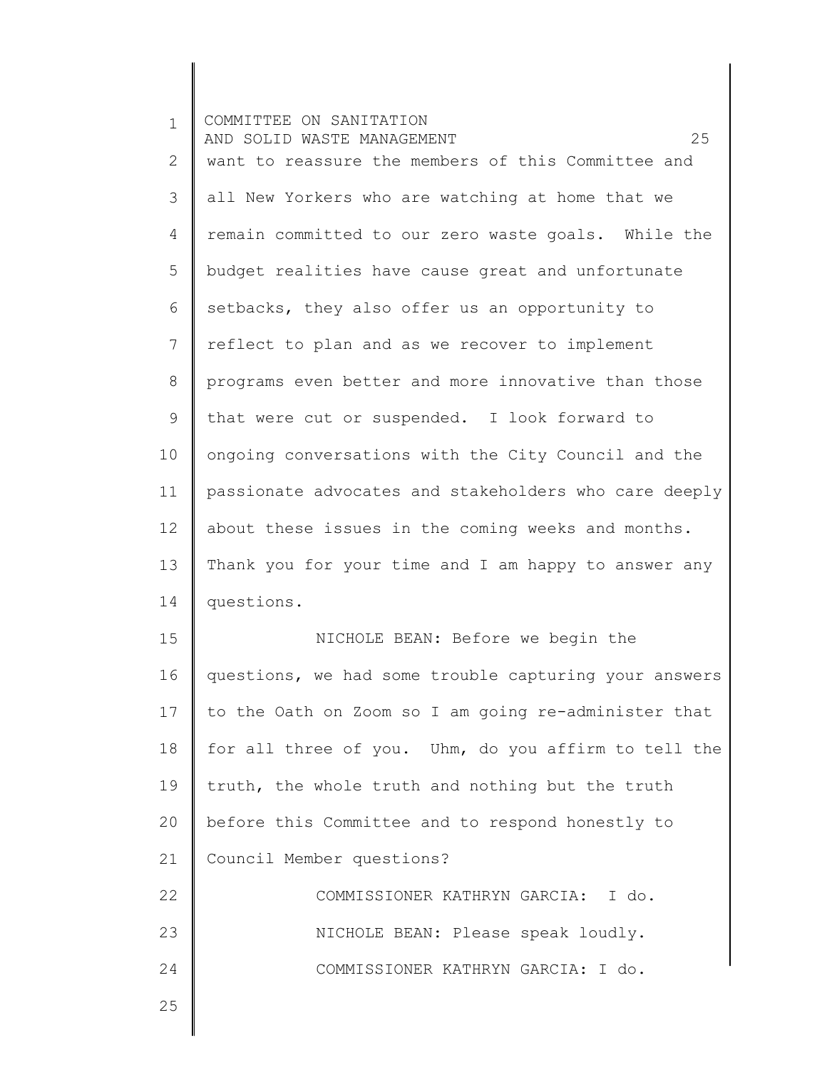want to reassure the members of this Committee and all New Yorkers who are watching at home that we remain committed to our zero waste goals. While the budget realities have cause great and unfortunate setbacks, they also offer us an opportunity to reflect to plan and as we recover to implement programs even better and more innovative than those that were cut or suspended. I look forward to ongoing conversations with the City Council and the passionate advocates and stakeholders who care deeply about these issues in the coming weeks and months. Thank you for your time and I am happy to answer any questions.

NICHOLE BEAN: Before we begin the questions, we had some trouble capturing your answers to the Oath on Zoom so I am going re-administer that for all three of you. Uhm, do you affirm to tell the truth, the whole truth and nothing but the truth before this Committee and to respond honestly to Council Member questions?

COMMISSIONER KATHRYN GARCIA: I do.

NICHOLE BEAN: Please speak loudly.

COMMISSIONER KATHRYN GARCIA: I do.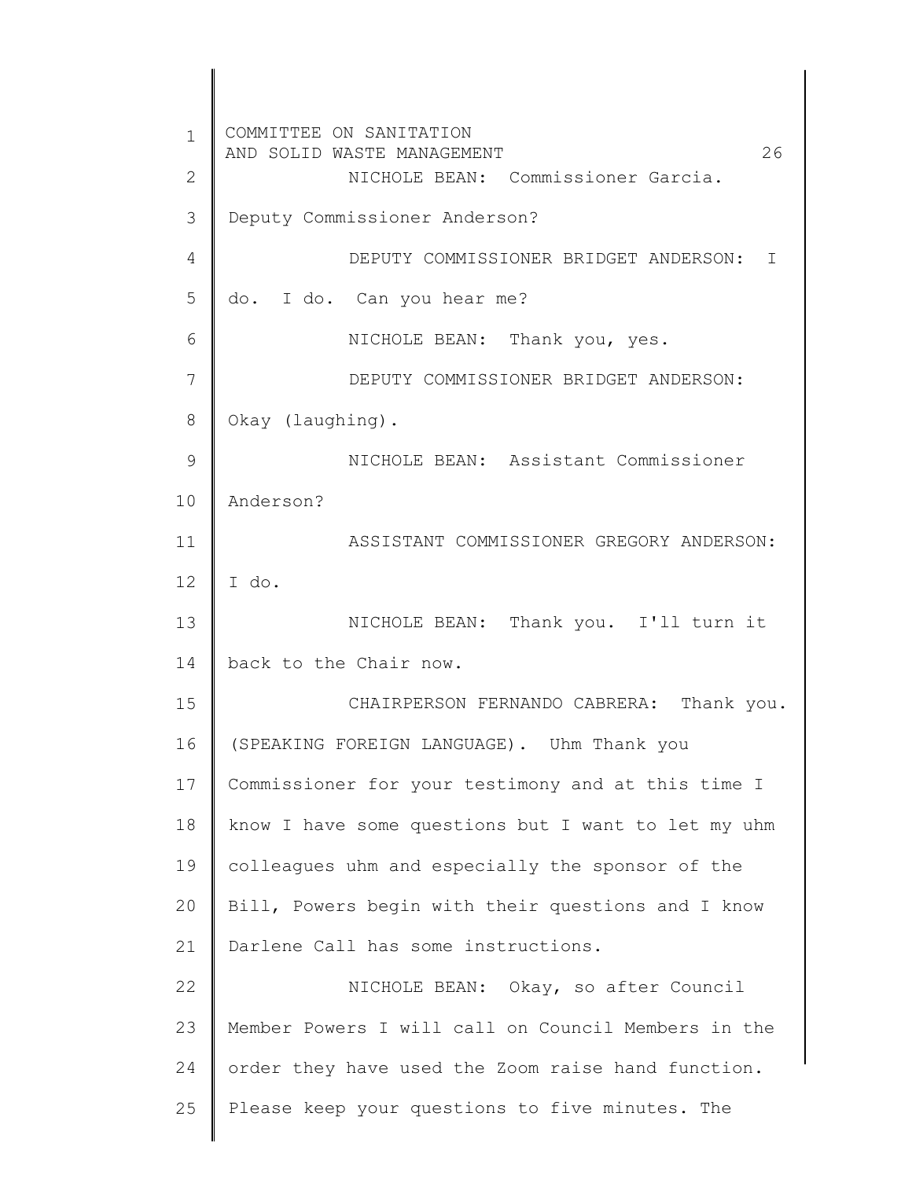NICHOLE BEAN: Commissioner Garcia. Deputy Commissioner Anderson?

DEPUTY COMMISSIONER BRIDGET ANDERSON: I do. I do. Can you hear me?

NICHOLE BEAN: Thank you, yes.

DEPUTY COMMISSIONER BRIDGET ANDERSON: Okay (laughing).

NICHOLE BEAN: Assistant Commissioner Anderson?

ASSISTANT COMMISSIONER GREGORY ANDERSON: I do.

NICHOLE BEAN: Thank you. I'll turn it back to the Chair now.

CHAIRPERSON FERNANDO CABRERA: Thank you. (SPEAKING FOREIGN LANGUAGE). Uhm Thank you Commissioner for your testimony and at this time I know I have some questions but I want to let my uhm colleagues uhm and especially the sponsor of the Bill, Powers begin with their questions and I know Darlene Call has some instructions.

NICHOLE BEAN: Okay, so after Council Member Powers I will call on Council Members in the order they have used the Zoom raise hand function. Please keep your questions to five minutes. The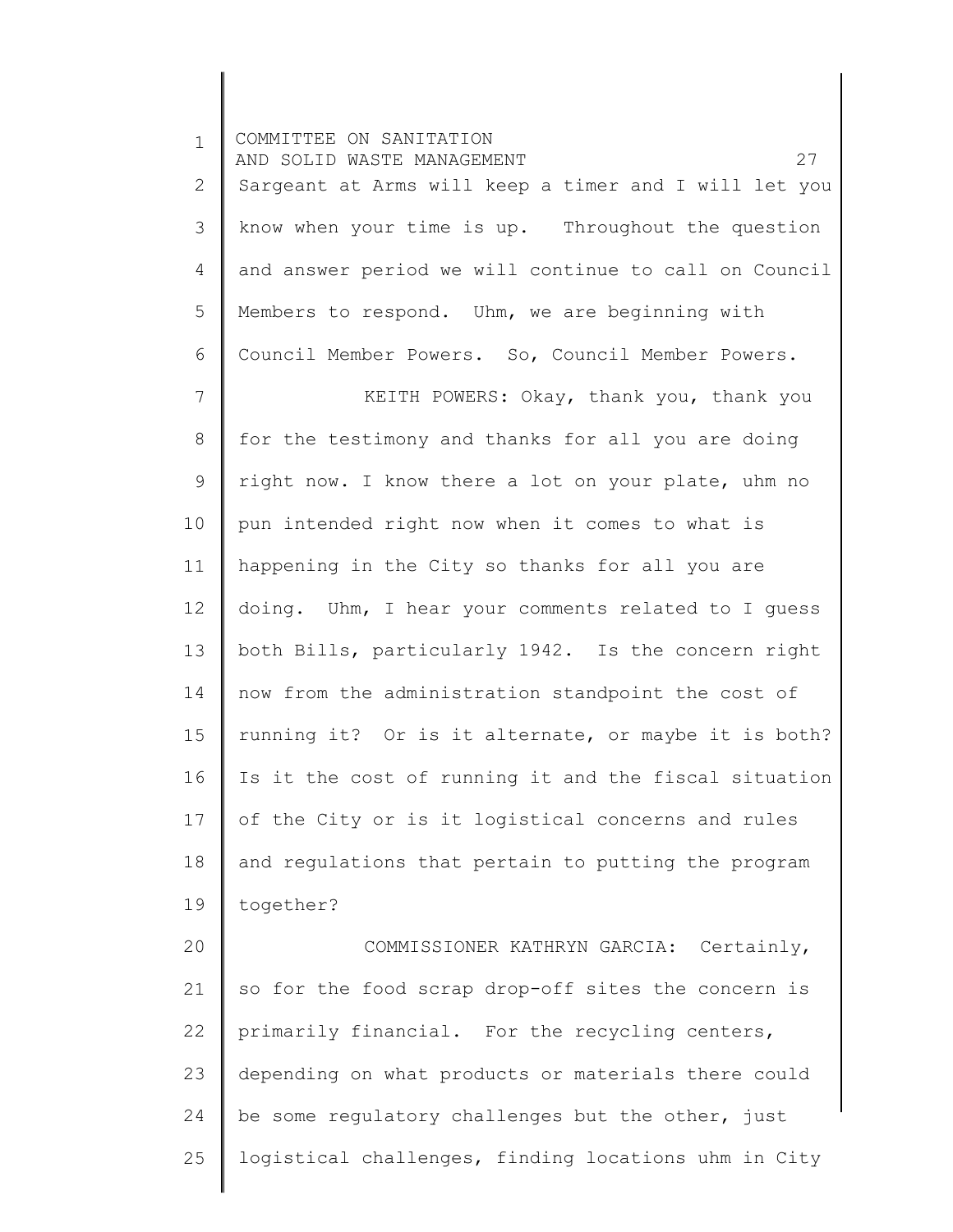Sargeant at Arms will keep a timer and I will let you know when your time is up. Throughout the question and answer period we will continue to call on Council Members to respond. Uhm, we are beginning with Council Member Powers. So, Council Member Powers.

KEITH POWERS: Okay, thank you, thank you for the testimony and thanks for all you are doing right now. I know there a lot on your plate, uhm no pun intended right now when it comes to what is happening in the City so thanks for all you are doing. Uhm, I hear your comments related to I guess both Bills, particularly 1942. Is the concern right now from the administration standpoint the cost of running it? Or is it alternate, or maybe it is both? Is it the cost of running it and the fiscal situation of the City or is it logistical concerns and rules and regulations that pertain to putting the program together?

COMMISSIONER KATHRYN GARCIA: Certainly, so for the food scrap drop-off sites the concern is primarily financial. For the recycling centers, depending on what products or materials there could be some regulatory challenges but the other, just logistical challenges, finding locations uhm in City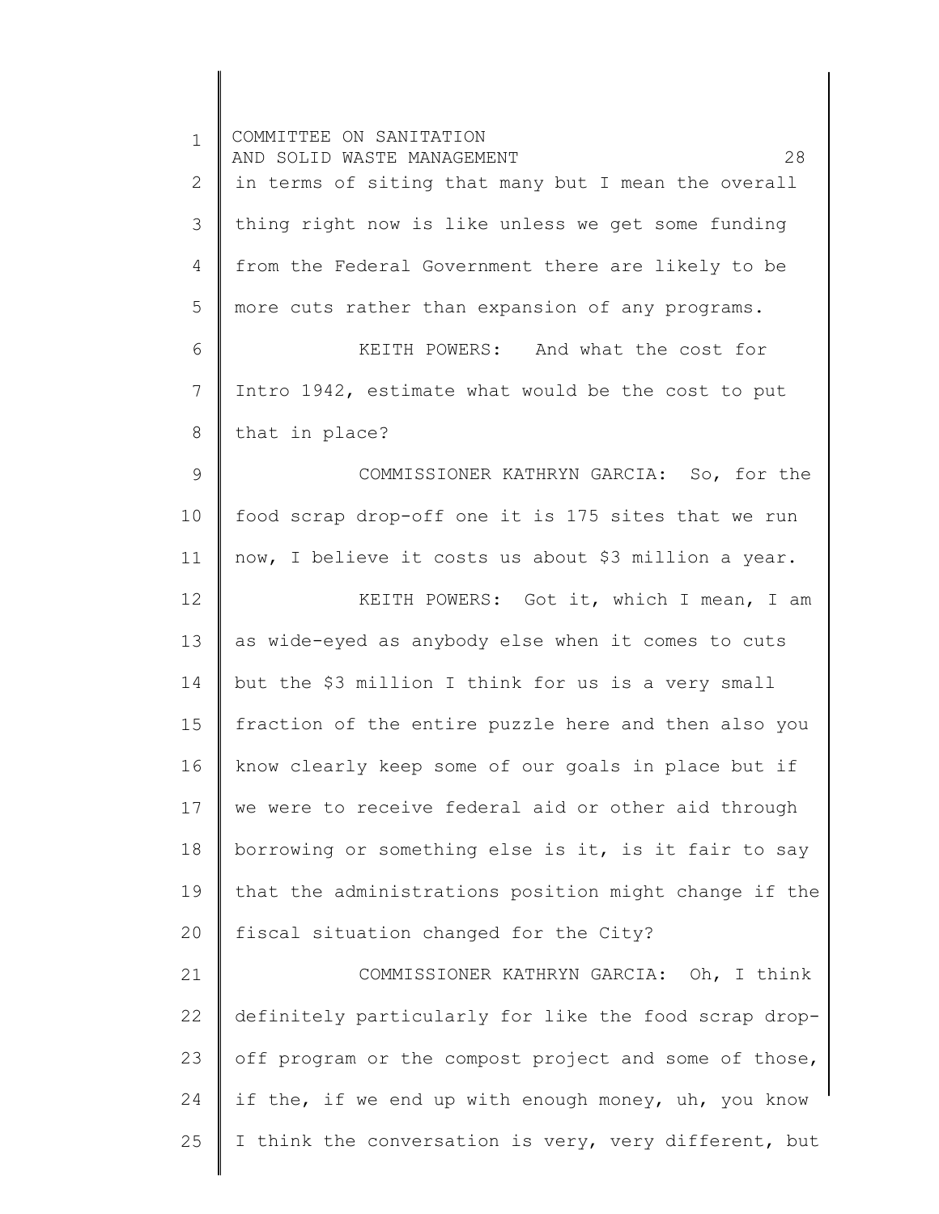in terms of siting that many but I mean the overall thing right now is like unless we get some funding from the Federal Government there are likely to be more cuts rather than expansion of any programs.

KEITH POWERS: And what the cost for Intro 1942, estimate what would be the cost to put that in place?

COMMISSIONER KATHRYN GARCIA: So, for the food scrap drop-off one it is 175 sites that we run now, I believe it costs us about $3 million a year.

KEITH POWERS: Got it, which I mean, I am as wide-eyed as anybody else when it comes to cuts but the $3 million I think for us is a very small fraction of the entire puzzle here and then also you know clearly keep some of our goals in place but if we were to receive federal aid or other aid through borrowing or something else is it, is it fair to say that the administrations position might change if the fiscal situation changed for the City?

COMMISSIONER KATHRYN GARCIA: Oh, I think definitely particularly for like the food scrap drop-off program or the compost project and some of those, if the, if we end up with enough money, uh, you know I think the conversation is very, very different, but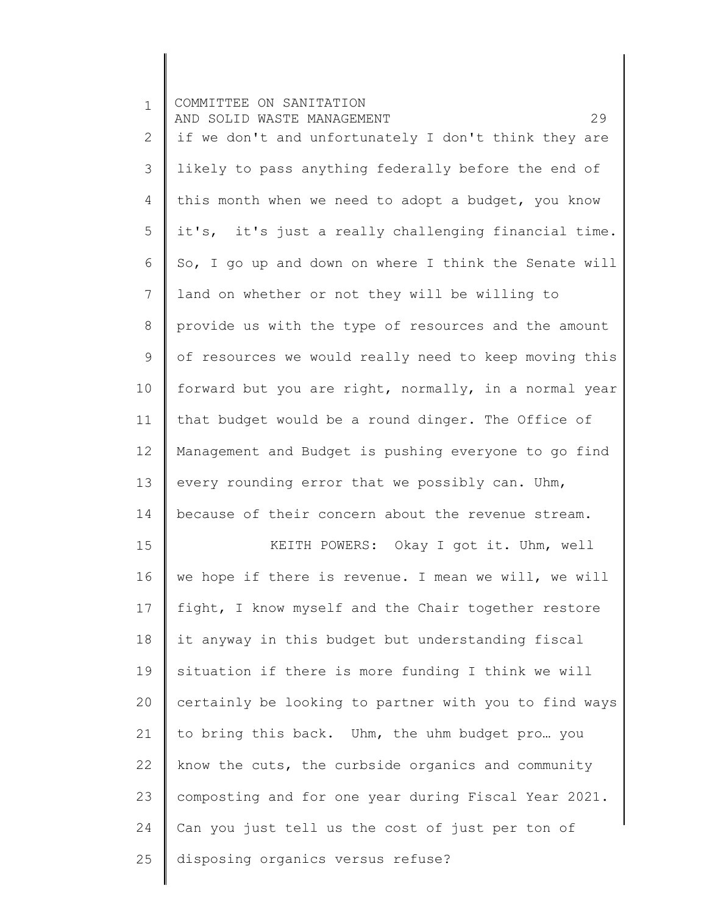if we don't and unfortunately I don't think they are likely to pass anything federally before the end of this month when we need to adopt a budget, you know it's, it's just a really challenging financial time. So, I go up and down on where I think the Senate will land on whether or not they will be willing to provide us with the type of resources and the amount of resources we would really need to keep moving this forward but you are right, normally, in a normal year that budget would be a round dinger. The Office of Management and Budget is pushing everyone to go find every rounding error that we possibly can. Uhm, because of their concern about the revenue stream.

KEITH POWERS: Okay I got it. Uhm, well we hope if there is revenue. I mean we will, we will fight, I know myself and the Chair together restore it anyway in this budget but understanding fiscal situation if there is more funding I think we will certainly be looking to partner with you to find ways to bring this back. Uhm, the uhm budget pro… you know the cuts, the curbside organics and community composting and for one year during Fiscal Year 2021. Can you just tell us the cost of just per ton of disposing organics versus refuse?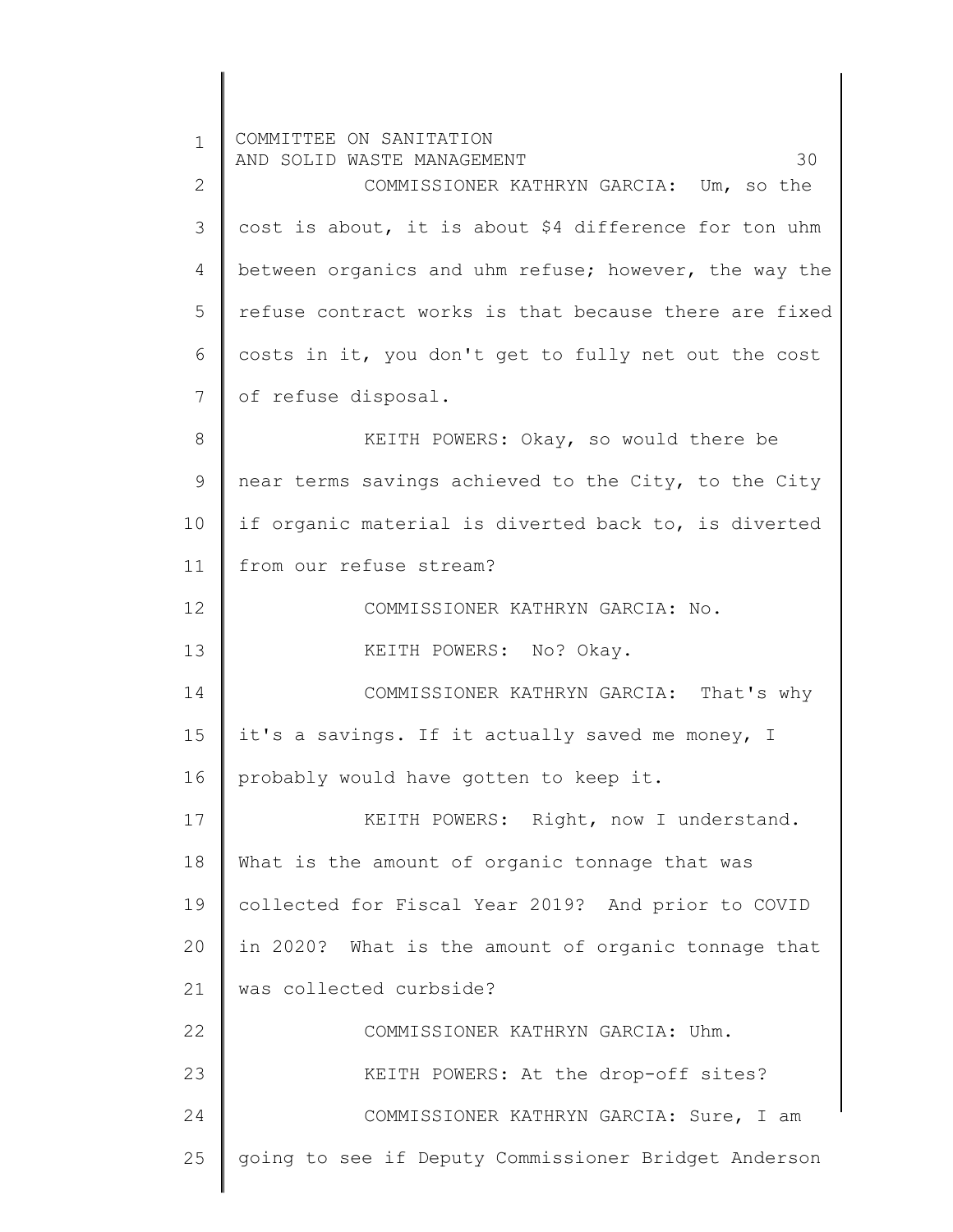COMMISSIONER KATHRYN GARCIA: Um, so the cost is about, it is about $4 difference for ton uhm between organics and uhm refuse; however, the way the refuse contract works is that because there are fixed costs in it, you don't get to fully net out the cost of refuse disposal.

KEITH POWERS: Okay, so would there be near terms savings achieved to the City, to the City if organic material is diverted back to, is diverted from our refuse stream?

COMMISSIONER KATHRYN GARCIA: No.

KEITH POWERS: No? Okay.

COMMISSIONER KATHRYN GARCIA: That's why it's a savings. If it actually saved me money, I probably would have gotten to keep it.

KEITH POWERS: Right, now I understand. What is the amount of organic tonnage that was collected for Fiscal Year 2019? And prior to COVID in 2020? What is the amount of organic tonnage that was collected curbside?

COMMISSIONER KATHRYN GARCIA: Uhm.

KEITH POWERS: At the drop-off sites?

COMMISSIONER KATHRYN GARCIA: Sure, I am going to see if Deputy Commissioner Bridget Anderson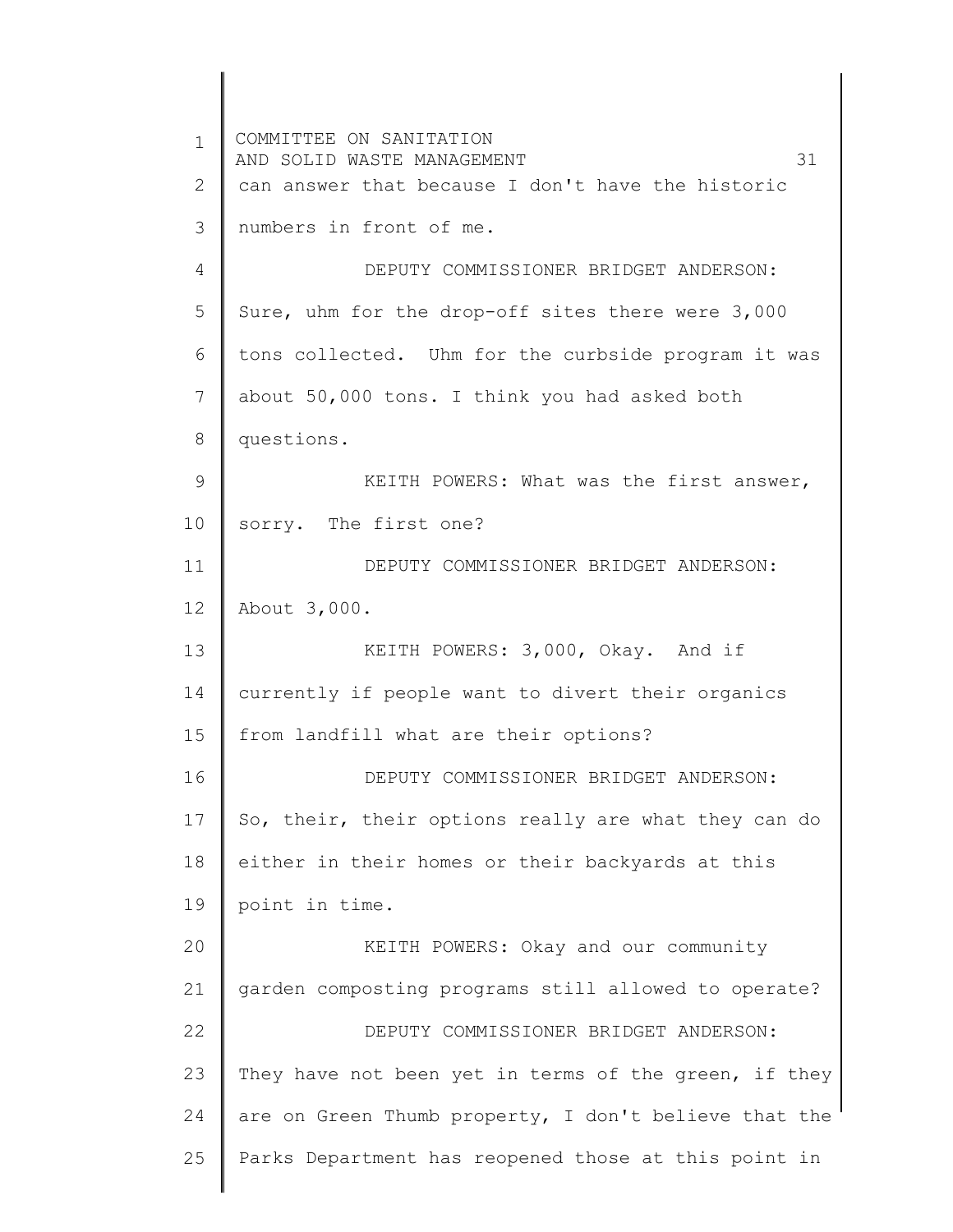can answer that because I don't have the historic numbers in front of me.

DEPUTY COMMISSIONER BRIDGET ANDERSON: Sure, uhm for the drop-off sites there were 3,000 tons collected. Uhm for the curbside program it was about 50,000 tons. I think you had asked both questions.

KEITH POWERS: What was the first answer, sorry. The first one?

DEPUTY COMMISSIONER BRIDGET ANDERSON: About 3,000.

KEITH POWERS: 3,000, Okay. And if currently if people want to divert their organics from landfill what are their options?

DEPUTY COMMISSIONER BRIDGET ANDERSON: So, their, their options really are what they can do either in their homes or their backyards at this point in time.

KEITH POWERS: Okay and our community garden composting programs still allowed to operate?

DEPUTY COMMISSIONER BRIDGET ANDERSON: They have not been yet in terms of the green, if they are on Green Thumb property, I don't believe that the Parks Department has reopened those at this point in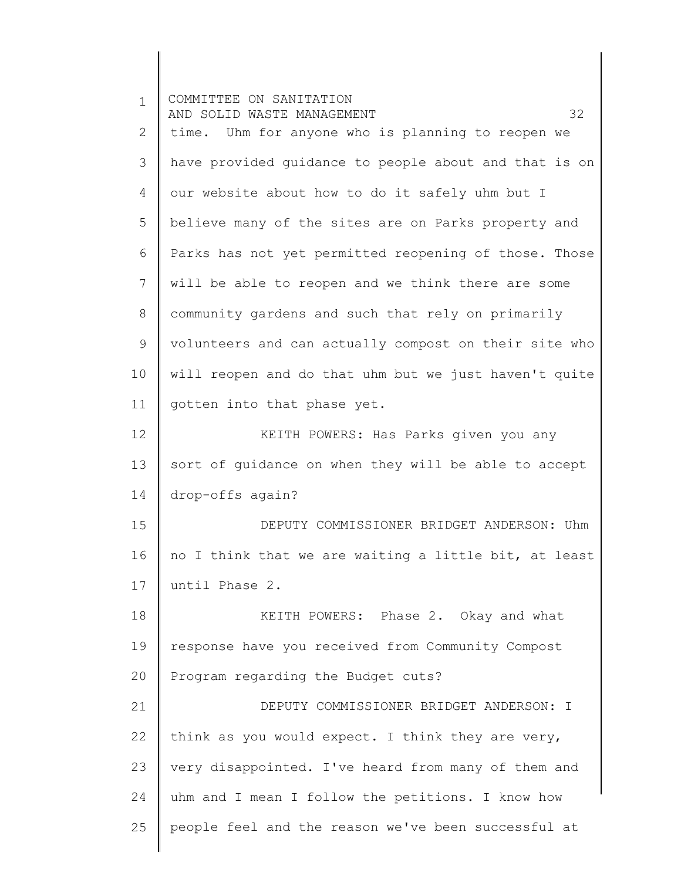time. Uhm for anyone who is planning to reopen we have provided guidance to people about and that is on our website about how to do it safely uhm but I believe many of the sites are on Parks property and Parks has not yet permitted reopening of those. Those will be able to reopen and we think there are some community gardens and such that rely on primarily volunteers and can actually compost on their site who will reopen and do that uhm but we just haven't quite gotten into that phase yet.

KEITH POWERS: Has Parks given you any sort of guidance on when they will be able to accept drop-offs again?

DEPUTY COMMISSIONER BRIDGET ANDERSON: Uhm no I think that we are waiting a little bit, at least until Phase 2.

KEITH POWERS: Phase 2. Okay and what response have you received from Community Compost Program regarding the Budget cuts?

DEPUTY COMMISSIONER BRIDGET ANDERSON: I think as you would expect. I think they are very, very disappointed. I've heard from many of them and uhm and I mean I follow the petitions. I know how people feel and the reason we've been successful at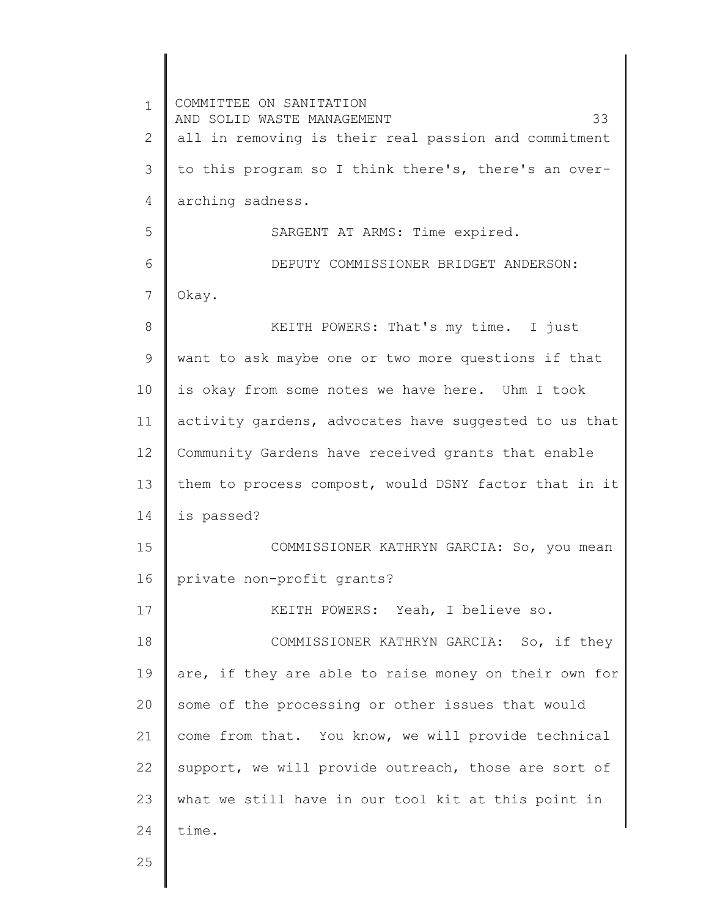all in removing is their real passion and commitment to this program so I think there's, there's an over-arching sadness.

SARGENT AT ARMS: Time expired.

DEPUTY COMMISSIONER BRIDGET ANDERSON: Okay.

KEITH POWERS: That's my time. I just want to ask maybe one or two more questions if that is okay from some notes we have here. Uhm I took activity gardens, advocates have suggested to us that Community Gardens have received grants that enable them to process compost, would DSNY factor that in it is passed?

COMMISSIONER KATHRYN GARCIA: So, you mean private non-profit grants?

KEITH POWERS: Yeah, I believe so.

COMMISSIONER KATHRYN GARCIA: So, if they are, if they are able to raise money on their own for some of the processing or other issues that would come from that. You know, we will provide technical support, we will provide outreach, those are sort of what we still have in our tool kit at this point in time.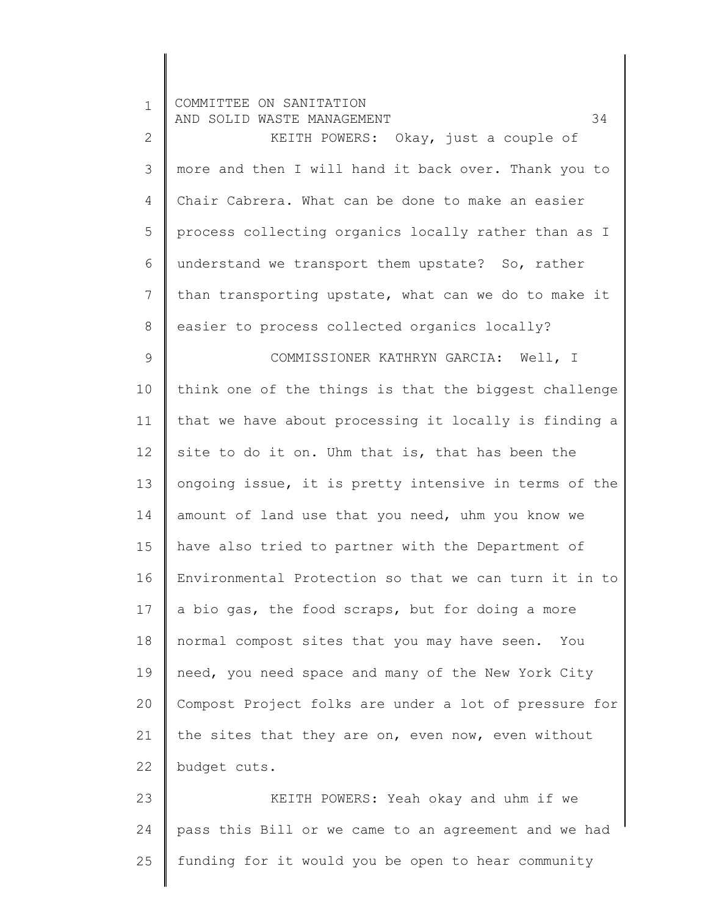KEITH POWERS: Okay, just a couple of more and then I will hand it back over. Thank you to Chair Cabrera. What can be done to make an easier process collecting organics locally rather than as I understand we transport them upstate? So, rather than transporting upstate, what can we do to make it easier to process collected organics locally?

COMMISSIONER KATHRYN GARCIA: Well, I think one of the things is that the biggest challenge that we have about processing it locally is finding a site to do it on. Uhm that is, that has been the ongoing issue, it is pretty intensive in terms of the amount of land use that you need, uhm you know we have also tried to partner with the Department of Environmental Protection so that we can turn it in to a bio gas, the food scraps, but for doing a more normal compost sites that you may have seen. You need, you need space and many of the New York City Compost Project folks are under a lot of pressure for the sites that they are on, even now, even without budget cuts.

KEITH POWERS: Yeah okay and uhm if we pass this Bill or we came to an agreement and we had funding for it would you be open to hear community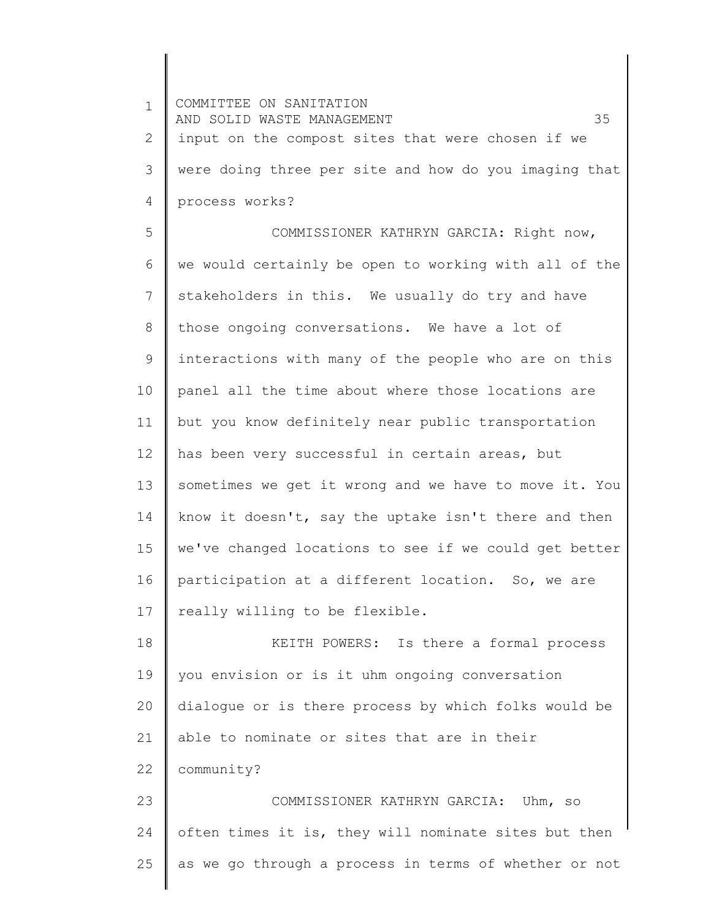input on the compost sites that were chosen if we were doing three per site and how do you imaging that process works?

COMMISSIONER KATHRYN GARCIA: Right now, we would certainly be open to working with all of the stakeholders in this. We usually do try and have those ongoing conversations. We have a lot of interactions with many of the people who are on this panel all the time about where those locations are but you know definitely near public transportation has been very successful in certain areas, but sometimes we get it wrong and we have to move it. You know it doesn't, say the uptake isn't there and then we've changed locations to see if we could get better participation at a different location. So, we are really willing to be flexible.

KEITH POWERS: Is there a formal process you envision or is it uhm ongoing conversation dialogue or is there process by which folks would be able to nominate or sites that are in their community?

COMMISSIONER KATHRYN GARCIA: Uhm, so often times it is, they will nominate sites but then as we go through a process in terms of whether or not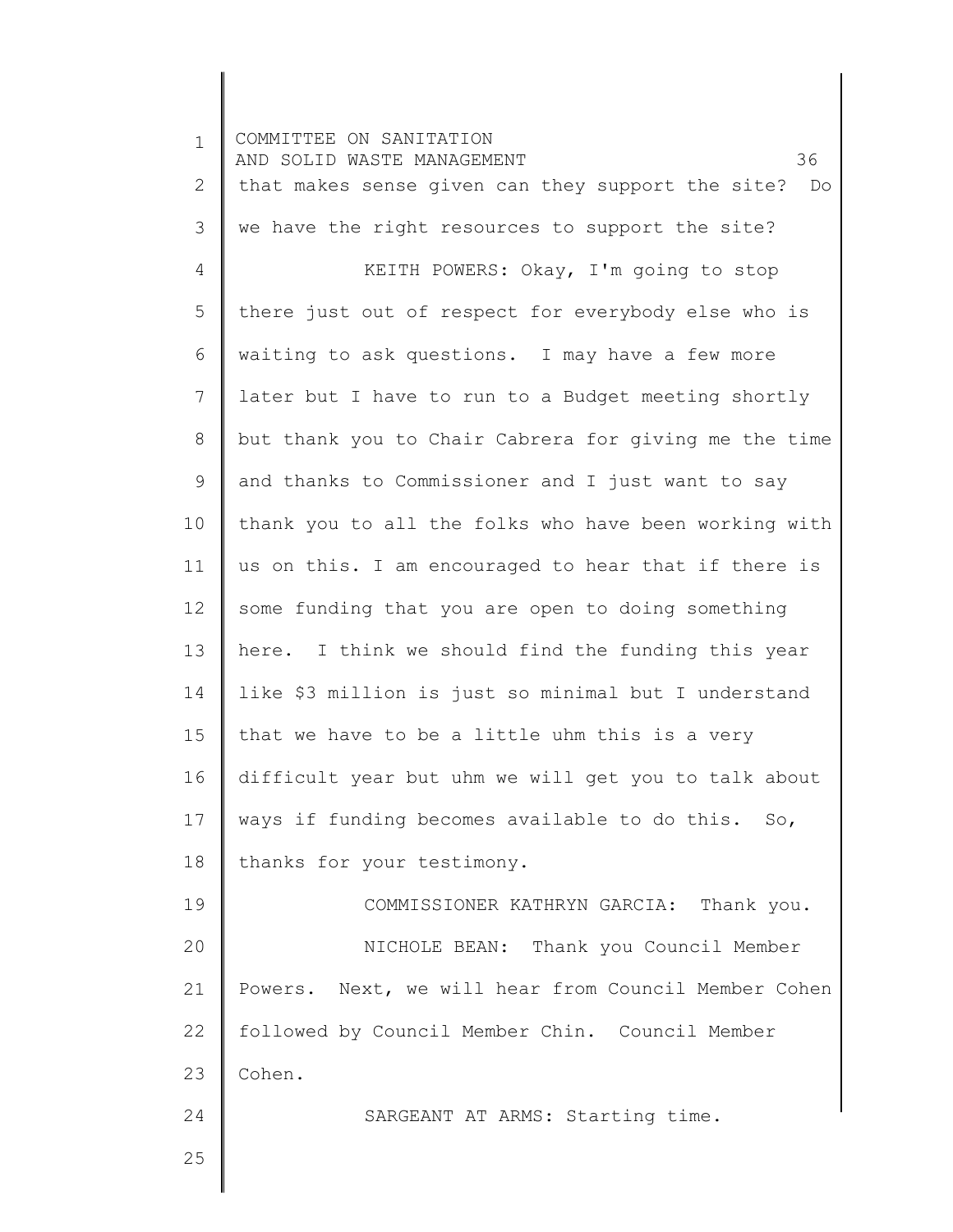that makes sense given can they support the site? Do we have the right resources to support the site?

KEITH POWERS: Okay, I'm going to stop there just out of respect for everybody else who is waiting to ask questions. I may have a few more later but I have to run to a Budget meeting shortly but thank you to Chair Cabrera for giving me the time and thanks to Commissioner and I just want to say thank you to all the folks who have been working with us on this. I am encouraged to hear that if there is some funding that you are open to doing something here. I think we should find the funding this year like $3 million is just so minimal but I understand that we have to be a little uhm this is a very difficult year but uhm we will get you to talk about ways if funding becomes available to do this. So, thanks for your testimony.

COMMISSIONER KATHRYN GARCIA: Thank you.

NICHOLE BEAN: Thank you Council Member Powers. Next, we will hear from Council Member Cohen followed by Council Member Chin. Council Member Cohen.

SARGEANT AT ARMS: Starting time.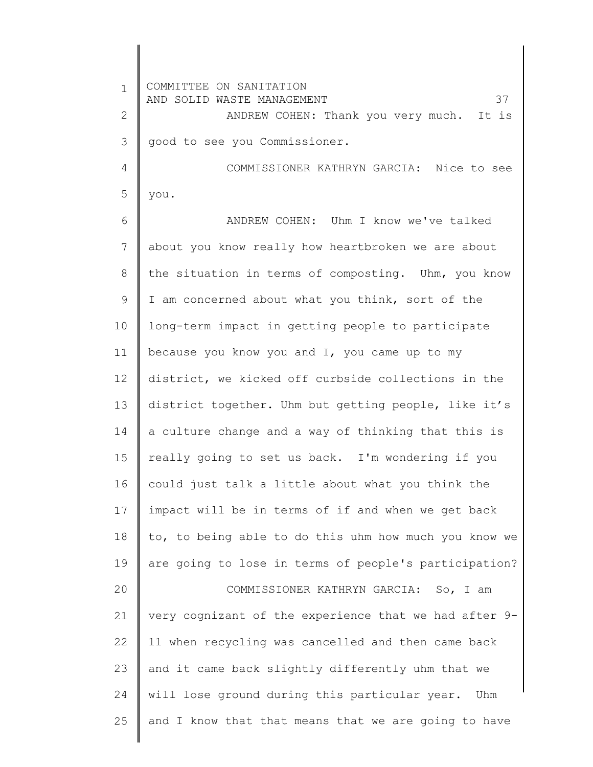ANDREW COHEN: Thank you very much. It is good to see you Commissioner.

COMMISSIONER KATHRYN GARCIA: Nice to see you.

ANDREW COHEN: Uhm I know we've talked about you know really how heartbroken we are about the situation in terms of composting. Uhm, you know I am concerned about what you think, sort of the long-term impact in getting people to participate because you know you and I, you came up to my district, we kicked off curbside collections in the district together. Uhm but getting people, like it's a culture change and a way of thinking that this is really going to set us back. I'm wondering if you could just talk a little about what you think the impact will be in terms of if and when we get back to, to being able to do this uhm how much you know we are going to lose in terms of people's participation?

COMMISSIONER KATHRYN GARCIA: So, I am very cognizant of the experience that we had after 9-11 when recycling was cancelled and then came back and it came back slightly differently uhm that we will lose ground during this particular year. Uhm and I know that that means that we are going to have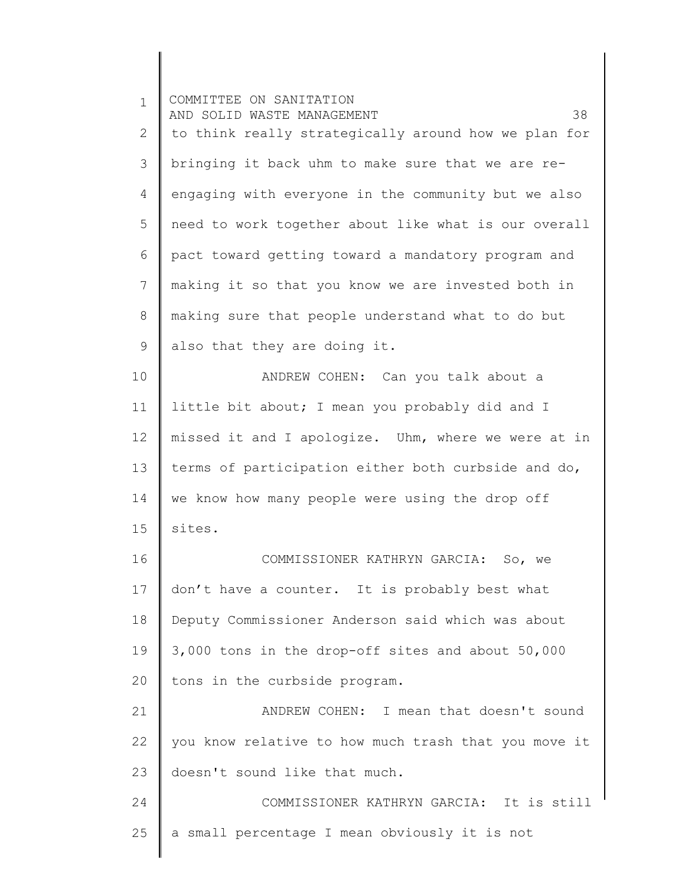to think really strategically around how we plan for bringing it back uhm to make sure that we are re-engaging with everyone in the community but we also need to work together about like what is our overall pact toward getting toward a mandatory program and making it so that you know we are invested both in making sure that people understand what to do but also that they are doing it.

ANDREW COHEN: Can you talk about a little bit about; I mean you probably did and I missed it and I apologize. Uhm, where we were at in terms of participation either both curbside and do, we know how many people were using the drop off sites.

COMMISSIONER KATHRYN GARCIA: So, we don't have a counter. It is probably best what Deputy Commissioner Anderson said which was about 3,000 tons in the drop-off sites and about 50,000 tons in the curbside program.

ANDREW COHEN: I mean that doesn't sound you know relative to how much trash that you move it doesn't sound like that much.

COMMISSIONER KATHRYN GARCIA: It is still a small percentage I mean obviously it is not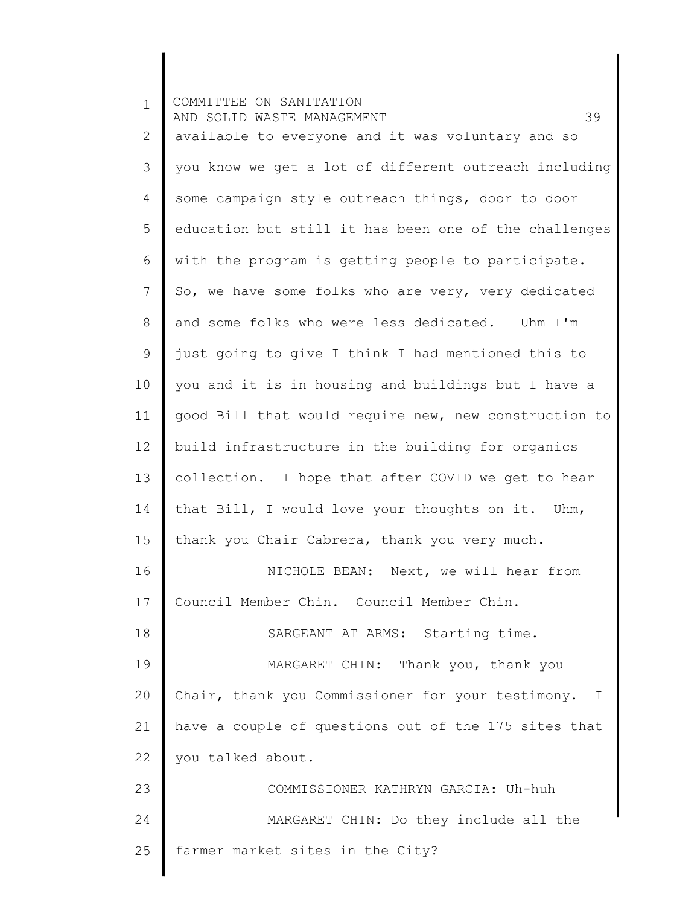available to everyone and it was voluntary and so you know we get a lot of different outreach including some campaign style outreach things, door to door education but still it has been one of the challenges with the program is getting people to participate. So, we have some folks who are very, very dedicated and some folks who were less dedicated. Uhm I'm just going to give I think I had mentioned this to you and it is in housing and buildings but I have a good Bill that would require new, new construction to build infrastructure in the building for organics collection. I hope that after COVID we get to hear that Bill, I would love your thoughts on it. Uhm, thank you Chair Cabrera, thank you very much.

NICHOLE BEAN: Next, we will hear from Council Member Chin. Council Member Chin.

SARGEANT AT ARMS: Starting time.

MARGARET CHIN: Thank you, thank you Chair, thank you Commissioner for your testimony. I have a couple of questions out of the 175 sites that you talked about.

COMMISSIONER KATHRYN GARCIA: Uh-huh

MARGARET CHIN: Do they include all the farmer market sites in the City?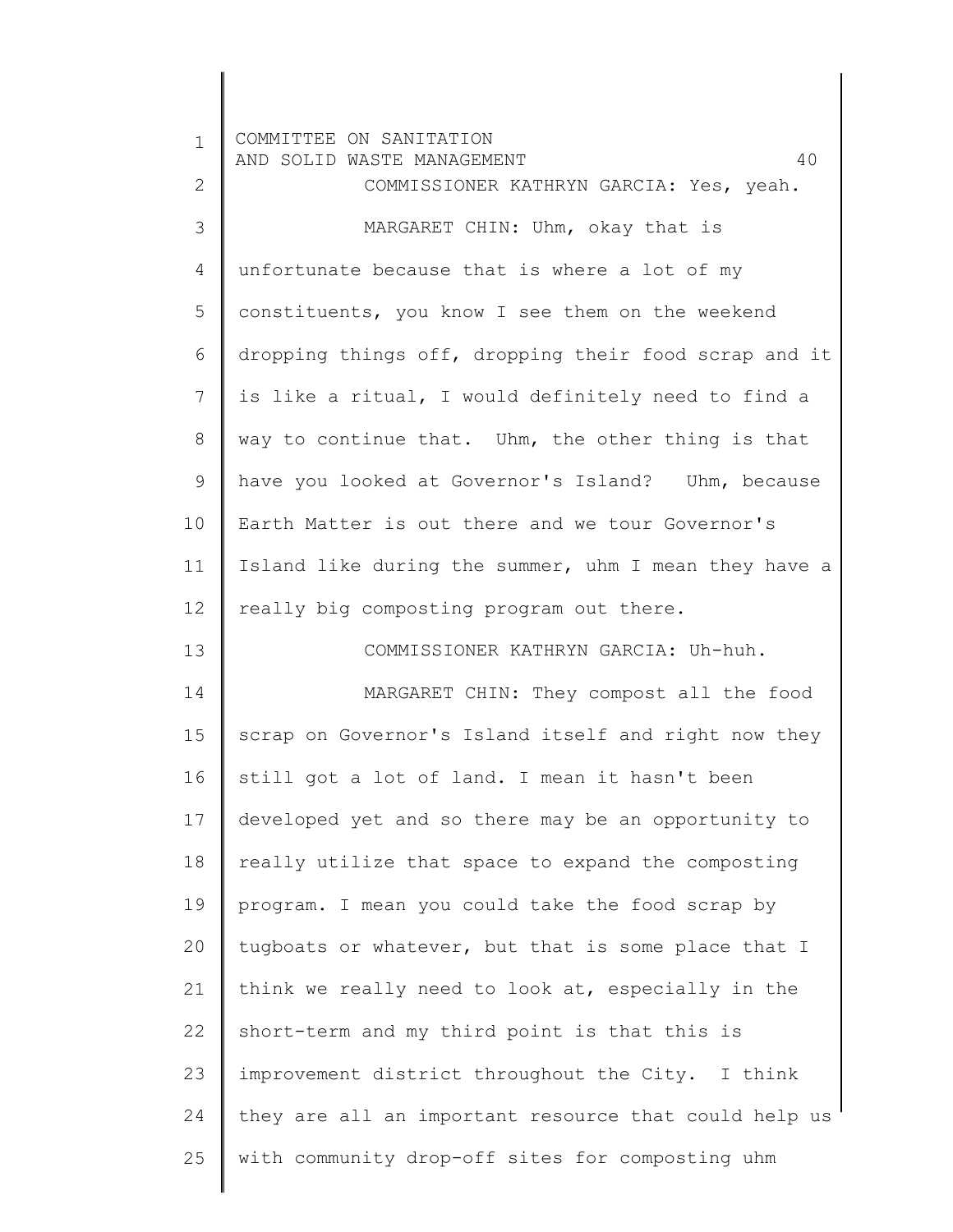COMMISSIONER KATHRYN GARCIA: Yes, yeah.

MARGARET CHIN: Uhm, okay that is unfortunate because that is where a lot of my constituents, you know I see them on the weekend dropping things off, dropping their food scrap and it is like a ritual, I would definitely need to find a way to continue that. Uhm, the other thing is that have you looked at Governor's Island? Uhm, because Earth Matter is out there and we tour Governor's Island like during the summer, uhm I mean they have a really big composting program out there.

COMMISSIONER KATHRYN GARCIA: Uh-huh.

MARGARET CHIN: They compost all the food scrap on Governor's Island itself and right now they still got a lot of land. I mean it hasn't been developed yet and so there may be an opportunity to really utilize that space to expand the composting program. I mean you could take the food scrap by tugboats or whatever, but that is some place that I think we really need to look at, especially in the short-term and my third point is that this is improvement district throughout the City. I think they are all an important resource that could help us with community drop-off sites for composting uhm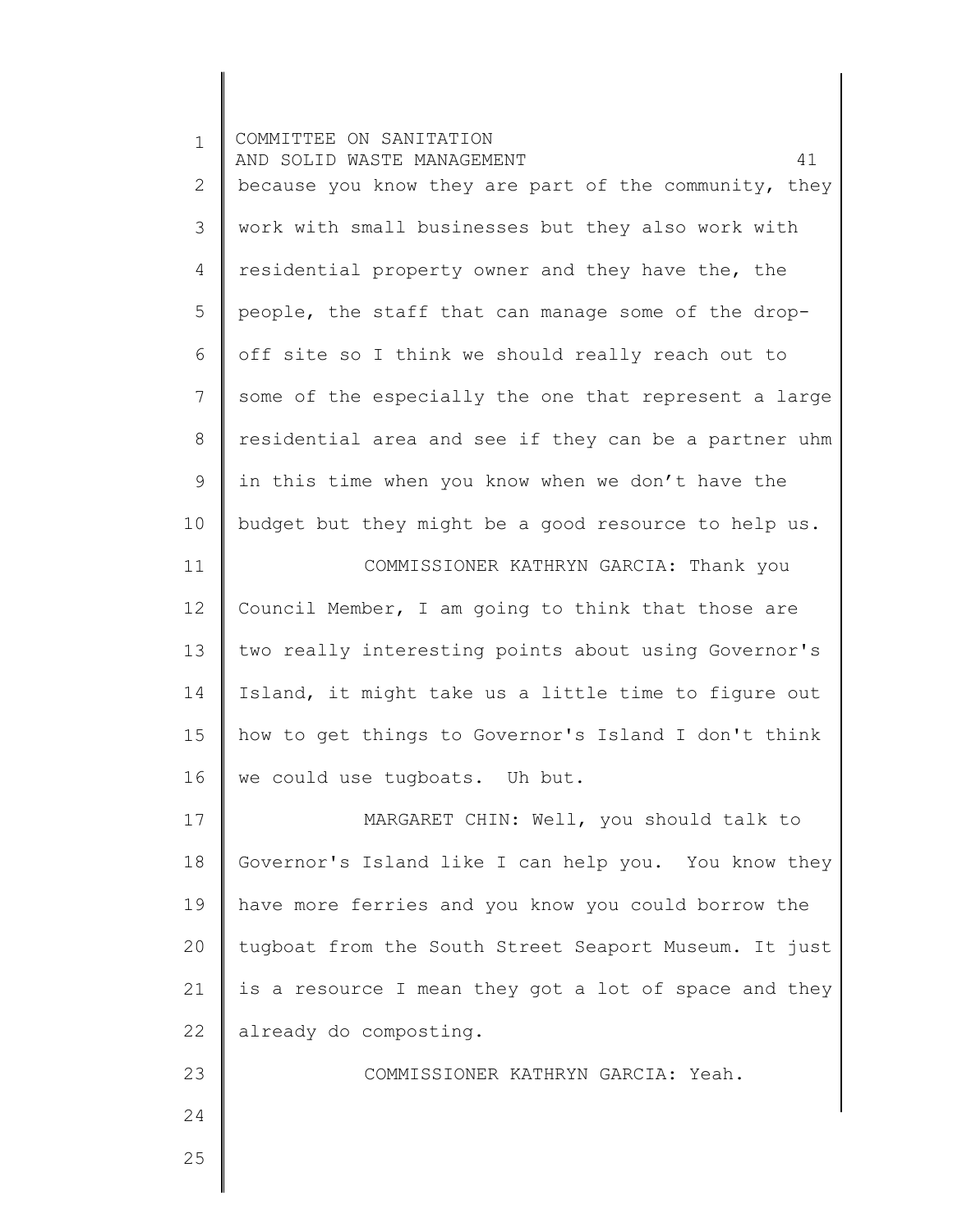because you know they are part of the community, they work with small businesses but they also work with residential property owner and they have the, the people, the staff that can manage some of the drop-off site so I think we should really reach out to some of the especially the one that represent a large residential area and see if they can be a partner uhm in this time when you know when we don't have the budget but they might be a good resource to help us.

COMMISSIONER KATHRYN GARCIA: Thank you Council Member, I am going to think that those are two really interesting points about using Governor's Island, it might take us a little time to figure out how to get things to Governor's Island I don't think we could use tugboats. Uh but.

MARGARET CHIN: Well, you should talk to Governor's Island like I can help you. You know they have more ferries and you know you could borrow the tugboat from the South Street Seaport Museum. It just is a resource I mean they got a lot of space and they already do composting.

COMMISSIONER KATHRYN GARCIA: Yeah.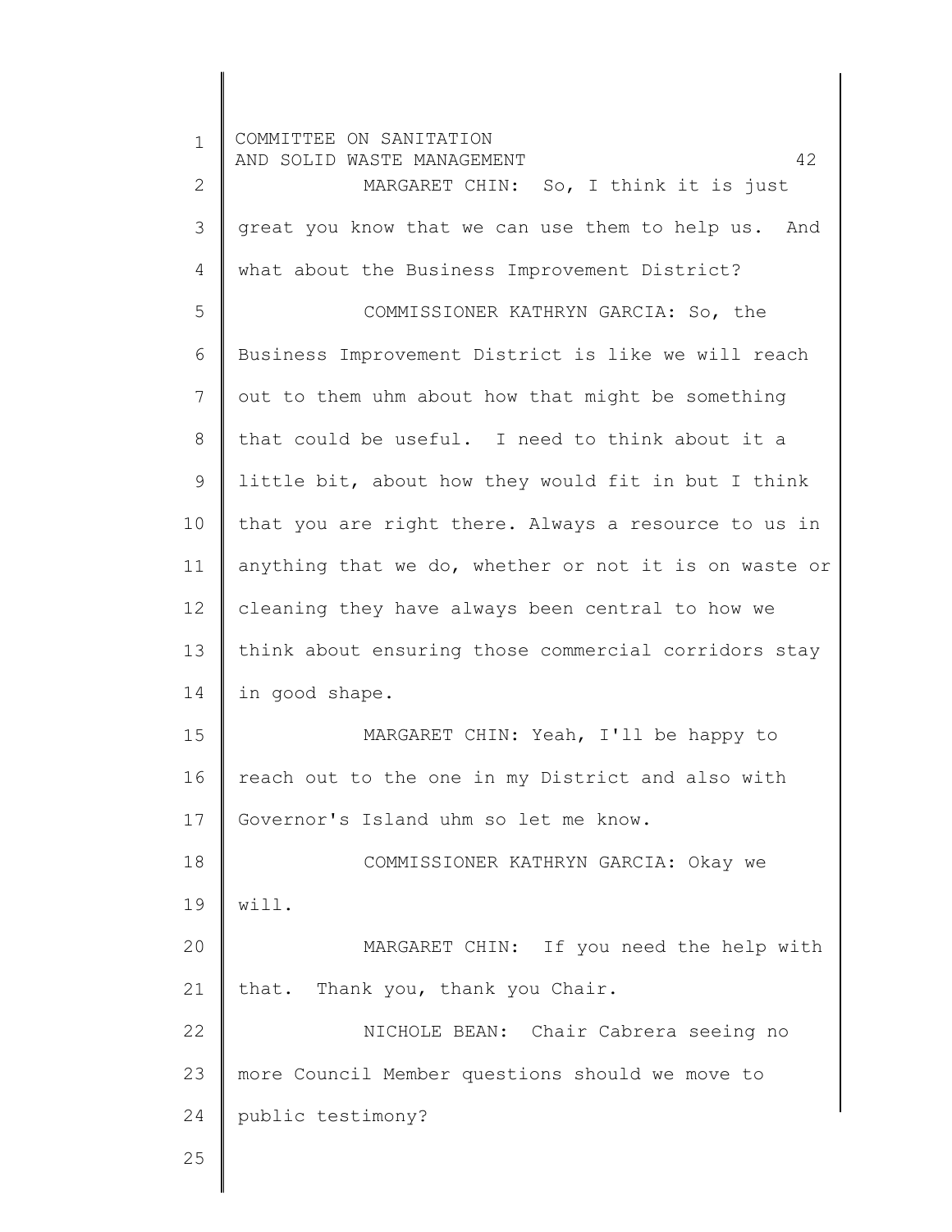MARGARET CHIN: So, I think it is just great you know that we can use them to help us. And what about the Business Improvement District?

COMMISSIONER KATHRYN GARCIA: So, the Business Improvement District is like we will reach out to them uhm about how that might be something that could be useful. I need to think about it a little bit, about how they would fit in but I think that you are right there. Always a resource to us in anything that we do, whether or not it is on waste or cleaning they have always been central to how we think about ensuring those commercial corridors stay in good shape.

MARGARET CHIN: Yeah, I'll be happy to reach out to the one in my District and also with Governor's Island uhm so let me know.

COMMISSIONER KATHRYN GARCIA: Okay we will.

MARGARET CHIN: If you need the help with that. Thank you, thank you Chair.

NICHOLE BEAN: Chair Cabrera seeing no more Council Member questions should we move to public testimony?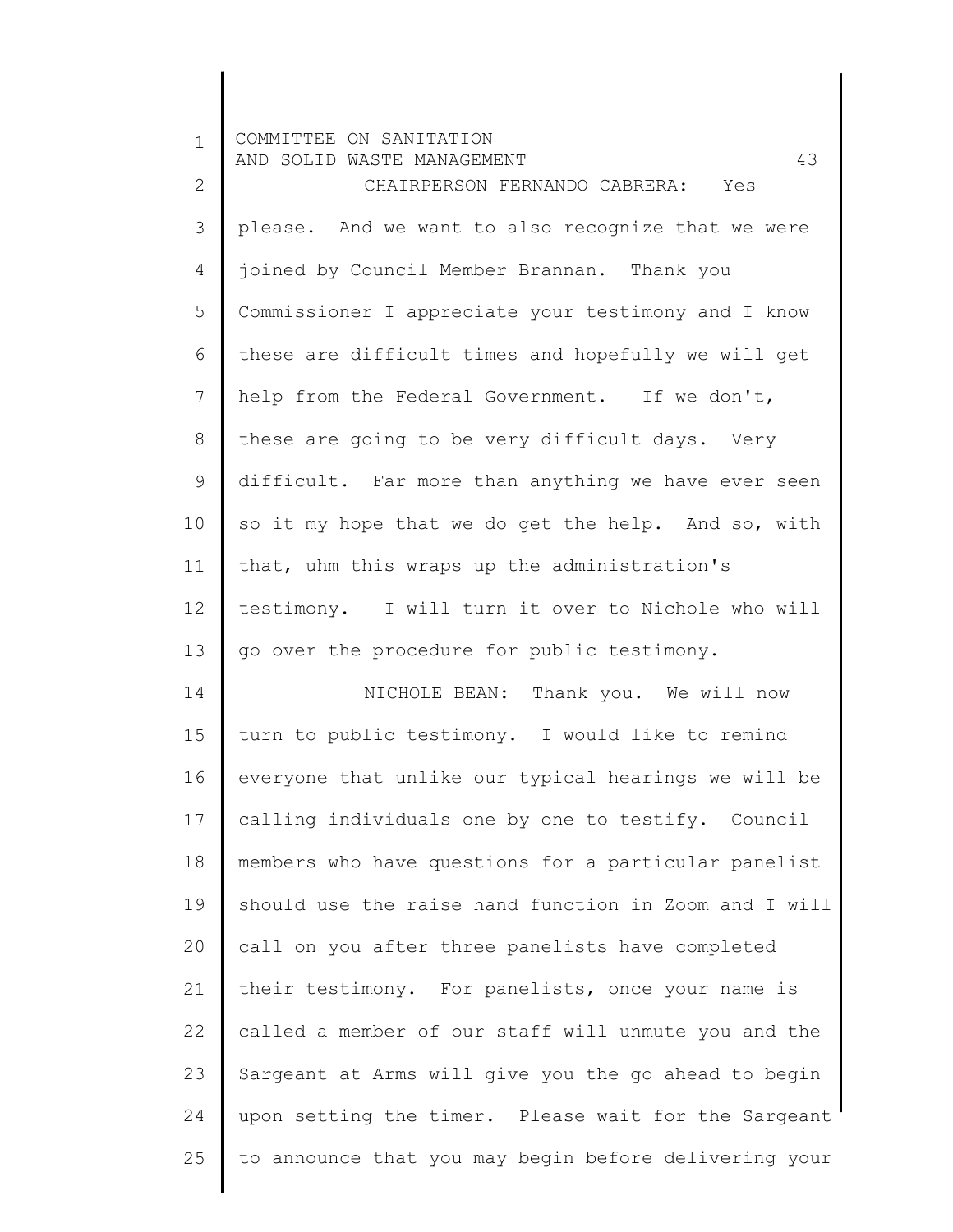CHAIRPERSON FERNANDO CABRERA: Yes please. And we want to also recognize that we were joined by Council Member Brannan. Thank you Commissioner I appreciate your testimony and I know these are difficult times and hopefully we will get help from the Federal Government. If we don't, these are going to be very difficult days. Very difficult. Far more than anything we have ever seen so it my hope that we do get the help. And so, with that, uhm this wraps up the administration's testimony. I will turn it over to Nichole who will go over the procedure for public testimony.

NICHOLE BEAN: Thank you. We will now turn to public testimony. I would like to remind everyone that unlike our typical hearings we will be calling individuals one by one to testify. Council members who have questions for a particular panelist should use the raise hand function in Zoom and I will call on you after three panelists have completed their testimony. For panelists, once your name is called a member of our staff will unmute you and the Sargeant at Arms will give you the go ahead to begin upon setting the timer. Please wait for the Sargeant to announce that you may begin before delivering your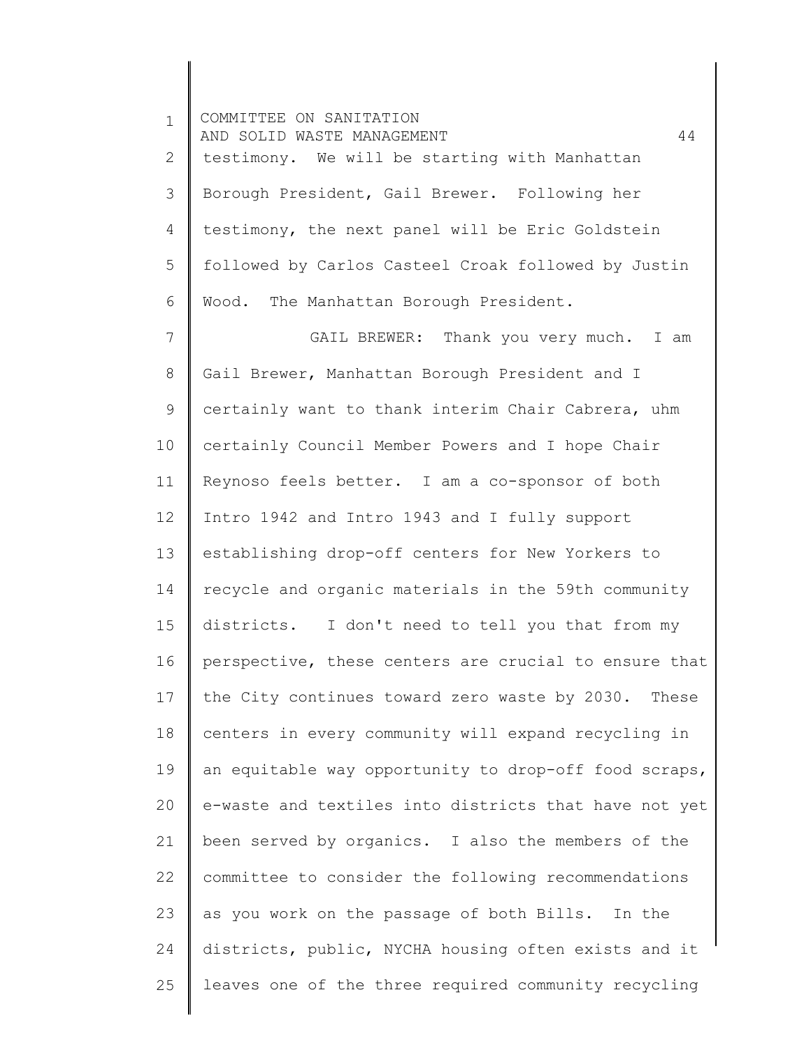testimony. We will be starting with Manhattan Borough President, Gail Brewer. Following her testimony, the next panel will be Eric Goldstein followed by Carlos Casteel Croak followed by Justin Wood. The Manhattan Borough President.

GAIL BREWER: Thank you very much. I am Gail Brewer, Manhattan Borough President and I certainly want to thank interim Chair Cabrera, uhm certainly Council Member Powers and I hope Chair Reynoso feels better. I am a co-sponsor of both Intro 1942 and Intro 1943 and I fully support establishing drop-off centers for New Yorkers to recycle and organic materials in the 59th community districts. I don't need to tell you that from my perspective, these centers are crucial to ensure that the City continues toward zero waste by 2030. These centers in every community will expand recycling in an equitable way opportunity to drop-off food scraps, e-waste and textiles into districts that have not yet been served by organics. I also the members of the committee to consider the following recommendations as you work on the passage of both Bills. In the districts, public, NYCHA housing often exists and it leaves one of the three required community recycling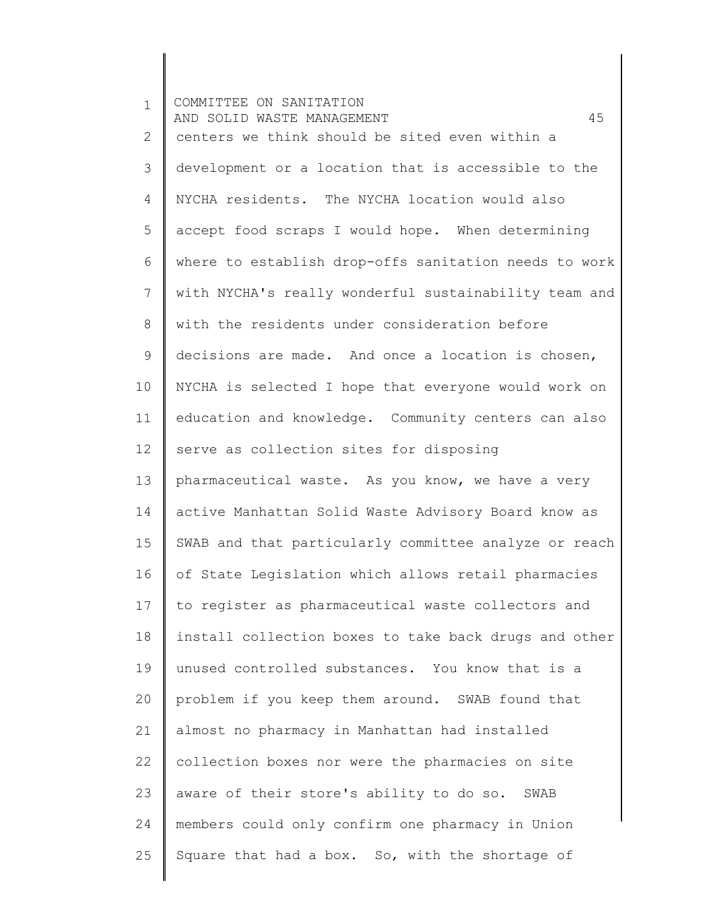centers we think should be sited even within a development or a location that is accessible to the NYCHA residents. The NYCHA location would also accept food scraps I would hope. When determining where to establish drop-offs sanitation needs to work with NYCHA's really wonderful sustainability team and with the residents under consideration before decisions are made. And once a location is chosen, NYCHA is selected I hope that everyone would work on education and knowledge. Community centers can also serve as collection sites for disposing pharmaceutical waste. As you know, we have a very active Manhattan Solid Waste Advisory Board know as SWAB and that particularly committee analyze or reach of State Legislation which allows retail pharmacies to register as pharmaceutical waste collectors and install collection boxes to take back drugs and other unused controlled substances. You know that is a problem if you keep them around. SWAB found that almost no pharmacy in Manhattan had installed collection boxes nor were the pharmacies on site aware of their store's ability to do so. SWAB members could only confirm one pharmacy in Union Square that had a box. So, with the shortage of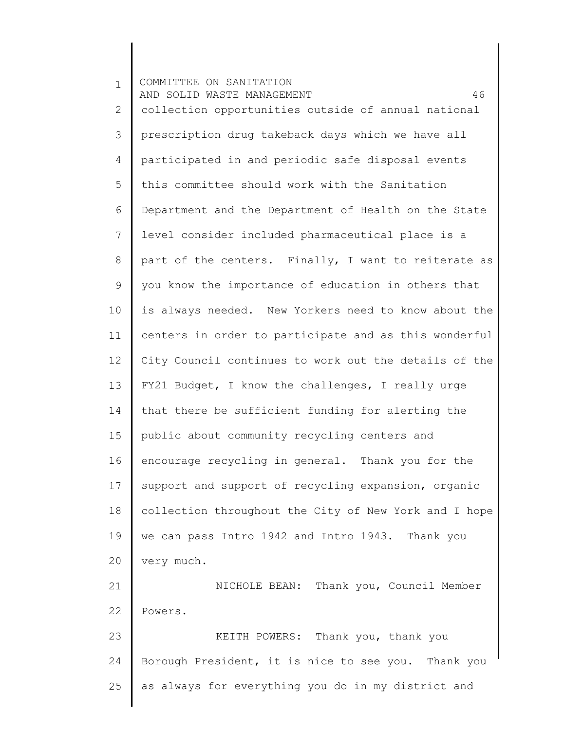collection opportunities outside of annual national prescription drug takeback days which we have all participated in and periodic safe disposal events this committee should work with the Sanitation Department and the Department of Health on the State level consider included pharmaceutical place is a part of the centers. Finally, I want to reiterate as you know the importance of education in others that is always needed. New Yorkers need to know about the centers in order to participate and as this wonderful City Council continues to work out the details of the FY21 Budget, I know the challenges, I really urge that there be sufficient funding for alerting the public about community recycling centers and encourage recycling in general. Thank you for the support and support of recycling expansion, organic collection throughout the City of New York and I hope we can pass Intro 1942 and Intro 1943. Thank you very much.

NICHOLE BEAN: Thank you, Council Member Powers.

KEITH POWERS: Thank you, thank you Borough President, it is nice to see you. Thank you as always for everything you do in my district and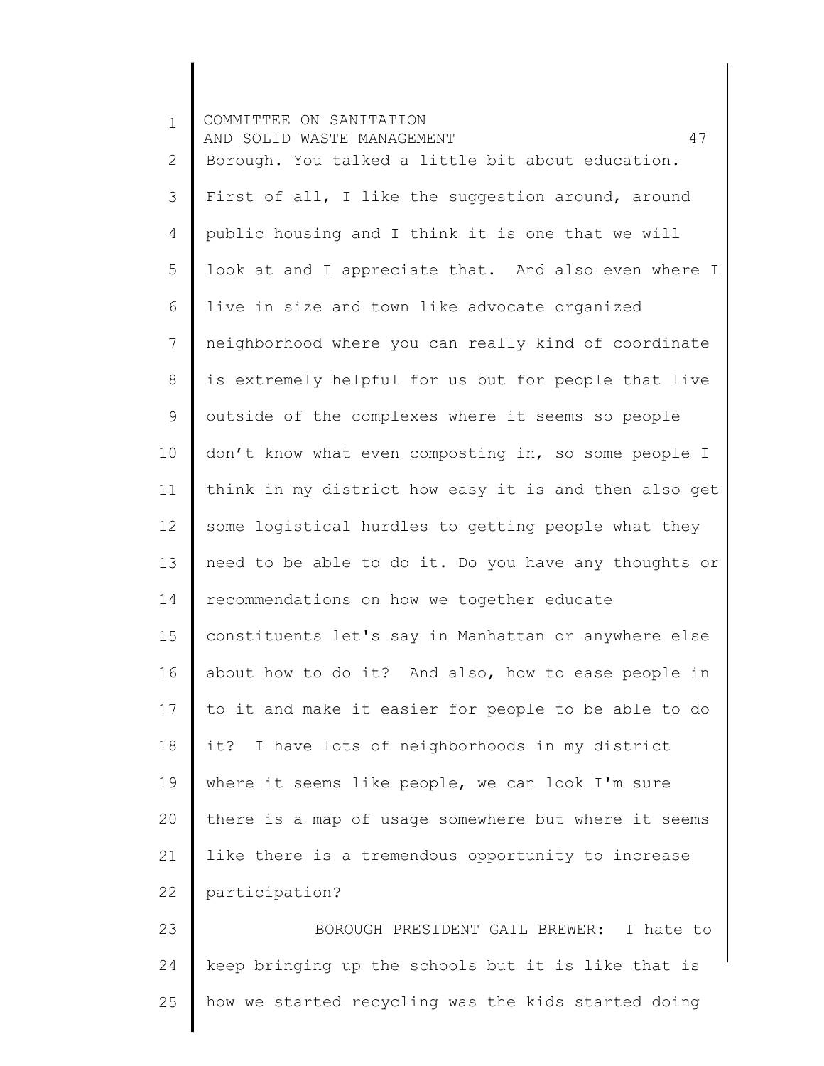Borough. You talked a little bit about education. First of all, I like the suggestion around, around public housing and I think it is one that we will look at and I appreciate that. And also even where I live in size and town like advocate organized neighborhood where you can really kind of coordinate is extremely helpful for us but for people that live outside of the complexes where it seems so people don't know what even composting in, so some people I think in my district how easy it is and then also get some logistical hurdles to getting people what they need to be able to do it. Do you have any thoughts or recommendations on how we together educate constituents let's say in Manhattan or anywhere else about how to do it? And also, how to ease people in to it and make it easier for people to be able to do it? I have lots of neighborhoods in my district where it seems like people, we can look I'm sure there is a map of usage somewhere but where it seems like there is a tremendous opportunity to increase participation?

BOROUGH PRESIDENT GAIL BREWER: I hate to keep bringing up the schools but it is like that is how we started recycling was the kids started doing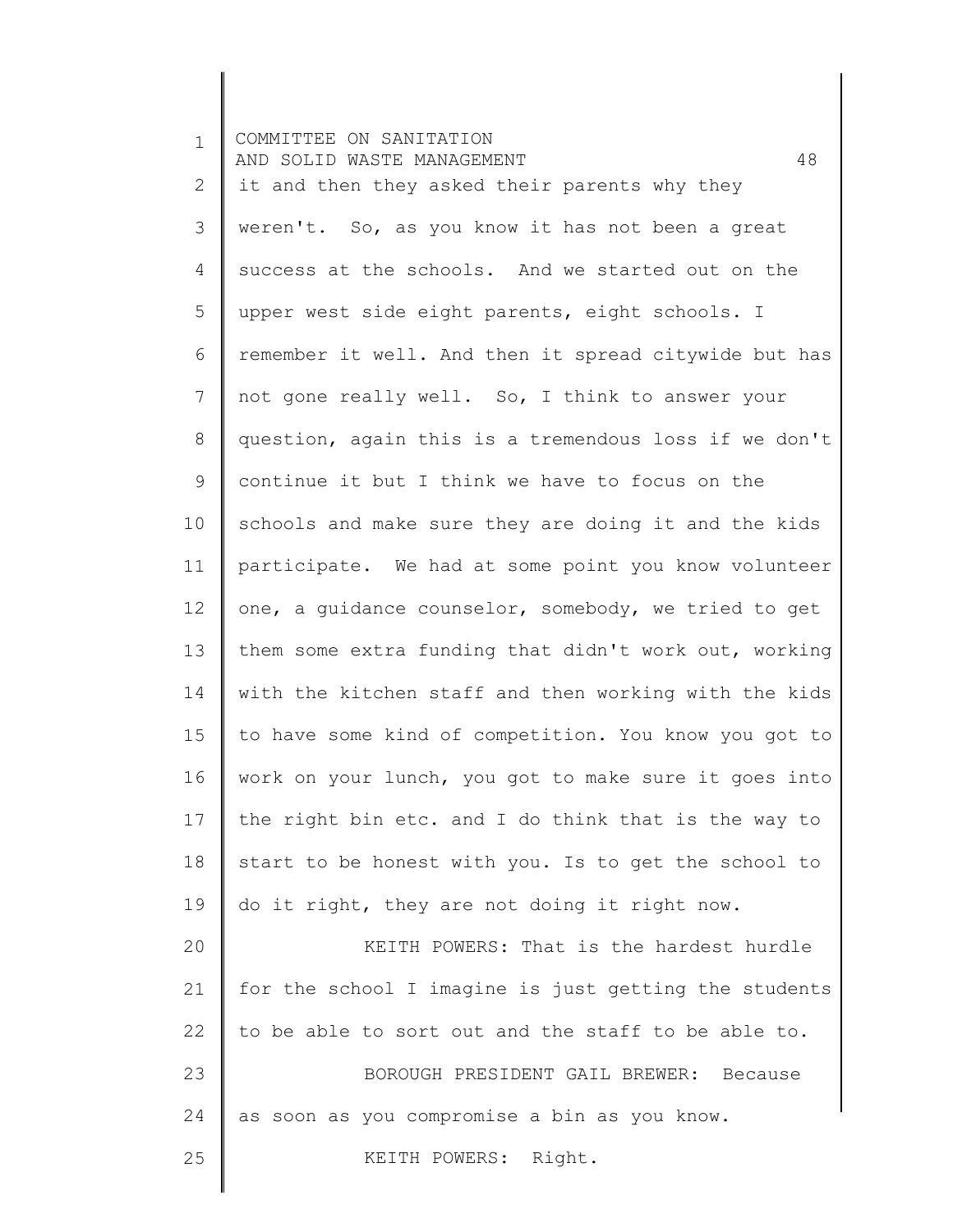it and then they asked their parents why they weren't. So, as you know it has not been a great success at the schools. And we started out on the upper west side eight parents, eight schools. I remember it well. And then it spread citywide but has not gone really well. So, I think to answer your question, again this is a tremendous loss if we don't continue it but I think we have to focus on the schools and make sure they are doing it and the kids participate. We had at some point you know volunteer one, a guidance counselor, somebody, we tried to get them some extra funding that didn't work out, working with the kitchen staff and then working with the kids to have some kind of competition. You know you got to work on your lunch, you got to make sure it goes into the right bin etc. and I do think that is the way to start to be honest with you. Is to get the school to do it right, they are not doing it right now.

KEITH POWERS: That is the hardest hurdle for the school I imagine is just getting the students to be able to sort out and the staff to be able to.

BOROUGH PRESIDENT GAIL BREWER: Because as soon as you compromise a bin as you know.

KEITH POWERS: Right.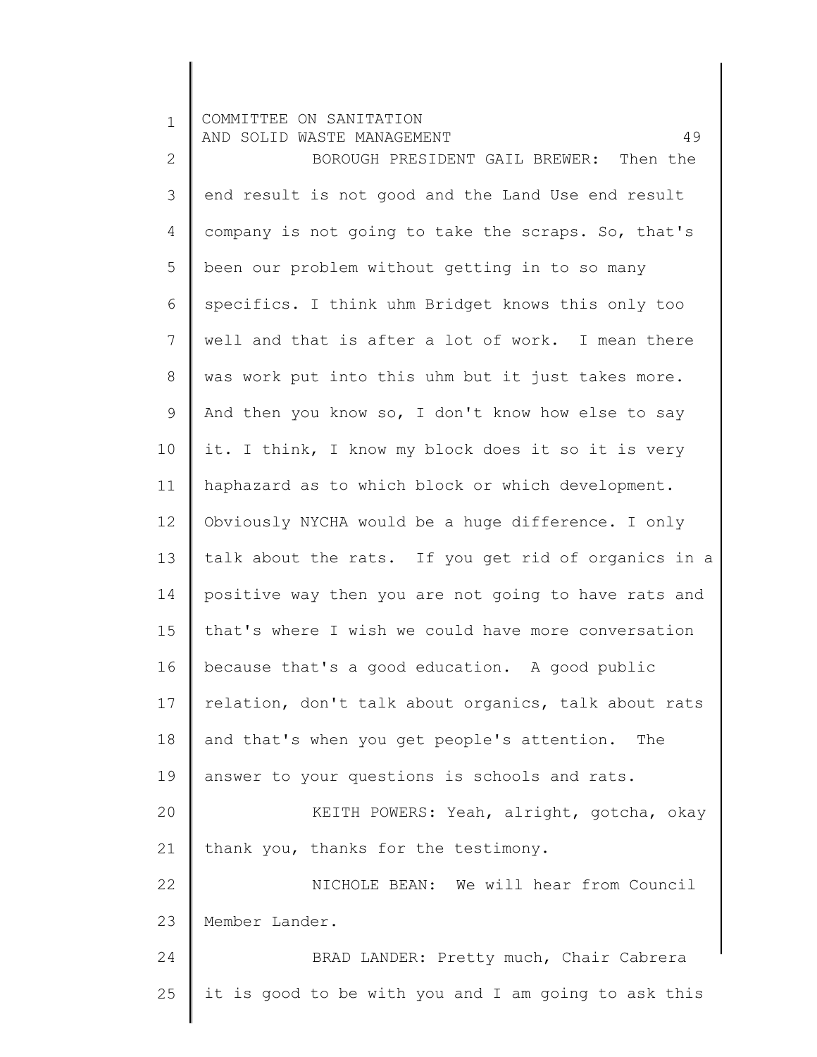BOROUGH PRESIDENT GAIL BREWER: Then the end result is not good and the Land Use end result company is not going to take the scraps. So, that's been our problem without getting in to so many specifics. I think uhm Bridget knows this only too well and that is after a lot of work. I mean there was work put into this uhm but it just takes more. And then you know so, I don't know how else to say it. I think, I know my block does it so it is very haphazard as to which block or which development. Obviously NYCHA would be a huge difference. I only talk about the rats. If you get rid of organics in a positive way then you are not going to have rats and that's where I wish we could have more conversation because that's a good education. A good public relation, don't talk about organics, talk about rats and that's when you get people's attention. The answer to your questions is schools and rats.

KEITH POWERS: Yeah, alright, gotcha, okay thank you, thanks for the testimony.

NICHOLE BEAN: We will hear from Council Member Lander.

BRAD LANDER: Pretty much, Chair Cabrera it is good to be with you and I am going to ask this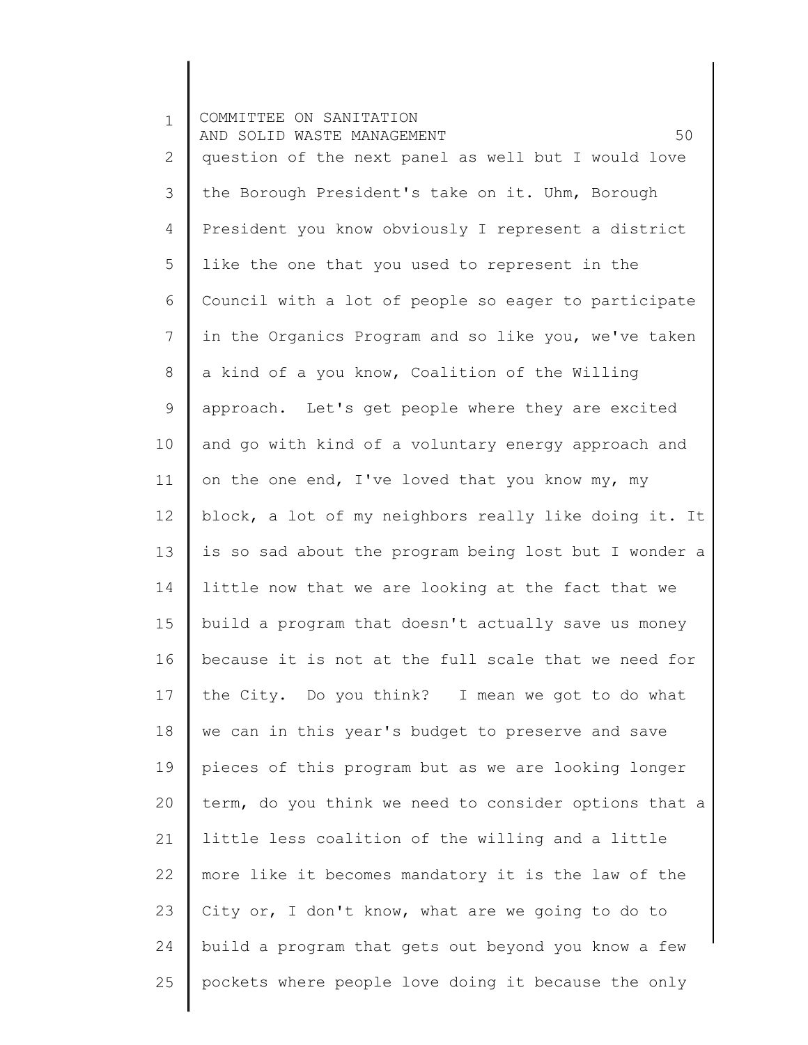question of the next panel as well but I would love the Borough President's take on it. Uhm, Borough President you know obviously I represent a district like the one that you used to represent in the Council with a lot of people so eager to participate in the Organics Program and so like you, we've taken a kind of a you know, Coalition of the Willing approach. Let's get people where they are excited and go with kind of a voluntary energy approach and on the one end, I've loved that you know my, my block, a lot of my neighbors really like doing it. It is so sad about the program being lost but I wonder a little now that we are looking at the fact that we build a program that doesn't actually save us money because it is not at the full scale that we need for the City. Do you think? I mean we got to do what we can in this year's budget to preserve and save pieces of this program but as we are looking longer term, do you think we need to consider options that a little less coalition of the willing and a little more like it becomes mandatory it is the law of the City or, I don't know, what are we going to do to build a program that gets out beyond you know a few pockets where people love doing it because the only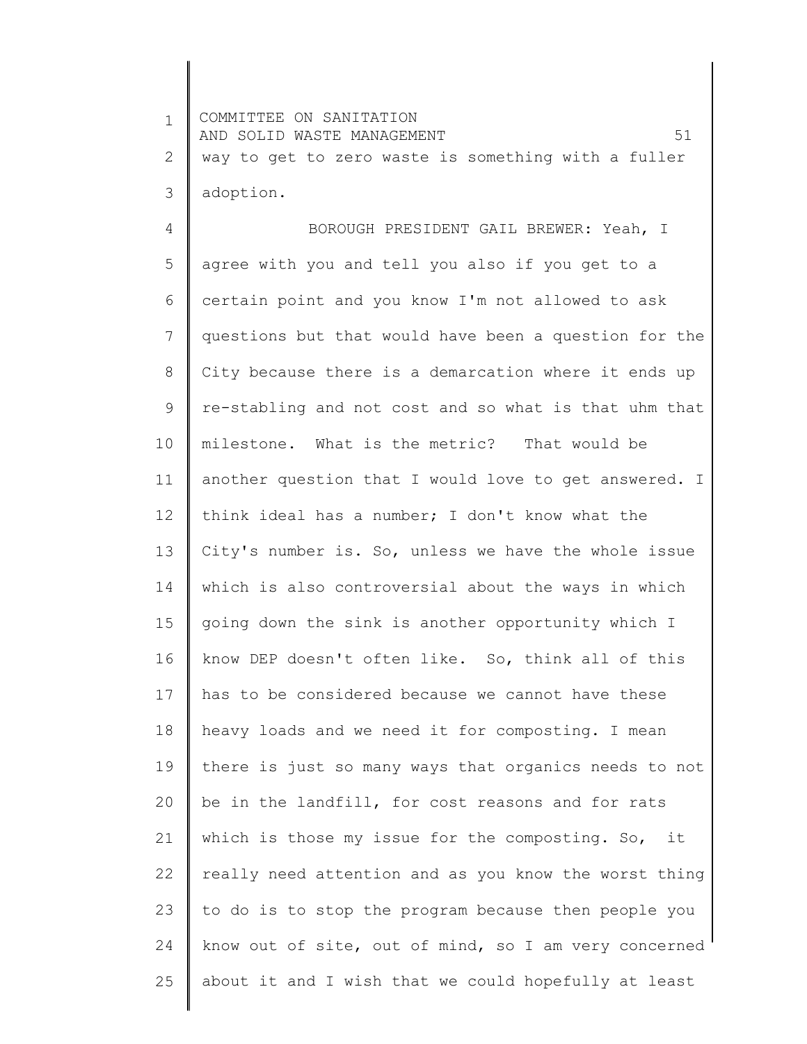way to get to zero waste is something with a fuller adoption.

BOROUGH PRESIDENT GAIL BREWER: Yeah, I agree with you and tell you also if you get to a certain point and you know I'm not allowed to ask questions but that would have been a question for the City because there is a demarcation where it ends up re-stabling and not cost and so what is that uhm that milestone. What is the metric? That would be another question that I would love to get answered. I think ideal has a number; I don't know what the City's number is. So, unless we have the whole issue which is also controversial about the ways in which going down the sink is another opportunity which I know DEP doesn't often like. So, think all of this has to be considered because we cannot have these heavy loads and we need it for composting. I mean there is just so many ways that organics needs to not be in the landfill, for cost reasons and for rats which is those my issue for the composting. So, it really need attention and as you know the worst thing to do is to stop the program because then people you know out of site, out of mind, so I am very concerned about it and I wish that we could hopefully at least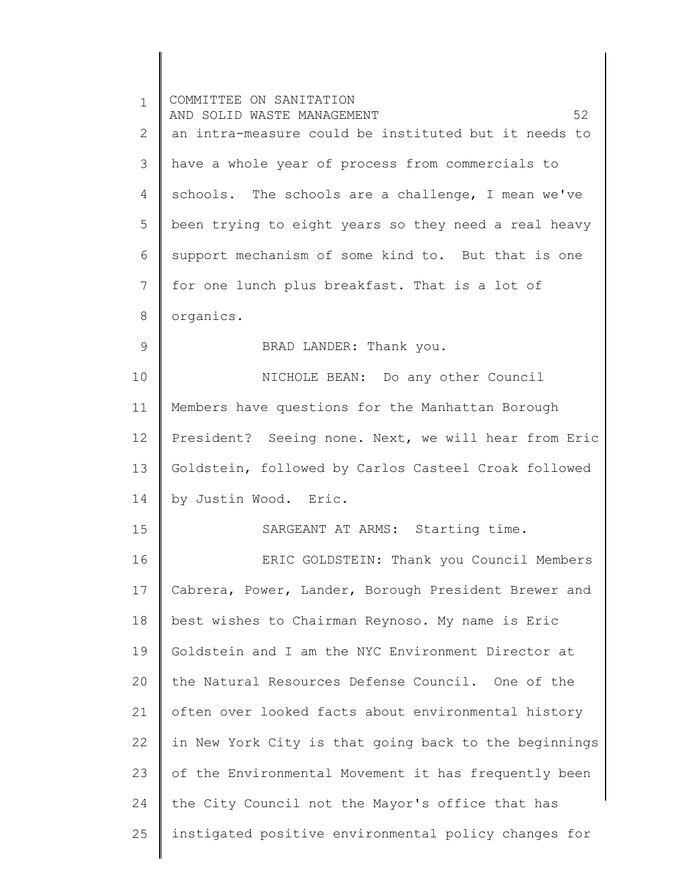an intra-measure could be instituted but it needs to have a whole year of process from commercials to schools. The schools are a challenge, I mean we've been trying to eight years so they need a real heavy support mechanism of some kind to. But that is one for one lunch plus breakfast. That is a lot of organics.

BRAD LANDER: Thank you.

NICHOLE BEAN: Do any other Council Members have questions for the Manhattan Borough President? Seeing none. Next, we will hear from Eric Goldstein, followed by Carlos Casteel Croak followed by Justin Wood. Eric.

SARGEANT AT ARMS: Starting time.

ERIC GOLDSTEIN: Thank you Council Members Cabrera, Power, Lander, Borough President Brewer and best wishes to Chairman Reynoso. My name is Eric Goldstein and I am the NYC Environment Director at the Natural Resources Defense Council. One of the often over looked facts about environmental history in New York City is that going back to the beginnings of the Environmental Movement it has frequently been the City Council not the Mayor's office that has instigated positive environmental policy changes for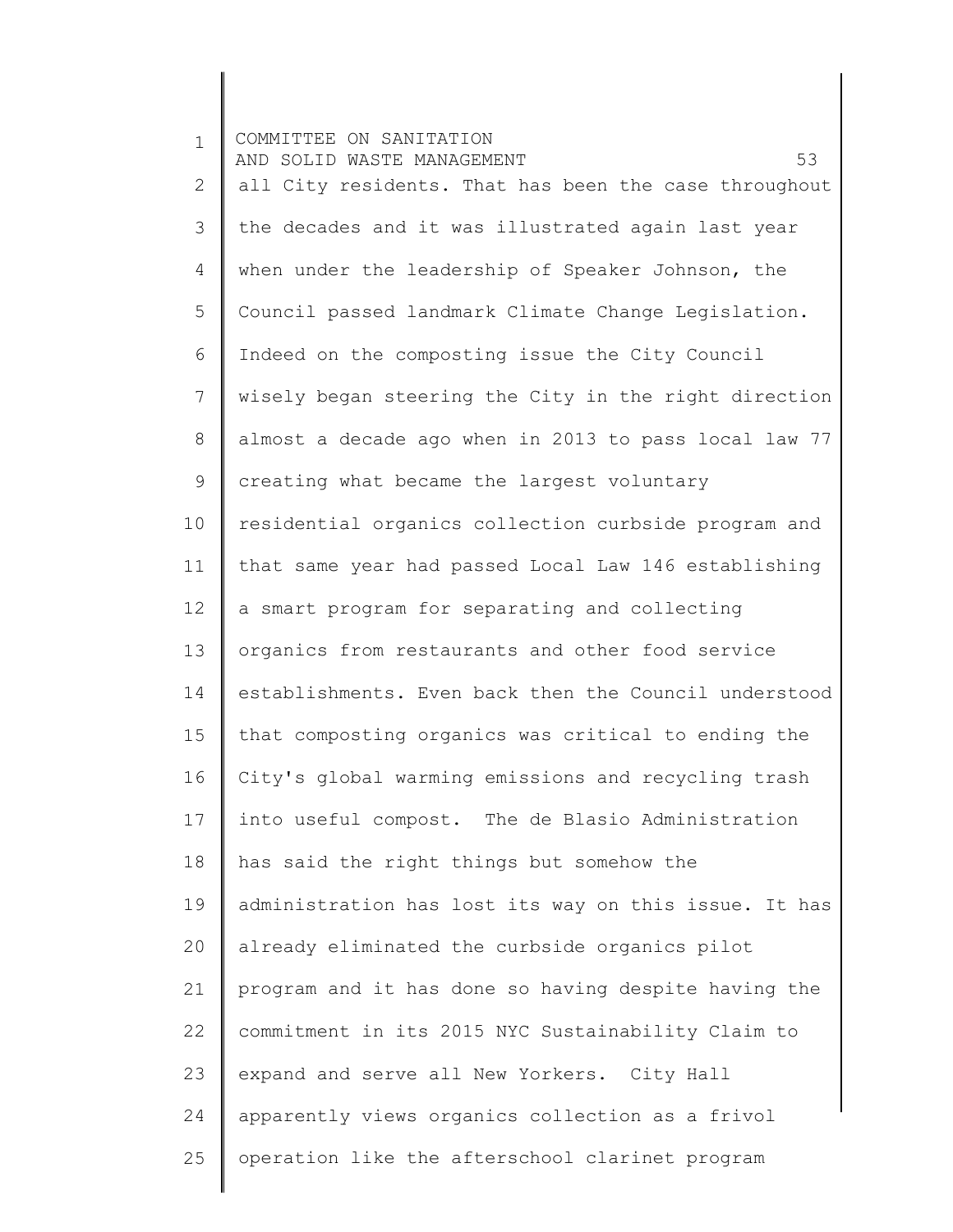all City residents. That has been the case throughout the decades and it was illustrated again last year when under the leadership of Speaker Johnson, the Council passed landmark Climate Change Legislation. Indeed on the composting issue the City Council wisely began steering the City in the right direction almost a decade ago when in 2013 to pass local law 77 creating what became the largest voluntary residential organics collection curbside program and that same year had passed Local Law 146 establishing a smart program for separating and collecting organics from restaurants and other food service establishments. Even back then the Council understood that composting organics was critical to ending the City's global warming emissions and recycling trash into useful compost. The de Blasio Administration has said the right things but somehow the administration has lost its way on this issue. It has already eliminated the curbside organics pilot program and it has done so having despite having the commitment in its 2015 NYC Sustainability Claim to expand and serve all New Yorkers. City Hall apparently views organics collection as a frivol operation like the afterschool clarinet program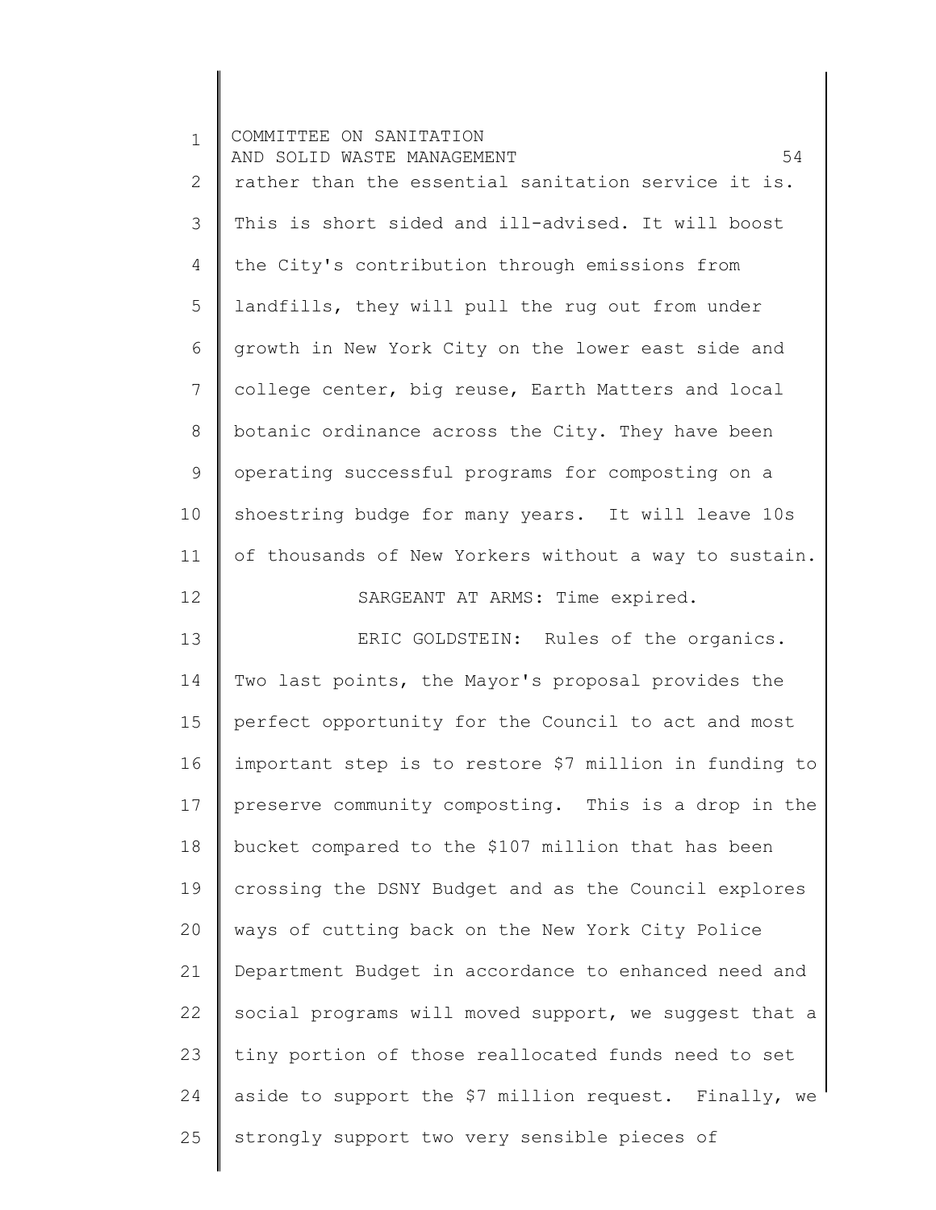rather than the essential sanitation service it is. This is short sided and ill-advised. It will boost the City's contribution through emissions from landfills, they will pull the rug out from under growth in New York City on the lower east side and college center, big reuse, Earth Matters and local botanic ordinance across the City. They have been operating successful programs for composting on a shoestring budge for many years. It will leave 10s of thousands of New Yorkers without a way to sustain.

SARGEANT AT ARMS: Time expired.

ERIC GOLDSTEIN: Rules of the organics. Two last points, the Mayor's proposal provides the perfect opportunity for the Council to act and most important step is to restore $7 million in funding to preserve community composting. This is a drop in the bucket compared to the $107 million that has been crossing the DSNY Budget and as the Council explores ways of cutting back on the New York City Police Department Budget in accordance to enhanced need and social programs will moved support, we suggest that a tiny portion of those reallocated funds need to set aside to support the $7 million request. Finally, we strongly support two very sensible pieces of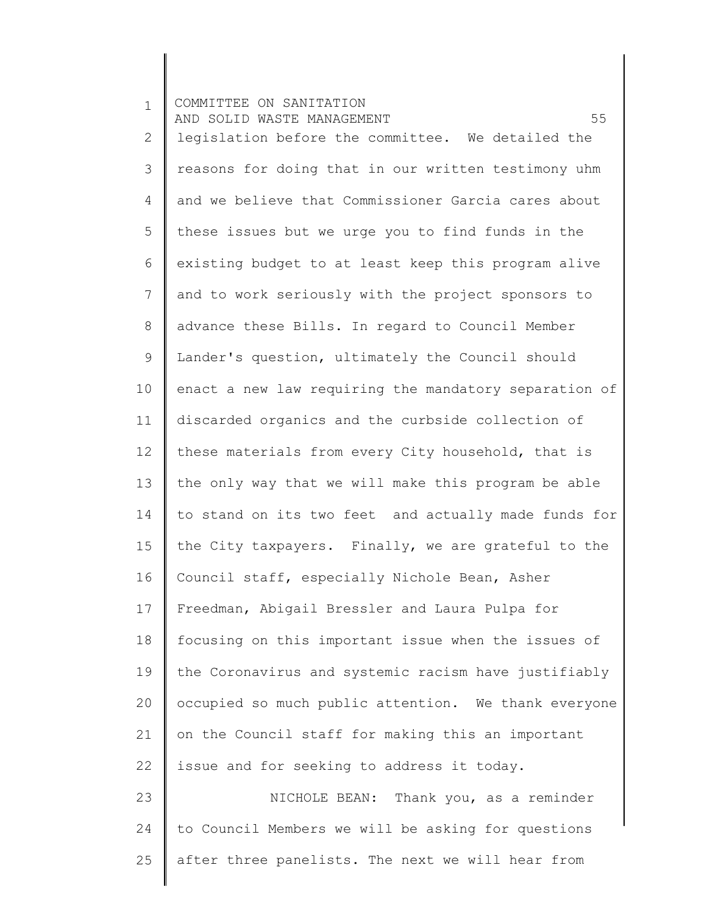legislation before the committee. We detailed the reasons for doing that in our written testimony uhm and we believe that Commissioner Garcia cares about these issues but we urge you to find funds in the existing budget to at least keep this program alive and to work seriously with the project sponsors to advance these Bills. In regard to Council Member Lander's question, ultimately the Council should enact a new law requiring the mandatory separation of discarded organics and the curbside collection of these materials from every City household, that is the only way that we will make this program be able to stand on its two feet and actually made funds for the City taxpayers. Finally, we are grateful to the Council staff, especially Nichole Bean, Asher Freedman, Abigail Bressler and Laura Pulpa for focusing on this important issue when the issues of the Coronavirus and systemic racism have justifiably occupied so much public attention. We thank everyone on the Council staff for making this an important issue and for seeking to address it today.

NICHOLE BEAN: Thank you, as a reminder to Council Members we will be asking for questions after three panelists. The next we will hear from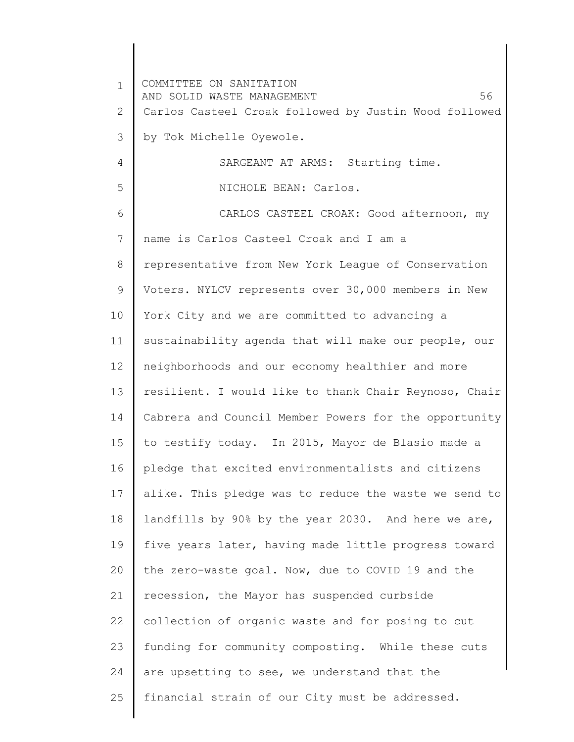Carlos Casteel Croak followed by Justin Wood followed by Tok Michelle Oyewole.

SARGEANT AT ARMS: Starting time.

NICHOLE BEAN: Carlos.

CARLOS CASTEEL CROAK: Good afternoon, my name is Carlos Casteel Croak and I am a representative from New York League of Conservation Voters. NYLCV represents over 30,000 members in New York City and we are committed to advancing a sustainability agenda that will make our people, our neighborhoods and our economy healthier and more resilient. I would like to thank Chair Reynoso, Chair Cabrera and Council Member Powers for the opportunity to testify today. In 2015, Mayor de Blasio made a pledge that excited environmentalists and citizens alike. This pledge was to reduce the waste we send to landfills by 90% by the year 2030. And here we are, five years later, having made little progress toward the zero-waste goal. Now, due to COVID 19 and the recession, the Mayor has suspended curbside collection of organic waste and for posing to cut funding for community composting. While these cuts are upsetting to see, we understand that the financial strain of our City must be addressed.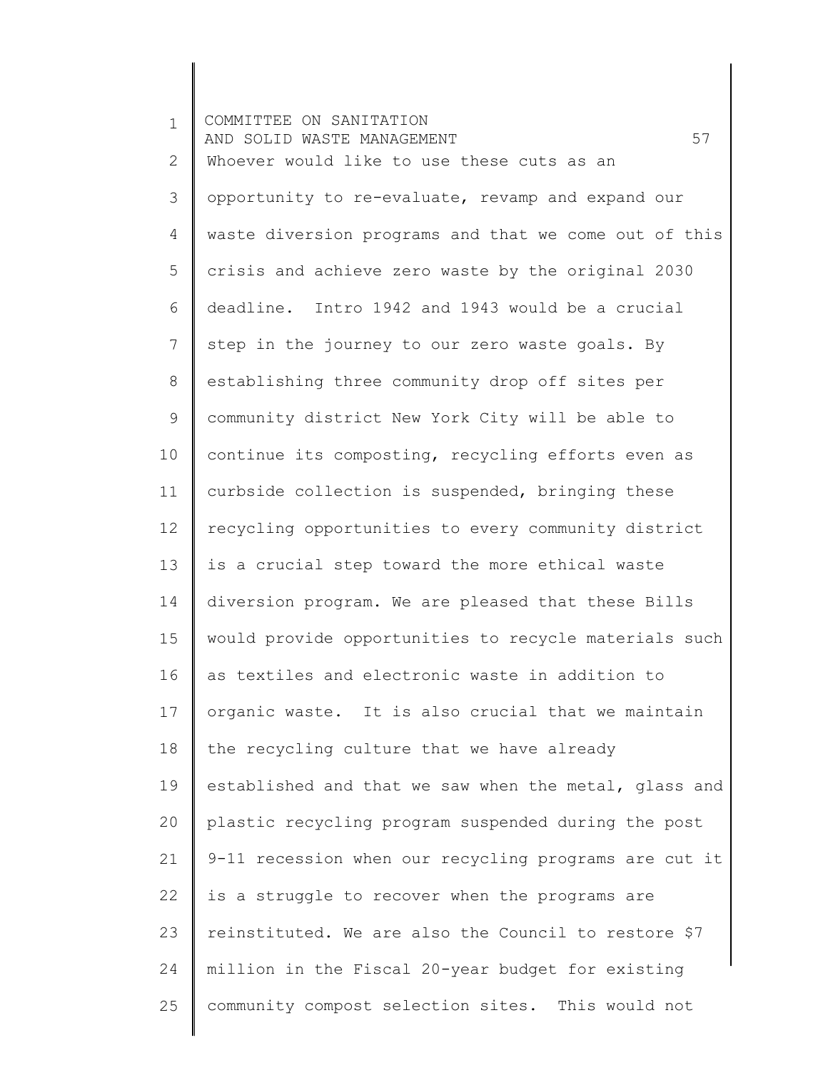Whoever would like to use these cuts as an opportunity to re-evaluate, revamp and expand our waste diversion programs and that we come out of this crisis and achieve zero waste by the original 2030 deadline. Intro 1942 and 1943 would be a crucial step in the journey to our zero waste goals. By establishing three community drop off sites per community district New York City will be able to continue its composting, recycling efforts even as curbside collection is suspended, bringing these recycling opportunities to every community district is a crucial step toward the more ethical waste diversion program. We are pleased that these Bills would provide opportunities to recycle materials such as textiles and electronic waste in addition to organic waste. It is also crucial that we maintain the recycling culture that we have already established and that we saw when the metal, glass and plastic recycling program suspended during the post 9-11 recession when our recycling programs are cut it is a struggle to recover when the programs are reinstituted. We are also the Council to restore $7 million in the Fiscal 20-year budget for existing community compost selection sites. This would not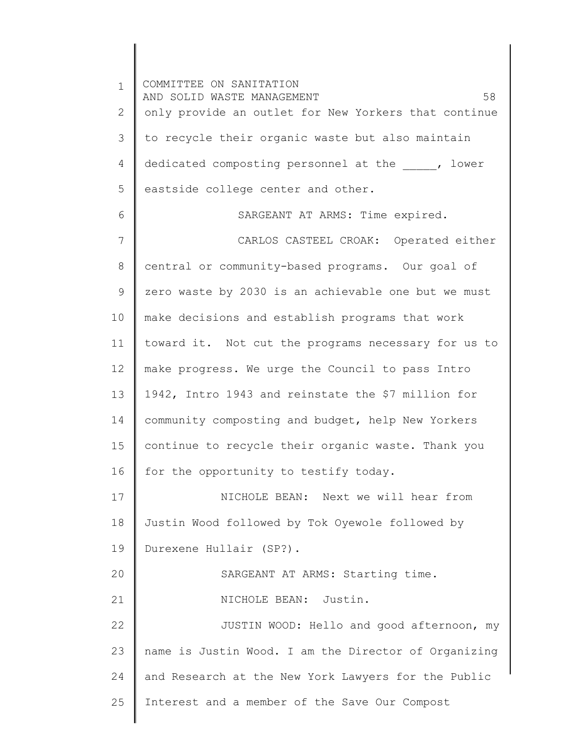only provide an outlet for New Yorkers that continue to recycle their organic waste but also maintain dedicated composting personnel at the _____, lower eastside college center and other.

SARGEANT AT ARMS: Time expired.

CARLOS CASTEEL CROAK: Operated either central or community-based programs. Our goal of zero waste by 2030 is an achievable one but we must make decisions and establish programs that work toward it. Not cut the programs necessary for us to make progress. We urge the Council to pass Intro 1942, Intro 1943 and reinstate the $7 million for community composting and budget, help New Yorkers continue to recycle their organic waste. Thank you for the opportunity to testify today.

NICHOLE BEAN: Next we will hear from Justin Wood followed by Tok Oyewole followed by Durexene Hullair (SP?).

SARGEANT AT ARMS: Starting time.

NICHOLE BEAN: Justin.

JUSTIN WOOD: Hello and good afternoon, my name is Justin Wood. I am the Director of Organizing and Research at the New York Lawyers for the Public Interest and a member of the Save Our Compost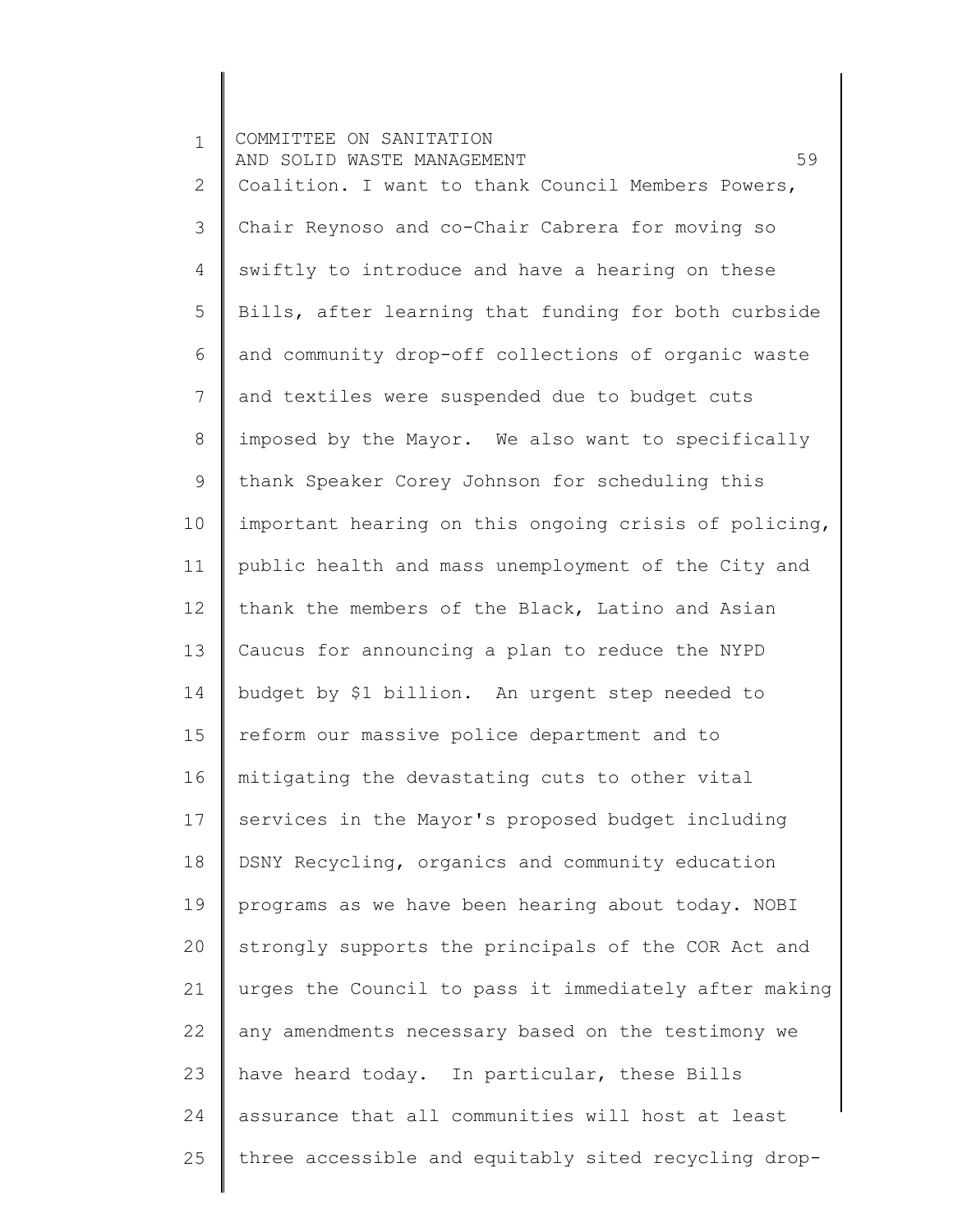Coalition. I want to thank Council Members Powers, Chair Reynoso and co-Chair Cabrera for moving so swiftly to introduce and have a hearing on these Bills, after learning that funding for both curbside and community drop-off collections of organic waste and textiles were suspended due to budget cuts imposed by the Mayor. We also want to specifically thank Speaker Corey Johnson for scheduling this important hearing on this ongoing crisis of policing, public health and mass unemployment of the City and thank the members of the Black, Latino and Asian Caucus for announcing a plan to reduce the NYPD budget by $1 billion. An urgent step needed to reform our massive police department and to mitigating the devastating cuts to other vital services in the Mayor's proposed budget including DSNY Recycling, organics and community education programs as we have been hearing about today. NOBI strongly supports the principals of the COR Act and urges the Council to pass it immediately after making any amendments necessary based on the testimony we have heard today. In particular, these Bills assurance that all communities will host at least three accessible and equitably sited recycling drop-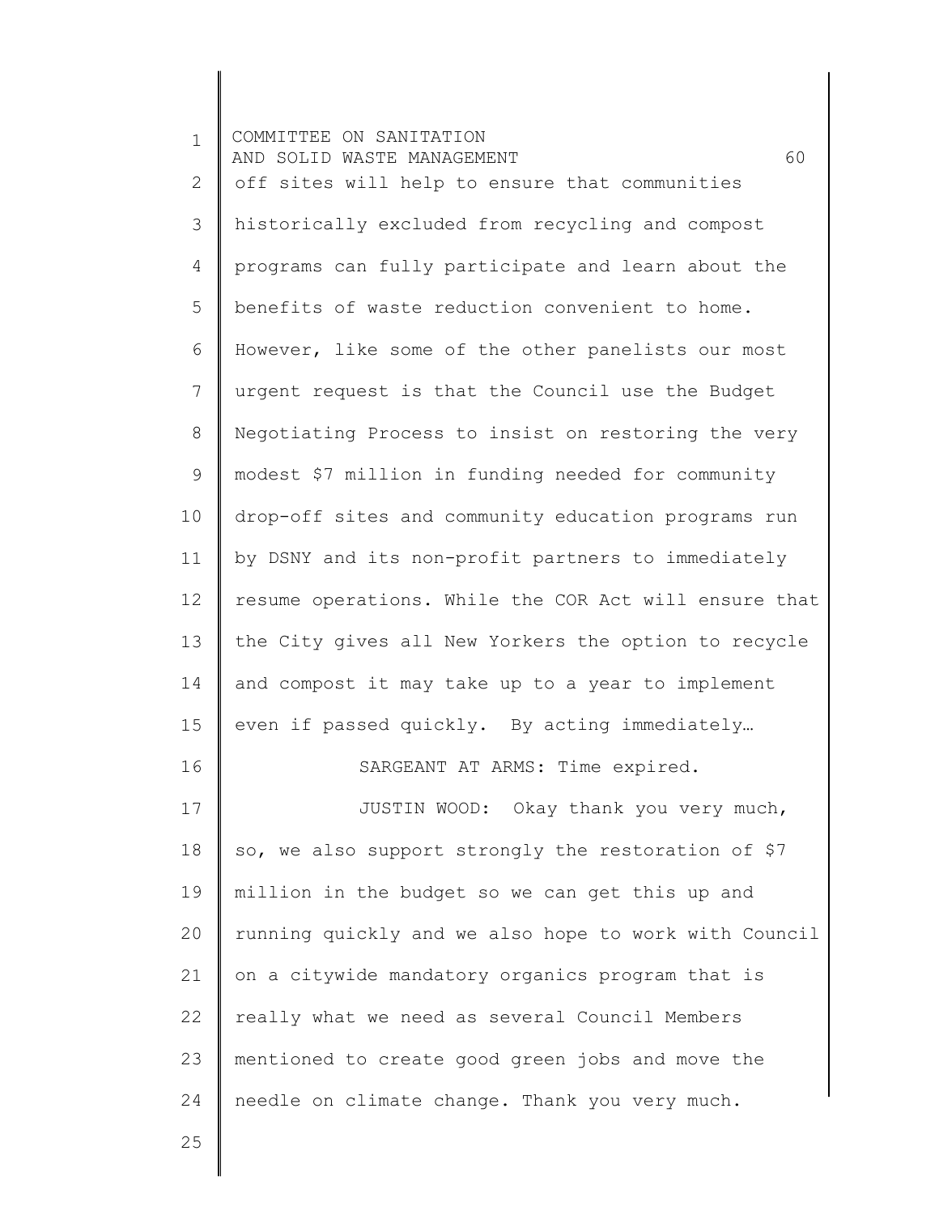off sites will help to ensure that communities historically excluded from recycling and compost programs can fully participate and learn about the benefits of waste reduction convenient to home. However, like some of the other panelists our most urgent request is that the Council use the Budget Negotiating Process to insist on restoring the very modest $7 million in funding needed for community drop-off sites and community education programs run by DSNY and its non-profit partners to immediately resume operations. While the COR Act will ensure that the City gives all New Yorkers the option to recycle and compost it may take up to a year to implement even if passed quickly. By acting immediately…

SARGEANT AT ARMS: Time expired.

JUSTIN WOOD: Okay thank you very much, so, we also support strongly the restoration of $7 million in the budget so we can get this up and running quickly and we also hope to work with Council on a citywide mandatory organics program that is really what we need as several Council Members mentioned to create good green jobs and move the needle on climate change. Thank you very much.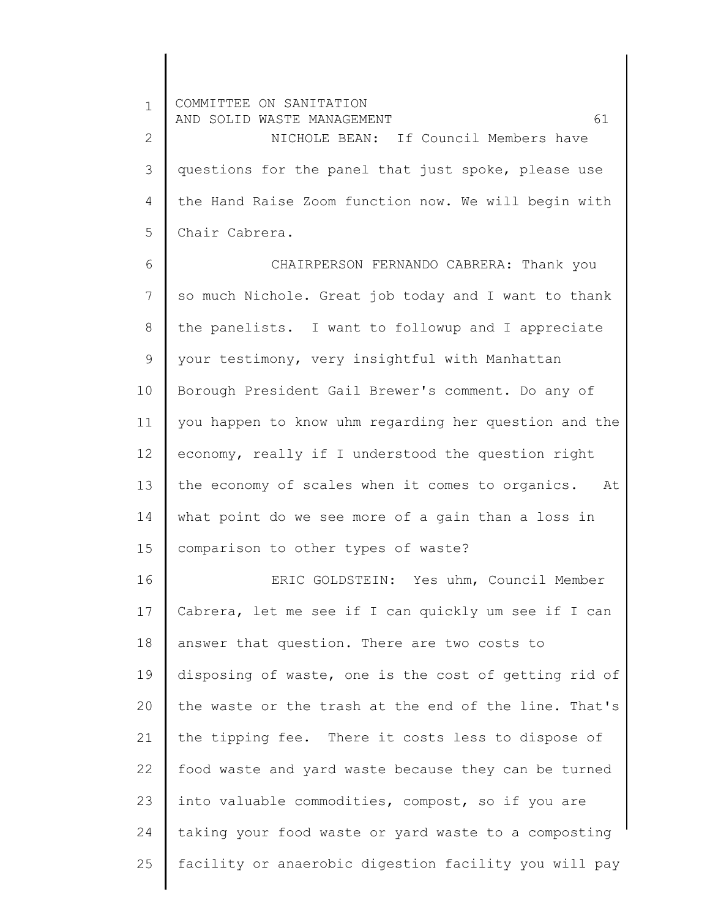NICHOLE BEAN: If Council Members have questions for the panel that just spoke, please use the Hand Raise Zoom function now. We will begin with Chair Cabrera.

CHAIRPERSON FERNANDO CABRERA: Thank you so much Nichole. Great job today and I want to thank the panelists. I want to followup and I appreciate your testimony, very insightful with Manhattan Borough President Gail Brewer's comment. Do any of you happen to know uhm regarding her question and the economy, really if I understood the question right the economy of scales when it comes to organics. At what point do we see more of a gain than a loss in comparison to other types of waste?

ERIC GOLDSTEIN: Yes uhm, Council Member Cabrera, let me see if I can quickly um see if I can answer that question. There are two costs to disposing of waste, one is the cost of getting rid of the waste or the trash at the end of the line. That's the tipping fee. There it costs less to dispose of food waste and yard waste because they can be turned into valuable commodities, compost, so if you are taking your food waste or yard waste to a composting facility or anaerobic digestion facility you will pay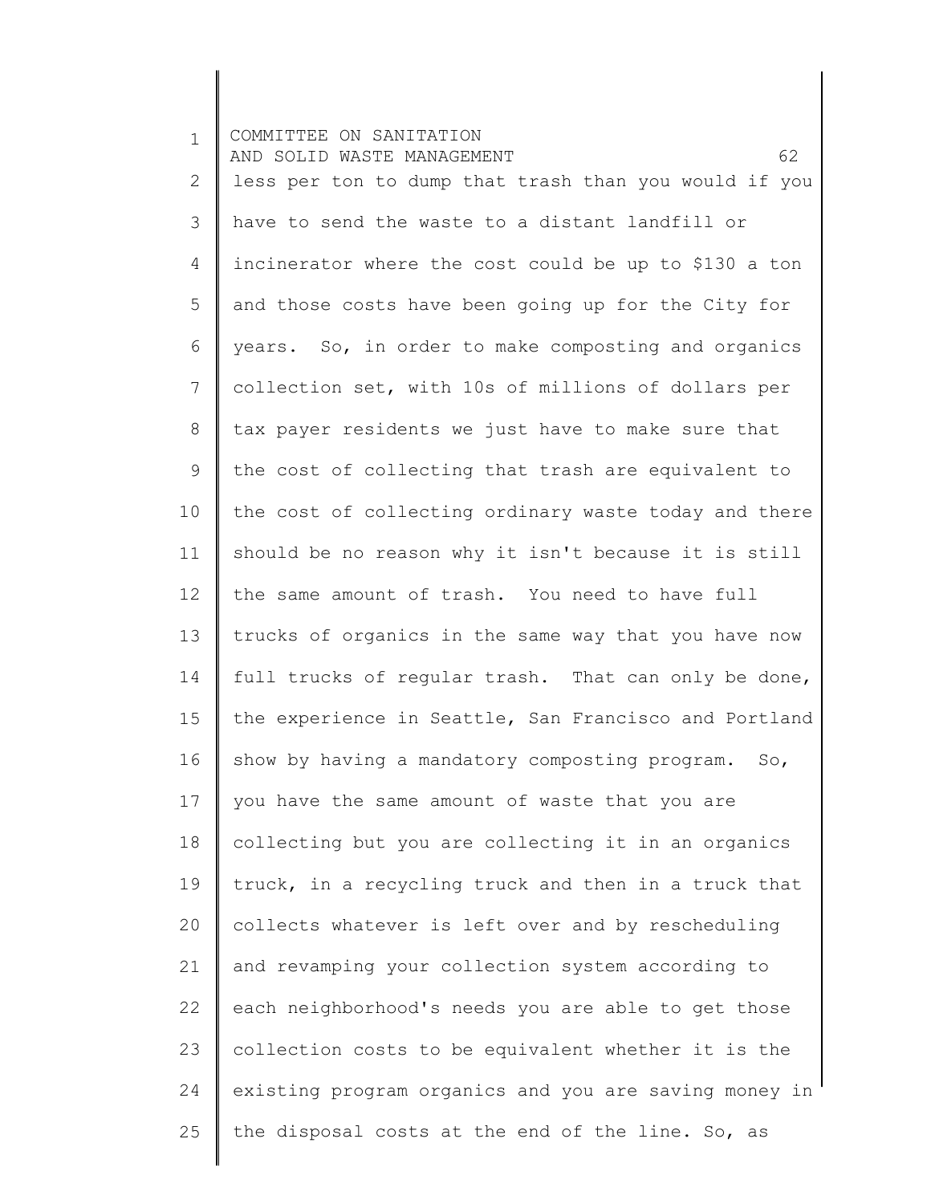less per ton to dump that trash than you would if you have to send the waste to a distant landfill or incinerator where the cost could be up to $130 a ton and those costs have been going up for the City for years. So, in order to make composting and organics collection set, with 10s of millions of dollars per tax payer residents we just have to make sure that the cost of collecting that trash are equivalent to the cost of collecting ordinary waste today and there should be no reason why it isn't because it is still the same amount of trash. You need to have full trucks of organics in the same way that you have now full trucks of regular trash. That can only be done, the experience in Seattle, San Francisco and Portland show by having a mandatory composting program. So, you have the same amount of waste that you are collecting but you are collecting it in an organics truck, in a recycling truck and then in a truck that collects whatever is left over and by rescheduling and revamping your collection system according to each neighborhood's needs you are able to get those collection costs to be equivalent whether it is the existing program organics and you are saving money in the disposal costs at the end of the line. So, as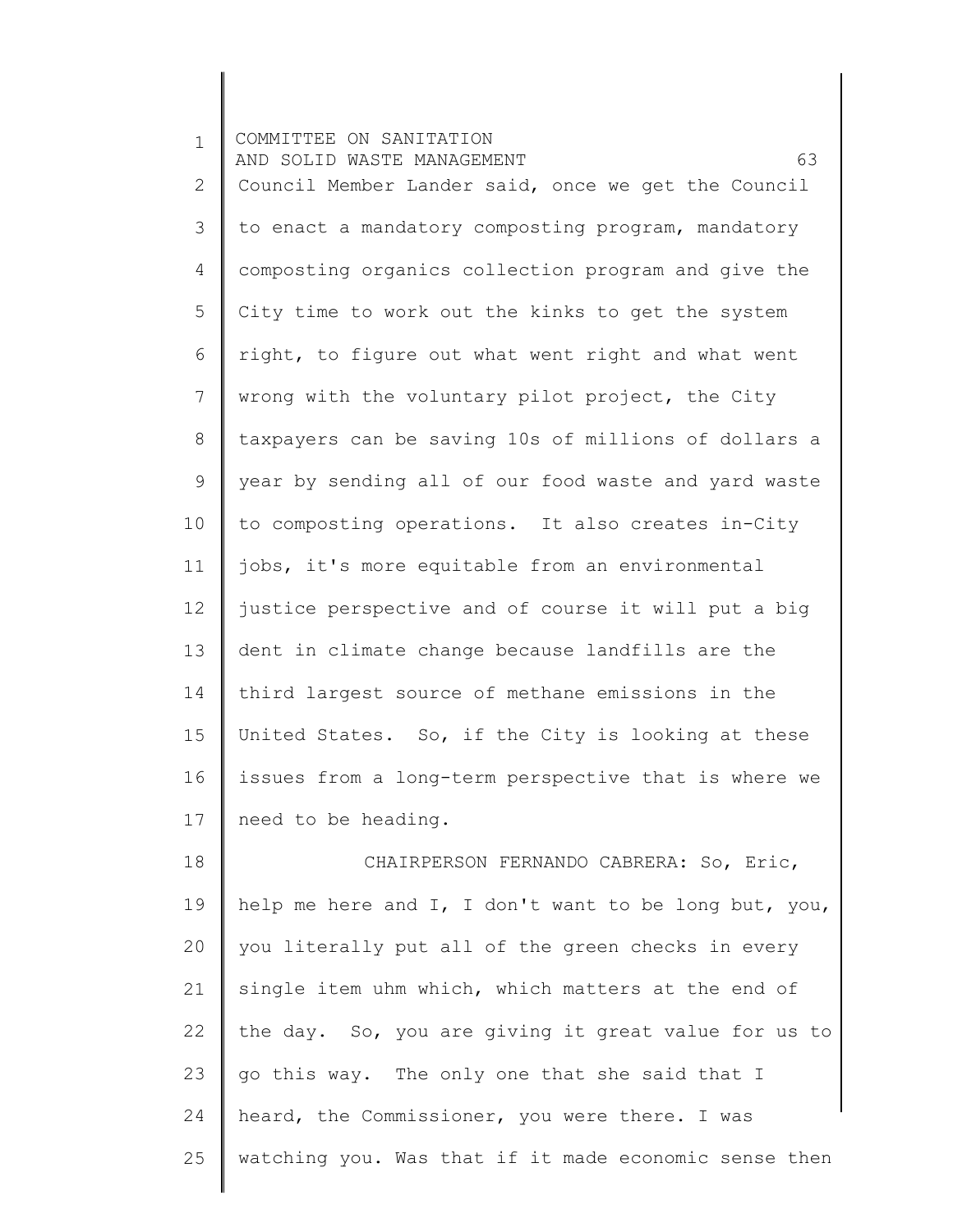Council Member Lander said, once we get the Council to enact a mandatory composting program, mandatory composting organics collection program and give the City time to work out the kinks to get the system right, to figure out what went right and what went wrong with the voluntary pilot project, the City taxpayers can be saving 10s of millions of dollars a year by sending all of our food waste and yard waste to composting operations. It also creates in-City jobs, it's more equitable from an environmental justice perspective and of course it will put a big dent in climate change because landfills are the third largest source of methane emissions in the United States. So, if the City is looking at these issues from a long-term perspective that is where we need to be heading.

CHAIRPERSON FERNANDO CABRERA: So, Eric, help me here and I, I don't want to be long but, you, you literally put all of the green checks in every single item uhm which, which matters at the end of the day. So, you are giving it great value for us to go this way. The only one that she said that I heard, the Commissioner, you were there. I was watching you. Was that if it made economic sense then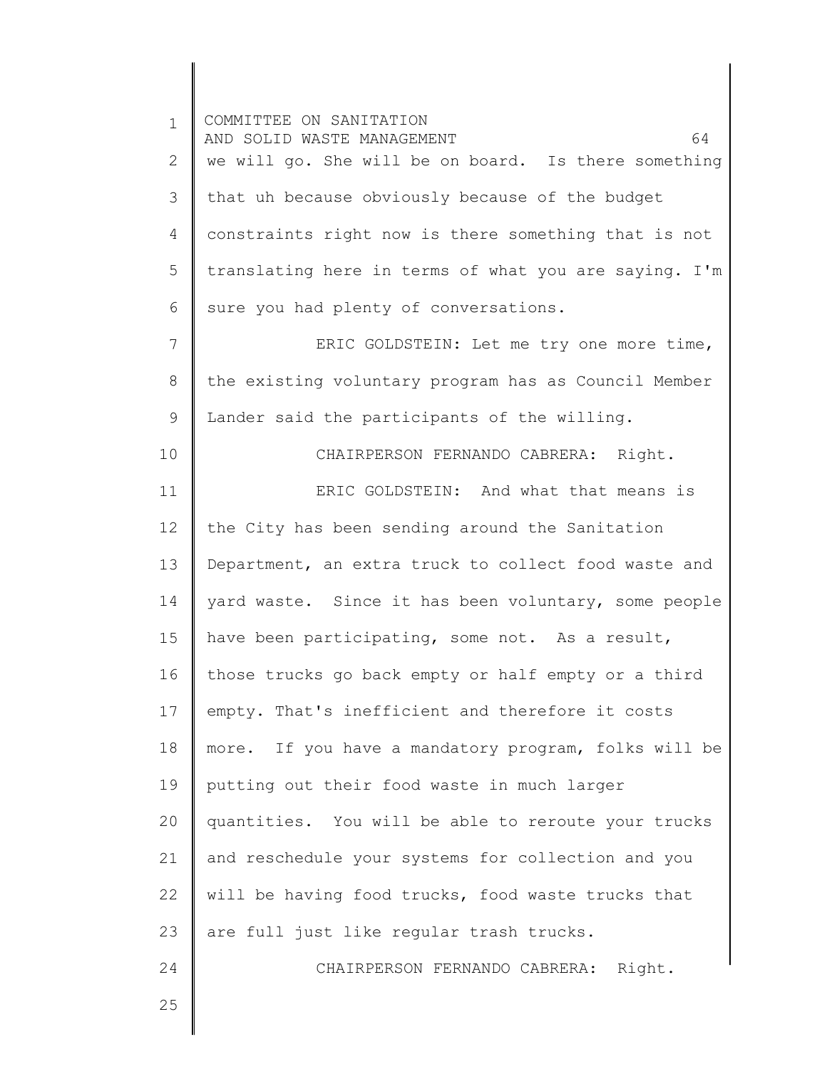we will go. She will be on board. Is there something that uh because obviously because of the budget constraints right now is there something that is not translating here in terms of what you are saying. I'm sure you had plenty of conversations.

ERIC GOLDSTEIN: Let me try one more time, the existing voluntary program has as Council Member Lander said the participants of the willing.

CHAIRPERSON FERNANDO CABRERA: Right.

ERIC GOLDSTEIN: And what that means is the City has been sending around the Sanitation Department, an extra truck to collect food waste and yard waste. Since it has been voluntary, some people have been participating, some not. As a result, those trucks go back empty or half empty or a third empty. That's inefficient and therefore it costs more. If you have a mandatory program, folks will be putting out their food waste in much larger quantities. You will be able to reroute your trucks and reschedule your systems for collection and you will be having food trucks, food waste trucks that are full just like regular trash trucks.

CHAIRPERSON FERNANDO CABRERA: Right.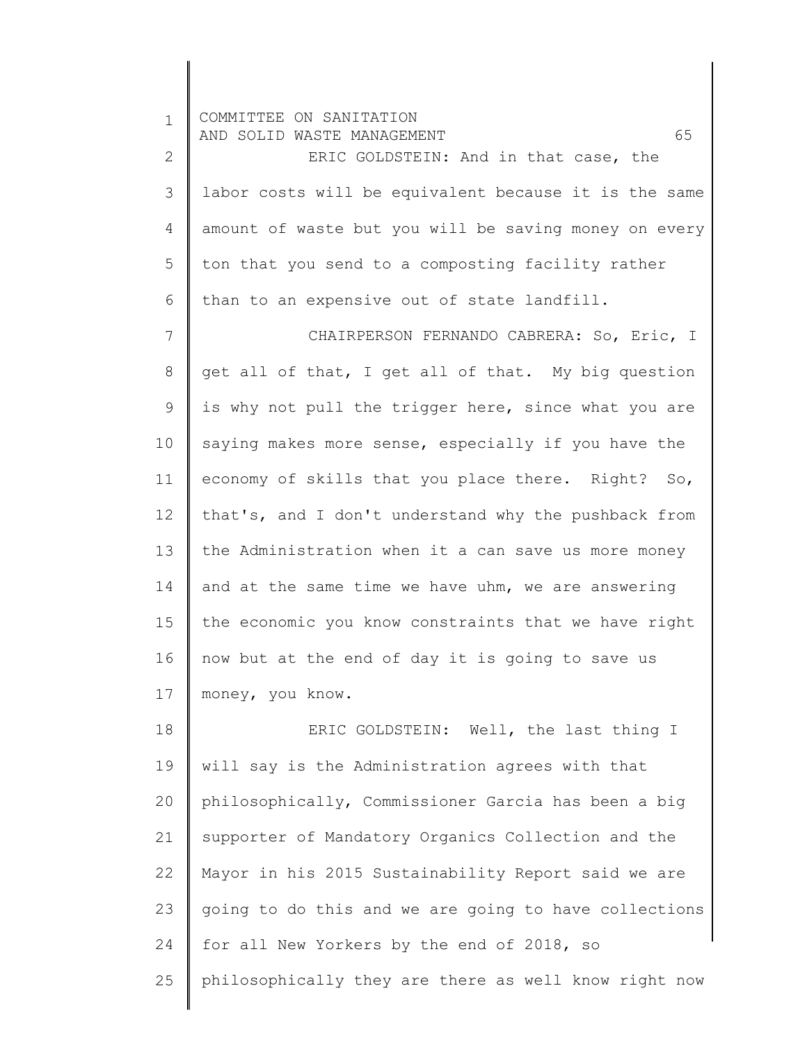ERIC GOLDSTEIN: And in that case, the labor costs will be equivalent because it is the same amount of waste but you will be saving money on every ton that you send to a composting facility rather than to an expensive out of state landfill.

CHAIRPERSON FERNANDO CABRERA: So, Eric, I get all of that, I get all of that. My big question is why not pull the trigger here, since what you are saying makes more sense, especially if you have the economy of skills that you place there. Right? So, that's, and I don't understand why the pushback from the Administration when it a can save us more money and at the same time we have uhm, we are answering the economic you know constraints that we have right now but at the end of day it is going to save us money, you know.

ERIC GOLDSTEIN: Well, the last thing I will say is the Administration agrees with that philosophically, Commissioner Garcia has been a big supporter of Mandatory Organics Collection and the Mayor in his 2015 Sustainability Report said we are going to do this and we are going to have collections for all New Yorkers by the end of 2018, so philosophically they are there as well know right now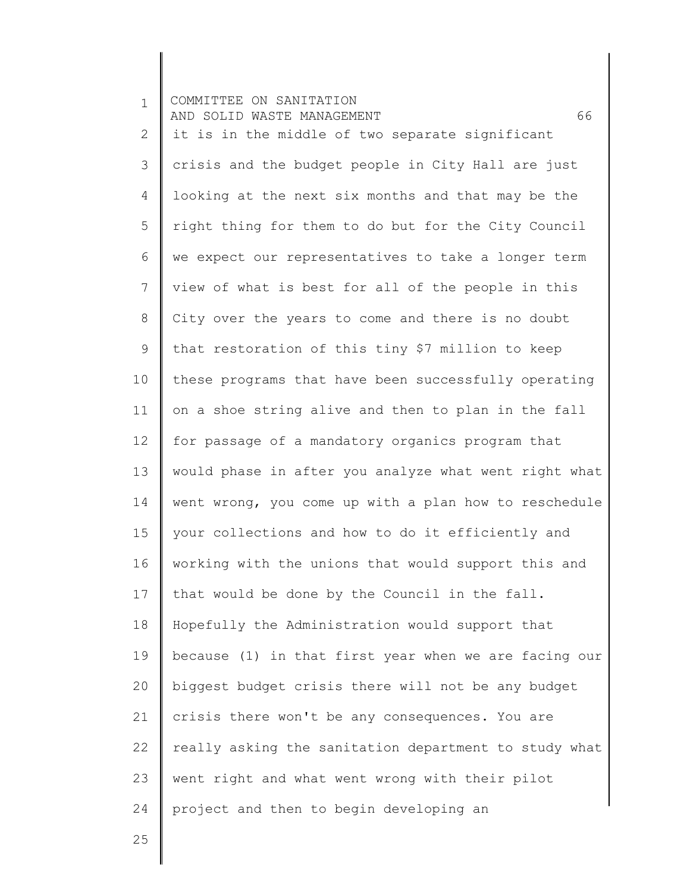it is in the middle of two separate significant crisis and the budget people in City Hall are just looking at the next six months and that may be the right thing for them to do but for the City Council we expect our representatives to take a longer term view of what is best for all of the people in this City over the years to come and there is no doubt that restoration of this tiny $7 million to keep these programs that have been successfully operating on a shoe string alive and then to plan in the fall for passage of a mandatory organics program that would phase in after you analyze what went right what went wrong, you come up with a plan how to reschedule your collections and how to do it efficiently and working with the unions that would support this and that would be done by the Council in the fall. Hopefully the Administration would support that because (1) in that first year when we are facing our biggest budget crisis there will not be any budget crisis there won't be any consequences. You are really asking the sanitation department to study what went right and what went wrong with their pilot project and then to begin developing an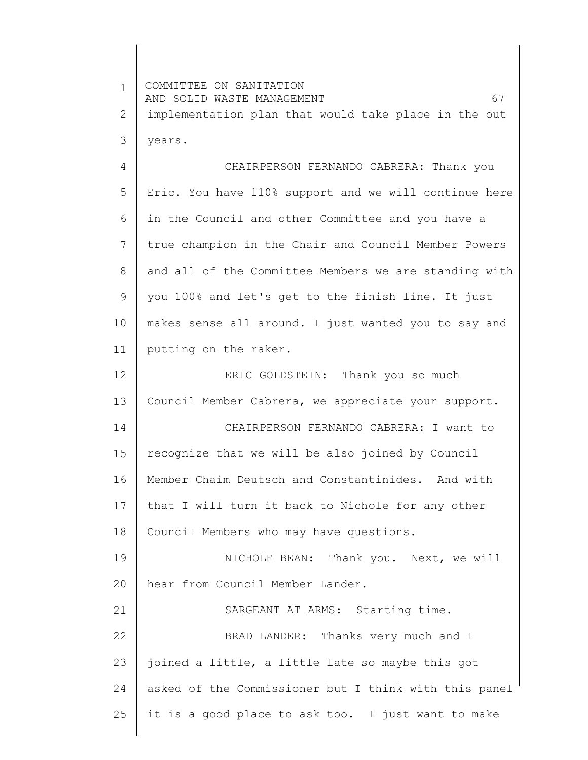implementation plan that would take place in the out years.

CHAIRPERSON FERNANDO CABRERA: Thank you Eric. You have 110% support and we will continue here in the Council and other Committee and you have a true champion in the Chair and Council Member Powers and all of the Committee Members we are standing with you 100% and let's get to the finish line. It just makes sense all around. I just wanted you to say and putting on the raker.

ERIC GOLDSTEIN: Thank you so much Council Member Cabrera, we appreciate your support.

CHAIRPERSON FERNANDO CABRERA: I want to recognize that we will be also joined by Council Member Chaim Deutsch and Constantinides. And with that I will turn it back to Nichole for any other Council Members who may have questions.

NICHOLE BEAN: Thank you. Next, we will hear from Council Member Lander.

SARGEANT AT ARMS: Starting time.

BRAD LANDER: Thanks very much and I joined a little, a little late so maybe this got asked of the Commissioner but I think with this panel it is a good place to ask too. I just want to make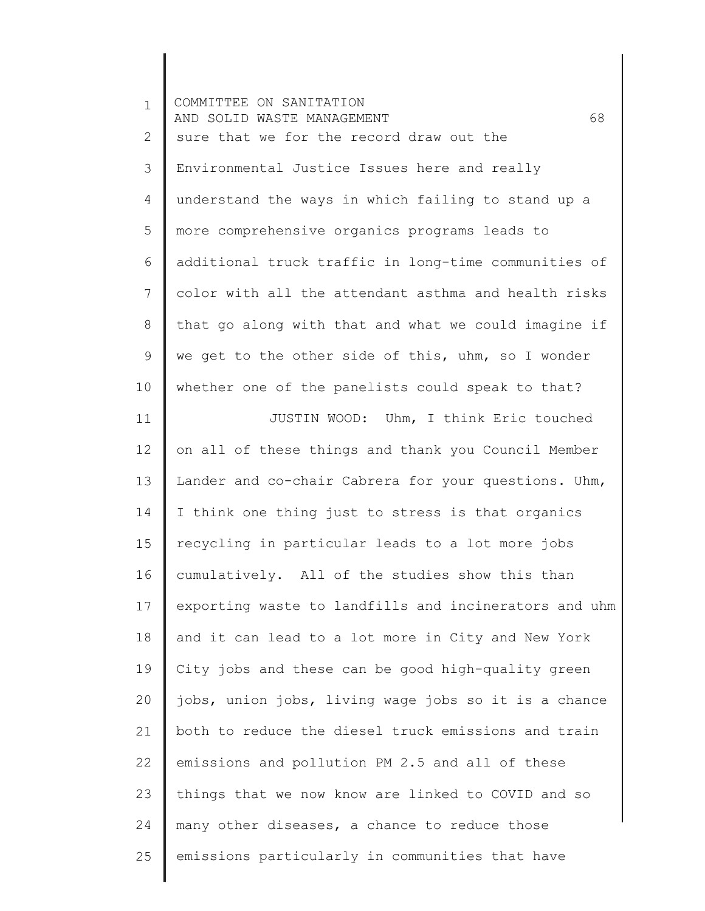sure that we for the record draw out the Environmental Justice Issues here and really understand the ways in which failing to stand up a more comprehensive organics programs leads to additional truck traffic in long-time communities of color with all the attendant asthma and health risks that go along with that and what we could imagine if we get to the other side of this, uhm, so I wonder whether one of the panelists could speak to that?

JUSTIN WOOD: Uhm, I think Eric touched on all of these things and thank you Council Member Lander and co-chair Cabrera for your questions. Uhm, I think one thing just to stress is that organics recycling in particular leads to a lot more jobs cumulatively. All of the studies show this than exporting waste to landfills and incinerators and uhm and it can lead to a lot more in City and New York City jobs and these can be good high-quality green jobs, union jobs, living wage jobs so it is a chance both to reduce the diesel truck emissions and train emissions and pollution PM 2.5 and all of these things that we now know are linked to COVID and so many other diseases, a chance to reduce those emissions particularly in communities that have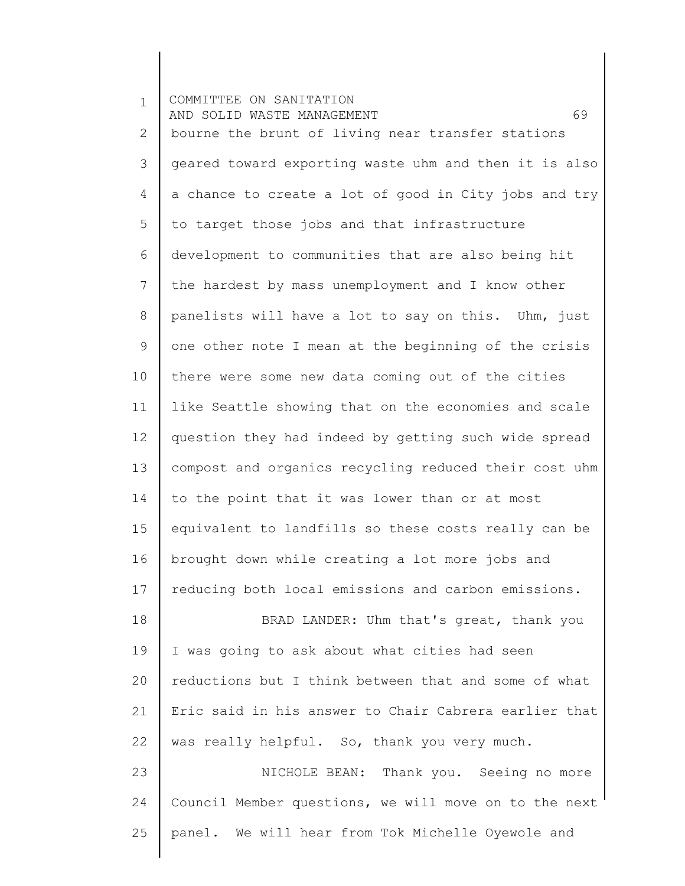bourne the brunt of living near transfer stations geared toward exporting waste uhm and then it is also a chance to create a lot of good in City jobs and try to target those jobs and that infrastructure development to communities that are also being hit the hardest by mass unemployment and I know other panelists will have a lot to say on this. Uhm, just one other note I mean at the beginning of the crisis there were some new data coming out of the cities like Seattle showing that on the economies and scale question they had indeed by getting such wide spread compost and organics recycling reduced their cost uhm to the point that it was lower than or at most equivalent to landfills so these costs really can be brought down while creating a lot more jobs and reducing both local emissions and carbon emissions.

BRAD LANDER: Uhm that's great, thank you I was going to ask about what cities had seen reductions but I think between that and some of what Eric said in his answer to Chair Cabrera earlier that was really helpful. So, thank you very much.

NICHOLE BEAN: Thank you. Seeing no more Council Member questions, we will move on to the next panel. We will hear from Tok Michelle Oyewole and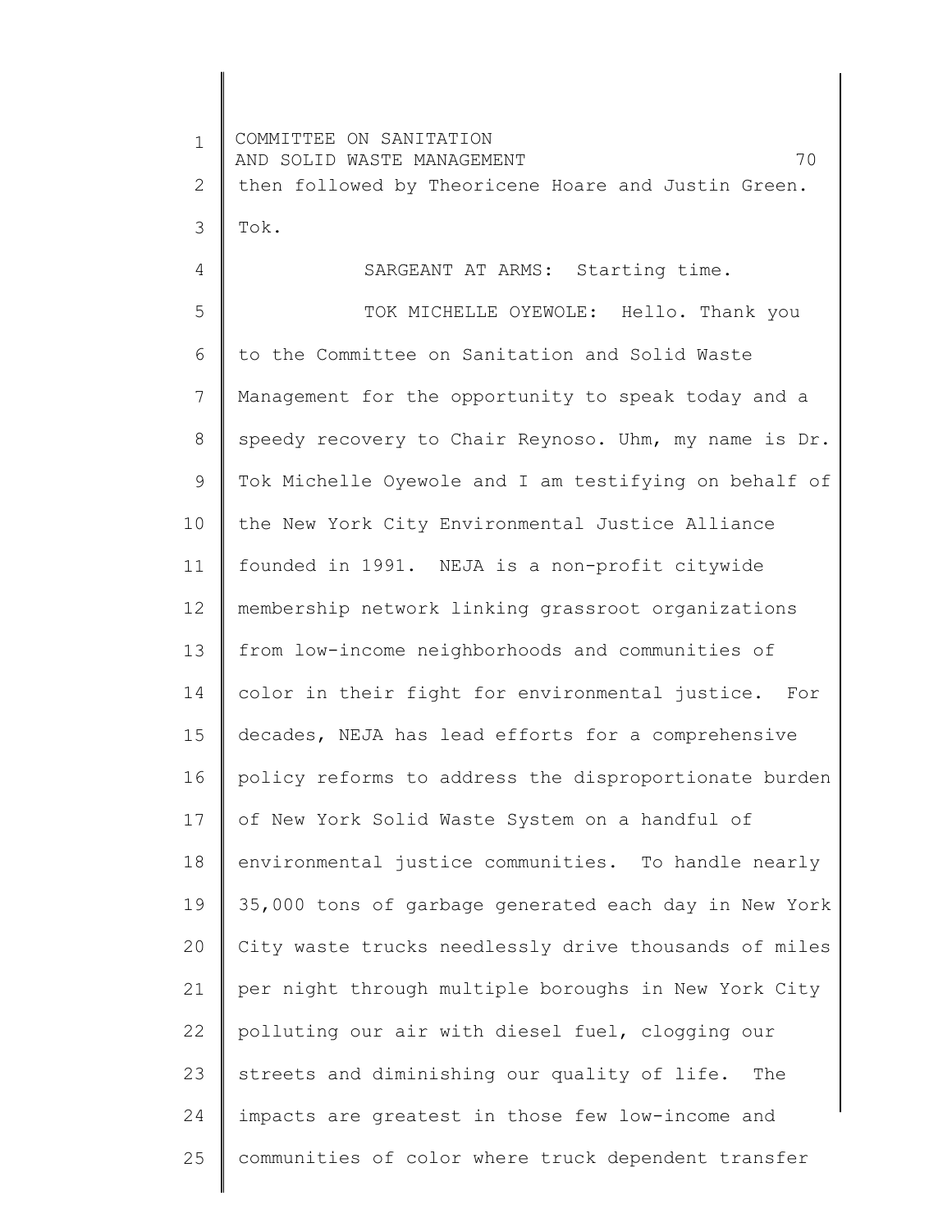then followed by Theoricene Hoare and Justin Green. Tok.

SARGEANT AT ARMS: Starting time.

TOK MICHELLE OYEWOLE: Hello. Thank you to the Committee on Sanitation and Solid Waste Management for the opportunity to speak today and a speedy recovery to Chair Reynoso. Uhm, my name is Dr. Tok Michelle Oyewole and I am testifying on behalf of the New York City Environmental Justice Alliance founded in 1991. NEJA is a non-profit citywide membership network linking grassroot organizations from low-income neighborhoods and communities of color in their fight for environmental justice. For decades, NEJA has lead efforts for a comprehensive policy reforms to address the disproportionate burden of New York Solid Waste System on a handful of environmental justice communities. To handle nearly 35,000 tons of garbage generated each day in New York City waste trucks needlessly drive thousands of miles per night through multiple boroughs in New York City polluting our air with diesel fuel, clogging our streets and diminishing our quality of life. The impacts are greatest in those few low-income and communities of color where truck dependent transfer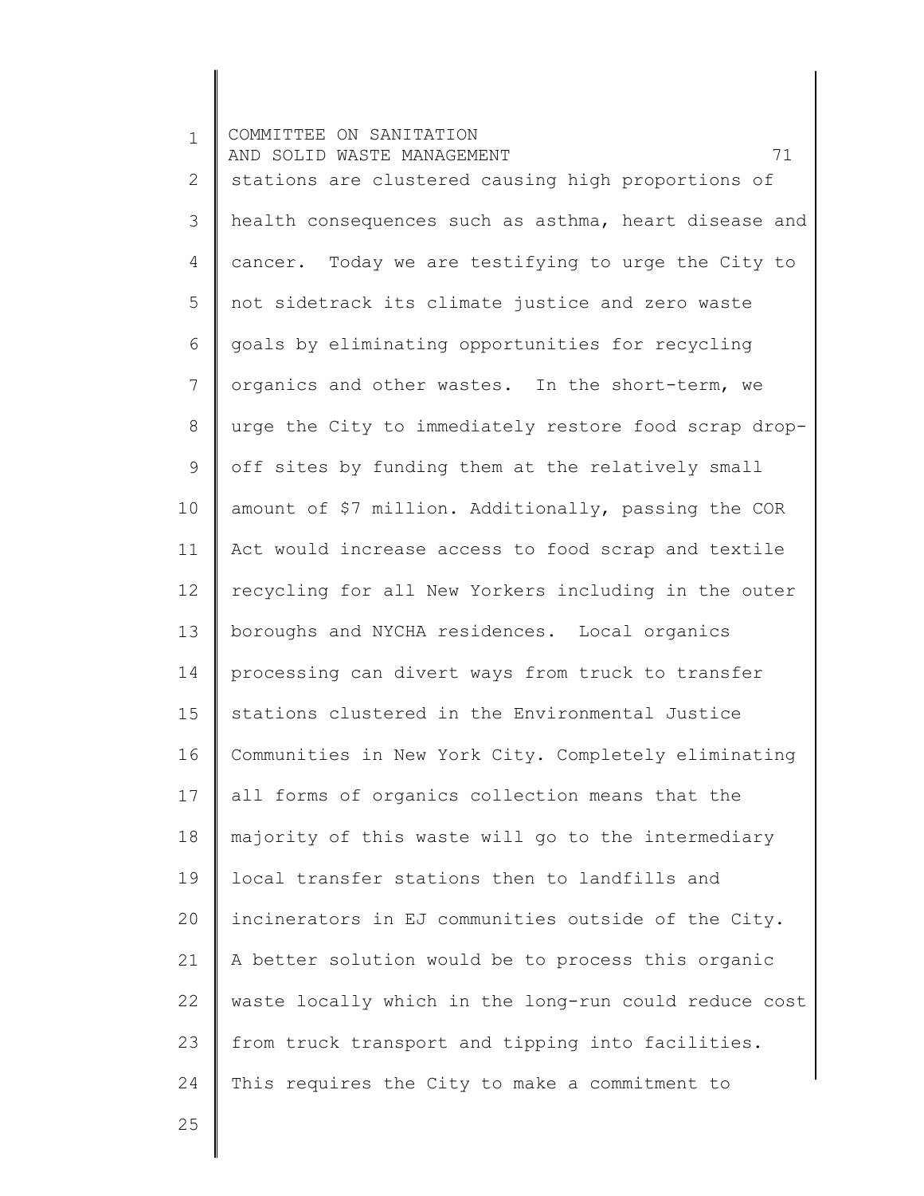stations are clustered causing high proportions of health consequences such as asthma, heart disease and cancer. Today we are testifying to urge the City to not sidetrack its climate justice and zero waste goals by eliminating opportunities for recycling organics and other wastes. In the short-term, we urge the City to immediately restore food scrap drop-off sites by funding them at the relatively small amount of $7 million. Additionally, passing the COR Act would increase access to food scrap and textile recycling for all New Yorkers including in the outer boroughs and NYCHA residences. Local organics processing can divert ways from truck to transfer stations clustered in the Environmental Justice Communities in New York City. Completely eliminating all forms of organics collection means that the majority of this waste will go to the intermediary local transfer stations then to landfills and incinerators in EJ communities outside of the City. A better solution would be to process this organic waste locally which in the long-run could reduce cost from truck transport and tipping into facilities. This requires the City to make a commitment to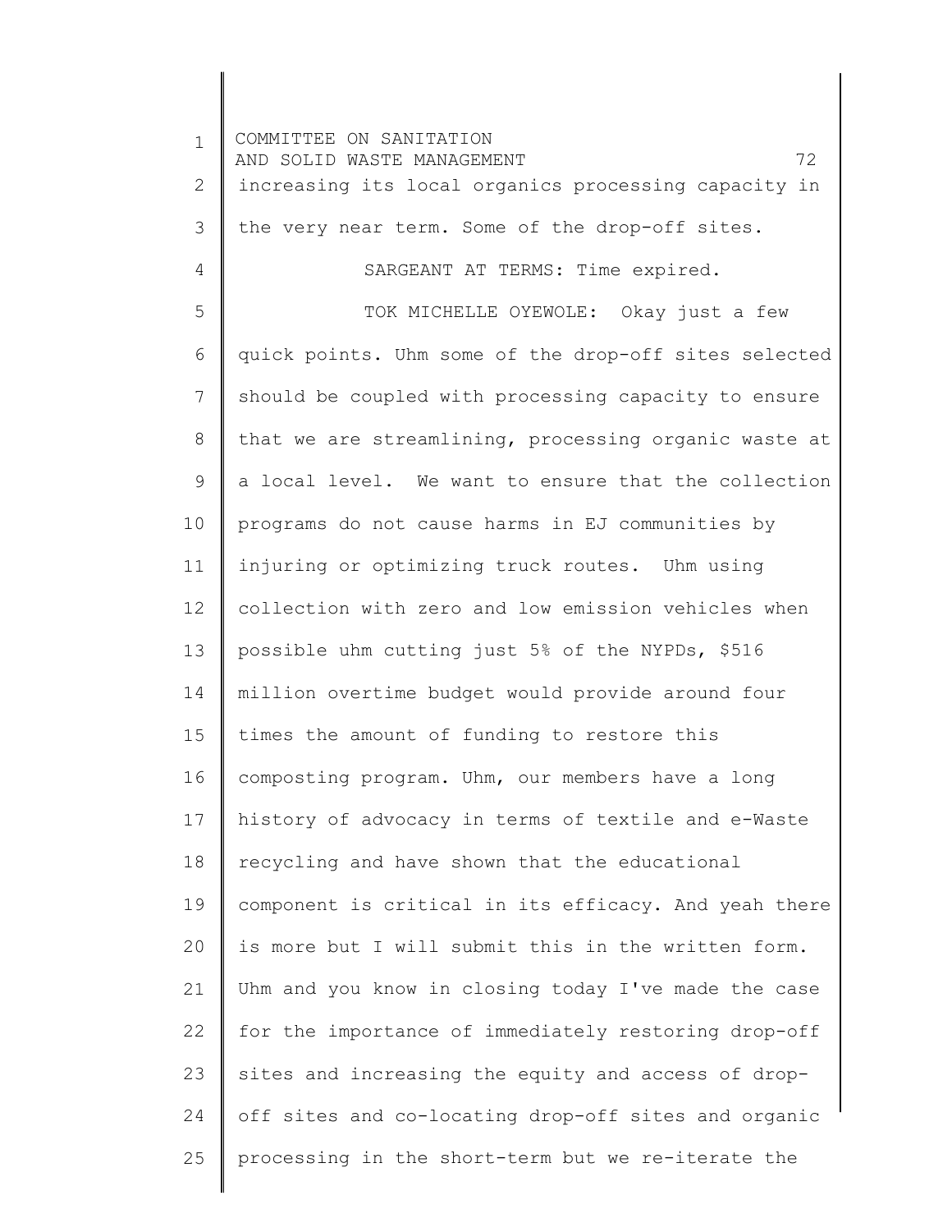increasing its local organics processing capacity in the very near term. Some of the drop-off sites.

SARGEANT AT TERMS: Time expired.

TOK MICHELLE OYEWOLE: Okay just a few quick points. Uhm some of the drop-off sites selected should be coupled with processing capacity to ensure that we are streamlining, processing organic waste at a local level. We want to ensure that the collection programs do not cause harms in EJ communities by injuring or optimizing truck routes. Uhm using collection with zero and low emission vehicles when possible uhm cutting just 5% of the NYPDs, $516 million overtime budget would provide around four times the amount of funding to restore this composting program. Uhm, our members have a long history of advocacy in terms of textile and e-Waste recycling and have shown that the educational component is critical in its efficacy. And yeah there is more but I will submit this in the written form. Uhm and you know in closing today I've made the case for the importance of immediately restoring drop-off sites and increasing the equity and access of drop-off sites and co-locating drop-off sites and organic processing in the short-term but we re-iterate the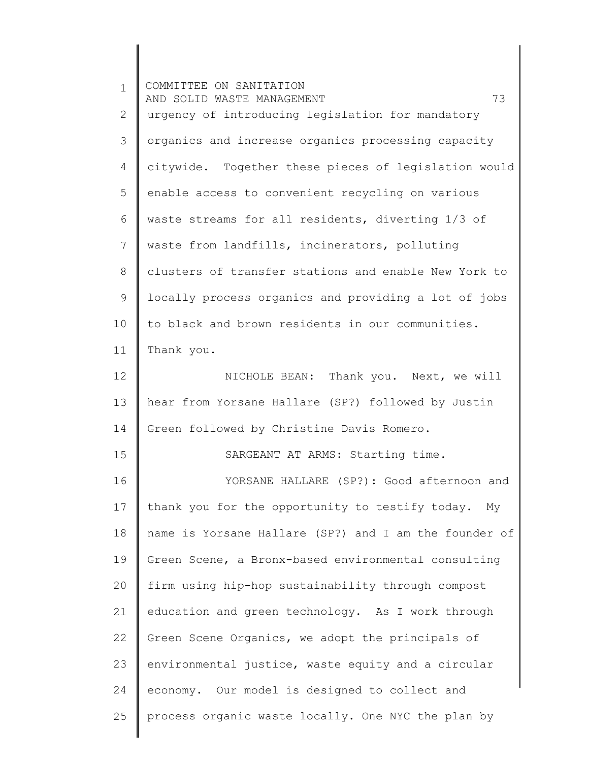urgency of introducing legislation for mandatory organics and increase organics processing capacity citywide. Together these pieces of legislation would enable access to convenient recycling on various waste streams for all residents, diverting 1/3 of waste from landfills, incinerators, polluting clusters of transfer stations and enable New York to locally process organics and providing a lot of jobs to black and brown residents in our communities. Thank you.

NICHOLE BEAN: Thank you. Next, we will hear from Yorsane Hallare (SP?) followed by Justin Green followed by Christine Davis Romero.

SARGEANT AT ARMS: Starting time.

YORSANE HALLARE (SP?): Good afternoon and thank you for the opportunity to testify today. My name is Yorsane Hallare (SP?) and I am the founder of Green Scene, a Bronx-based environmental consulting firm using hip-hop sustainability through compost education and green technology. As I work through Green Scene Organics, we adopt the principals of environmental justice, waste equity and a circular economy. Our model is designed to collect and process organic waste locally. One NYC the plan by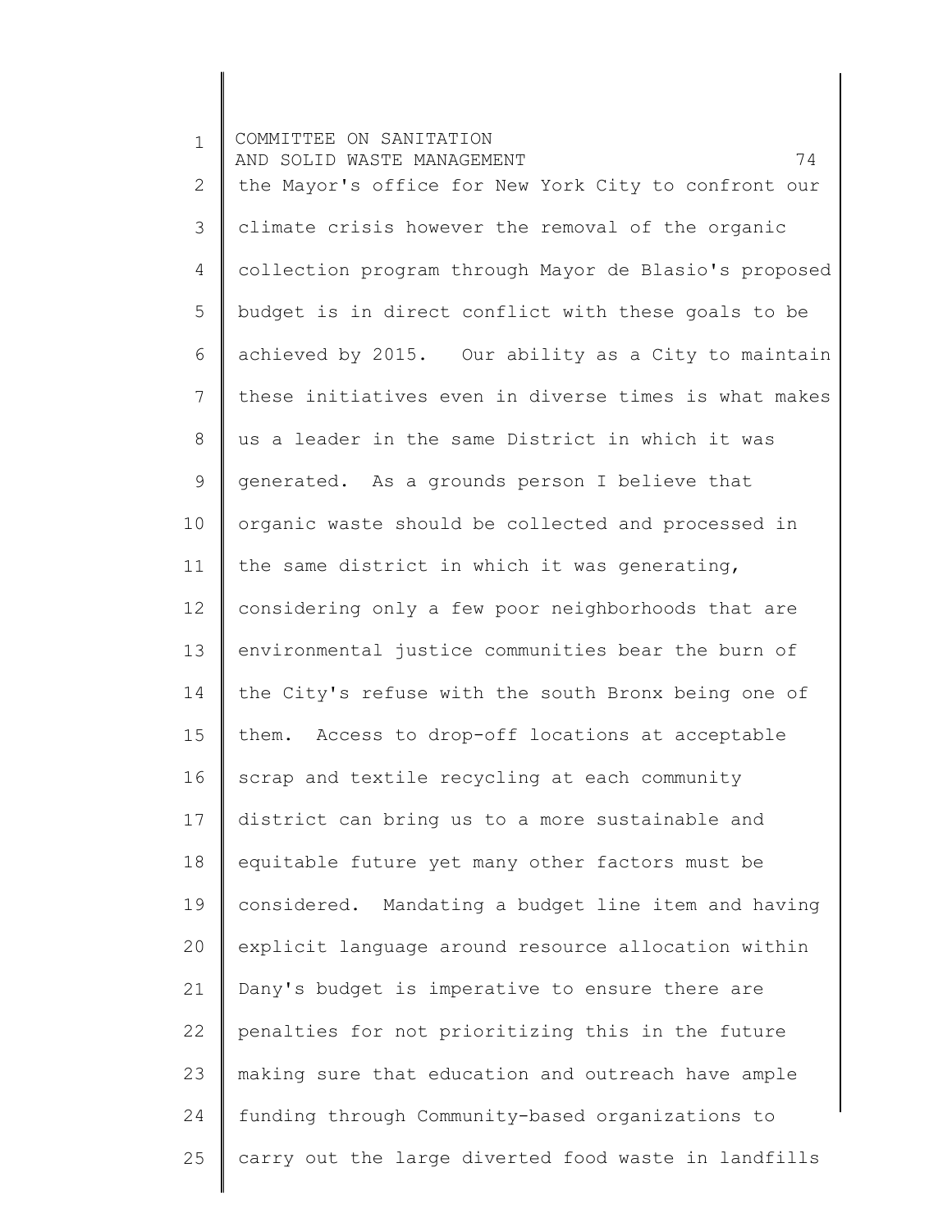the Mayor's office for New York City to confront our climate crisis however the removal of the organic collection program through Mayor de Blasio's proposed budget is in direct conflict with these goals to be achieved by 2015. Our ability as a City to maintain these initiatives even in diverse times is what makes us a leader in the same District in which it was generated. As a grounds person I believe that organic waste should be collected and processed in the same district in which it was generating, considering only a few poor neighborhoods that are environmental justice communities bear the burn of the City's refuse with the south Bronx being one of them. Access to drop-off locations at acceptable scrap and textile recycling at each community district can bring us to a more sustainable and equitable future yet many other factors must be considered. Mandating a budget line item and having explicit language around resource allocation within Dany's budget is imperative to ensure there are penalties for not prioritizing this in the future making sure that education and outreach have ample funding through Community-based organizations to carry out the large diverted food waste in landfills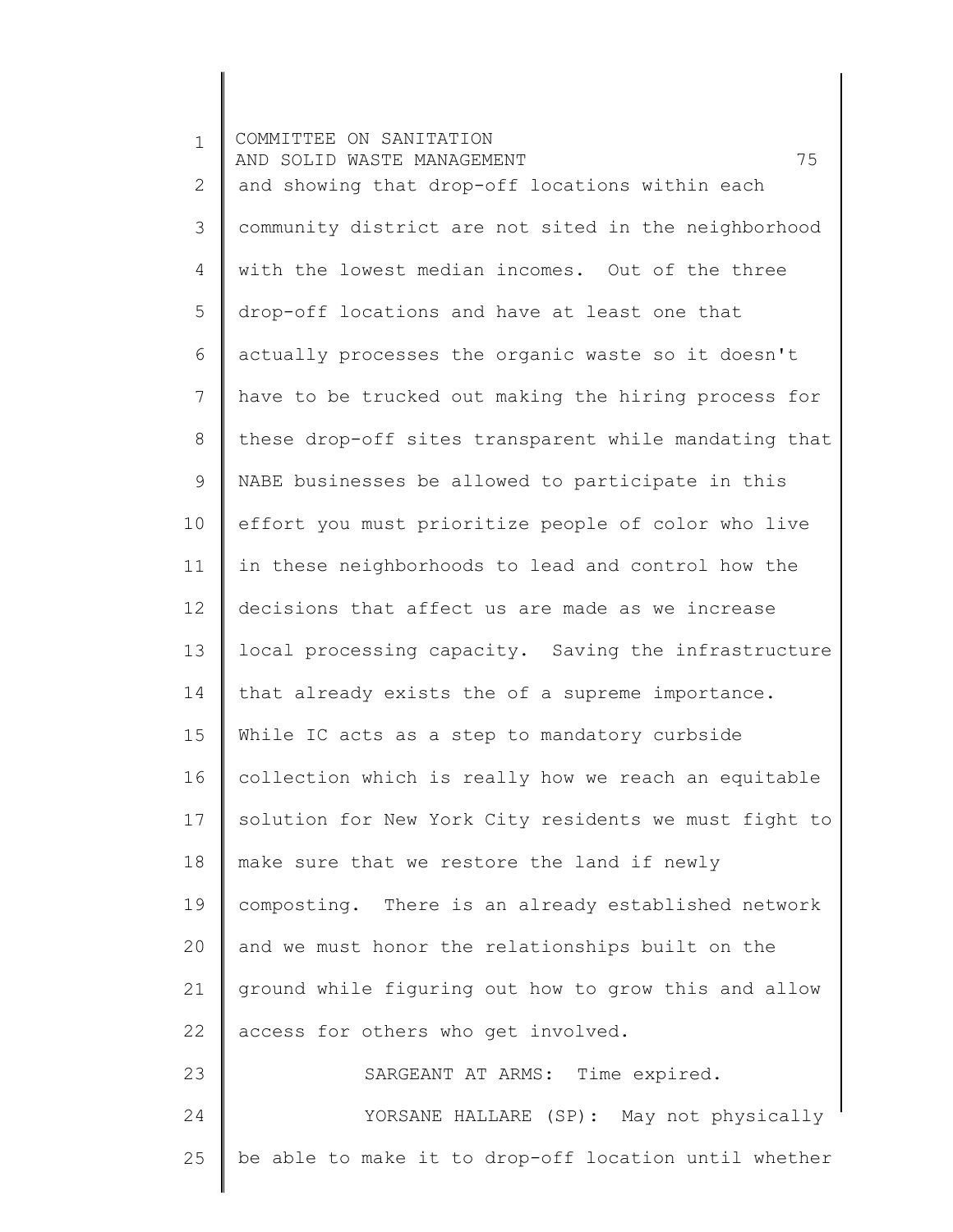and showing that drop-off locations within each community district are not sited in the neighborhood with the lowest median incomes. Out of the three drop-off locations and have at least one that actually processes the organic waste so it doesn't have to be trucked out making the hiring process for these drop-off sites transparent while mandating that NABE businesses be allowed to participate in this effort you must prioritize people of color who live in these neighborhoods to lead and control how the decisions that affect us are made as we increase local processing capacity. Saving the infrastructure that already exists the of a supreme importance. While IC acts as a step to mandatory curbside collection which is really how we reach an equitable solution for New York City residents we must fight to make sure that we restore the land if newly composting. There is an already established network and we must honor the relationships built on the ground while figuring out how to grow this and allow access for others who get involved.

SARGEANT AT ARMS: Time expired.

YORSANE HALLARE (SP): May not physically be able to make it to drop-off location until whether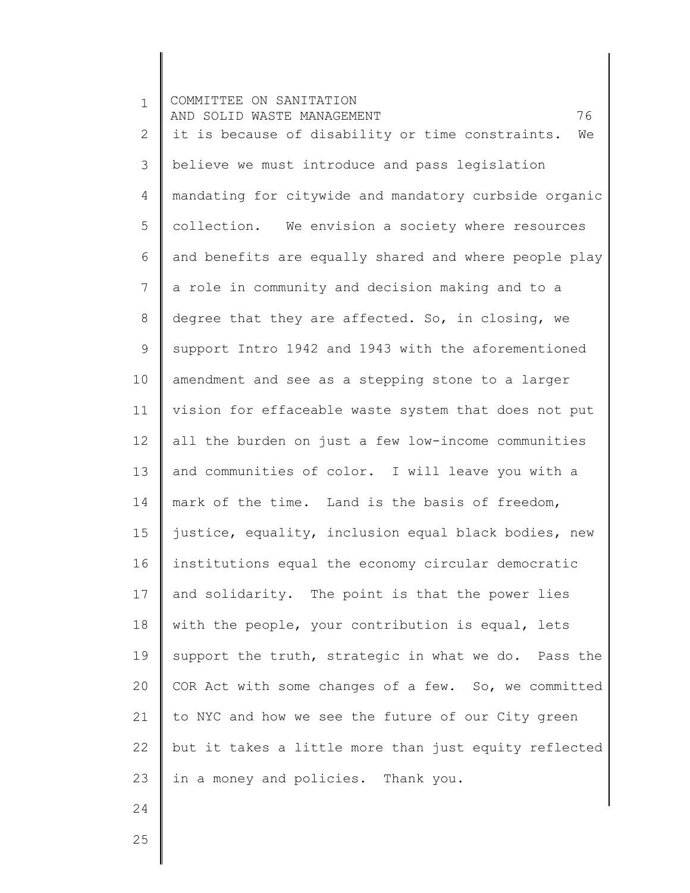it is because of disability or time constraints. We believe we must introduce and pass legislation mandating for citywide and mandatory curbside organic collection. We envision a society where resources and benefits are equally shared and where people play a role in community and decision making and to a degree that they are affected. So, in closing, we support Intro 1942 and 1943 with the aforementioned amendment and see as a stepping stone to a larger vision for effaceable waste system that does not put all the burden on just a few low-income communities and communities of color. I will leave you with a mark of the time. Land is the basis of freedom, justice, equality, inclusion equal black bodies, new institutions equal the economy circular democratic and solidarity. The point is that the power lies with the people, your contribution is equal, lets support the truth, strategic in what we do. Pass the COR Act with some changes of a few. So, we committed to NYC and how we see the future of our City green but it takes a little more than just equity reflected in a money and policies. Thank you.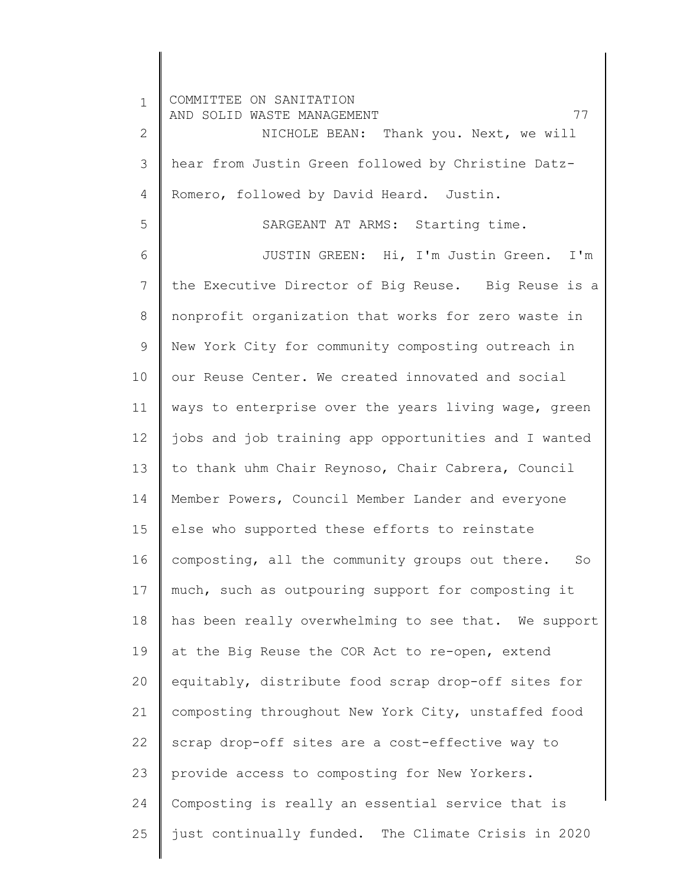NICHOLE BEAN: Thank you. Next, we will hear from Justin Green followed by Christine Datz-Romero, followed by David Heard. Justin.

SARGEANT AT ARMS: Starting time.

JUSTIN GREEN: Hi, I'm Justin Green. I'm the Executive Director of Big Reuse. Big Reuse is a nonprofit organization that works for zero waste in New York City for community composting outreach in our Reuse Center. We created innovated and social ways to enterprise over the years living wage, green jobs and job training app opportunities and I wanted to thank uhm Chair Reynoso, Chair Cabrera, Council Member Powers, Council Member Lander and everyone else who supported these efforts to reinstate composting, all the community groups out there. So much, such as outpouring support for composting it has been really overwhelming to see that. We support at the Big Reuse the COR Act to re-open, extend equitably, distribute food scrap drop-off sites for composting throughout New York City, unstaffed food scrap drop-off sites are a cost-effective way to provide access to composting for New Yorkers. Composting is really an essential service that is just continually funded. The Climate Crisis in 2020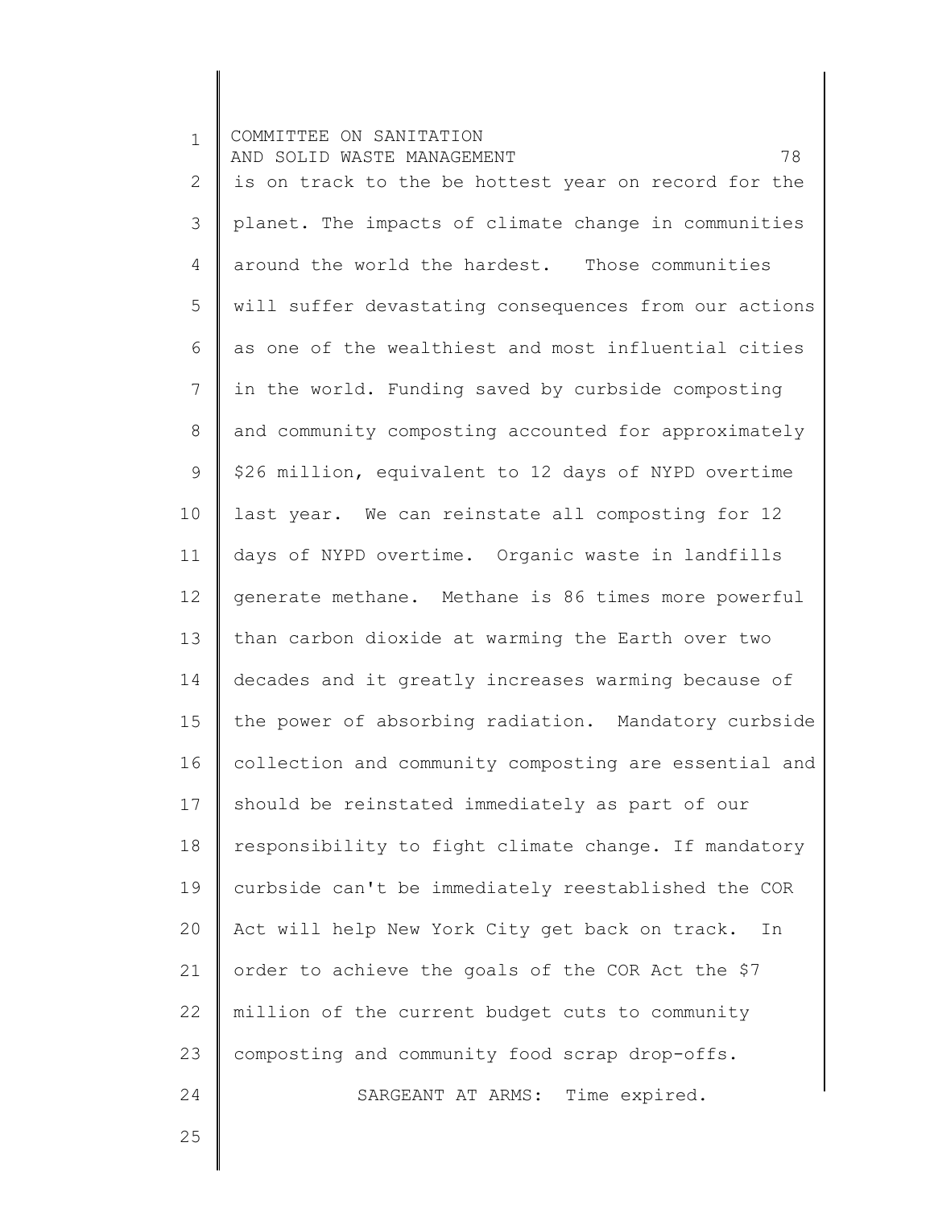is on track to the be hottest year on record for the planet. The impacts of climate change in communities around the world the hardest. Those communities will suffer devastating consequences from our actions as one of the wealthiest and most influential cities in the world. Funding saved by curbside composting and community composting accounted for approximately $26 million, equivalent to 12 days of NYPD overtime last year. We can reinstate all composting for 12 days of NYPD overtime. Organic waste in landfills generate methane. Methane is 86 times more powerful than carbon dioxide at warming the Earth over two decades and it greatly increases warming because of the power of absorbing radiation. Mandatory curbside collection and community composting are essential and should be reinstated immediately as part of our responsibility to fight climate change. If mandatory curbside can't be immediately reestablished the COR Act will help New York City get back on track. In order to achieve the goals of the COR Act the $7 million of the current budget cuts to community composting and community food scrap drop-offs.

SARGEANT AT ARMS: Time expired.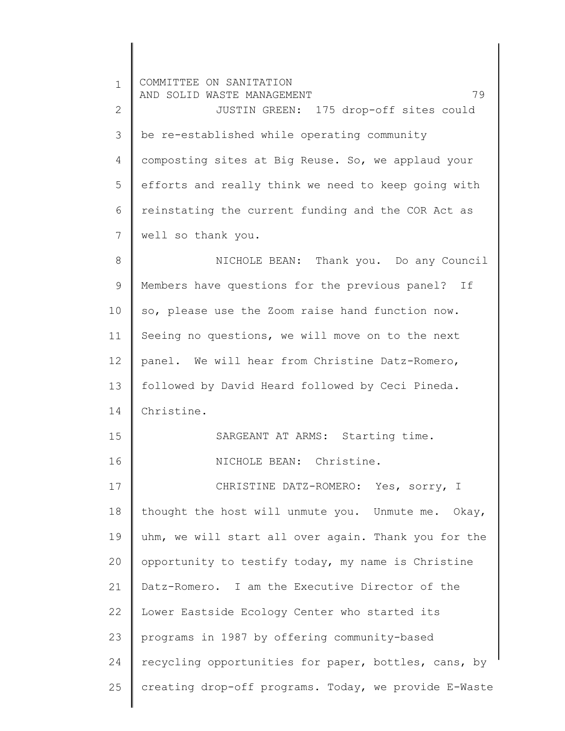JUSTIN GREEN: 175 drop-off sites could be re-established while operating community composting sites at Big Reuse. So, we applaud your efforts and really think we need to keep going with reinstating the current funding and the COR Act as well so thank you.

NICHOLE BEAN: Thank you. Do any Council Members have questions for the previous panel? If so, please use the Zoom raise hand function now. Seeing no questions, we will move on to the next panel. We will hear from Christine Datz-Romero, followed by David Heard followed by Ceci Pineda. Christine.

SARGEANT AT ARMS: Starting time.

NICHOLE BEAN: Christine.

CHRISTINE DATZ-ROMERO: Yes, sorry, I thought the host will unmute you. Unmute me. Okay, uhm, we will start all over again. Thank you for the opportunity to testify today, my name is Christine Datz-Romero. I am the Executive Director of the Lower Eastside Ecology Center who started its programs in 1987 by offering community-based recycling opportunities for paper, bottles, cans, by creating drop-off programs. Today, we provide E-Waste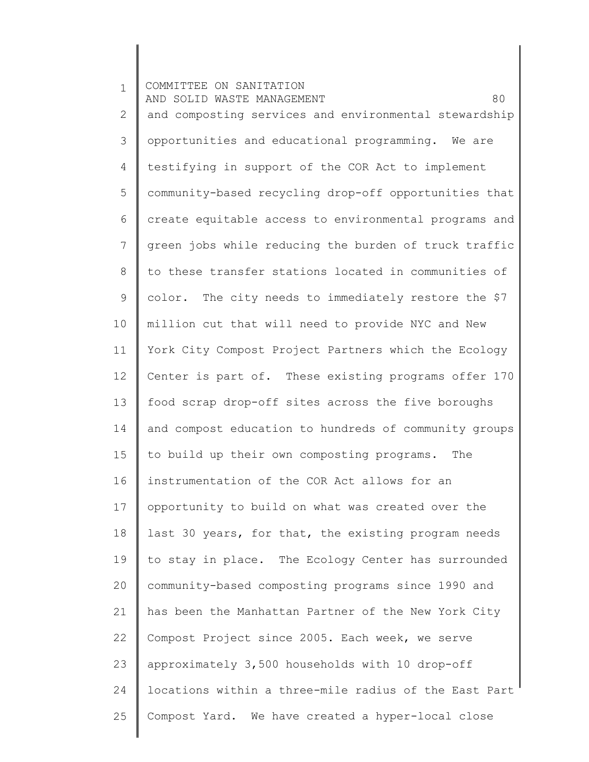and composting services and environmental stewardship opportunities and educational programming. We are testifying in support of the COR Act to implement community-based recycling drop-off opportunities that create equitable access to environmental programs and green jobs while reducing the burden of truck traffic to these transfer stations located in communities of color. The city needs to immediately restore the $7 million cut that will need to provide NYC and New York City Compost Project Partners which the Ecology Center is part of. These existing programs offer 170 food scrap drop-off sites across the five boroughs and compost education to hundreds of community groups to build up their own composting programs. The instrumentation of the COR Act allows for an opportunity to build on what was created over the last 30 years, for that, the existing program needs to stay in place. The Ecology Center has surrounded community-based composting programs since 1990 and has been the Manhattan Partner of the New York City Compost Project since 2005. Each week, we serve approximately 3,500 households with 10 drop-off locations within a three-mile radius of the East Part Compost Yard. We have created a hyper-local close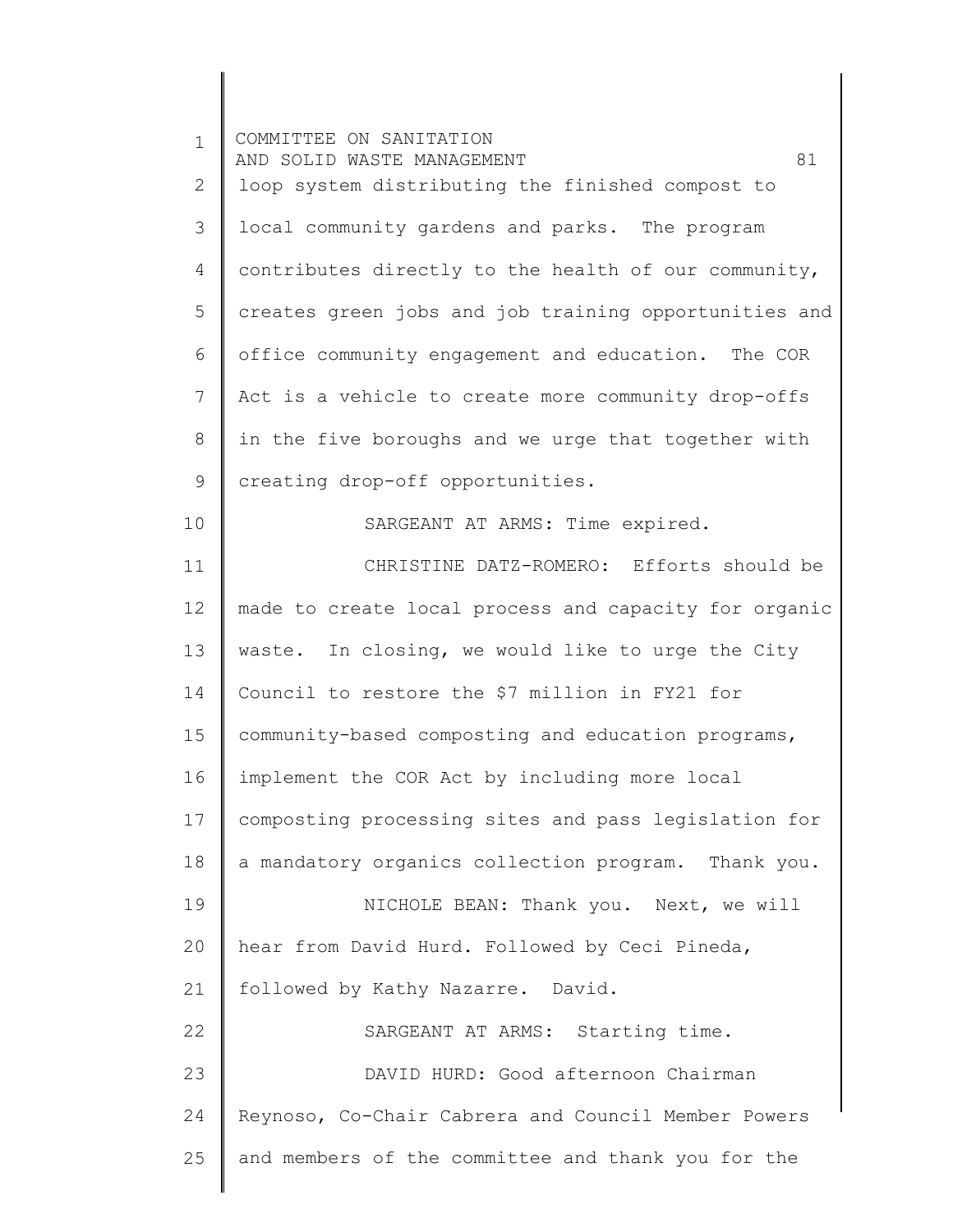loop system distributing the finished compost to local community gardens and parks. The program contributes directly to the health of our community, creates green jobs and job training opportunities and office community engagement and education. The COR Act is a vehicle to create more community drop-offs in the five boroughs and we urge that together with creating drop-off opportunities.

SARGEANT AT ARMS: Time expired.

CHRISTINE DATZ-ROMERO: Efforts should be made to create local process and capacity for organic waste. In closing, we would like to urge the City Council to restore the $7 million in FY21 for community-based composting and education programs, implement the COR Act by including more local composting processing sites and pass legislation for a mandatory organics collection program. Thank you.

NICHOLE BEAN: Thank you. Next, we will hear from David Hurd. Followed by Ceci Pineda, followed by Kathy Nazarre. David.

SARGEANT AT ARMS: Starting time.

DAVID HURD: Good afternoon Chairman Reynoso, Co-Chair Cabrera and Council Member Powers and members of the committee and thank you for the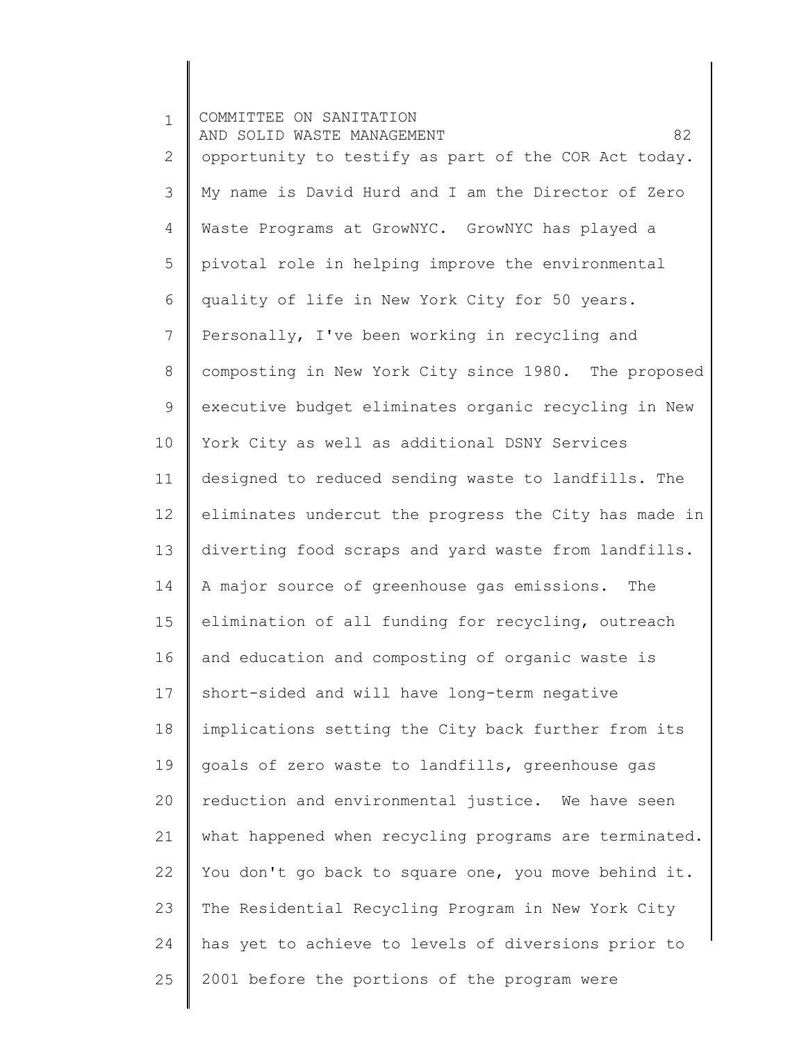opportunity to testify as part of the COR Act today. My name is David Hurd and I am the Director of Zero Waste Programs at GrowNYC. GrowNYC has played a pivotal role in helping improve the environmental quality of life in New York City for 50 years. Personally, I've been working in recycling and composting in New York City since 1980. The proposed executive budget eliminates organic recycling in New York City as well as additional DSNY Services designed to reduced sending waste to landfills. The eliminates undercut the progress the City has made in diverting food scraps and yard waste from landfills. A major source of greenhouse gas emissions. The elimination of all funding for recycling, outreach and education and composting of organic waste is short-sided and will have long-term negative implications setting the City back further from its goals of zero waste to landfills, greenhouse gas reduction and environmental justice. We have seen what happened when recycling programs are terminated. You don't go back to square one, you move behind it. The Residential Recycling Program in New York City has yet to achieve to levels of diversions prior to 2001 before the portions of the program were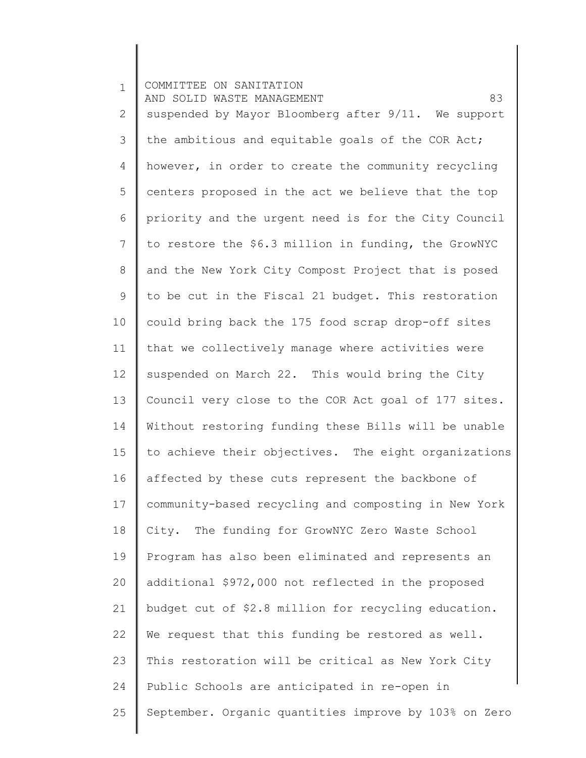suspended by Mayor Bloomberg after 9/11. We support the ambitious and equitable goals of the COR Act; however, in order to create the community recycling centers proposed in the act we believe that the top priority and the urgent need is for the City Council to restore the $6.3 million in funding, the GrowNYC and the New York City Compost Project that is posed to be cut in the Fiscal 21 budget. This restoration could bring back the 175 food scrap drop-off sites that we collectively manage where activities were suspended on March 22. This would bring the City Council very close to the COR Act goal of 177 sites. Without restoring funding these Bills will be unable to achieve their objectives. The eight organizations affected by these cuts represent the backbone of community-based recycling and composting in New York City. The funding for GrowNYC Zero Waste School Program has also been eliminated and represents an additional $972,000 not reflected in the proposed budget cut of $2.8 million for recycling education. We request that this funding be restored as well. This restoration will be critical as New York City Public Schools are anticipated in re-open in September. Organic quantities improve by 103% on Zero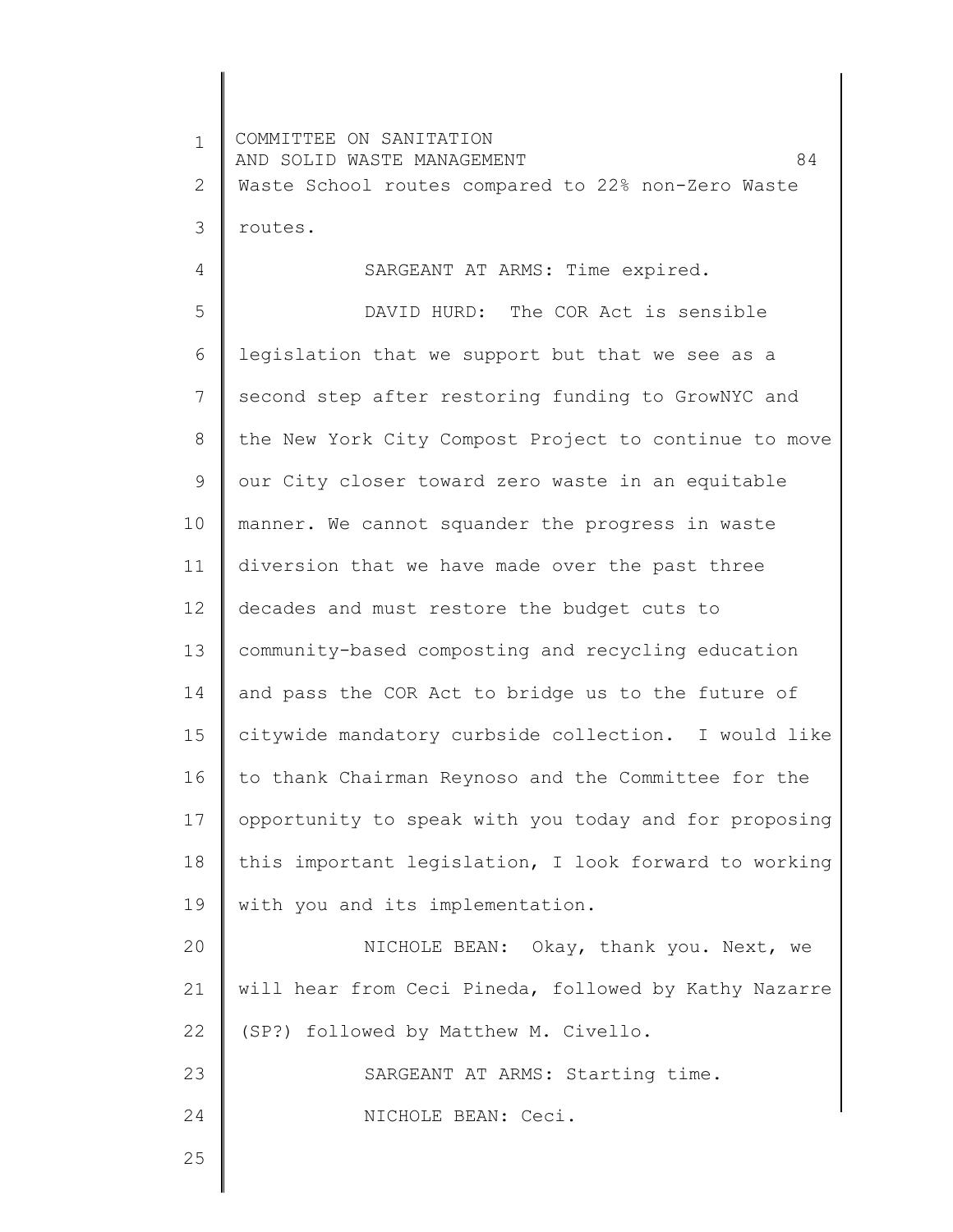Waste School routes compared to 22% non-Zero Waste routes.

SARGEANT AT ARMS: Time expired.

DAVID HURD: The COR Act is sensible legislation that we support but that we see as a second step after restoring funding to GrowNYC and the New York City Compost Project to continue to move our City closer toward zero waste in an equitable manner. We cannot squander the progress in waste diversion that we have made over the past three decades and must restore the budget cuts to community-based composting and recycling education and pass the COR Act to bridge us to the future of citywide mandatory curbside collection. I would like to thank Chairman Reynoso and the Committee for the opportunity to speak with you today and for proposing this important legislation, I look forward to working with you and its implementation.

NICHOLE BEAN: Okay, thank you. Next, we will hear from Ceci Pineda, followed by Kathy Nazarre (SP?) followed by Matthew M. Civello.

SARGEANT AT ARMS: Starting time.

NICHOLE BEAN: Ceci.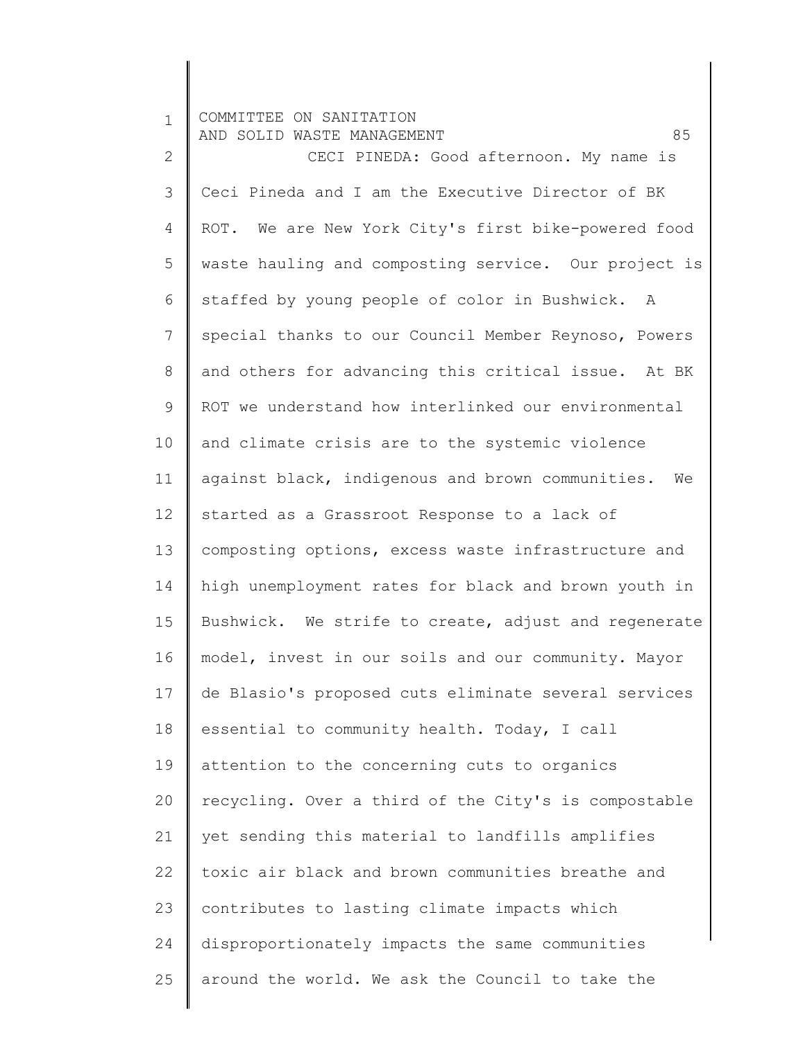CECI PINEDA: Good afternoon. My name is Ceci Pineda and I am the Executive Director of BK ROT. We are New York City's first bike-powered food waste hauling and composting service. Our project is staffed by young people of color in Bushwick. A special thanks to our Council Member Reynoso, Powers and others for advancing this critical issue. At BK ROT we understand how interlinked our environmental and climate crisis are to the systemic violence against black, indigenous and brown communities. We started as a Grassroot Response to a lack of composting options, excess waste infrastructure and high unemployment rates for black and brown youth in Bushwick. We strife to create, adjust and regenerate model, invest in our soils and our community. Mayor de Blasio's proposed cuts eliminate several services essential to community health. Today, I call attention to the concerning cuts to organics recycling. Over a third of the City's is compostable yet sending this material to landfills amplifies toxic air black and brown communities breathe and contributes to lasting climate impacts which disproportionately impacts the same communities around the world. We ask the Council to take the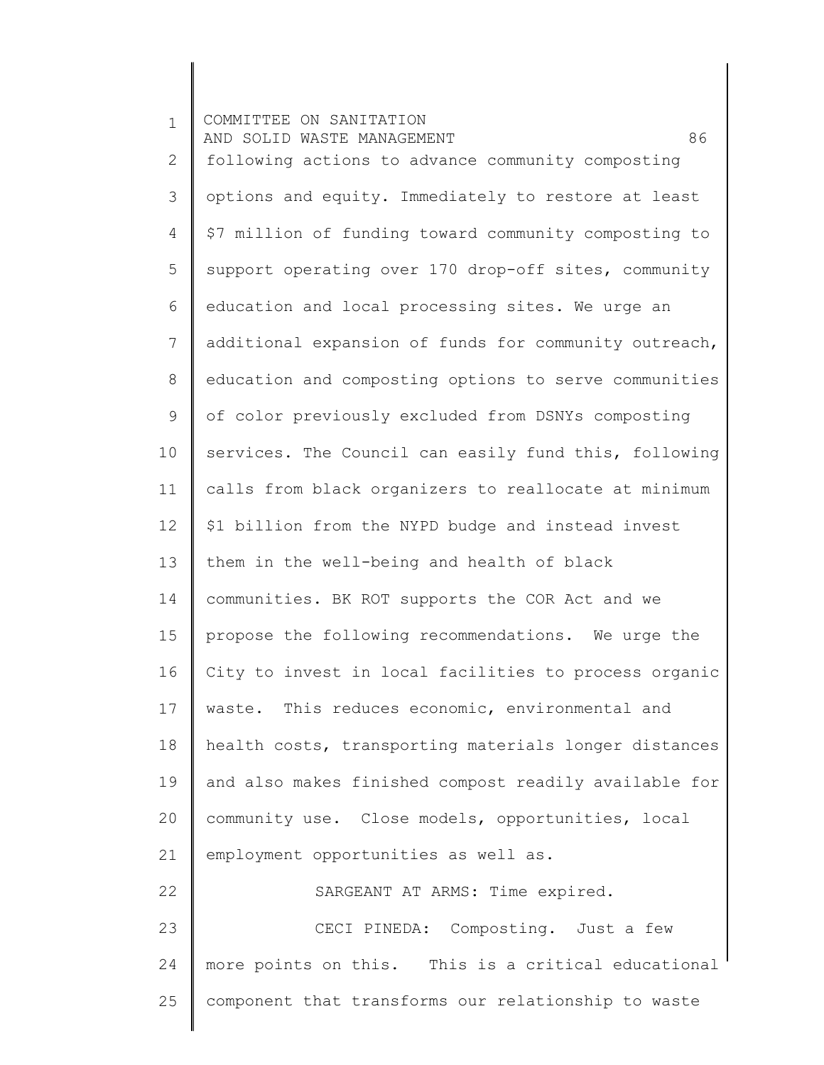following actions to advance community composting options and equity. Immediately to restore at least $7 million of funding toward community composting to support operating over 170 drop-off sites, community education and local processing sites. We urge an additional expansion of funds for community outreach, education and composting options to serve communities of color previously excluded from DSNYs composting services. The Council can easily fund this, following calls from black organizers to reallocate at minimum $1 billion from the NYPD budge and instead invest them in the well-being and health of black communities. BK ROT supports the COR Act and we propose the following recommendations. We urge the City to invest in local facilities to process organic waste. This reduces economic, environmental and health costs, transporting materials longer distances and also makes finished compost readily available for community use. Close models, opportunities, local employment opportunities as well as.

SARGEANT AT ARMS: Time expired.

CECI PINEDA: Composting. Just a few more points on this. This is a critical educational component that transforms our relationship to waste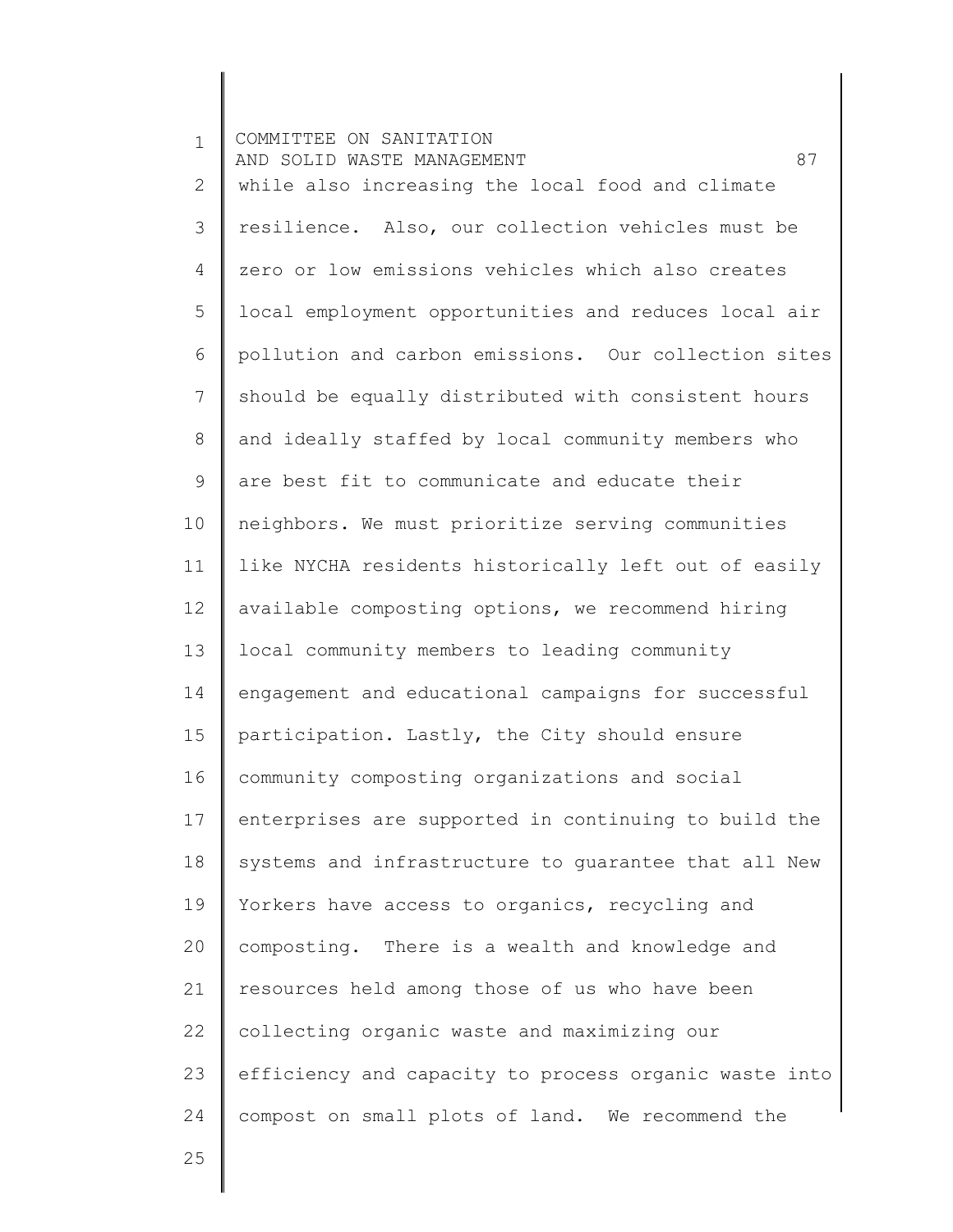while also increasing the local food and climate resilience. Also, our collection vehicles must be zero or low emissions vehicles which also creates local employment opportunities and reduces local air pollution and carbon emissions. Our collection sites should be equally distributed with consistent hours and ideally staffed by local community members who are best fit to communicate and educate their neighbors. We must prioritize serving communities like NYCHA residents historically left out of easily available composting options, we recommend hiring local community members to leading community engagement and educational campaigns for successful participation. Lastly, the City should ensure community composting organizations and social enterprises are supported in continuing to build the systems and infrastructure to guarantee that all New Yorkers have access to organics, recycling and composting. There is a wealth and knowledge and resources held among those of us who have been collecting organic waste and maximizing our efficiency and capacity to process organic waste into compost on small plots of land. We recommend the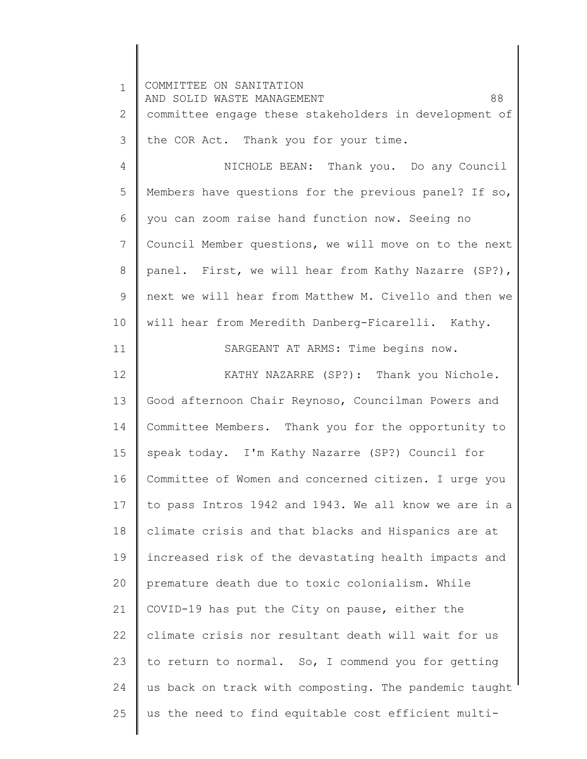committee engage these stakeholders in development of the COR Act. Thank you for your time.

NICHOLE BEAN: Thank you. Do any Council Members have questions for the previous panel? If so, you can zoom raise hand function now. Seeing no Council Member questions, we will move on to the next panel. First, we will hear from Kathy Nazarre (SP?), next we will hear from Matthew M. Civello and then we will hear from Meredith Danberg-Ficarelli. Kathy.

SARGEANT AT ARMS: Time begins now.

KATHY NAZARRE (SP?): Thank you Nichole. Good afternoon Chair Reynoso, Councilman Powers and Committee Members. Thank you for the opportunity to speak today. I'm Kathy Nazarre (SP?) Council for Committee of Women and concerned citizen. I urge you to pass Intros 1942 and 1943. We all know we are in a climate crisis and that blacks and Hispanics are at increased risk of the devastating health impacts and premature death due to toxic colonialism. While COVID-19 has put the City on pause, either the climate crisis nor resultant death will wait for us to return to normal. So, I commend you for getting us back on track with composting. The pandemic taught us the need to find equitable cost efficient multi-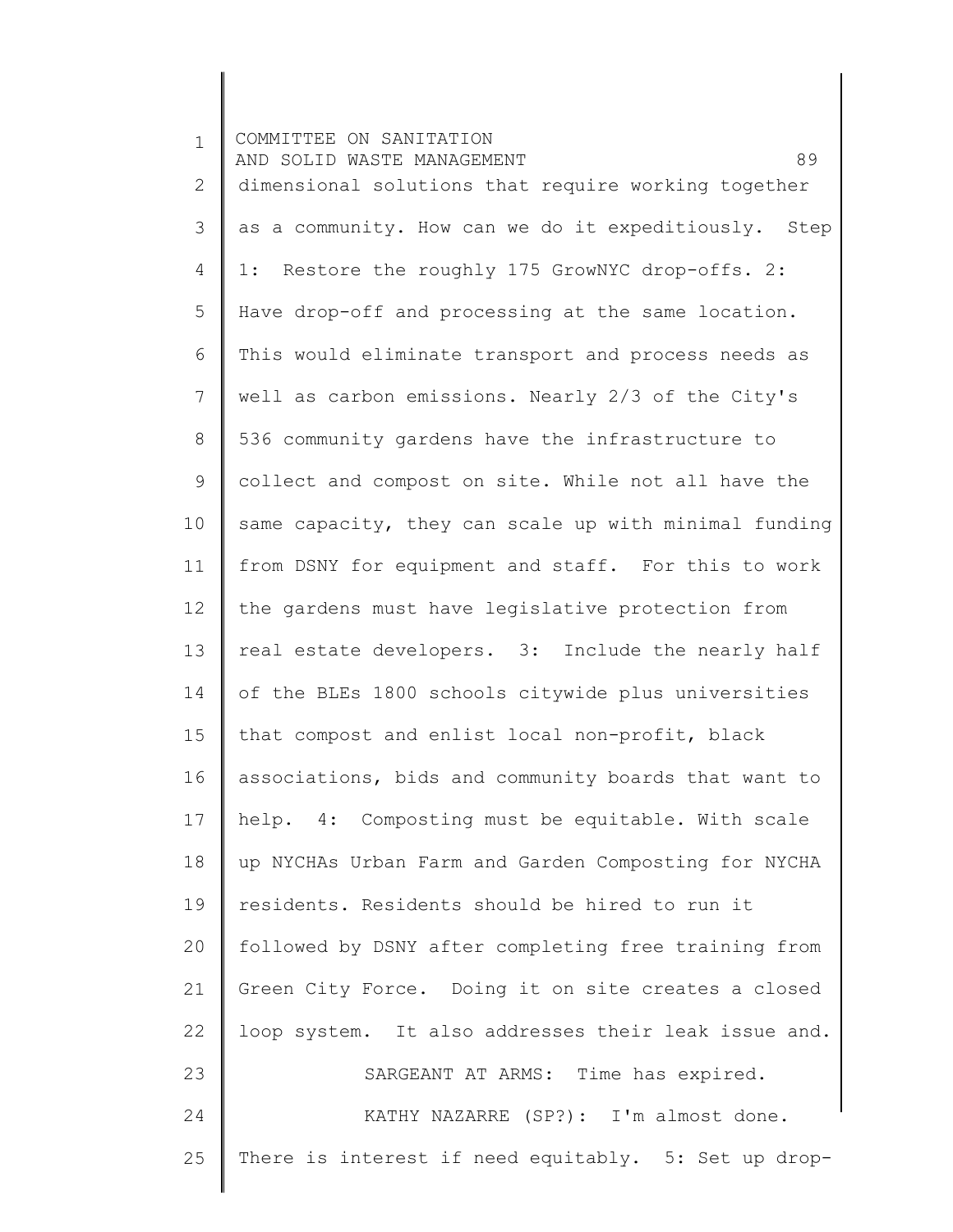dimensional solutions that require working together as a community. How can we do it expeditiously. Step 1: Restore the roughly 175 GrowNYC drop-offs. 2: Have drop-off and processing at the same location. This would eliminate transport and process needs as well as carbon emissions. Nearly 2/3 of the City's 536 community gardens have the infrastructure to collect and compost on site. While not all have the same capacity, they can scale up with minimal funding from DSNY for equipment and staff. For this to work the gardens must have legislative protection from real estate developers. 3: Include the nearly half of the BLEs 1800 schools citywide plus universities that compost and enlist local non-profit, black associations, bids and community boards that want to help. 4: Composting must be equitable. With scale up NYCHAs Urban Farm and Garden Composting for NYCHA residents. Residents should be hired to run it followed by DSNY after completing free training from Green City Force. Doing it on site creates a closed loop system. It also addresses their leak issue and.

SARGEANT AT ARMS: Time has expired.

KATHY NAZARRE (SP?): I'm almost done. There is interest if need equitably. 5: Set up drop-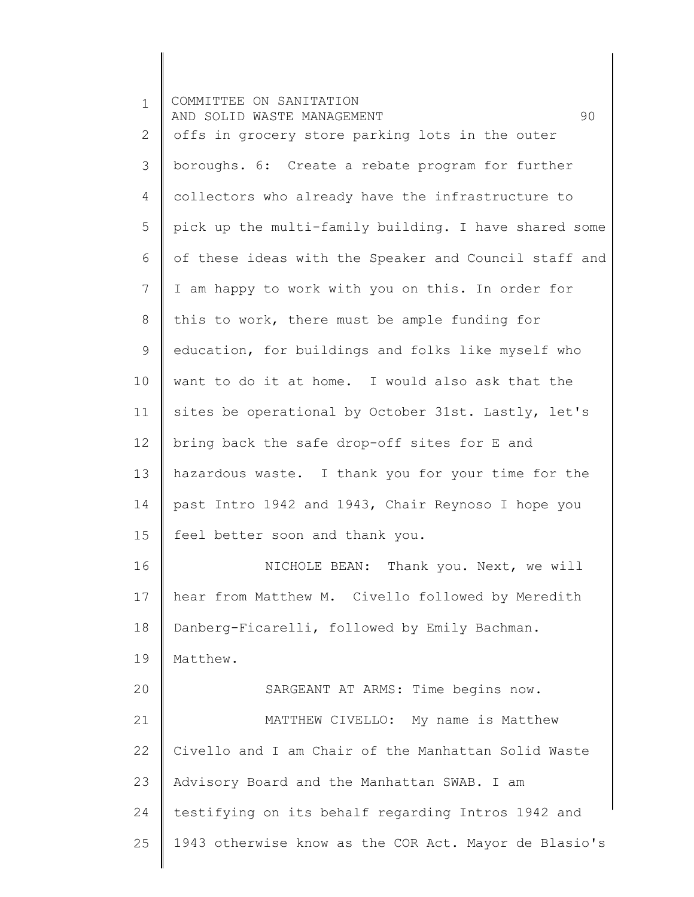offs in grocery store parking lots in the outer boroughs. 6: Create a rebate program for further collectors who already have the infrastructure to pick up the multi-family building. I have shared some of these ideas with the Speaker and Council staff and I am happy to work with you on this. In order for this to work, there must be ample funding for education, for buildings and folks like myself who want to do it at home. I would also ask that the sites be operational by October 31st. Lastly, let's bring back the safe drop-off sites for E and hazardous waste. I thank you for your time for the past Intro 1942 and 1943, Chair Reynoso I hope you feel better soon and thank you.

NICHOLE BEAN: Thank you. Next, we will hear from Matthew M. Civello followed by Meredith Danberg-Ficarelli, followed by Emily Bachman. Matthew.

SARGEANT AT ARMS: Time begins now.

MATTHEW CIVELLO: My name is Matthew Civello and I am Chair of the Manhattan Solid Waste Advisory Board and the Manhattan SWAB. I am testifying on its behalf regarding Intros 1942 and 1943 otherwise know as the COR Act. Mayor de Blasio's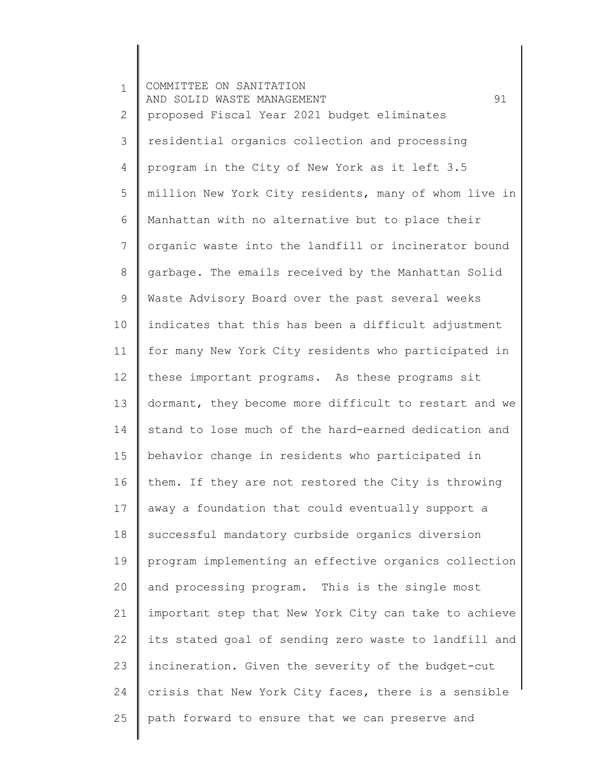proposed Fiscal Year 2021 budget eliminates residential organics collection and processing program in the City of New York as it left 3.5 million New York City residents, many of whom live in Manhattan with no alternative but to place their organic waste into the landfill or incinerator bound garbage. The emails received by the Manhattan Solid Waste Advisory Board over the past several weeks indicates that this has been a difficult adjustment for many New York City residents who participated in these important programs. As these programs sit dormant, they become more difficult to restart and we stand to lose much of the hard-earned dedication and behavior change in residents who participated in them. If they are not restored the City is throwing away a foundation that could eventually support a successful mandatory curbside organics diversion program implementing an effective organics collection and processing program. This is the single most important step that New York City can take to achieve its stated goal of sending zero waste to landfill and incineration. Given the severity of the budget-cut crisis that New York City faces, there is a sensible path forward to ensure that we can preserve and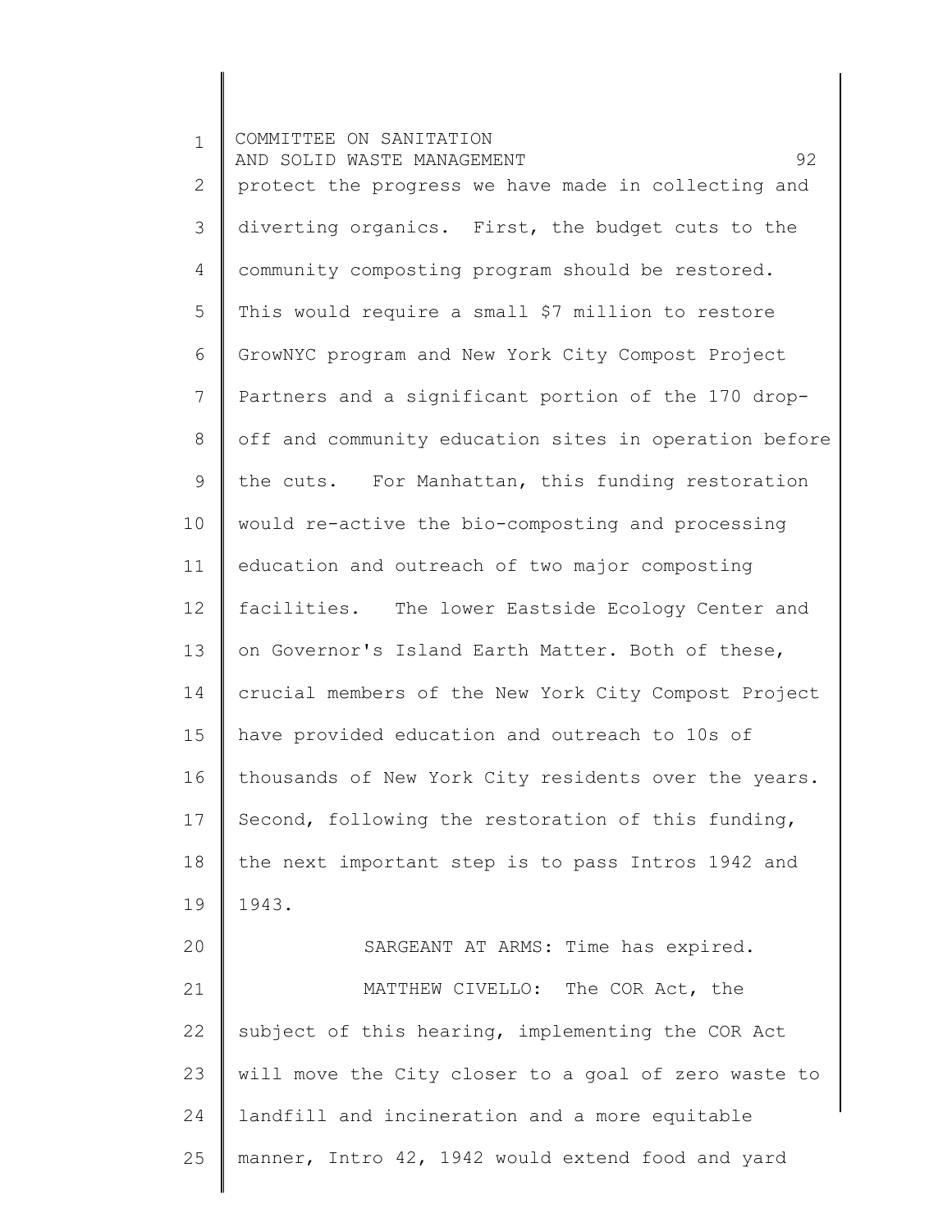protect the progress we have made in collecting and diverting organics. First, the budget cuts to the community composting program should be restored. This would require a small $7 million to restore GrowNYC program and New York City Compost Project Partners and a significant portion of the 170 drop-off and community education sites in operation before the cuts. For Manhattan, this funding restoration would re-active the bio-composting and processing education and outreach of two major composting facilities. The lower Eastside Ecology Center and on Governor's Island Earth Matter. Both of these, crucial members of the New York City Compost Project have provided education and outreach to 10s of thousands of New York City residents over the years. Second, following the restoration of this funding, the next important step is to pass Intros 1942 and 1943.

SARGEANT AT ARMS: Time has expired.

MATTHEW CIVELLO: The COR Act, the subject of this hearing, implementing the COR Act will move the City closer to a goal of zero waste to landfill and incineration and a more equitable manner, Intro 42, 1942 would extend food and yard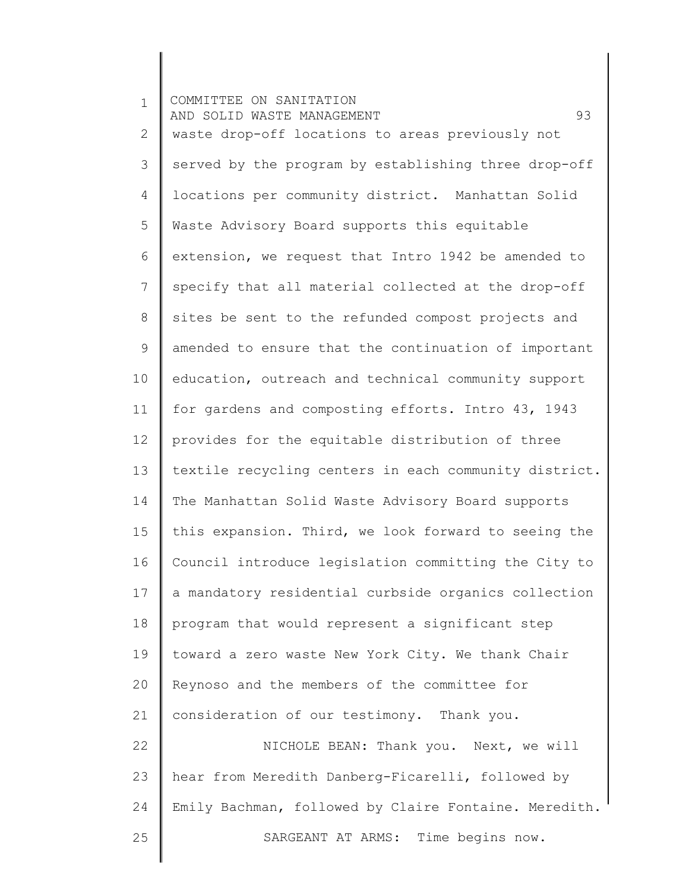waste drop-off locations to areas previously not served by the program by establishing three drop-off locations per community district. Manhattan Solid Waste Advisory Board supports this equitable extension, we request that Intro 1942 be amended to specify that all material collected at the drop-off sites be sent to the refunded compost projects and amended to ensure that the continuation of important education, outreach and technical community support for gardens and composting efforts. Intro 43, 1943 provides for the equitable distribution of three textile recycling centers in each community district. The Manhattan Solid Waste Advisory Board supports this expansion. Third, we look forward to seeing the Council introduce legislation committing the City to a mandatory residential curbside organics collection program that would represent a significant step toward a zero waste New York City. We thank Chair Reynoso and the members of the committee for consideration of our testimony. Thank you.

NICHOLE BEAN: Thank you. Next, we will hear from Meredith Danberg-Ficarelli, followed by Emily Bachman, followed by Claire Fontaine. Meredith.

SARGEANT AT ARMS: Time begins now.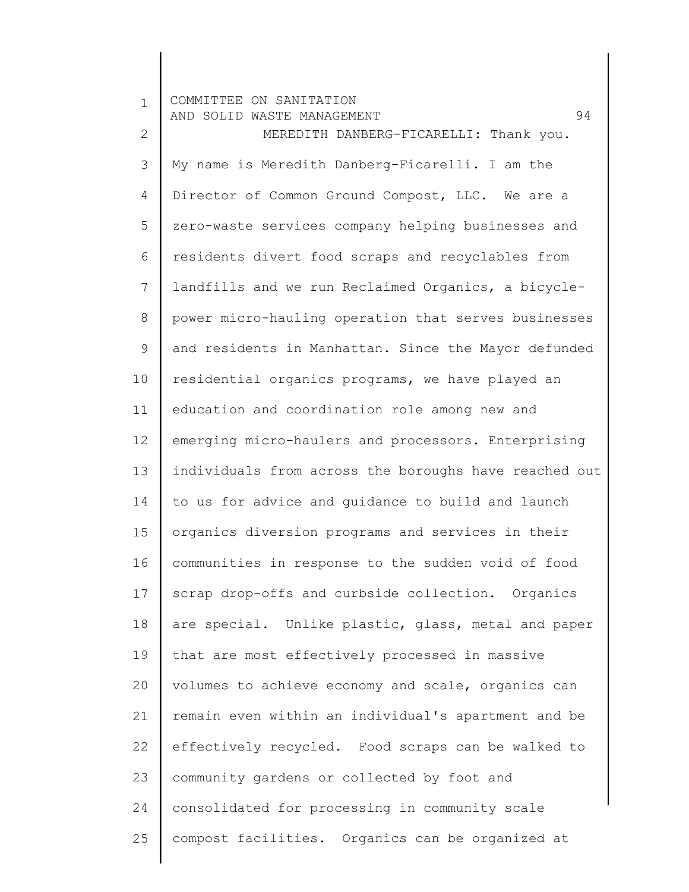MEREDITH DANBERG-FICARELLI: Thank you. My name is Meredith Danberg-Ficarelli. I am the Director of Common Ground Compost, LLC. We are a zero-waste services company helping businesses and residents divert food scraps and recyclables from landfills and we run Reclaimed Organics, a bicycle-power micro-hauling operation that serves businesses and residents in Manhattan. Since the Mayor defunded residential organics programs, we have played an education and coordination role among new and emerging micro-haulers and processors. Enterprising individuals from across the boroughs have reached out to us for advice and guidance to build and launch organics diversion programs and services in their communities in response to the sudden void of food scrap drop-offs and curbside collection. Organics are special. Unlike plastic, glass, metal and paper that are most effectively processed in massive volumes to achieve economy and scale, organics can remain even within an individual's apartment and be effectively recycled. Food scraps can be walked to community gardens or collected by foot and consolidated for processing in community scale compost facilities. Organics can be organized at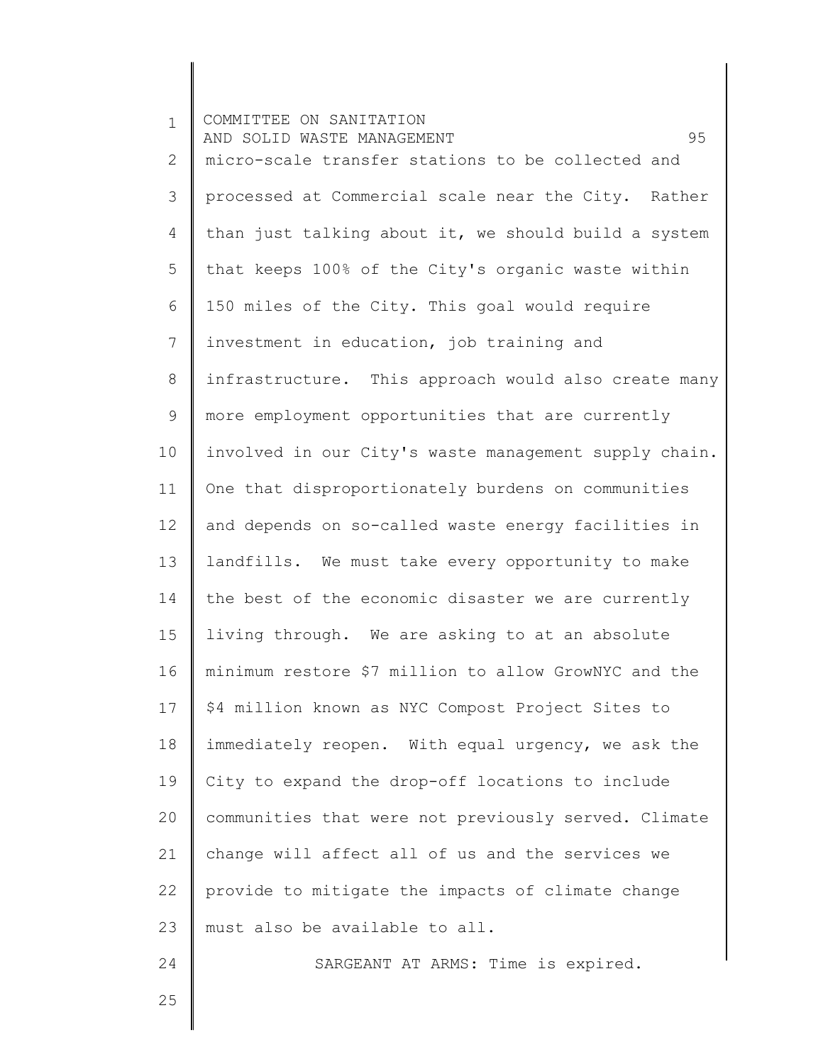micro-scale transfer stations to be collected and processed at Commercial scale near the City. Rather than just talking about it, we should build a system that keeps 100% of the City's organic waste within 150 miles of the City. This goal would require investment in education, job training and infrastructure. This approach would also create many more employment opportunities that are currently involved in our City's waste management supply chain. One that disproportionately burdens on communities and depends on so-called waste energy facilities in landfills. We must take every opportunity to make the best of the economic disaster we are currently living through. We are asking to at an absolute minimum restore $7 million to allow GrowNYC and the $4 million known as NYC Compost Project Sites to immediately reopen. With equal urgency, we ask the City to expand the drop-off locations to include communities that were not previously served. Climate change will affect all of us and the services we provide to mitigate the impacts of climate change must also be available to all.

SARGEANT AT ARMS: Time is expired.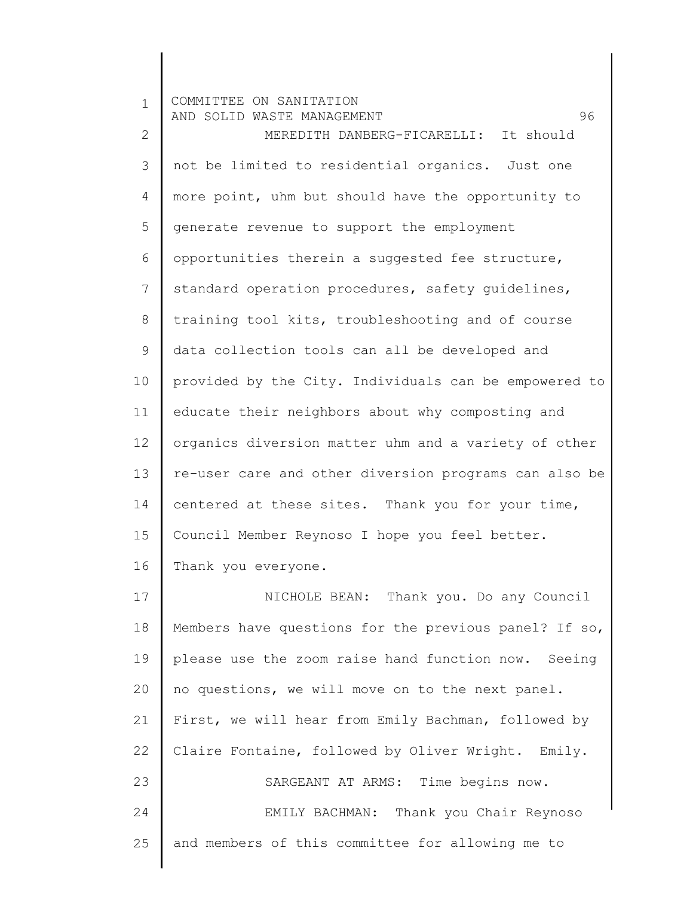MEREDITH DANBERG-FICARELLI: It should not be limited to residential organics. Just one more point, uhm but should have the opportunity to generate revenue to support the employment opportunities therein a suggested fee structure, standard operation procedures, safety guidelines, training tool kits, troubleshooting and of course data collection tools can all be developed and provided by the City. Individuals can be empowered to educate their neighbors about why composting and organics diversion matter uhm and a variety of other re-user care and other diversion programs can also be centered at these sites. Thank you for your time, Council Member Reynoso I hope you feel better. Thank you everyone.

NICHOLE BEAN: Thank you. Do any Council Members have questions for the previous panel? If so, please use the zoom raise hand function now. Seeing no questions, we will move on to the next panel. First, we will hear from Emily Bachman, followed by Claire Fontaine, followed by Oliver Wright. Emily.

SARGEANT AT ARMS: Time begins now.

EMILY BACHMAN: Thank you Chair Reynoso and members of this committee for allowing me to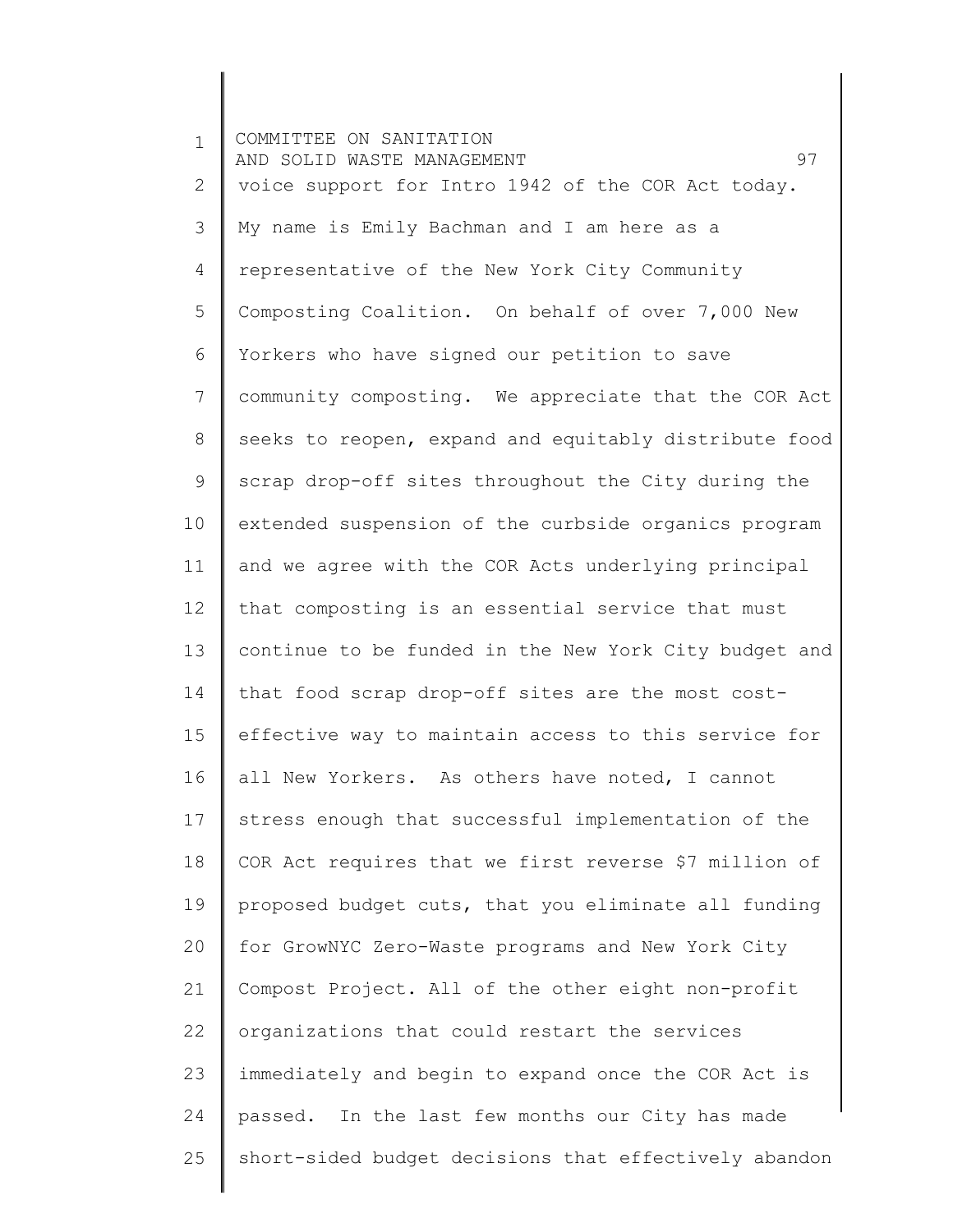voice support for Intro 1942 of the COR Act today. My name is Emily Bachman and I am here as a representative of the New York City Community Composting Coalition. On behalf of over 7,000 New Yorkers who have signed our petition to save community composting. We appreciate that the COR Act seeks to reopen, expand and equitably distribute food scrap drop-off sites throughout the City during the extended suspension of the curbside organics program and we agree with the COR Acts underlying principal that composting is an essential service that must continue to be funded in the New York City budget and that food scrap drop-off sites are the most cost-effective way to maintain access to this service for all New Yorkers. As others have noted, I cannot stress enough that successful implementation of the COR Act requires that we first reverse $7 million of proposed budget cuts, that you eliminate all funding for GrowNYC Zero-Waste programs and New York City Compost Project. All of the other eight non-profit organizations that could restart the services immediately and begin to expand once the COR Act is passed. In the last few months our City has made short-sided budget decisions that effectively abandon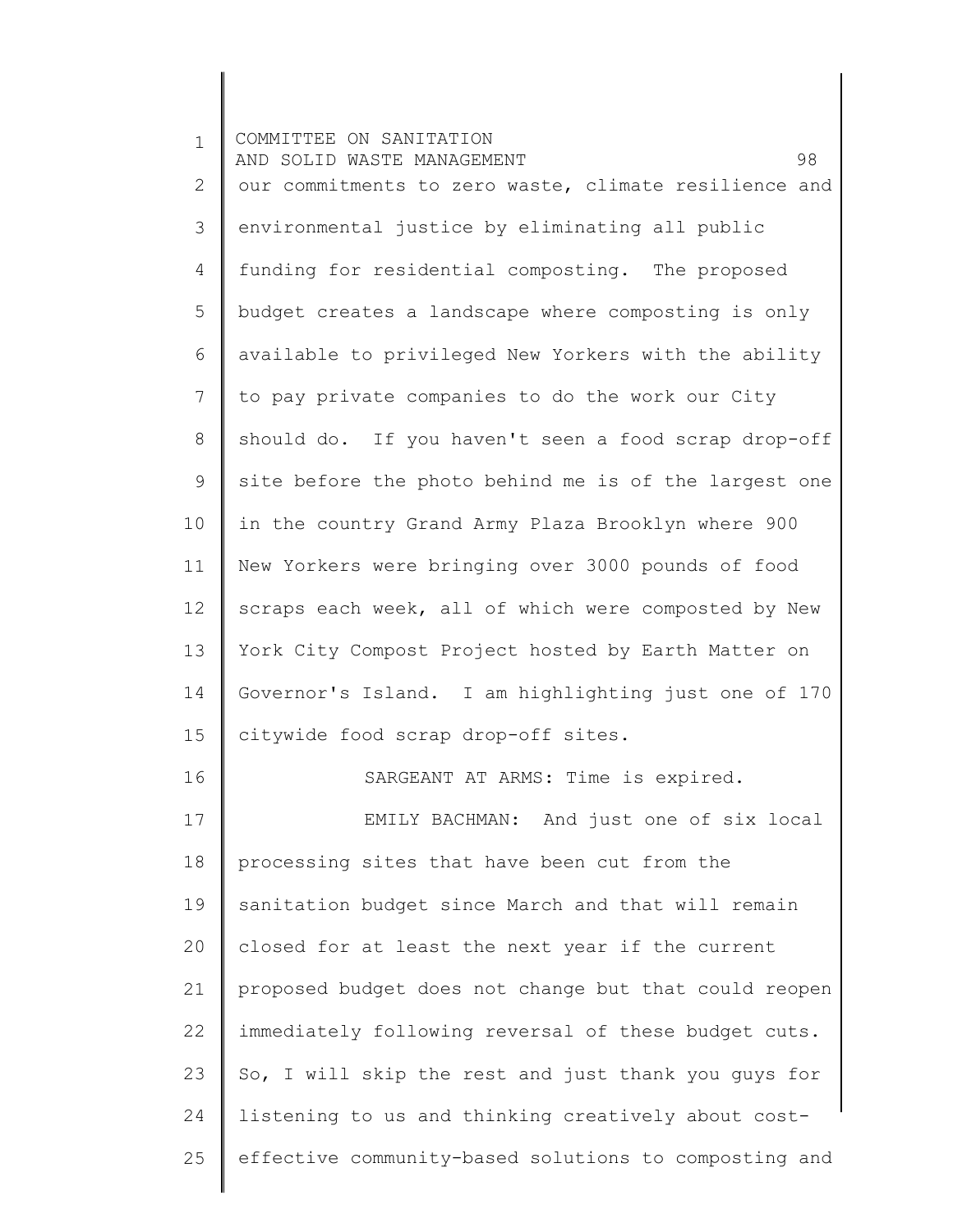our commitments to zero waste, climate resilience and environmental justice by eliminating all public funding for residential composting. The proposed budget creates a landscape where composting is only available to privileged New Yorkers with the ability to pay private companies to do the work our City should do. If you haven't seen a food scrap drop-off site before the photo behind me is of the largest one in the country Grand Army Plaza Brooklyn where 900 New Yorkers were bringing over 3000 pounds of food scraps each week, all of which were composted by New York City Compost Project hosted by Earth Matter on Governor's Island. I am highlighting just one of 170 citywide food scrap drop-off sites.

SARGEANT AT ARMS: Time is expired.

EMILY BACHMAN: And just one of six local processing sites that have been cut from the sanitation budget since March and that will remain closed for at least the next year if the current proposed budget does not change but that could reopen immediately following reversal of these budget cuts. So, I will skip the rest and just thank you guys for listening to us and thinking creatively about cost-effective community-based solutions to composting and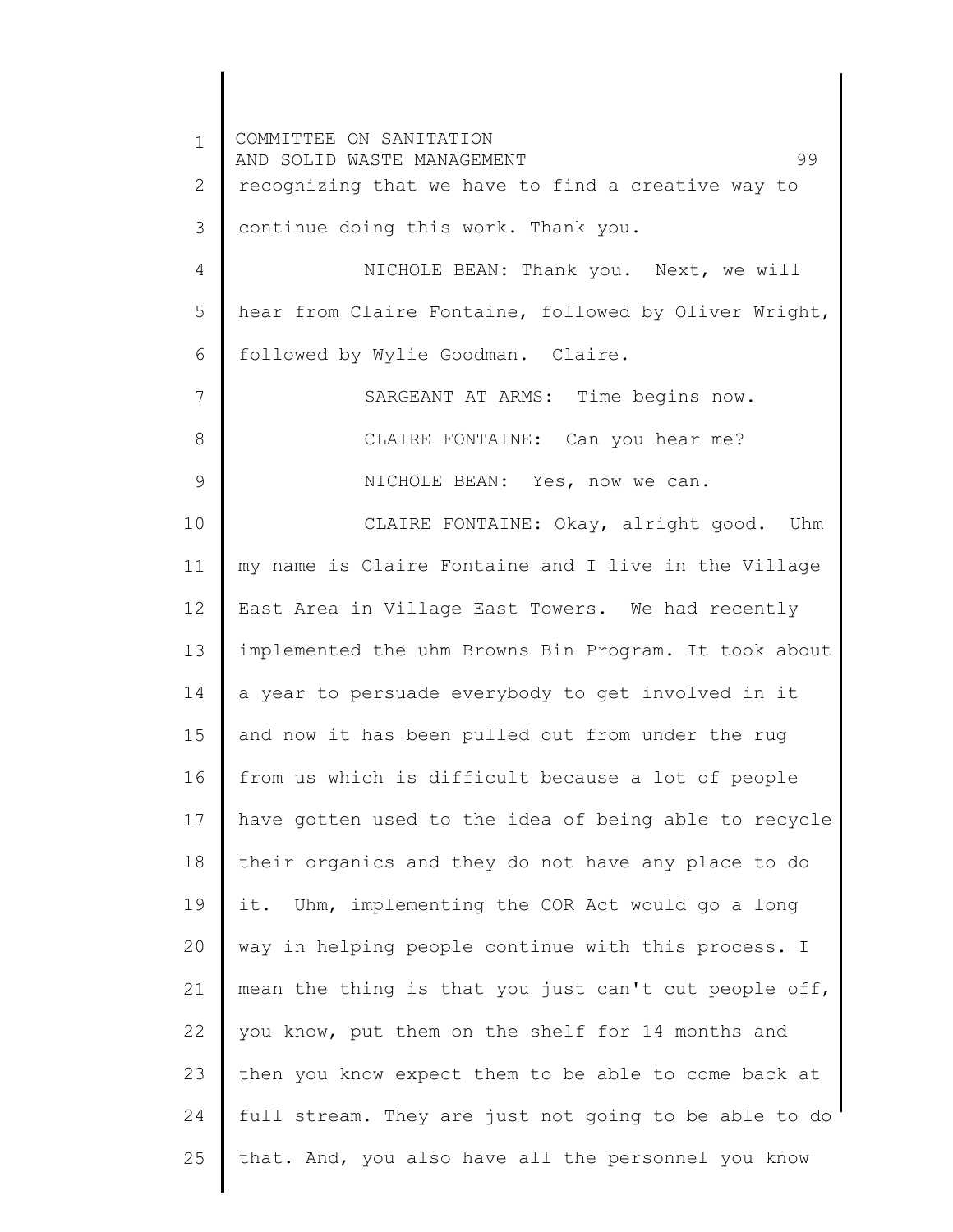recognizing that we have to find a creative way to continue doing this work. Thank you.

NICHOLE BEAN: Thank you. Next, we will hear from Claire Fontaine, followed by Oliver Wright, followed by Wylie Goodman. Claire.

SARGEANT AT ARMS: Time begins now.

CLAIRE FONTAINE: Can you hear me?

NICHOLE BEAN: Yes, now we can.

CLAIRE FONTAINE: Okay, alright good. Uhm my name is Claire Fontaine and I live in the Village East Area in Village East Towers. We had recently implemented the uhm Browns Bin Program. It took about a year to persuade everybody to get involved in it and now it has been pulled out from under the rug from us which is difficult because a lot of people have gotten used to the idea of being able to recycle their organics and they do not have any place to do it. Uhm, implementing the COR Act would go a long way in helping people continue with this process. I mean the thing is that you just can't cut people off, you know, put them on the shelf for 14 months and then you know expect them to be able to come back at full stream. They are just not going to be able to do that. And, you also have all the personnel you know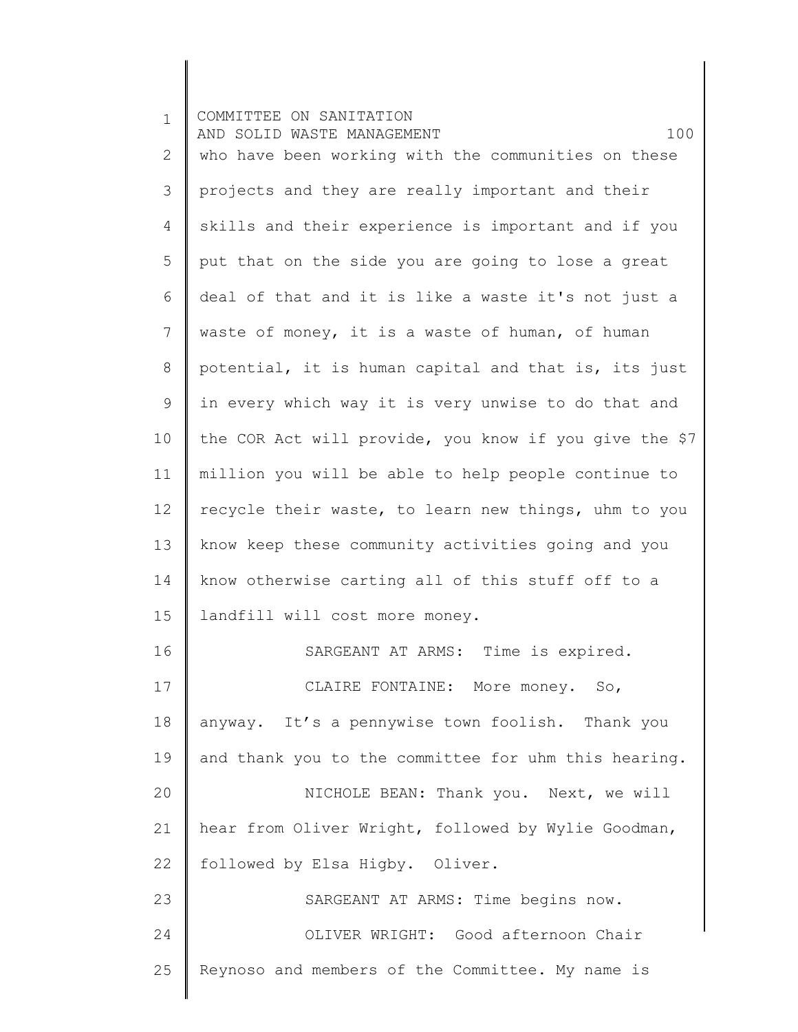who have been working with the communities on these projects and they are really important and their skills and their experience is important and if you put that on the side you are going to lose a great deal of that and it is like a waste it's not just a waste of money, it is a waste of human, of human potential, it is human capital and that is, its just in every which way it is very unwise to do that and the COR Act will provide, you know if you give the $7 million you will be able to help people continue to recycle their waste, to learn new things, uhm to you know keep these community activities going and you know otherwise carting all of this stuff off to a landfill will cost more money.

SARGEANT AT ARMS: Time is expired.

CLAIRE FONTAINE: More money. So, anyway. It's a pennywise town foolish. Thank you and thank you to the committee for uhm this hearing.

NICHOLE BEAN: Thank you. Next, we will hear from Oliver Wright, followed by Wylie Goodman, followed by Elsa Higby. Oliver.

SARGEANT AT ARMS: Time begins now.

OLIVER WRIGHT: Good afternoon Chair Reynoso and members of the Committee. My name is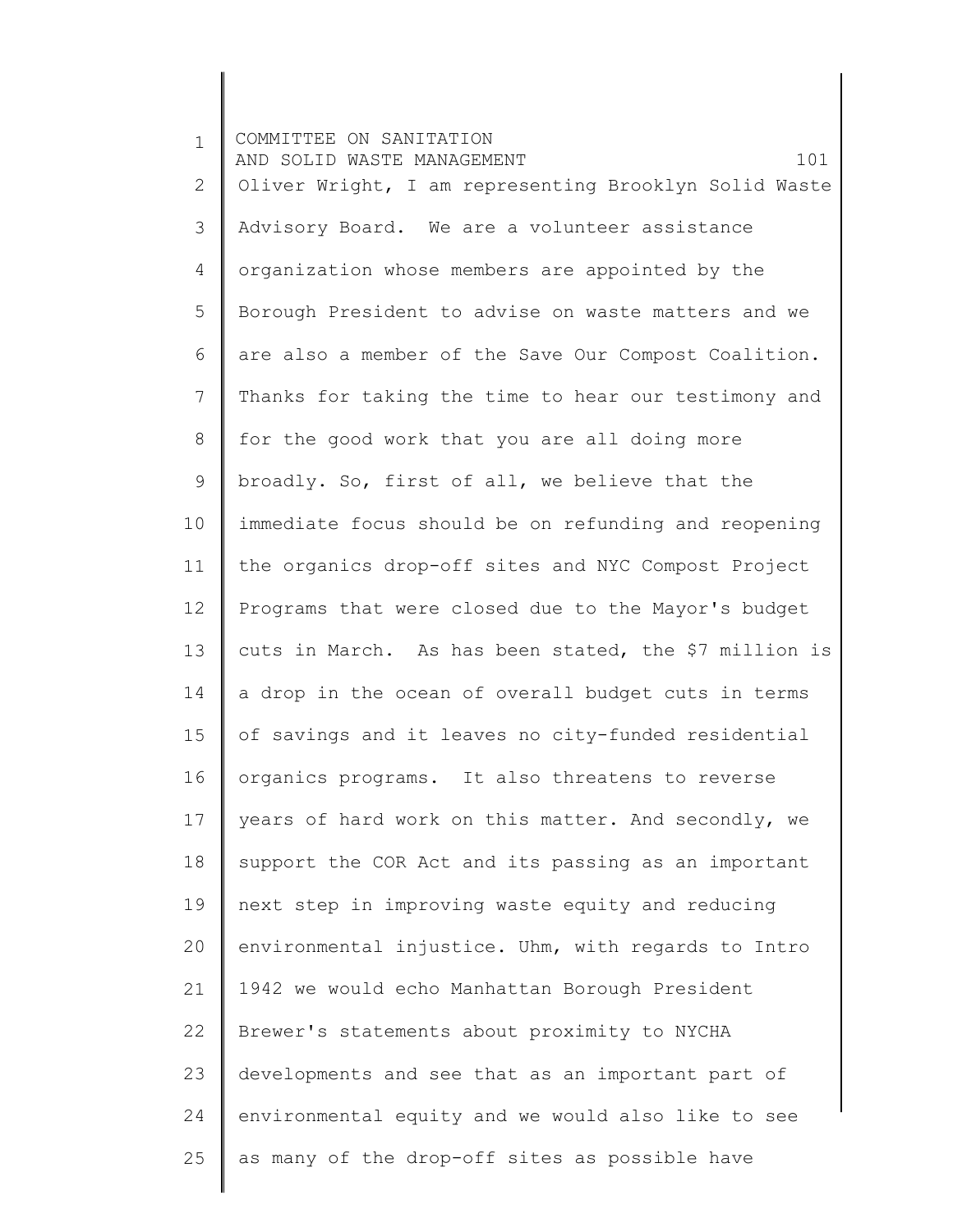Oliver Wright, I am representing Brooklyn Solid Waste Advisory Board. We are a volunteer assistance organization whose members are appointed by the Borough President to advise on waste matters and we are also a member of the Save Our Compost Coalition. Thanks for taking the time to hear our testimony and for the good work that you are all doing more broadly. So, first of all, we believe that the immediate focus should be on refunding and reopening the organics drop-off sites and NYC Compost Project Programs that were closed due to the Mayor's budget cuts in March. As has been stated, the $7 million is a drop in the ocean of overall budget cuts in terms of savings and it leaves no city-funded residential organics programs. It also threatens to reverse years of hard work on this matter. And secondly, we support the COR Act and its passing as an important next step in improving waste equity and reducing environmental injustice. Uhm, with regards to Intro 1942 we would echo Manhattan Borough President Brewer's statements about proximity to NYCHA developments and see that as an important part of environmental equity and we would also like to see as many of the drop-off sites as possible have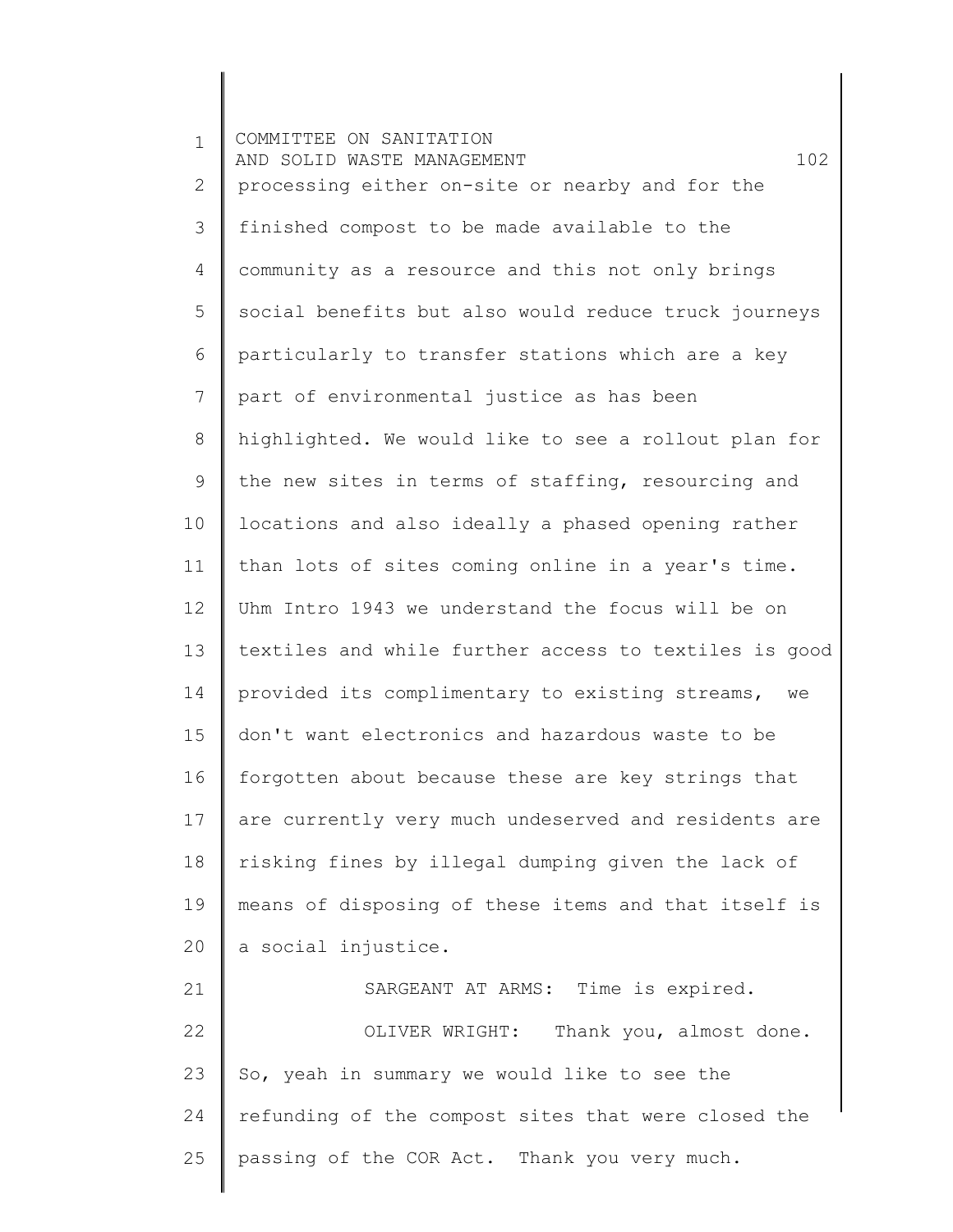processing either on-site or nearby and for the finished compost to be made available to the community as a resource and this not only brings social benefits but also would reduce truck journeys particularly to transfer stations which are a key part of environmental justice as has been highlighted. We would like to see a rollout plan for the new sites in terms of staffing, resourcing and locations and also ideally a phased opening rather than lots of sites coming online in a year's time. Uhm Intro 1943 we understand the focus will be on textiles and while further access to textiles is good provided its complimentary to existing streams, we don't want electronics and hazardous waste to be forgotten about because these are key strings that are currently very much undeserved and residents are risking fines by illegal dumping given the lack of means of disposing of these items and that itself is a social injustice.

SARGEANT AT ARMS: Time is expired.

OLIVER WRIGHT: Thank you, almost done. So, yeah in summary we would like to see the refunding of the compost sites that were closed the passing of the COR Act. Thank you very much.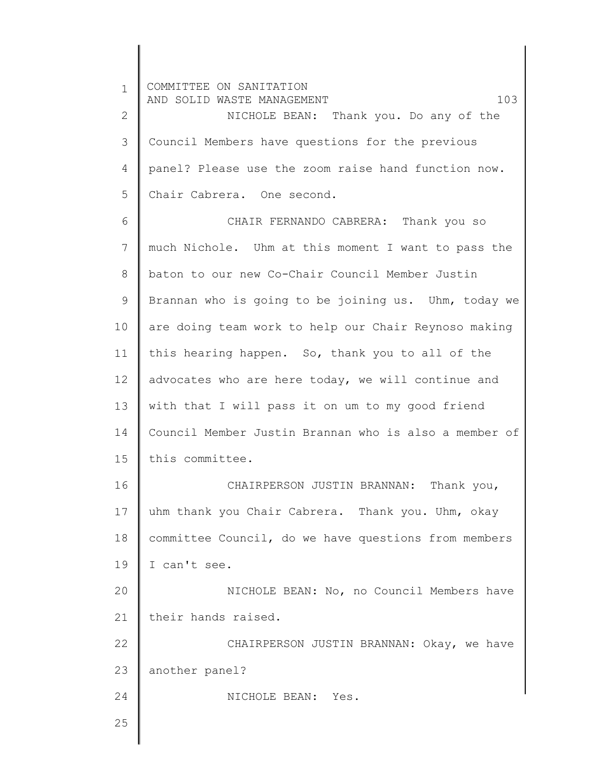NICHOLE BEAN: Thank you. Do any of the Council Members have questions for the previous panel? Please use the zoom raise hand function now. Chair Cabrera. One second.

CHAIR FERNANDO CABRERA: Thank you so much Nichole. Uhm at this moment I want to pass the baton to our new Co-Chair Council Member Justin Brannan who is going to be joining us. Uhm, today we are doing team work to help our Chair Reynoso making this hearing happen. So, thank you to all of the advocates who are here today, we will continue and with that I will pass it on um to my good friend Council Member Justin Brannan who is also a member of this committee.

CHAIRPERSON JUSTIN BRANNAN: Thank you, uhm thank you Chair Cabrera. Thank you. Uhm, okay committee Council, do we have questions from members I can't see.

NICHOLE BEAN: No, no Council Members have their hands raised.

CHAIRPERSON JUSTIN BRANNAN: Okay, we have another panel?

NICHOLE BEAN: Yes.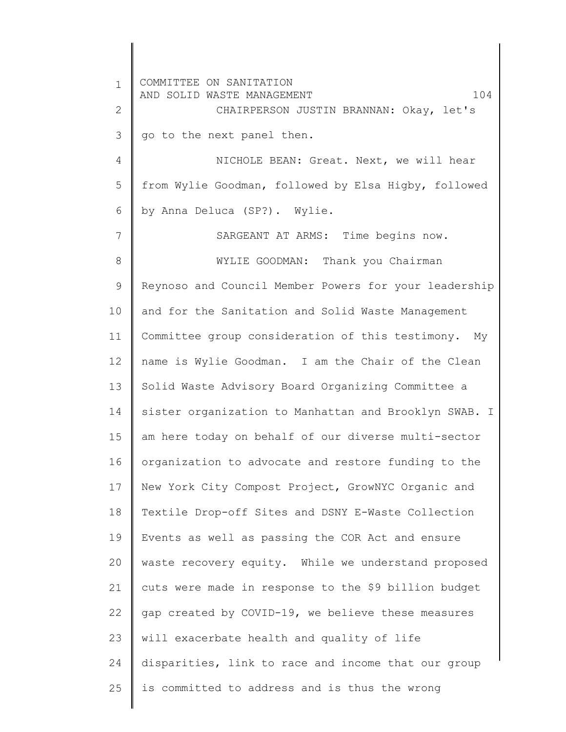CHAIRPERSON JUSTIN BRANNAN: Okay, let's go to the next panel then.

NICHOLE BEAN: Great. Next, we will hear from Wylie Goodman, followed by Elsa Higby, followed by Anna Deluca (SP?). Wylie.

SARGEANT AT ARMS: Time begins now.

WYLIE GOODMAN: Thank you Chairman Reynoso and Council Member Powers for your leadership and for the Sanitation and Solid Waste Management Committee group consideration of this testimony. My name is Wylie Goodman. I am the Chair of the Clean Solid Waste Advisory Board Organizing Committee a sister organization to Manhattan and Brooklyn SWAB. I am here today on behalf of our diverse multi-sector organization to advocate and restore funding to the New York City Compost Project, GrowNYC Organic and Textile Drop-off Sites and DSNY E-Waste Collection Events as well as passing the COR Act and ensure waste recovery equity. While we understand proposed cuts were made in response to the $9 billion budget gap created by COVID-19, we believe these measures will exacerbate health and quality of life disparities, link to race and income that our group is committed to address and is thus the wrong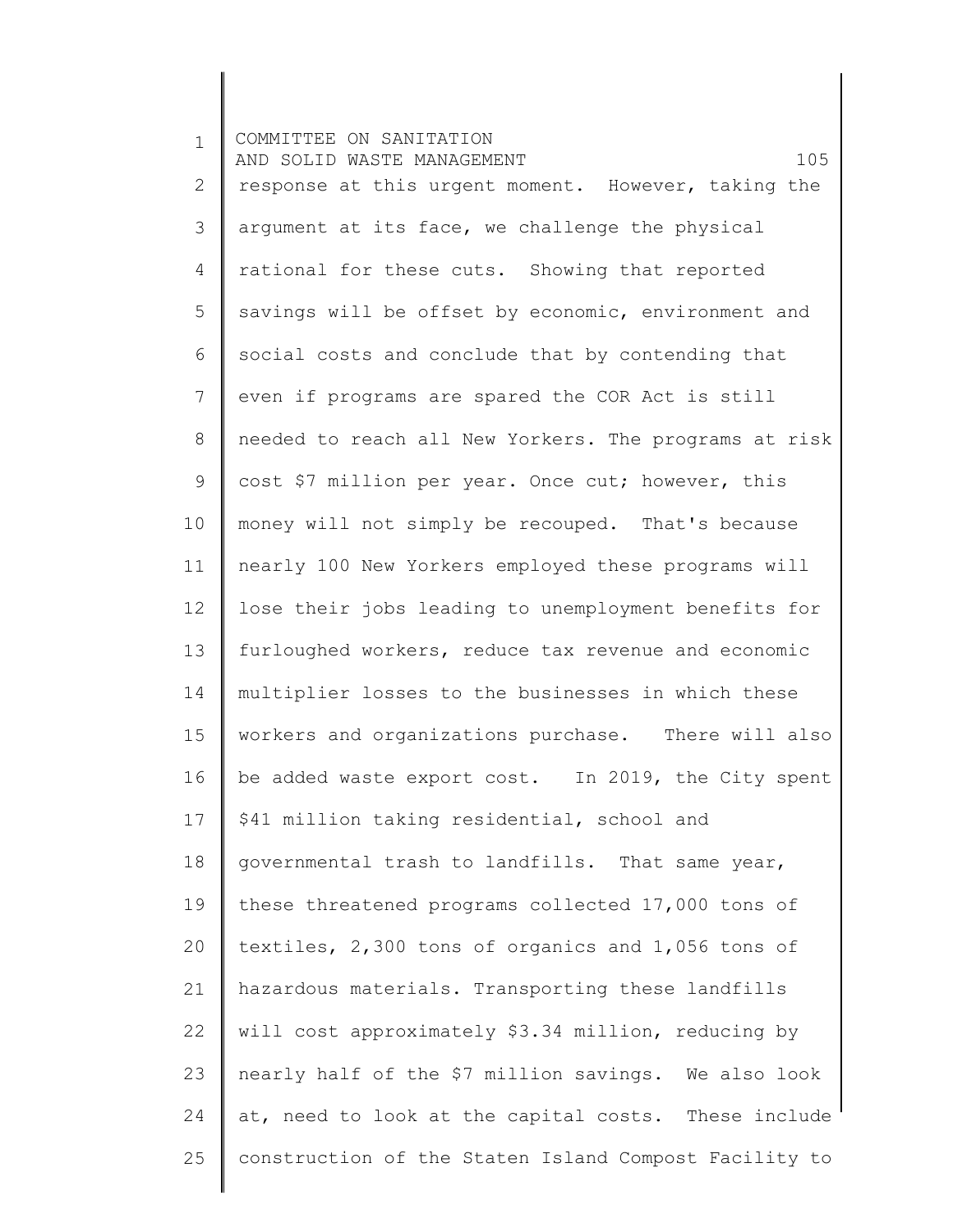response at this urgent moment. However, taking the argument at its face, we challenge the physical rational for these cuts. Showing that reported savings will be offset by economic, environment and social costs and conclude that by contending that even if programs are spared the COR Act is still needed to reach all New Yorkers. The programs at risk cost $7 million per year. Once cut; however, this money will not simply be recouped. That's because nearly 100 New Yorkers employed these programs will lose their jobs leading to unemployment benefits for furloughed workers, reduce tax revenue and economic multiplier losses to the businesses in which these workers and organizations purchase. There will also be added waste export cost. In 2019, the City spent $41 million taking residential, school and governmental trash to landfills. That same year, these threatened programs collected 17,000 tons of textiles, 2,300 tons of organics and 1,056 tons of hazardous materials. Transporting these landfills will cost approximately $3.34 million, reducing by nearly half of the $7 million savings. We also look at, need to look at the capital costs. These include construction of the Staten Island Compost Facility to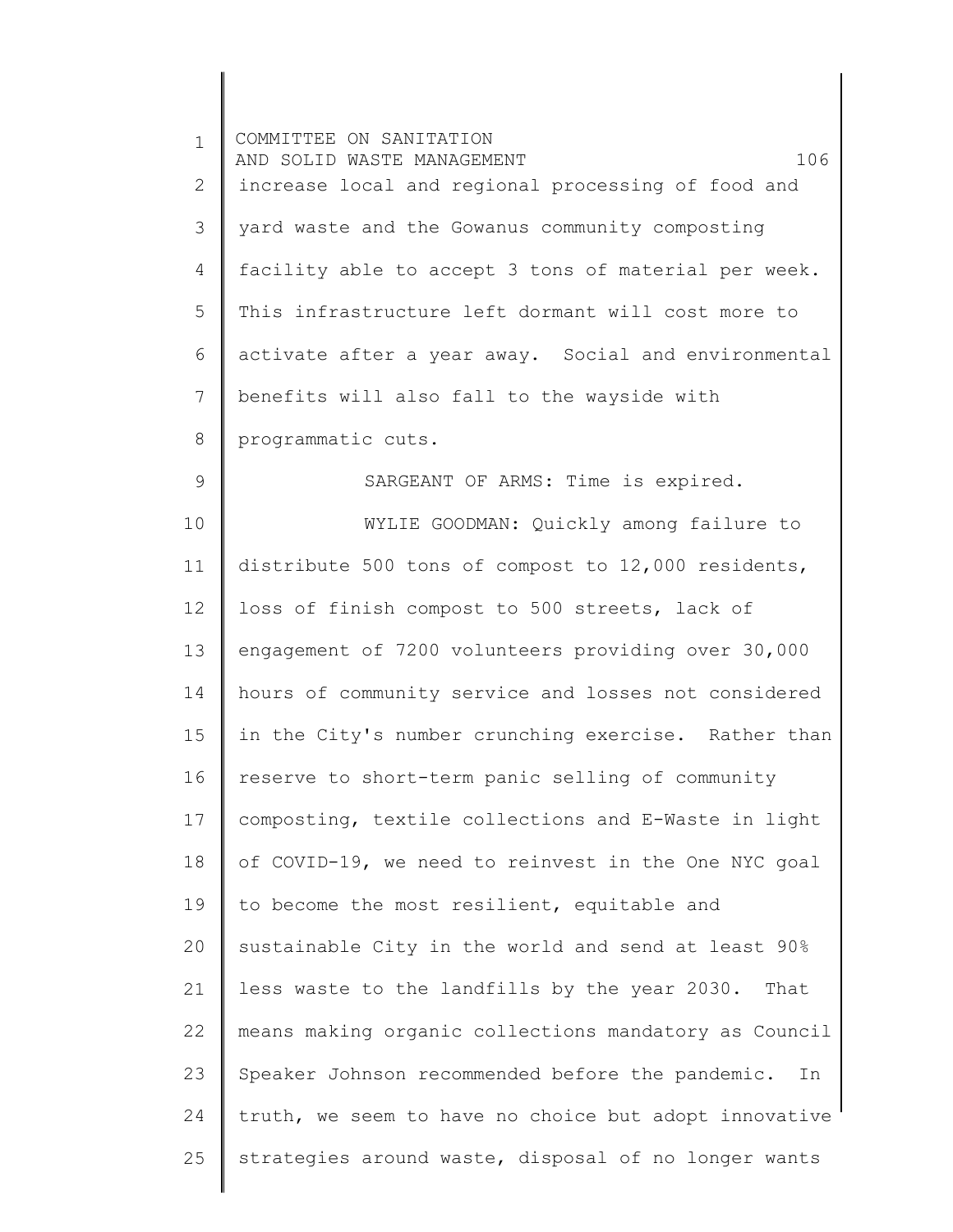increase local and regional processing of food and yard waste and the Gowanus community composting facility able to accept 3 tons of material per week. This infrastructure left dormant will cost more to activate after a year away. Social and environmental benefits will also fall to the wayside with programmatic cuts.

SARGEANT OF ARMS: Time is expired.

WYLIE GOODMAN: Quickly among failure to distribute 500 tons of compost to 12,000 residents, loss of finish compost to 500 streets, lack of engagement of 7200 volunteers providing over 30,000 hours of community service and losses not considered in the City's number crunching exercise. Rather than reserve to short-term panic selling of community composting, textile collections and E-Waste in light of COVID-19, we need to reinvest in the One NYC goal to become the most resilient, equitable and sustainable City in the world and send at least 90% less waste to the landfills by the year 2030. That means making organic collections mandatory as Council Speaker Johnson recommended before the pandemic. In truth, we seem to have no choice but adopt innovative strategies around waste, disposal of no longer wants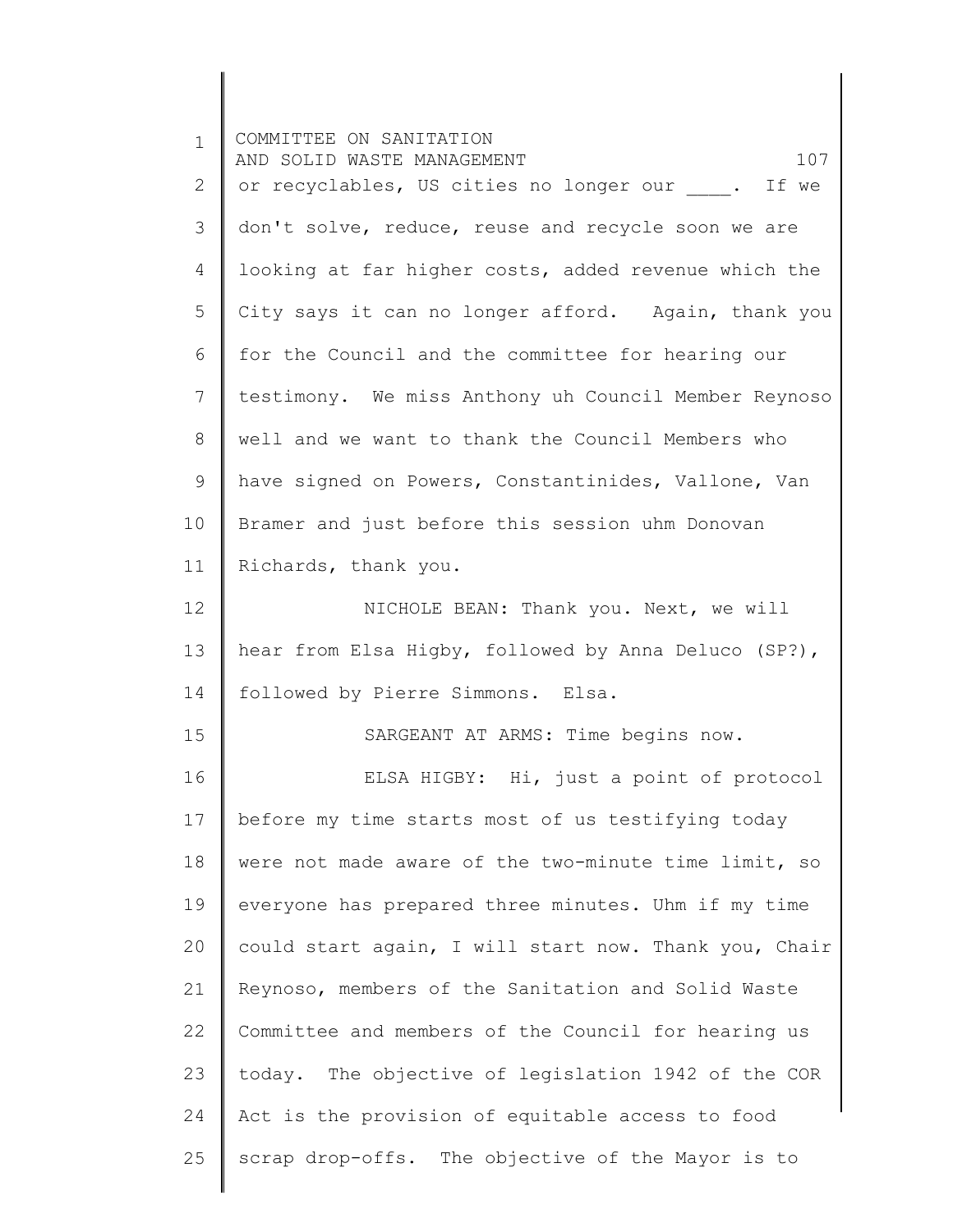or recyclables, US cities no longer our ____. If we don't solve, reduce, reuse and recycle soon we are looking at far higher costs, added revenue which the City says it can no longer afford. Again, thank you for the Council and the committee for hearing our testimony. We miss Anthony uh Council Member Reynoso well and we want to thank the Council Members who have signed on Powers, Constantinides, Vallone, Van Bramer and just before this session uhm Donovan Richards, thank you.

NICHOLE BEAN: Thank you. Next, we will hear from Elsa Higby, followed by Anna Deluco (SP?), followed by Pierre Simmons. Elsa.

SARGEANT AT ARMS: Time begins now.

ELSA HIGBY: Hi, just a point of protocol before my time starts most of us testifying today were not made aware of the two-minute time limit, so everyone has prepared three minutes. Uhm if my time could start again, I will start now. Thank you, Chair Reynoso, members of the Sanitation and Solid Waste Committee and members of the Council for hearing us today. The objective of legislation 1942 of the COR Act is the provision of equitable access to food scrap drop-offs. The objective of the Mayor is to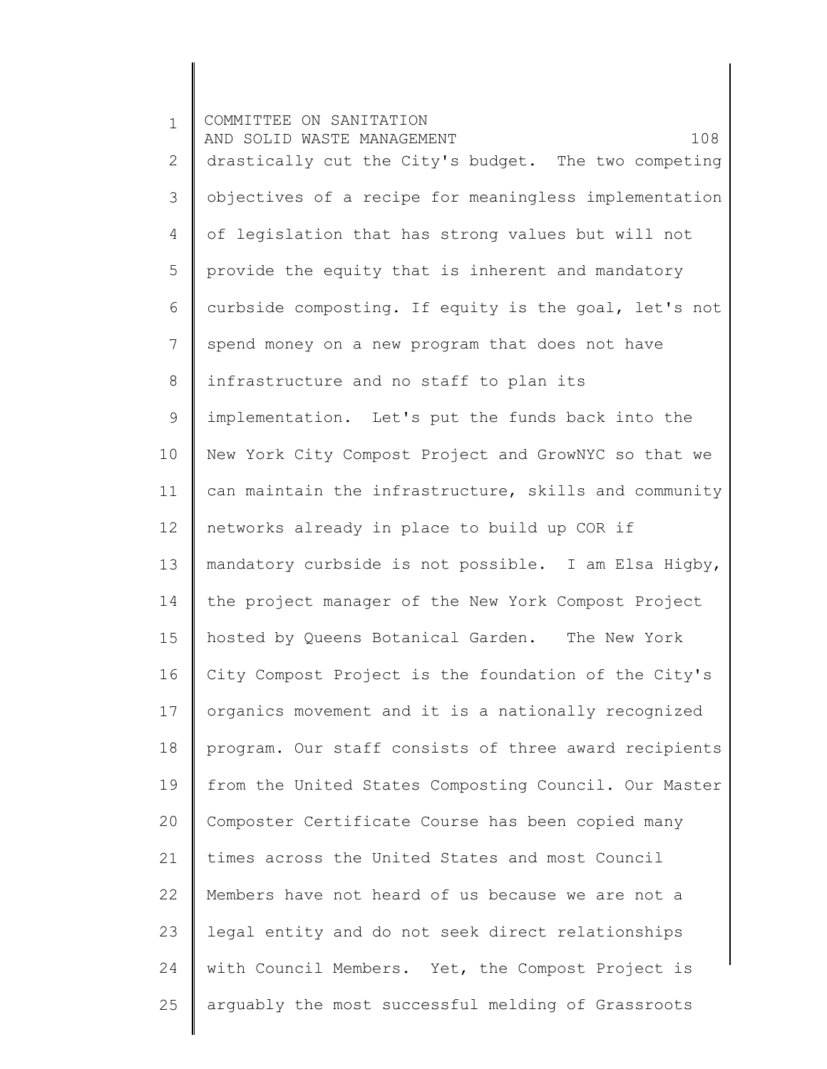drastically cut the City's budget. The two competing objectives of a recipe for meaningless implementation of legislation that has strong values but will not provide the equity that is inherent and mandatory curbside composting. If equity is the goal, let's not spend money on a new program that does not have infrastructure and no staff to plan its implementation. Let's put the funds back into the New York City Compost Project and GrowNYC so that we can maintain the infrastructure, skills and community networks already in place to build up COR if mandatory curbside is not possible. I am Elsa Higby, the project manager of the New York Compost Project hosted by Queens Botanical Garden. The New York City Compost Project is the foundation of the City's organics movement and it is a nationally recognized program. Our staff consists of three award recipients from the United States Composting Council. Our Master Composter Certificate Course has been copied many times across the United States and most Council Members have not heard of us because we are not a legal entity and do not seek direct relationships with Council Members. Yet, the Compost Project is arguably the most successful melding of Grassroots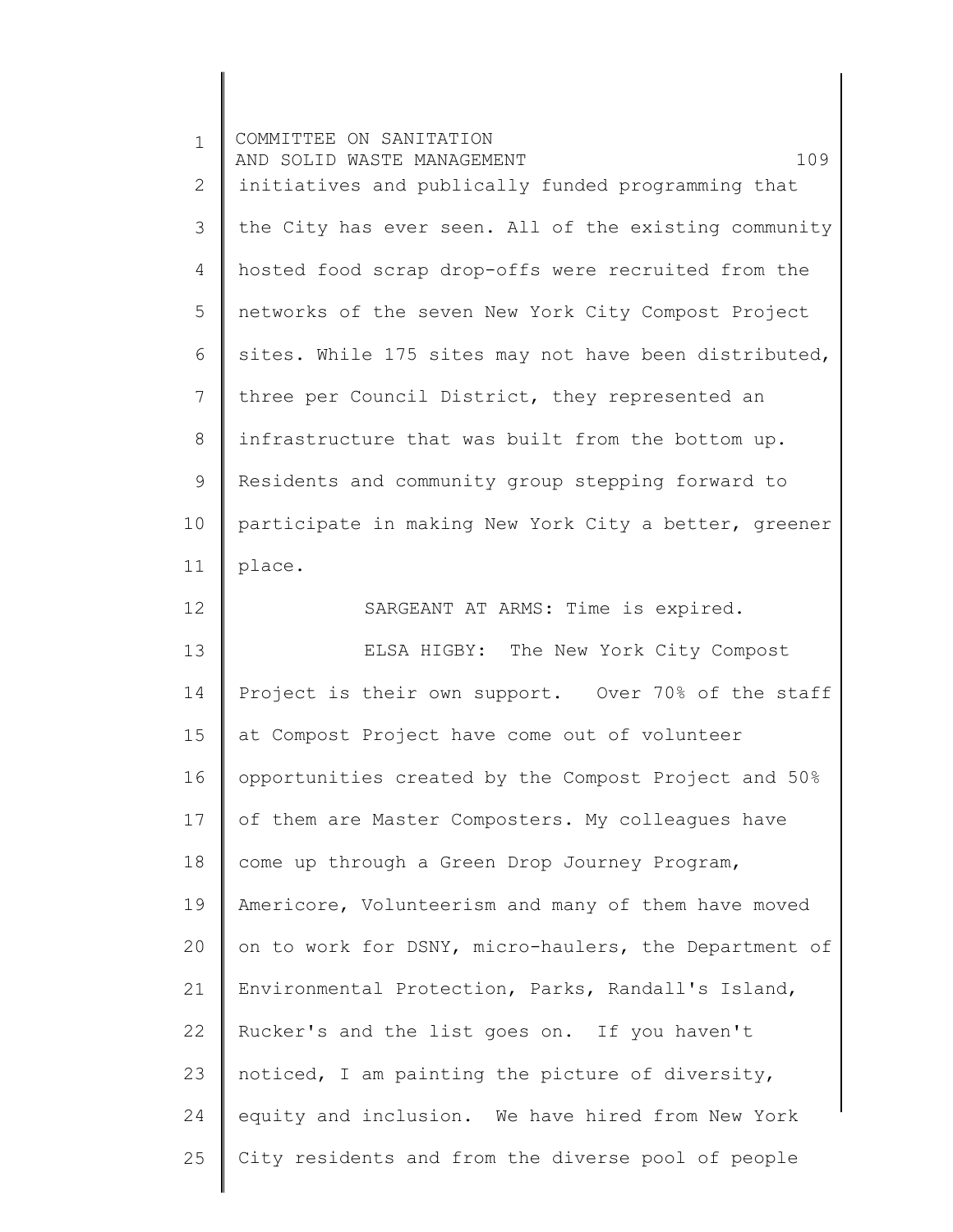initiatives and publically funded programming that the City has ever seen. All of the existing community hosted food scrap drop-offs were recruited from the networks of the seven New York City Compost Project sites. While 175 sites may not have been distributed, three per Council District, they represented an infrastructure that was built from the bottom up. Residents and community group stepping forward to participate in making New York City a better, greener place.

SARGEANT AT ARMS: Time is expired.

ELSA HIGBY: The New York City Compost Project is their own support. Over 70% of the staff at Compost Project have come out of volunteer opportunities created by the Compost Project and 50% of them are Master Composters. My colleagues have come up through a Green Drop Journey Program, Americore, Volunteerism and many of them have moved on to work for DSNY, micro-haulers, the Department of Environmental Protection, Parks, Randall's Island, Rucker's and the list goes on. If you haven't noticed, I am painting the picture of diversity, equity and inclusion. We have hired from New York City residents and from the diverse pool of people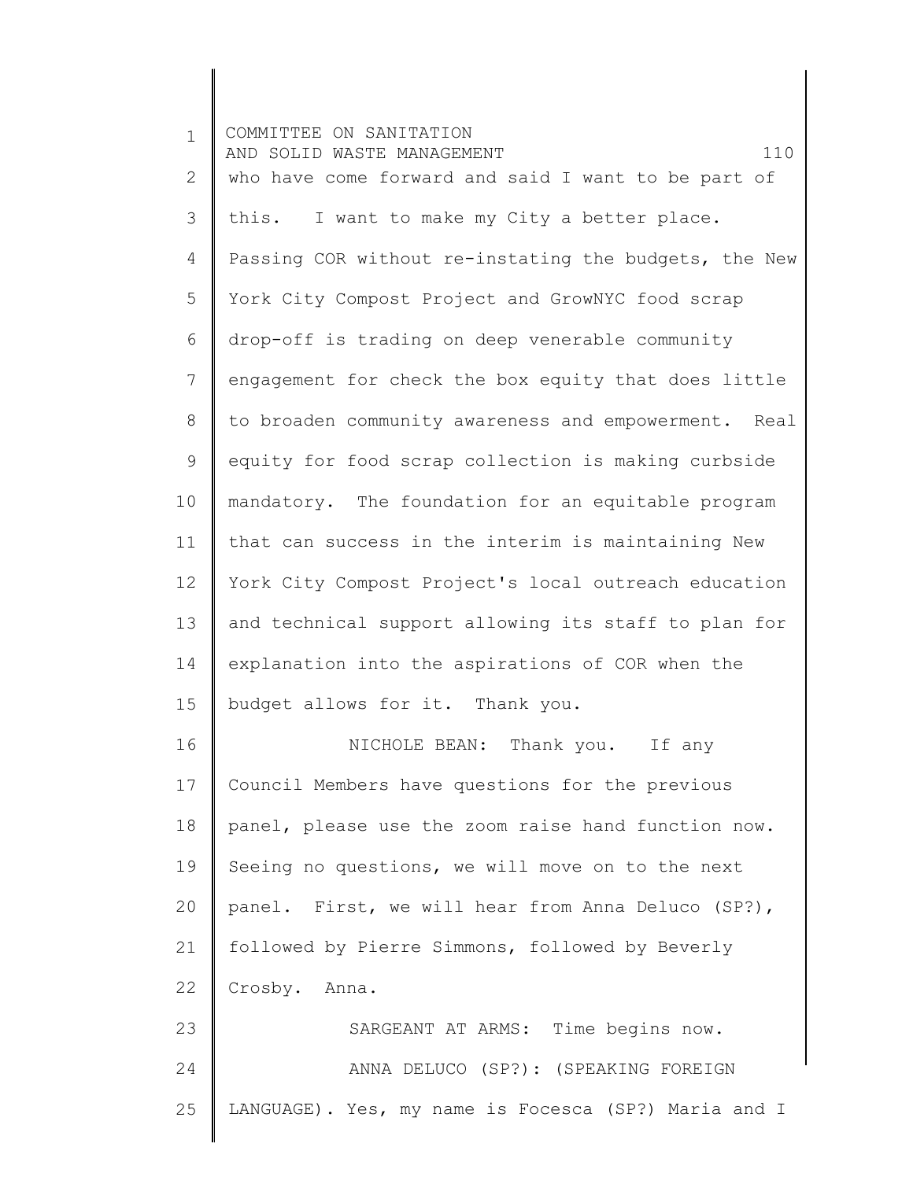who have come forward and said I want to be part of this. I want to make my City a better place. Passing COR without re-instating the budgets, the New York City Compost Project and GrowNYC food scrap drop-off is trading on deep venerable community engagement for check the box equity that does little to broaden community awareness and empowerment. Real equity for food scrap collection is making curbside mandatory. The foundation for an equitable program that can success in the interim is maintaining New York City Compost Project's local outreach education and technical support allowing its staff to plan for explanation into the aspirations of COR when the budget allows for it. Thank you.

NICHOLE BEAN: Thank you. If any Council Members have questions for the previous panel, please use the zoom raise hand function now. Seeing no questions, we will move on to the next panel. First, we will hear from Anna Deluco (SP?), followed by Pierre Simmons, followed by Beverly Crosby. Anna.

SARGEANT AT ARMS: Time begins now.

ANNA DELUCO (SP?): (SPEAKING FOREIGN LANGUAGE). Yes, my name is Focesca (SP?) Maria and I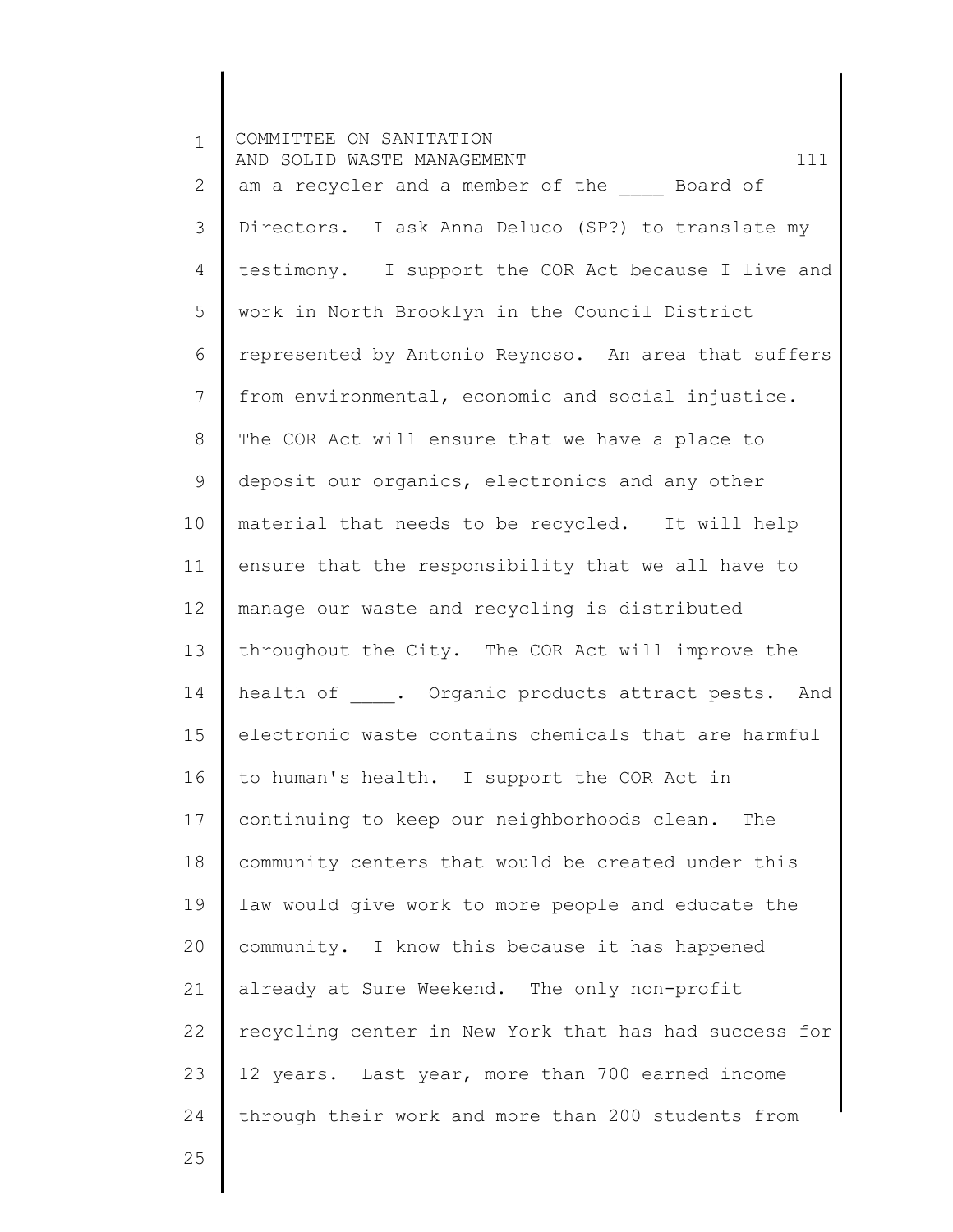am a recycler and a member of the ____ Board of Directors. I ask Anna Deluco (SP?) to translate my testimony. I support the COR Act because I live and work in North Brooklyn in the Council District represented by Antonio Reynoso. An area that suffers from environmental, economic and social injustice. The COR Act will ensure that we have a place to deposit our organics, electronics and any other material that needs to be recycled. It will help ensure that the responsibility that we all have to manage our waste and recycling is distributed throughout the City. The COR Act will improve the health of ____. Organic products attract pests. And electronic waste contains chemicals that are harmful to human's health. I support the COR Act in continuing to keep our neighborhoods clean. The community centers that would be created under this law would give work to more people and educate the community. I know this because it has happened already at Sure Weekend. The only non-profit recycling center in New York that has had success for 12 years. Last year, more than 700 earned income through their work and more than 200 students from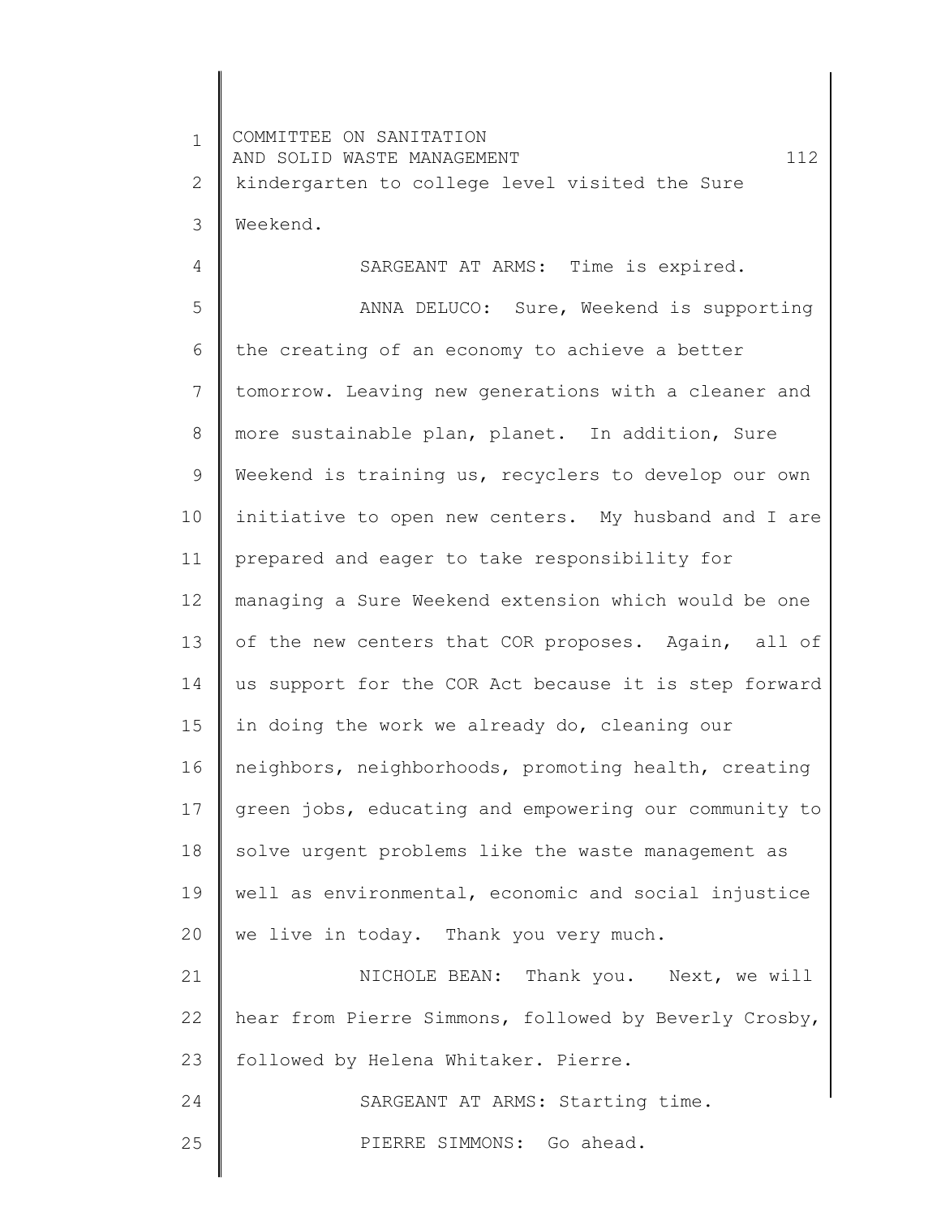kindergarten to college level visited the Sure Weekend.

SARGEANT AT ARMS: Time is expired.

ANNA DELUCO: Sure, Weekend is supporting the creating of an economy to achieve a better tomorrow. Leaving new generations with a cleaner and more sustainable plan, planet. In addition, Sure Weekend is training us, recyclers to develop our own initiative to open new centers. My husband and I are prepared and eager to take responsibility for managing a Sure Weekend extension which would be one of the new centers that COR proposes. Again, all of us support for the COR Act because it is step forward in doing the work we already do, cleaning our neighbors, neighborhoods, promoting health, creating green jobs, educating and empowering our community to solve urgent problems like the waste management as well as environmental, economic and social injustice we live in today. Thank you very much.

NICHOLE BEAN: Thank you. Next, we will hear from Pierre Simmons, followed by Beverly Crosby, followed by Helena Whitaker. Pierre.

SARGEANT AT ARMS: Starting time.

PIERRE SIMMONS: Go ahead.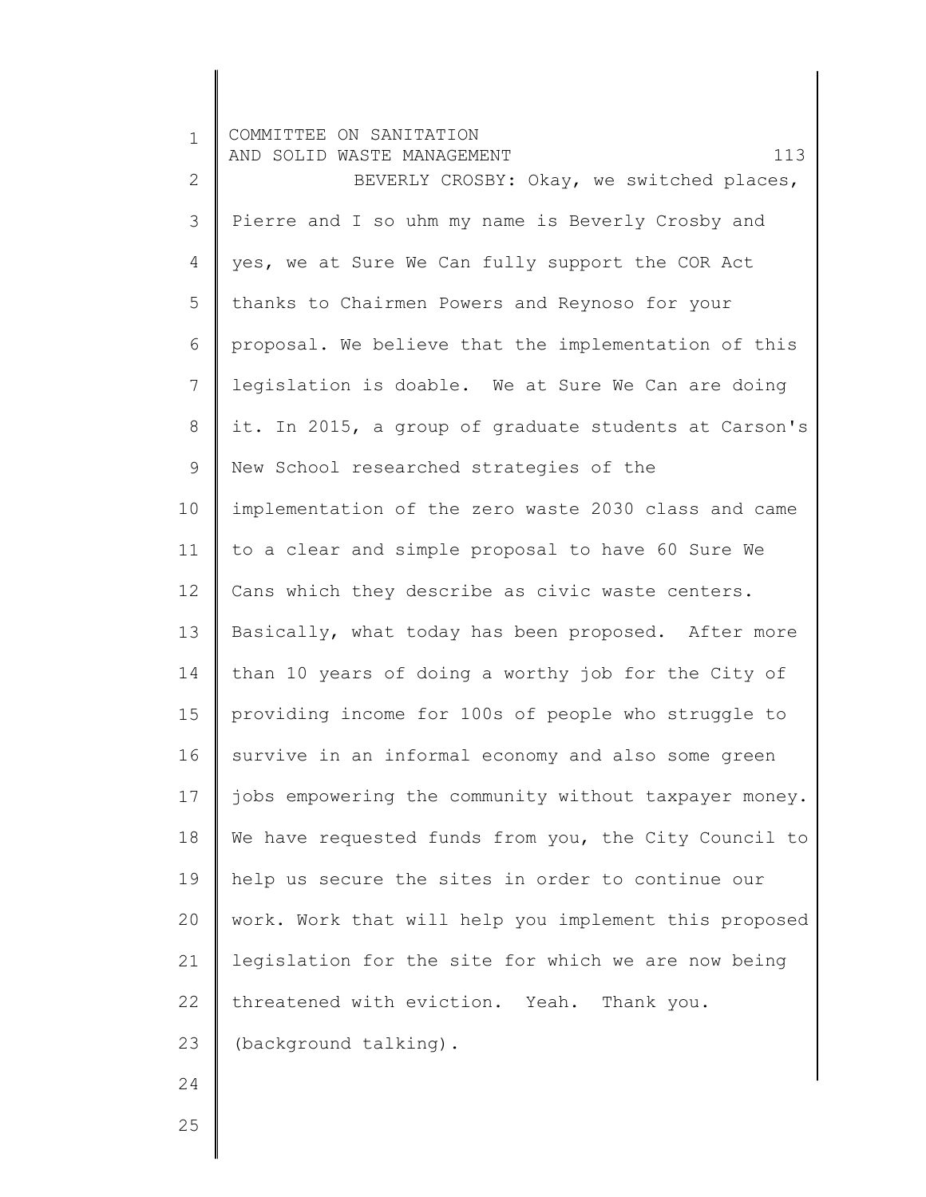BEVERLY CROSBY: Okay, we switched places, Pierre and I so uhm my name is Beverly Crosby and yes, we at Sure We Can fully support the COR Act thanks to Chairmen Powers and Reynoso for your proposal. We believe that the implementation of this legislation is doable. We at Sure We Can are doing it. In 2015, a group of graduate students at Carson's New School researched strategies of the implementation of the zero waste 2030 class and came to a clear and simple proposal to have 60 Sure We Cans which they describe as civic waste centers. Basically, what today has been proposed. After more than 10 years of doing a worthy job for the City of providing income for 100s of people who struggle to survive in an informal economy and also some green jobs empowering the community without taxpayer money. We have requested funds from you, the City Council to help us secure the sites in order to continue our work. Work that will help you implement this proposed legislation for the site for which we are now being threatened with eviction. Yeah. Thank you. (background talking).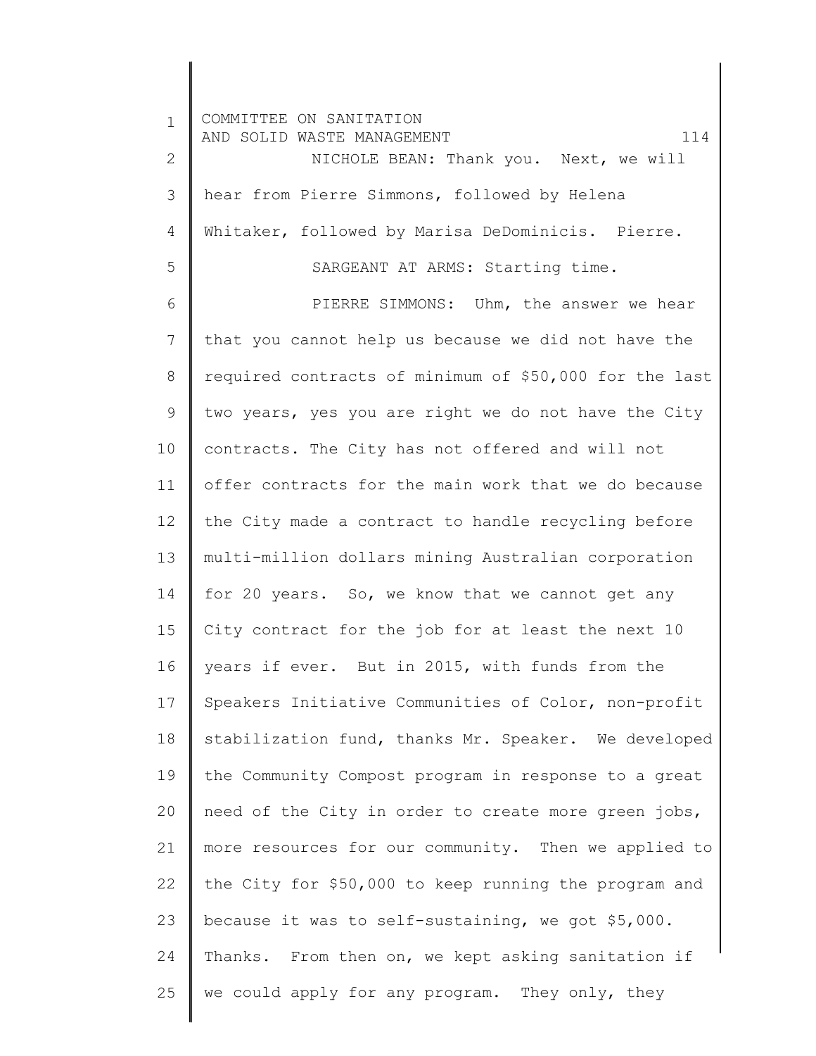NICHOLE BEAN: Thank you. Next, we will hear from Pierre Simmons, followed by Helena Whitaker, followed by Marisa DeDominicis. Pierre.

SARGEANT AT ARMS: Starting time.

PIERRE SIMMONS: Uhm, the answer we hear that you cannot help us because we did not have the required contracts of minimum of $50,000 for the last two years, yes you are right we do not have the City contracts. The City has not offered and will not offer contracts for the main work that we do because the City made a contract to handle recycling before multi-million dollars mining Australian corporation for 20 years. So, we know that we cannot get any City contract for the job for at least the next 10 years if ever. But in 2015, with funds from the Speakers Initiative Communities of Color, non-profit stabilization fund, thanks Mr. Speaker. We developed the Community Compost program in response to a great need of the City in order to create more green jobs, more resources for our community. Then we applied to the City for $50,000 to keep running the program and because it was to self-sustaining, we got $5,000. Thanks. From then on, we kept asking sanitation if we could apply for any program. They only, they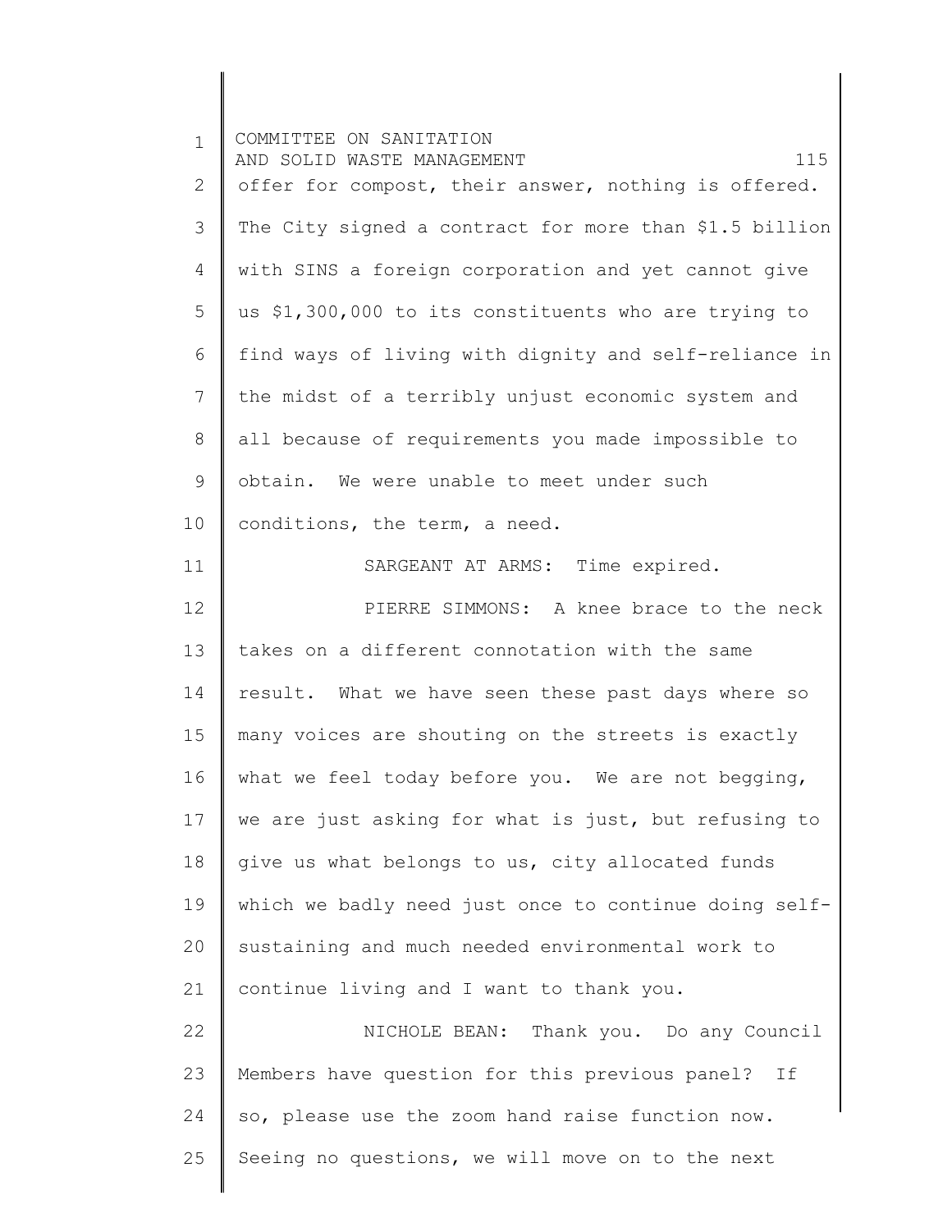offer for compost, their answer, nothing is offered. The City signed a contract for more than $1.5 billion with SINS a foreign corporation and yet cannot give us $1,300,000 to its constituents who are trying to find ways of living with dignity and self-reliance in the midst of a terribly unjust economic system and all because of requirements you made impossible to obtain. We were unable to meet under such conditions, the term, a need.

SARGEANT AT ARMS: Time expired.

PIERRE SIMMONS: A knee brace to the neck takes on a different connotation with the same result. What we have seen these past days where so many voices are shouting on the streets is exactly what we feel today before you. We are not begging, we are just asking for what is just, but refusing to give us what belongs to us, city allocated funds which we badly need just once to continue doing self-sustaining and much needed environmental work to continue living and I want to thank you.

NICHOLE BEAN: Thank you. Do any Council Members have question for this previous panel? If so, please use the zoom hand raise function now. Seeing no questions, we will move on to the next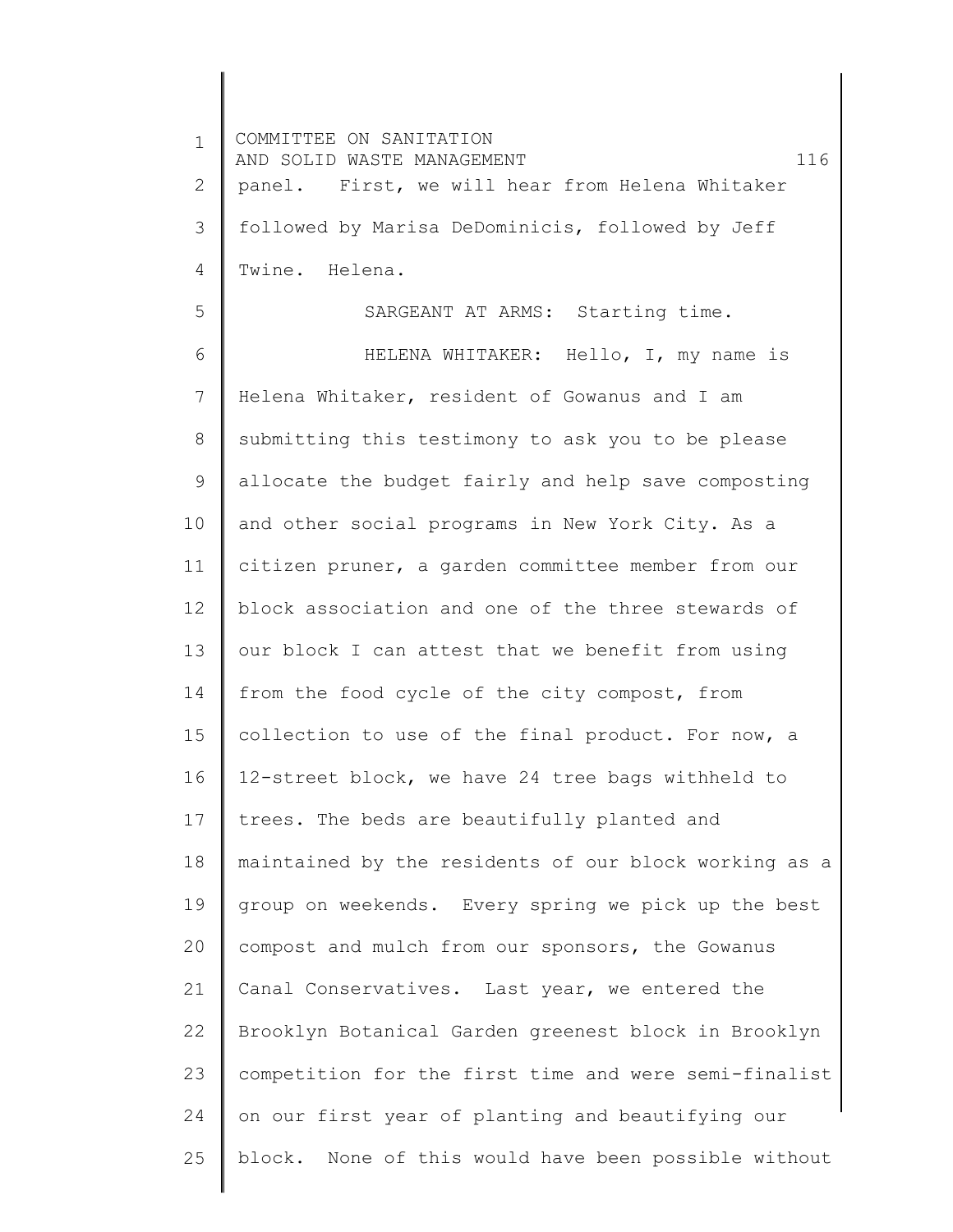panel. First, we will hear from Helena Whitaker followed by Marisa DeDominicis, followed by Jeff Twine. Helena.

SARGEANT AT ARMS: Starting time.

HELENA WHITAKER: Hello, I, my name is Helena Whitaker, resident of Gowanus and I am submitting this testimony to ask you to be please allocate the budget fairly and help save composting and other social programs in New York City. As a citizen pruner, a garden committee member from our block association and one of the three stewards of our block I can attest that we benefit from using from the food cycle of the city compost, from collection to use of the final product. For now, a 12-street block, we have 24 tree bags withheld to trees. The beds are beautifully planted and maintained by the residents of our block working as a group on weekends. Every spring we pick up the best compost and mulch from our sponsors, the Gowanus Canal Conservatives. Last year, we entered the Brooklyn Botanical Garden greenest block in Brooklyn competition for the first time and were semi-finalist on our first year of planting and beautifying our block. None of this would have been possible without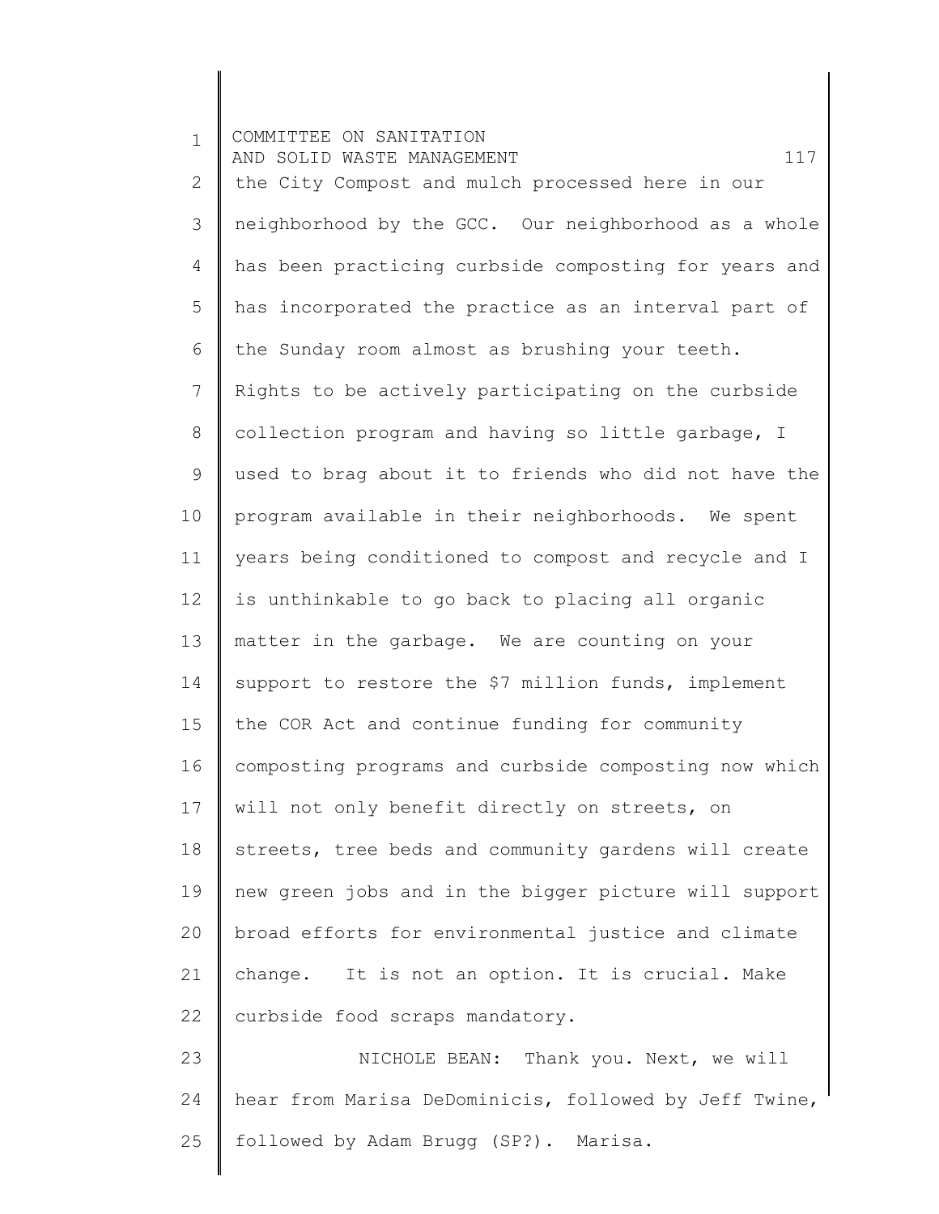the City Compost and mulch processed here in our neighborhood by the GCC. Our neighborhood as a whole has been practicing curbside composting for years and has incorporated the practice as an interval part of the Sunday room almost as brushing your teeth. Rights to be actively participating on the curbside collection program and having so little garbage, I used to brag about it to friends who did not have the program available in their neighborhoods. We spent years being conditioned to compost and recycle and I is unthinkable to go back to placing all organic matter in the garbage. We are counting on your support to restore the $7 million funds, implement the COR Act and continue funding for community composting programs and curbside composting now which will not only benefit directly on streets, on streets, tree beds and community gardens will create new green jobs and in the bigger picture will support broad efforts for environmental justice and climate change. It is not an option. It is crucial. Make curbside food scraps mandatory.

NICHOLE BEAN: Thank you. Next, we will hear from Marisa DeDominicis, followed by Jeff Twine, followed by Adam Brugg (SP?). Marisa.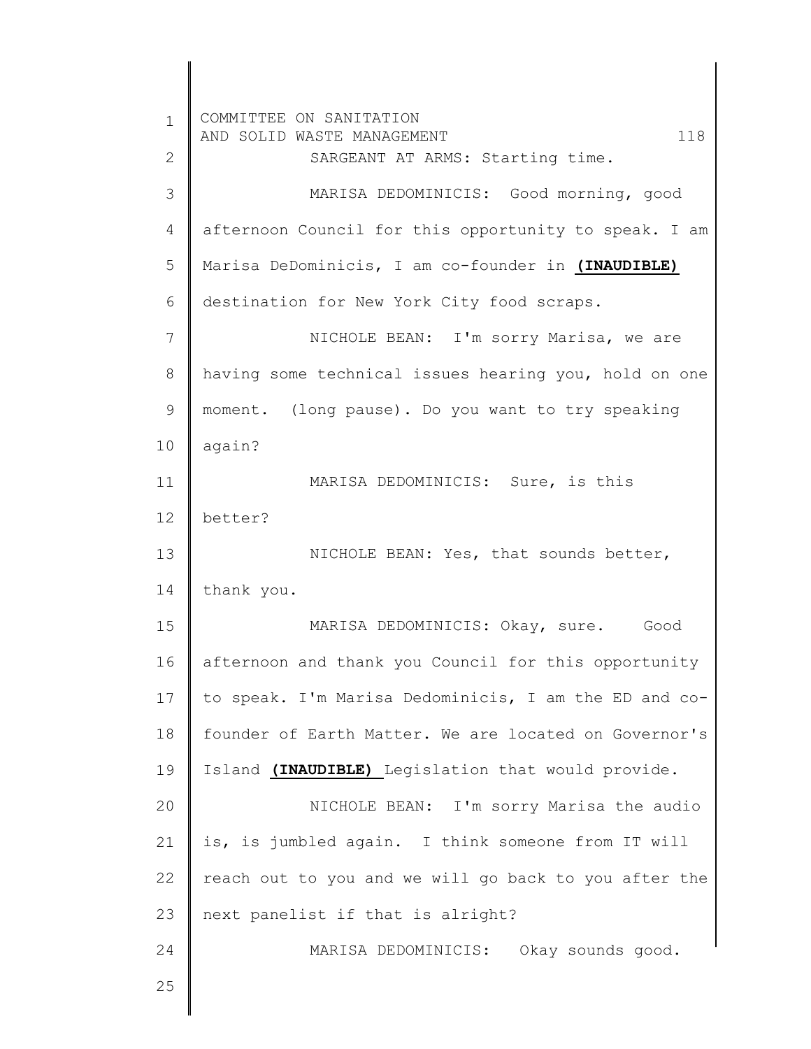SARGEANT AT ARMS: Starting time.

MARISA DEDOMINICIS: Good morning, good afternoon Council for this opportunity to speak. I am Marisa DeDominicis, I am co-founder in **(INAUDIBLE)** destination for New York City food scraps.

NICHOLE BEAN: I'm sorry Marisa, we are having some technical issues hearing you, hold on one moment. (long pause). Do you want to try speaking again?

MARISA DEDOMINICIS: Sure, is this better?

NICHOLE BEAN: Yes, that sounds better, thank you.

MARISA DEDOMINICIS: Okay, sure. Good afternoon and thank you Council for this opportunity to speak. I'm Marisa Dedominicis, I am the ED and co-founder of Earth Matter. We are located on Governor's Island **(INAUDIBLE)** Legislation that would provide.

NICHOLE BEAN: I'm sorry Marisa the audio is, is jumbled again. I think someone from IT will reach out to you and we will go back to you after the next panelist if that is alright?

MARISA DEDOMINICIS: Okay sounds good.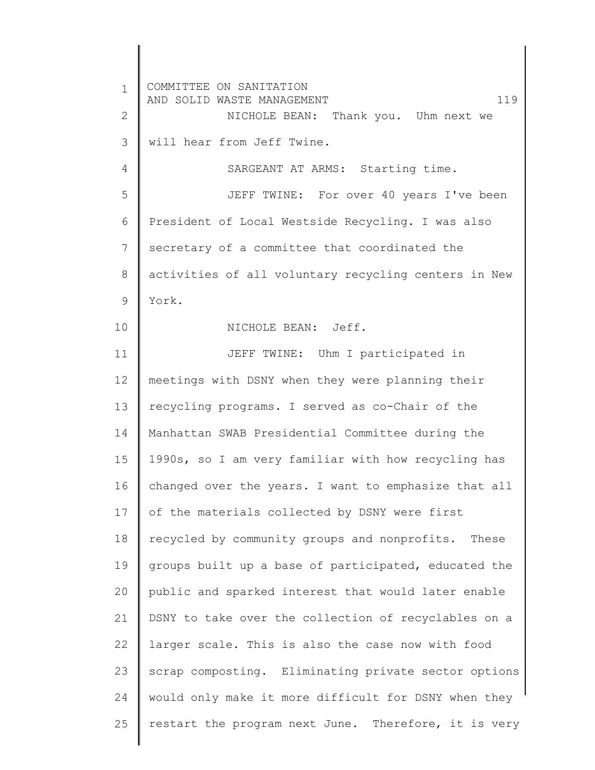NICHOLE BEAN: Thank you. Uhm next we will hear from Jeff Twine.

SARGEANT AT ARMS: Starting time.

JEFF TWINE: For over 40 years I've been President of Local Westside Recycling. I was also secretary of a committee that coordinated the activities of all voluntary recycling centers in New York.

NICHOLE BEAN: Jeff.

JEFF TWINE: Uhm I participated in meetings with DSNY when they were planning their recycling programs. I served as co-Chair of the Manhattan SWAB Presidential Committee during the 1990s, so I am very familiar with how recycling has changed over the years. I want to emphasize that all of the materials collected by DSNY were first recycled by community groups and nonprofits. These groups built up a base of participated, educated the public and sparked interest that would later enable DSNY to take over the collection of recyclables on a larger scale. This is also the case now with food scrap composting. Eliminating private sector options would only make it more difficult for DSNY when they restart the program next June. Therefore, it is very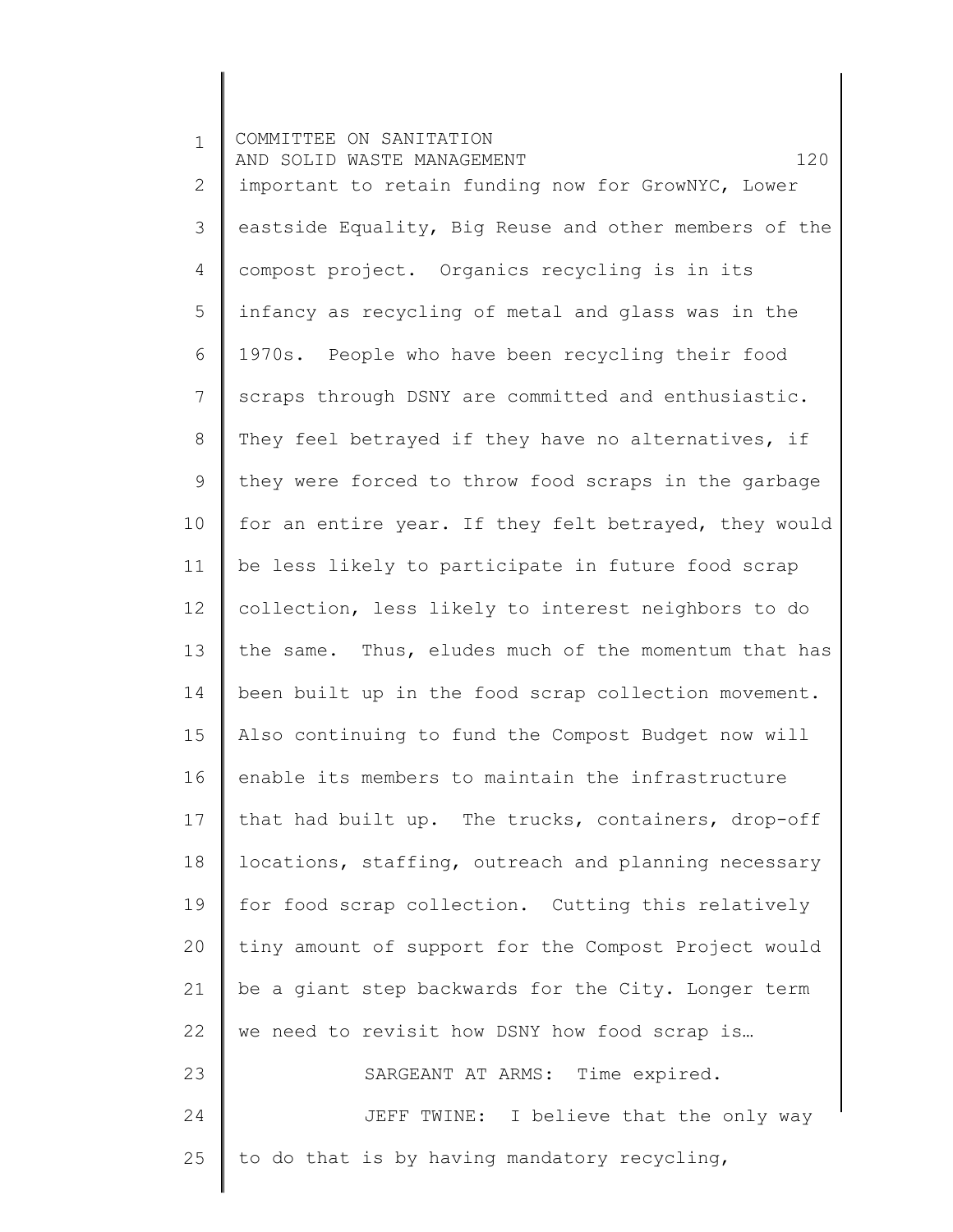important to retain funding now for GrowNYC, Lower eastside Equality, Big Reuse and other members of the compost project. Organics recycling is in its infancy as recycling of metal and glass was in the 1970s. People who have been recycling their food scraps through DSNY are committed and enthusiastic. They feel betrayed if they have no alternatives, if they were forced to throw food scraps in the garbage for an entire year. If they felt betrayed, they would be less likely to participate in future food scrap collection, less likely to interest neighbors to do the same. Thus, eludes much of the momentum that has been built up in the food scrap collection movement. Also continuing to fund the Compost Budget now will enable its members to maintain the infrastructure that had built up. The trucks, containers, drop-off locations, staffing, outreach and planning necessary for food scrap collection. Cutting this relatively tiny amount of support for the Compost Project would be a giant step backwards for the City. Longer term we need to revisit how DSNY how food scrap is…

SARGEANT AT ARMS: Time expired.

JEFF TWINE: I believe that the only way to do that is by having mandatory recycling,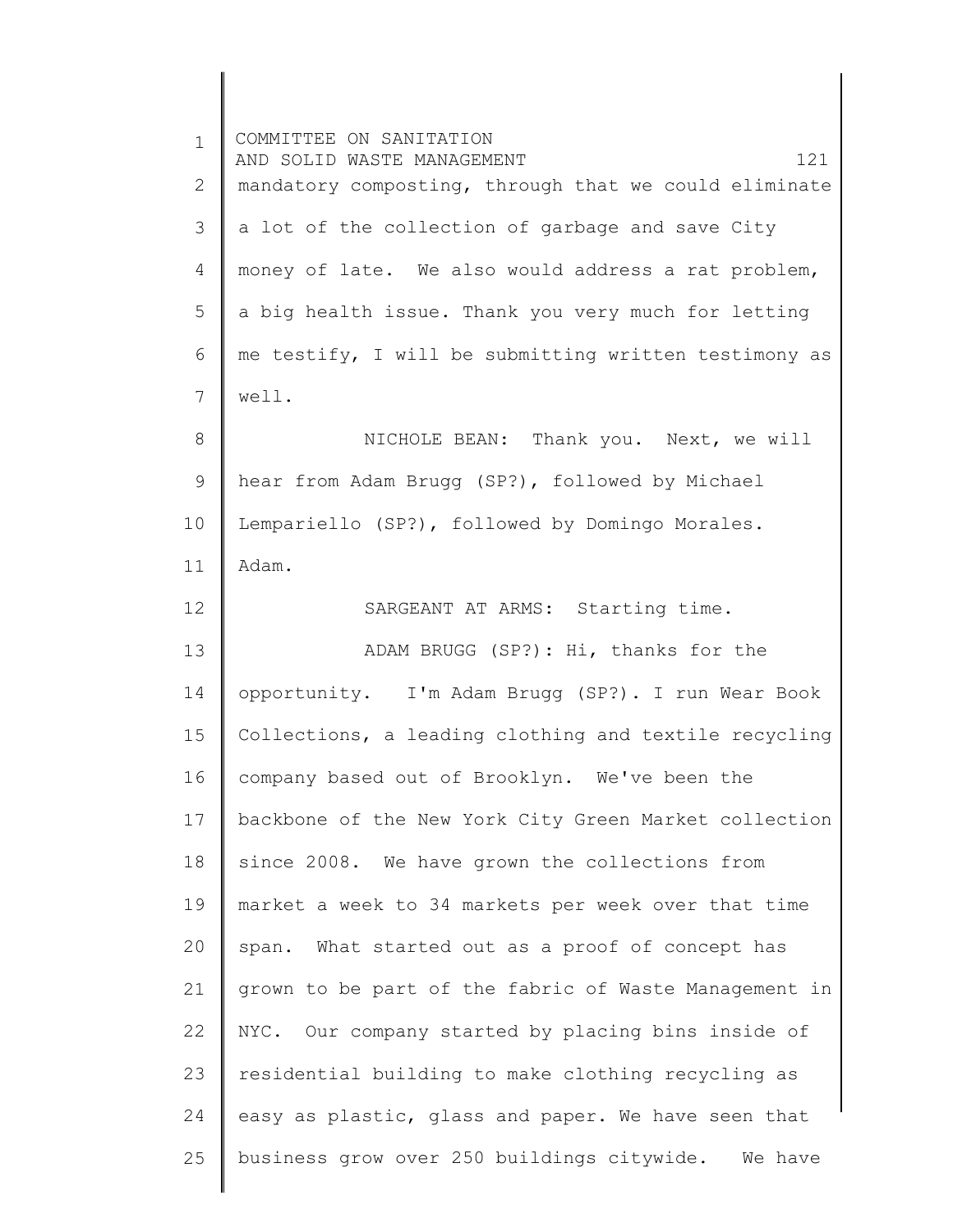mandatory composting, through that we could eliminate a lot of the collection of garbage and save City money of late. We also would address a rat problem, a big health issue. Thank you very much for letting me testify, I will be submitting written testimony as well.

NICHOLE BEAN: Thank you. Next, we will hear from Adam Brugg (SP?), followed by Michael Lempariello (SP?), followed by Domingo Morales. Adam.

SARGEANT AT ARMS: Starting time.

ADAM BRUGG (SP?): Hi, thanks for the opportunity. I'm Adam Brugg (SP?). I run Wear Book Collections, a leading clothing and textile recycling company based out of Brooklyn. We've been the backbone of the New York City Green Market collection since 2008. We have grown the collections from market a week to 34 markets per week over that time span. What started out as a proof of concept has grown to be part of the fabric of Waste Management in NYC. Our company started by placing bins inside of residential building to make clothing recycling as easy as plastic, glass and paper. We have seen that business grow over 250 buildings citywide. We have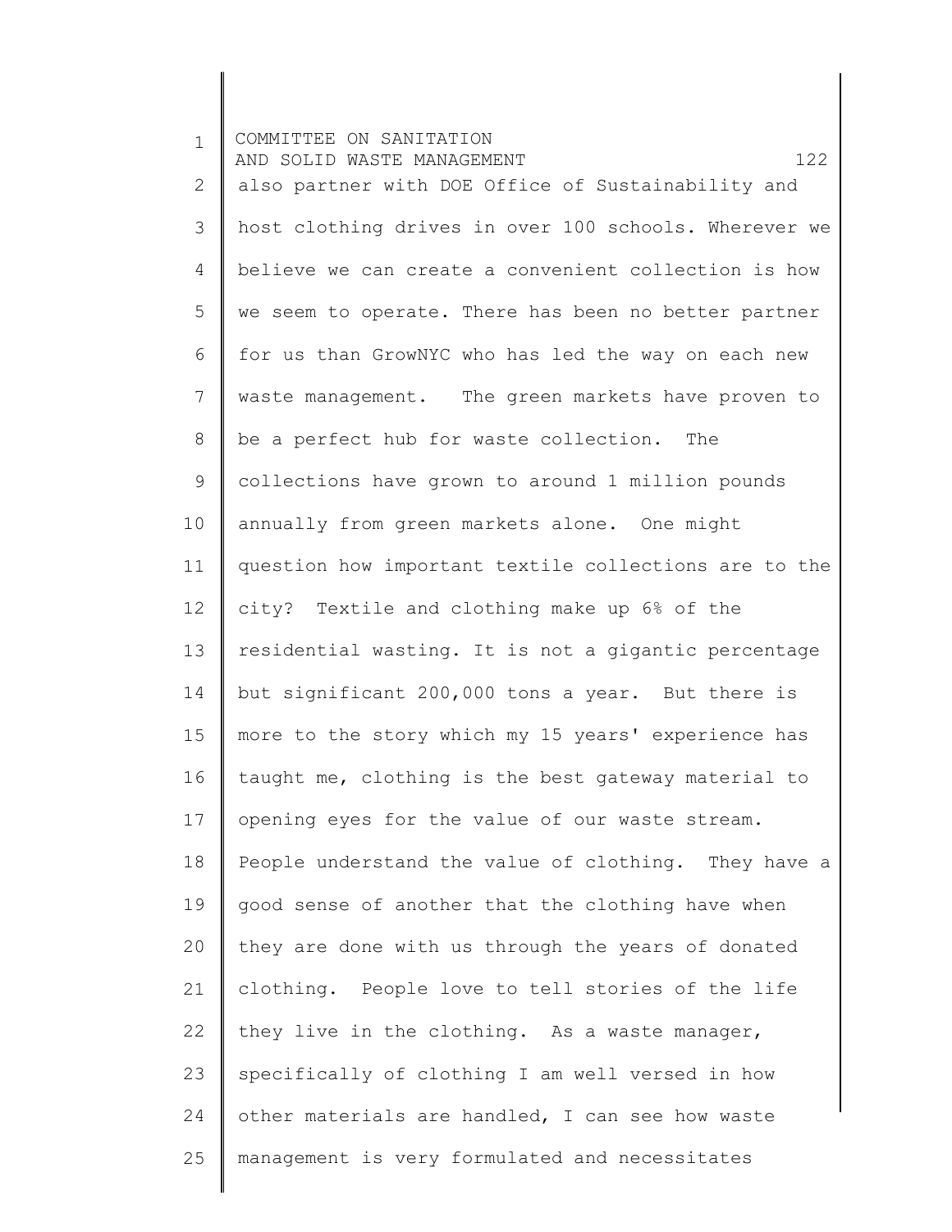also partner with DOE Office of Sustainability and host clothing drives in over 100 schools. Wherever we believe we can create a convenient collection is how we seem to operate. There has been no better partner for us than GrowNYC who has led the way on each new waste management. The green markets have proven to be a perfect hub for waste collection. The collections have grown to around 1 million pounds annually from green markets alone. One might question how important textile collections are to the city? Textile and clothing make up 6% of the residential wasting. It is not a gigantic percentage but significant 200,000 tons a year. But there is more to the story which my 15 years' experience has taught me, clothing is the best gateway material to opening eyes for the value of our waste stream. People understand the value of clothing. They have a good sense of another that the clothing have when they are done with us through the years of donated clothing. People love to tell stories of the life they live in the clothing. As a waste manager, specifically of clothing I am well versed in how other materials are handled, I can see how waste management is very formulated and necessitates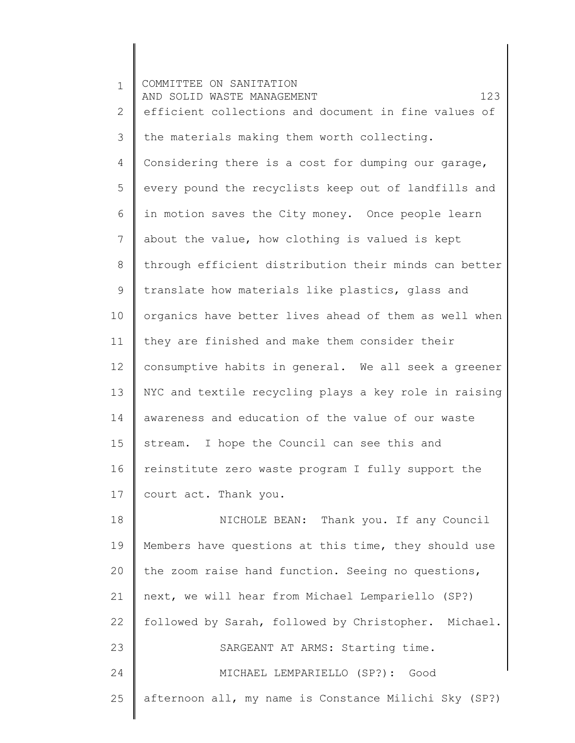efficient collections and document in fine values of the materials making them worth collecting. Considering there is a cost for dumping our garage, every pound the recyclists keep out of landfills and in motion saves the City money. Once people learn about the value, how clothing is valued is kept through efficient distribution their minds can better translate how materials like plastics, glass and organics have better lives ahead of them as well when they are finished and make them consider their consumptive habits in general. We all seek a greener NYC and textile recycling plays a key role in raising awareness and education of the value of our waste stream. I hope the Council can see this and reinstitute zero waste program I fully support the court act. Thank you.

NICHOLE BEAN: Thank you. If any Council Members have questions at this time, they should use the zoom raise hand function. Seeing no questions, next, we will hear from Michael Lempariello (SP?) followed by Sarah, followed by Christopher. Michael.

SARGEANT AT ARMS: Starting time.

MICHAEL LEMPARIELLO (SP?): Good afternoon all, my name is Constance Milichi Sky (SP?)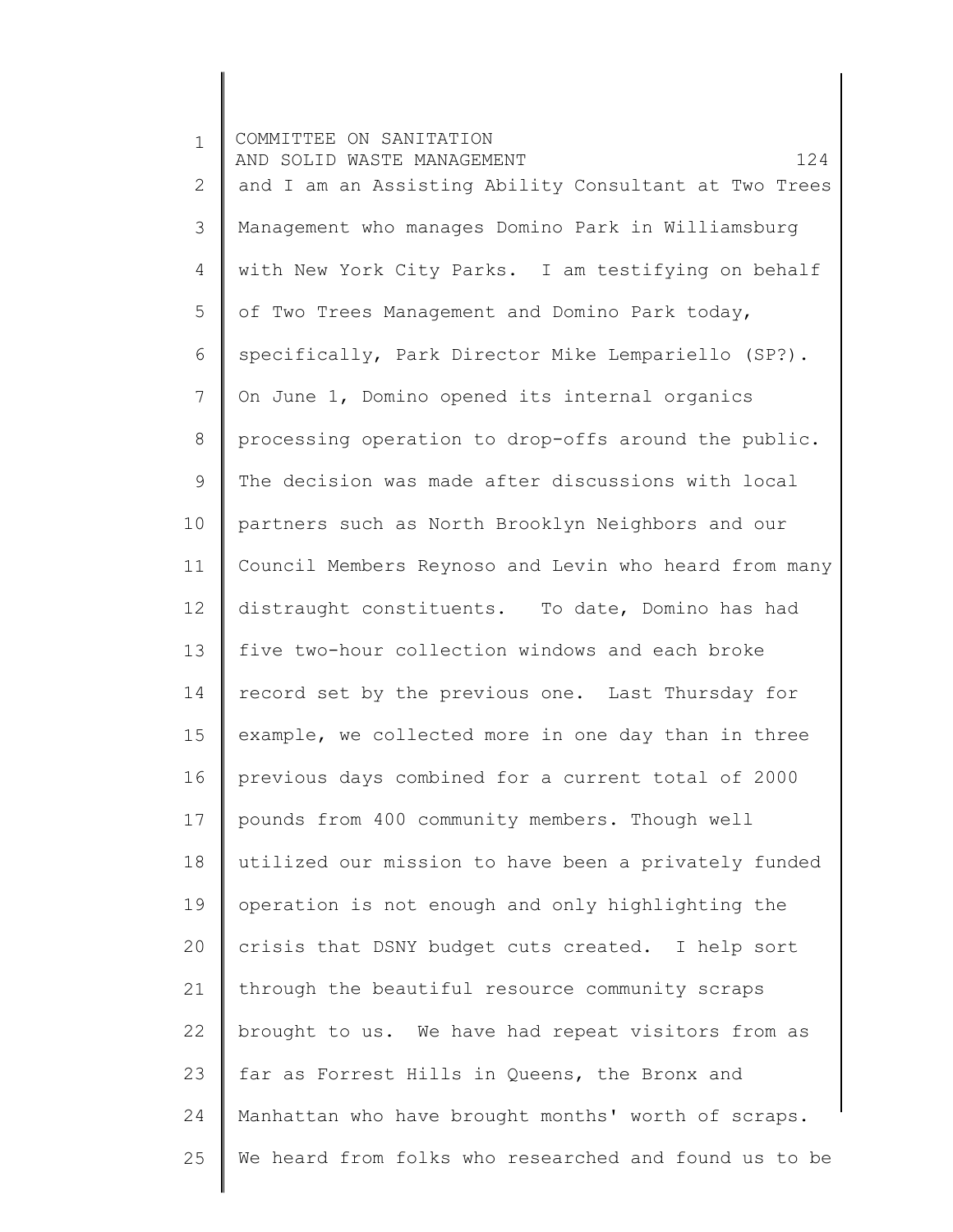and I am an Assisting Ability Consultant at Two Trees Management who manages Domino Park in Williamsburg with New York City Parks. I am testifying on behalf of Two Trees Management and Domino Park today, specifically, Park Director Mike Lempariello (SP?). On June 1, Domino opened its internal organics processing operation to drop-offs around the public. The decision was made after discussions with local partners such as North Brooklyn Neighbors and our Council Members Reynoso and Levin who heard from many distraught constituents. To date, Domino has had five two-hour collection windows and each broke record set by the previous one. Last Thursday for example, we collected more in one day than in three previous days combined for a current total of 2000 pounds from 400 community members. Though well utilized our mission to have been a privately funded operation is not enough and only highlighting the crisis that DSNY budget cuts created. I help sort through the beautiful resource community scraps brought to us. We have had repeat visitors from as far as Forrest Hills in Queens, the Bronx and Manhattan who have brought months' worth of scraps. We heard from folks who researched and found us to be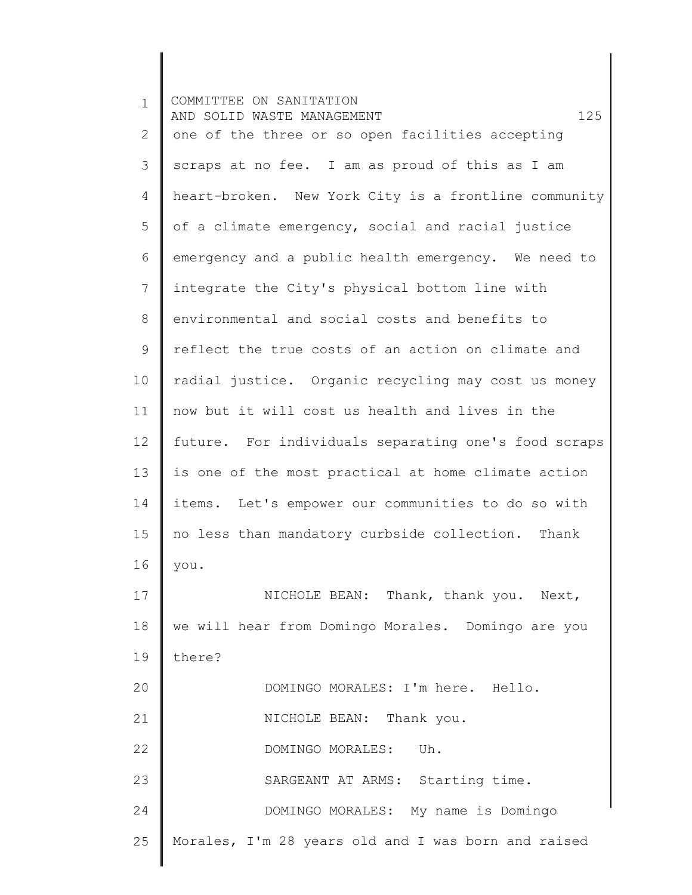one of the three or so open facilities accepting scraps at no fee. I am as proud of this as I am heart-broken. New York City is a frontline community of a climate emergency, social and racial justice emergency and a public health emergency. We need to integrate the City's physical bottom line with environmental and social costs and benefits to reflect the true costs of an action on climate and radial justice. Organic recycling may cost us money now but it will cost us health and lives in the future. For individuals separating one's food scraps is one of the most practical at home climate action items. Let's empower our communities to do so with no less than mandatory curbside collection. Thank you.

NICHOLE BEAN: Thank, thank you. Next, we will hear from Domingo Morales. Domingo are you there?

DOMINGO MORALES: I'm here. Hello.

NICHOLE BEAN: Thank you.

DOMINGO MORALES: Uh.

SARGEANT AT ARMS: Starting time.

DOMINGO MORALES: My name is Domingo Morales, I'm 28 years old and I was born and raised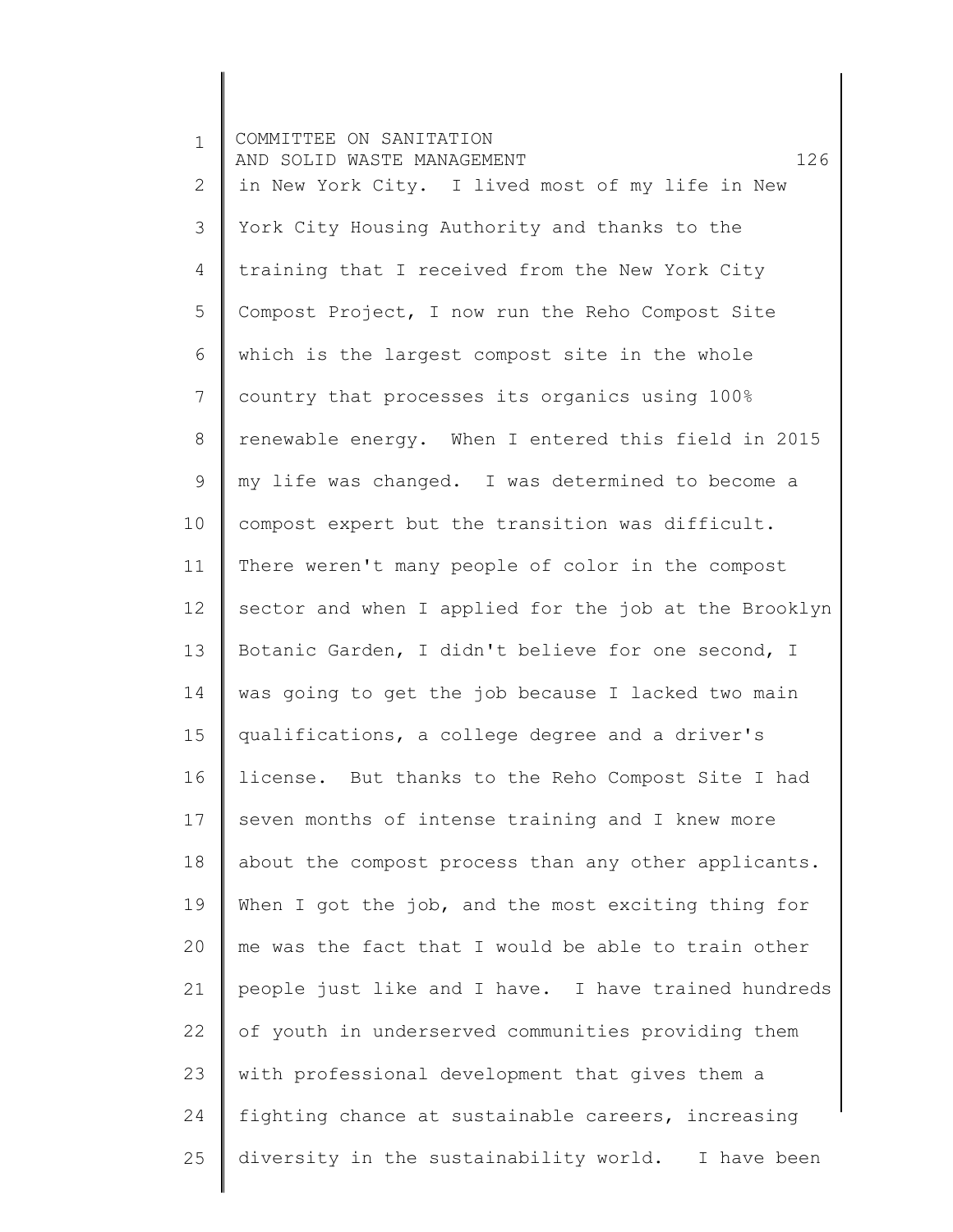in New York City. I lived most of my life in New York City Housing Authority and thanks to the training that I received from the New York City Compost Project, I now run the Reho Compost Site which is the largest compost site in the whole country that processes its organics using 100% renewable energy. When I entered this field in 2015 my life was changed. I was determined to become a compost expert but the transition was difficult. There weren't many people of color in the compost sector and when I applied for the job at the Brooklyn Botanic Garden, I didn't believe for one second, I was going to get the job because I lacked two main qualifications, a college degree and a driver's license. But thanks to the Reho Compost Site I had seven months of intense training and I knew more about the compost process than any other applicants. When I got the job, and the most exciting thing for me was the fact that I would be able to train other people just like and I have. I have trained hundreds of youth in underserved communities providing them with professional development that gives them a fighting chance at sustainable careers, increasing diversity in the sustainability world. I have been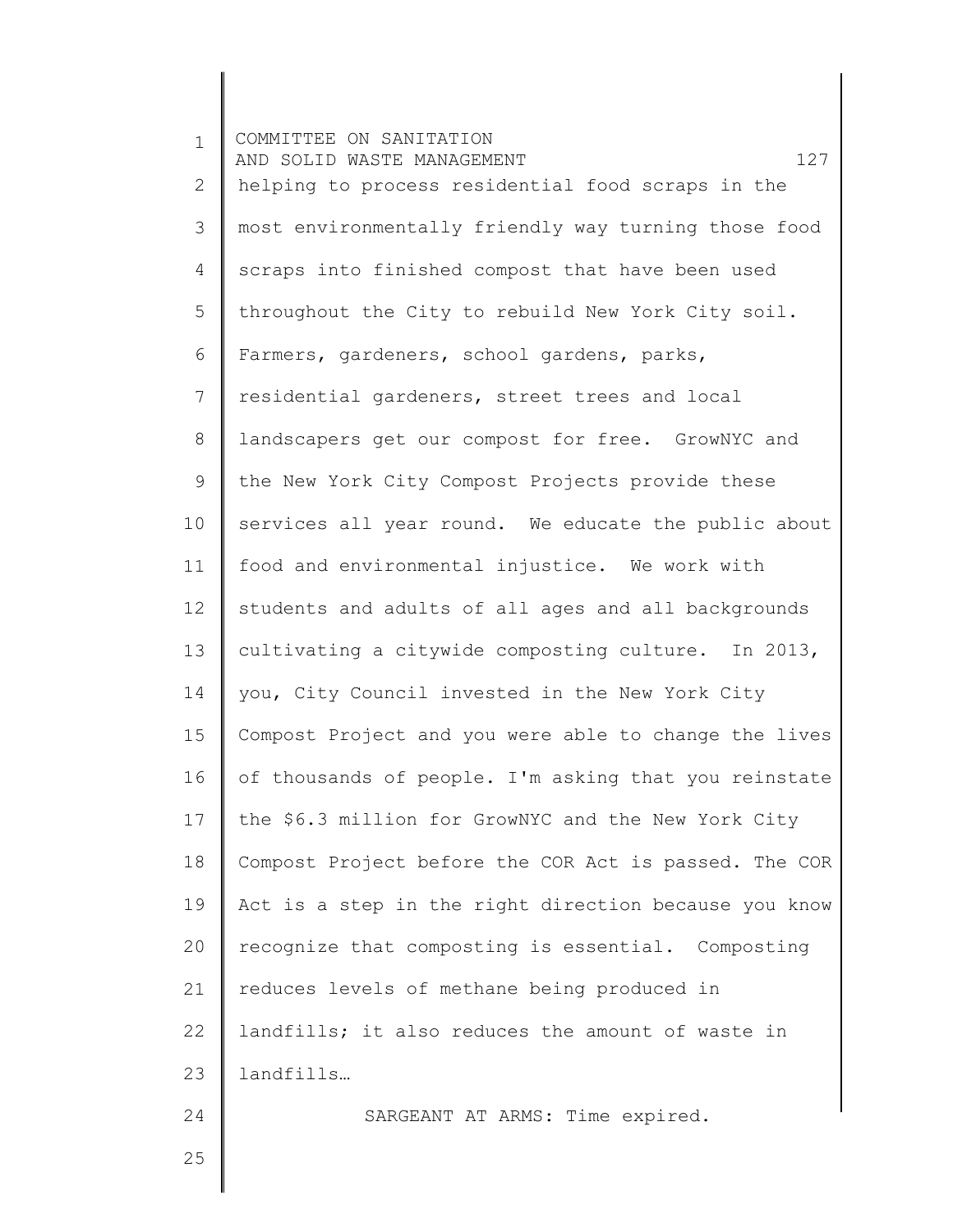helping to process residential food scraps in the most environmentally friendly way turning those food scraps into finished compost that have been used throughout the City to rebuild New York City soil. Farmers, gardeners, school gardens, parks, residential gardeners, street trees and local landscapers get our compost for free. GrowNYC and the New York City Compost Projects provide these services all year round. We educate the public about food and environmental injustice. We work with students and adults of all ages and all backgrounds cultivating a citywide composting culture. In 2013, you, City Council invested in the New York City Compost Project and you were able to change the lives of thousands of people. I'm asking that you reinstate the $6.3 million for GrowNYC and the New York City Compost Project before the COR Act is passed. The COR Act is a step in the right direction because you know recognize that composting is essential. Composting reduces levels of methane being produced in landfills; it also reduces the amount of waste in landfills…

SARGEANT AT ARMS: Time expired.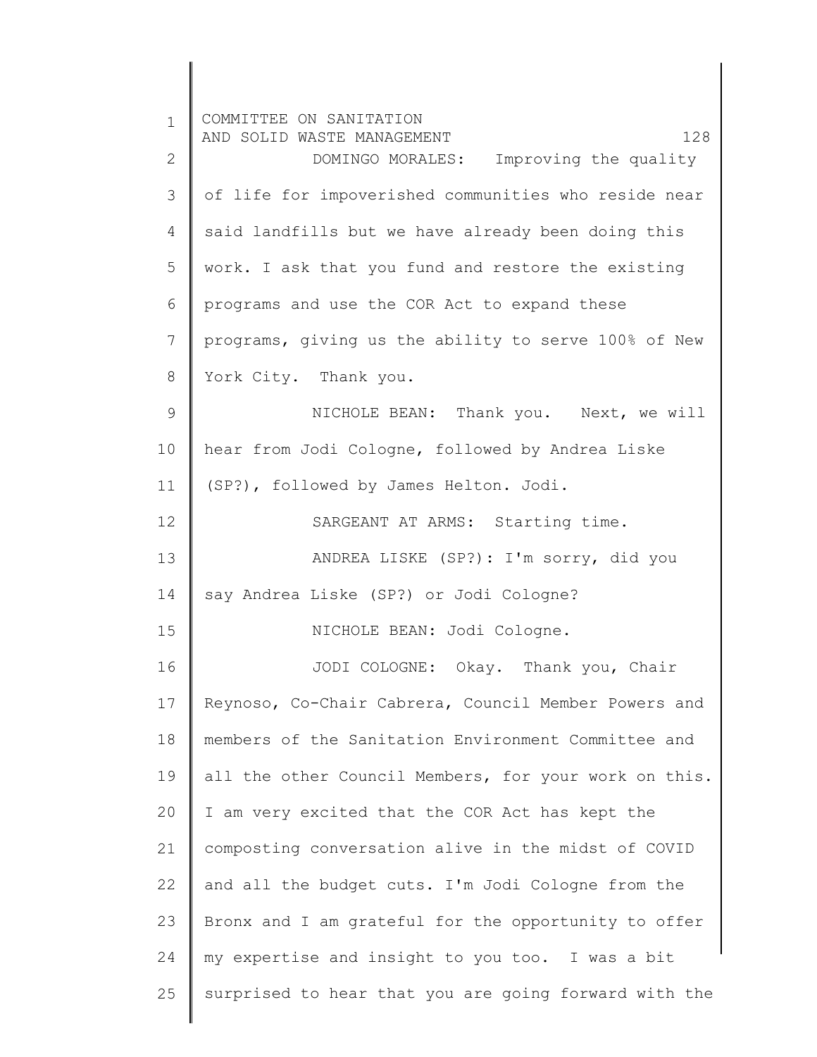DOMINGO MORALES: Improving the quality of life for impoverished communities who reside near said landfills but we have already been doing this work. I ask that you fund and restore the existing programs and use the COR Act to expand these programs, giving us the ability to serve 100% of New York City. Thank you.

NICHOLE BEAN: Thank you. Next, we will hear from Jodi Cologne, followed by Andrea Liske (SP?), followed by James Helton. Jodi.

SARGEANT AT ARMS: Starting time.

ANDREA LISKE (SP?): I'm sorry, did you say Andrea Liske (SP?) or Jodi Cologne?

NICHOLE BEAN: Jodi Cologne.

JODI COLOGNE: Okay. Thank you, Chair Reynoso, Co-Chair Cabrera, Council Member Powers and members of the Sanitation Environment Committee and all the other Council Members, for your work on this. I am very excited that the COR Act has kept the composting conversation alive in the midst of COVID and all the budget cuts. I'm Jodi Cologne from the Bronx and I am grateful for the opportunity to offer my expertise and insight to you too. I was a bit surprised to hear that you are going forward with the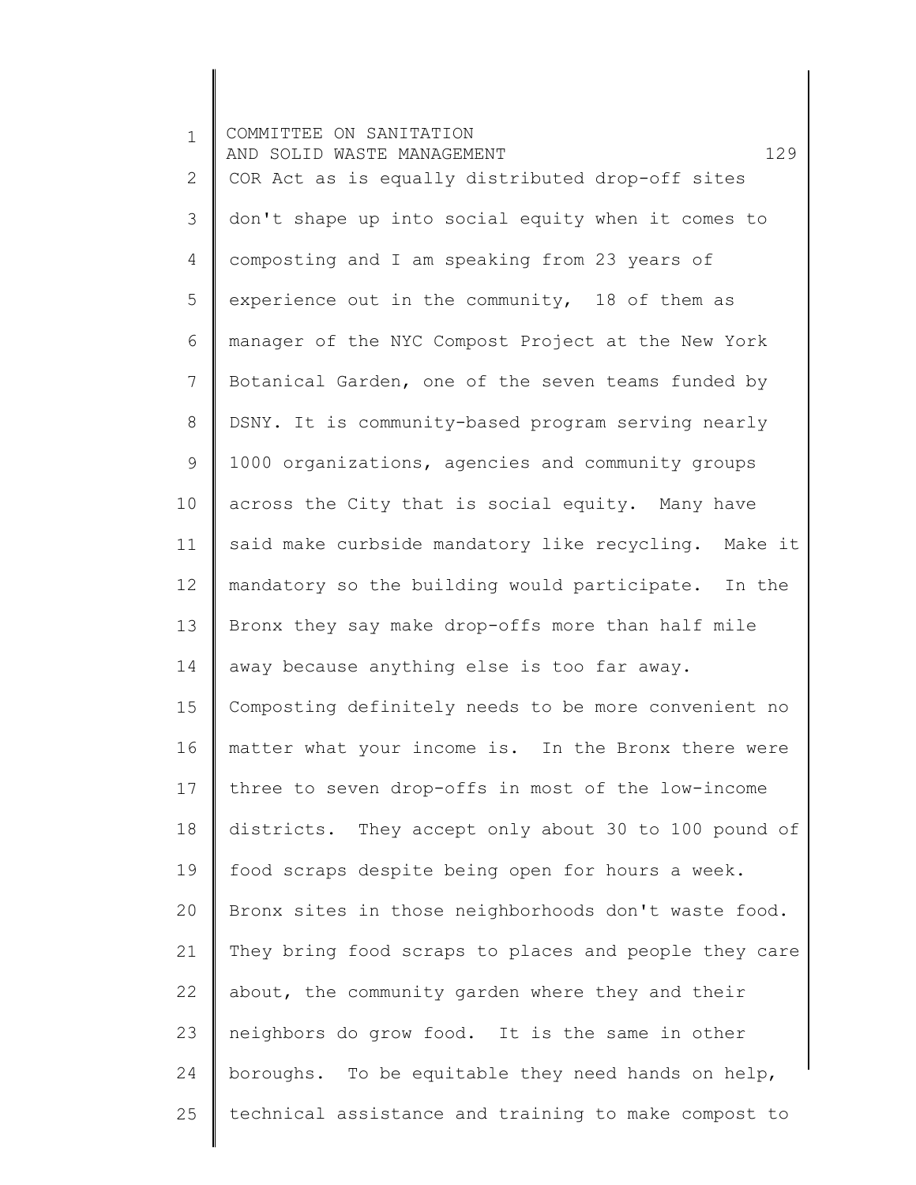COR Act as is equally distributed drop-off sites don't shape up into social equity when it comes to composting and I am speaking from 23 years of experience out in the community, 18 of them as manager of the NYC Compost Project at the New York Botanical Garden, one of the seven teams funded by DSNY. It is community-based program serving nearly 1000 organizations, agencies and community groups across the City that is social equity. Many have said make curbside mandatory like recycling. Make it mandatory so the building would participate. In the Bronx they say make drop-offs more than half mile away because anything else is too far away. Composting definitely needs to be more convenient no matter what your income is. In the Bronx there were three to seven drop-offs in most of the low-income districts. They accept only about 30 to 100 pound of food scraps despite being open for hours a week. Bronx sites in those neighborhoods don't waste food. They bring food scraps to places and people they care about, the community garden where they and their neighbors do grow food. It is the same in other boroughs. To be equitable they need hands on help, technical assistance and training to make compost to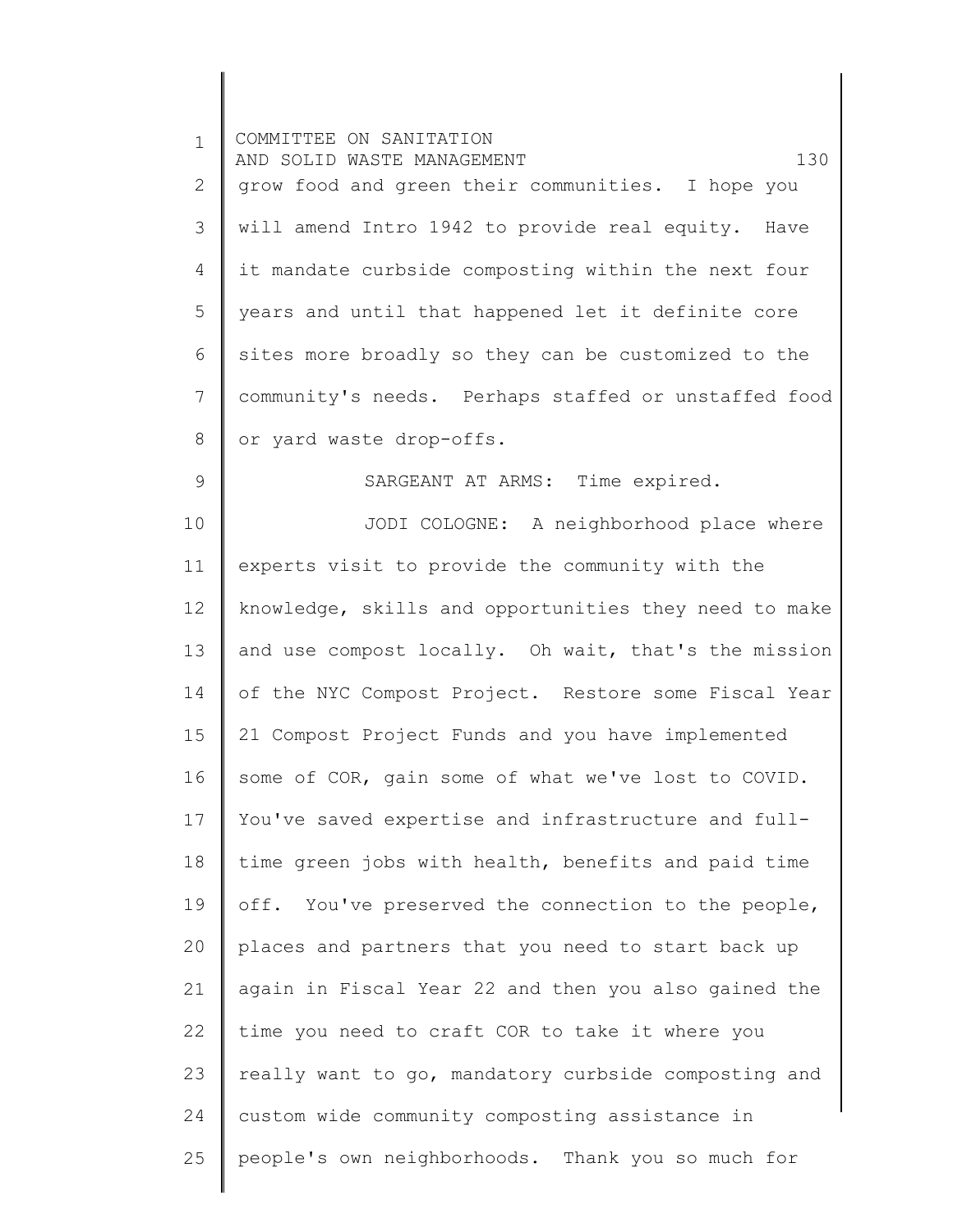grow food and green their communities. I hope you will amend Intro 1942 to provide real equity. Have it mandate curbside composting within the next four years and until that happened let it definite core sites more broadly so they can be customized to the community's needs. Perhaps staffed or unstaffed food or yard waste drop-offs.

SARGEANT AT ARMS: Time expired.

JODI COLOGNE: A neighborhood place where experts visit to provide the community with the knowledge, skills and opportunities they need to make and use compost locally. Oh wait, that's the mission of the NYC Compost Project. Restore some Fiscal Year 21 Compost Project Funds and you have implemented some of COR, gain some of what we've lost to COVID. You've saved expertise and infrastructure and full-time green jobs with health, benefits and paid time off. You've preserved the connection to the people, places and partners that you need to start back up again in Fiscal Year 22 and then you also gained the time you need to craft COR to take it where you really want to go, mandatory curbside composting and custom wide community composting assistance in people's own neighborhoods. Thank you so much for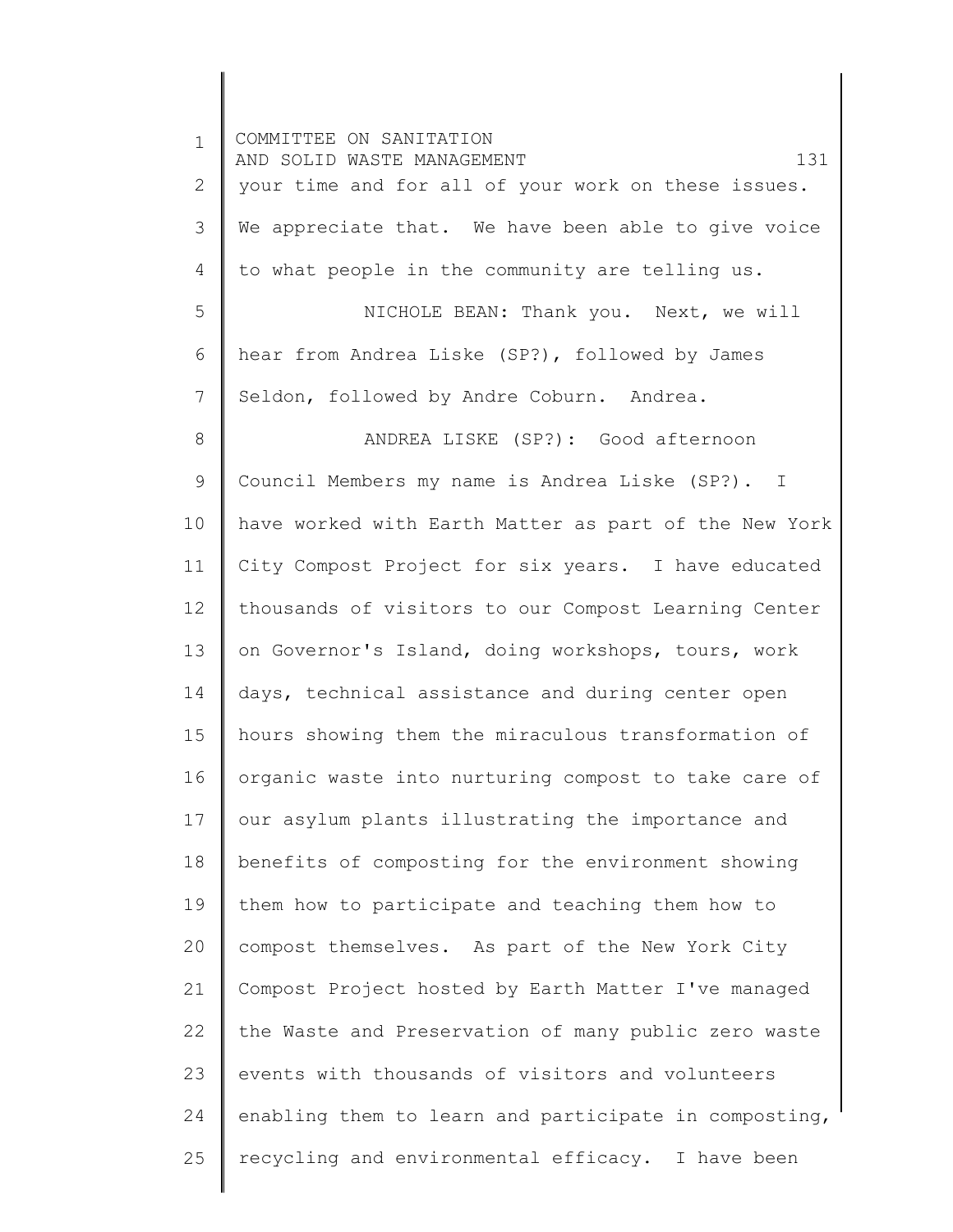your time and for all of your work on these issues. We appreciate that. We have been able to give voice to what people in the community are telling us.

NICHOLE BEAN: Thank you. Next, we will hear from Andrea Liske (SP?), followed by James Seldon, followed by Andre Coburn. Andrea.

ANDREA LISKE (SP?): Good afternoon Council Members my name is Andrea Liske (SP?). I have worked with Earth Matter as part of the New York City Compost Project for six years. I have educated thousands of visitors to our Compost Learning Center on Governor's Island, doing workshops, tours, work days, technical assistance and during center open hours showing them the miraculous transformation of organic waste into nurturing compost to take care of our asylum plants illustrating the importance and benefits of composting for the environment showing them how to participate and teaching them how to compost themselves. As part of the New York City Compost Project hosted by Earth Matter I've managed the Waste and Preservation of many public zero waste events with thousands of visitors and volunteers enabling them to learn and participate in composting, recycling and environmental efficacy. I have been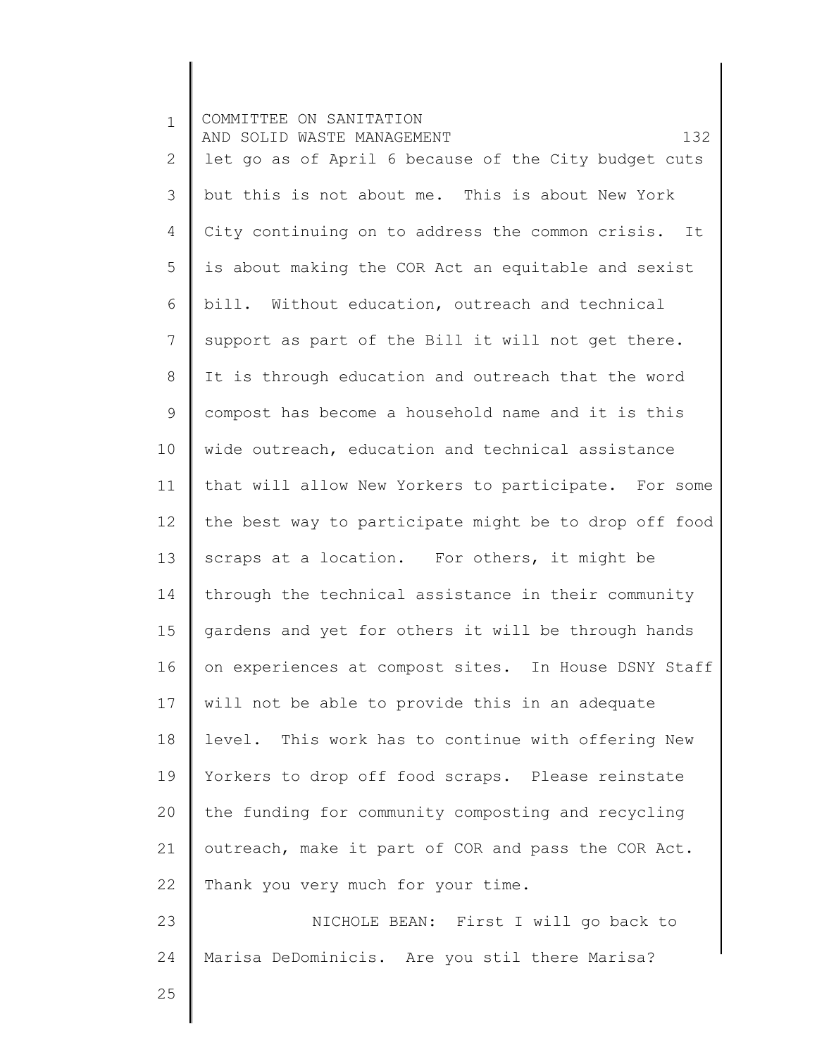let go as of April 6 because of the City budget cuts but this is not about me. This is about New York City continuing on to address the common crisis. It is about making the COR Act an equitable and sexist bill. Without education, outreach and technical support as part of the Bill it will not get there. It is through education and outreach that the word compost has become a household name and it is this wide outreach, education and technical assistance that will allow New Yorkers to participate. For some the best way to participate might be to drop off food scraps at a location. For others, it might be through the technical assistance in their community gardens and yet for others it will be through hands on experiences at compost sites. In House DSNY Staff will not be able to provide this in an adequate level. This work has to continue with offering New Yorkers to drop off food scraps. Please reinstate the funding for community composting and recycling outreach, make it part of COR and pass the COR Act. Thank you very much for your time.

NICHOLE BEAN: First I will go back to Marisa DeDominicis. Are you stil there Marisa?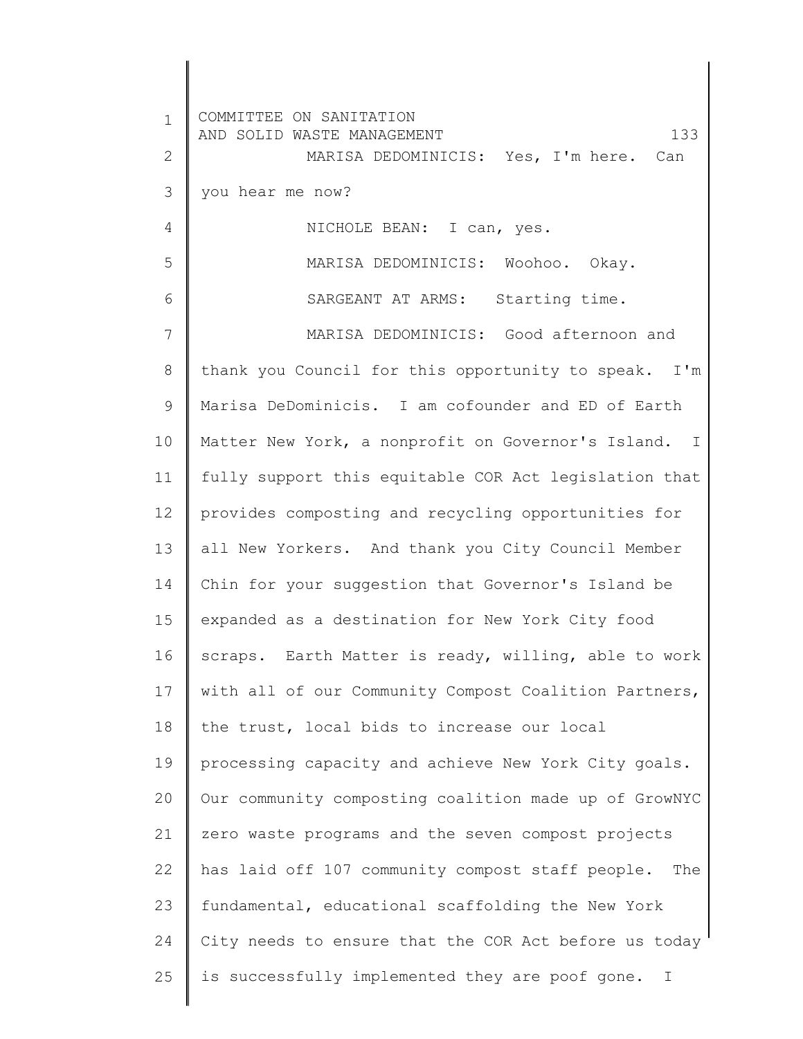MARISA DEDOMINICIS: Yes, I'm here. Can you hear me now?

NICHOLE BEAN: I can, yes.

MARISA DEDOMINICIS: Woohoo. Okay.

SARGEANT AT ARMS: Starting time.

MARISA DEDOMINICIS: Good afternoon and thank you Council for this opportunity to speak. I'm Marisa DeDominicis. I am cofounder and ED of Earth Matter New York, a nonprofit on Governor's Island. I fully support this equitable COR Act legislation that provides composting and recycling opportunities for all New Yorkers. And thank you City Council Member Chin for your suggestion that Governor's Island be expanded as a destination for New York City food scraps. Earth Matter is ready, willing, able to work with all of our Community Compost Coalition Partners, the trust, local bids to increase our local processing capacity and achieve New York City goals. Our community composting coalition made up of GrowNYC zero waste programs and the seven compost projects has laid off 107 community compost staff people. The fundamental, educational scaffolding the New York City needs to ensure that the COR Act before us today is successfully implemented they are poof gone. I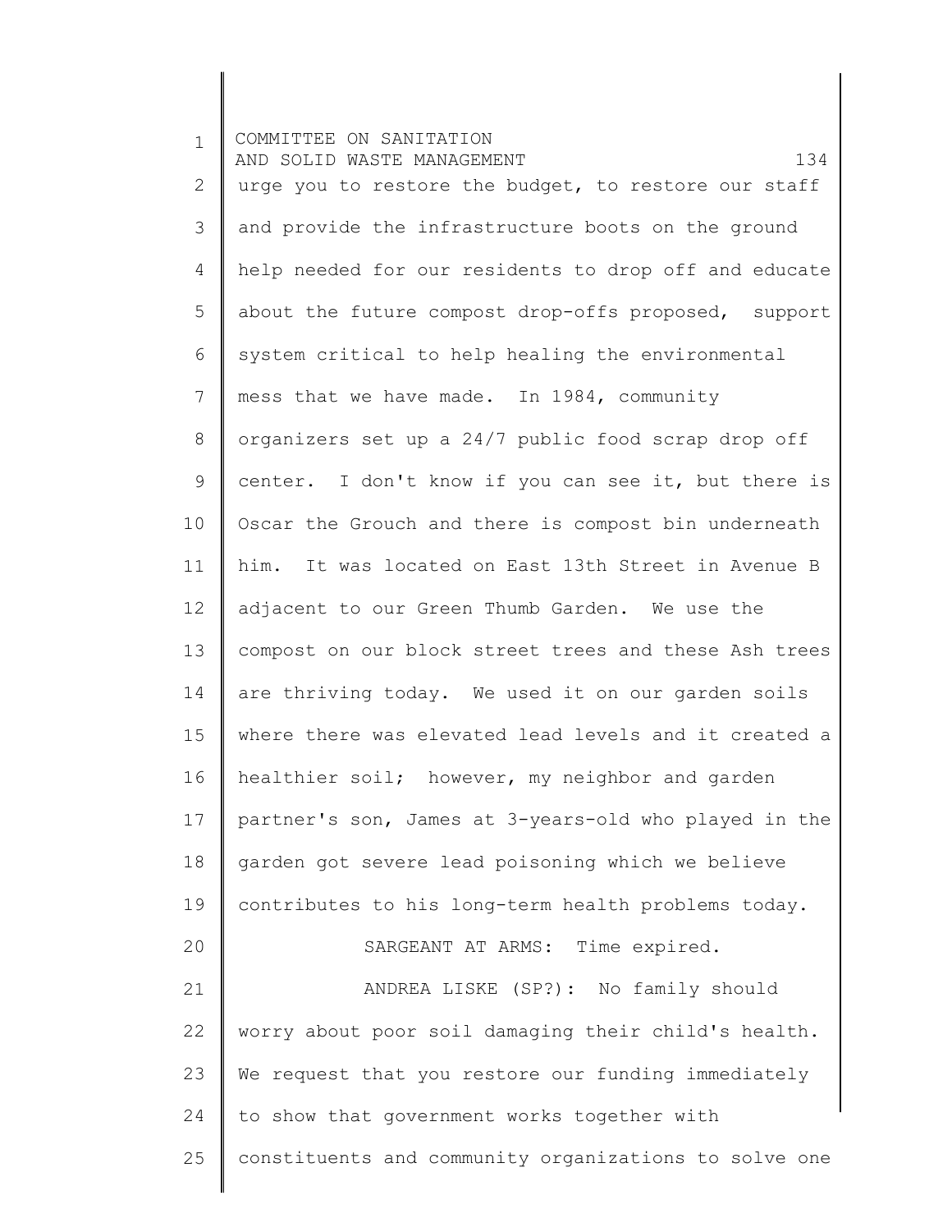urge you to restore the budget, to restore our staff and provide the infrastructure boots on the ground help needed for our residents to drop off and educate about the future compost drop-offs proposed, support system critical to help healing the environmental mess that we have made. In 1984, community organizers set up a 24/7 public food scrap drop off center. I don't know if you can see it, but there is Oscar the Grouch and there is compost bin underneath him. It was located on East 13th Street in Avenue B adjacent to our Green Thumb Garden. We use the compost on our block street trees and these Ash trees are thriving today. We used it on our garden soils where there was elevated lead levels and it created a healthier soil; however, my neighbor and garden partner's son, James at 3-years-old who played in the garden got severe lead poisoning which we believe contributes to his long-term health problems today.

SARGEANT AT ARMS: Time expired.

ANDREA LISKE (SP?): No family should worry about poor soil damaging their child's health. We request that you restore our funding immediately to show that government works together with constituents and community organizations to solve one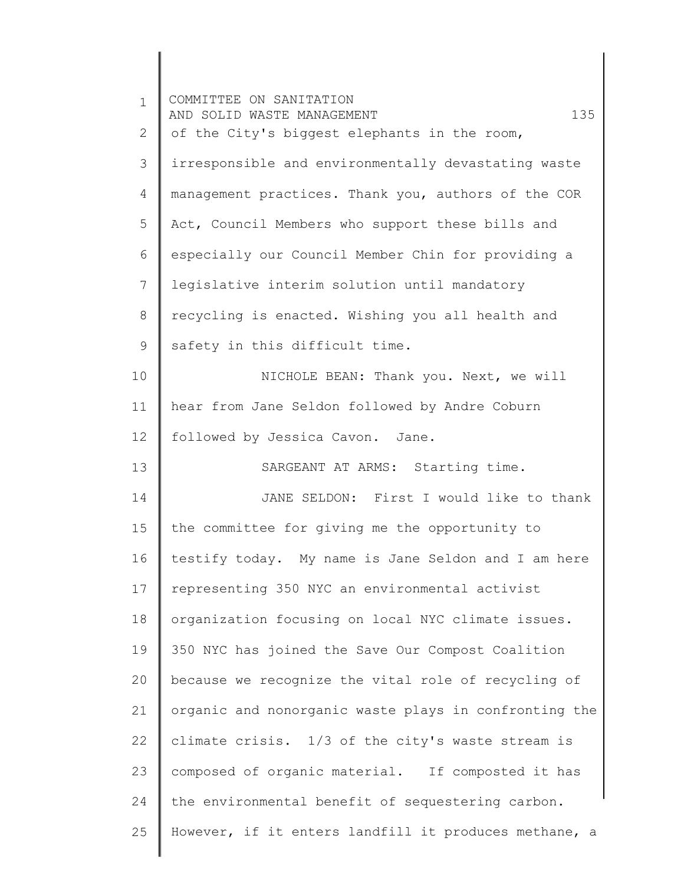of the City's biggest elephants in the room, irresponsible and environmentally devastating waste management practices. Thank you, authors of the COR Act, Council Members who support these bills and especially our Council Member Chin for providing a legislative interim solution until mandatory recycling is enacted. Wishing you all health and safety in this difficult time.

NICHOLE BEAN: Thank you. Next, we will hear from Jane Seldon followed by Andre Coburn followed by Jessica Cavon. Jane.

SARGEANT AT ARMS: Starting time.

JANE SELDON: First I would like to thank the committee for giving me the opportunity to testify today. My name is Jane Seldon and I am here representing 350 NYC an environmental activist organization focusing on local NYC climate issues. 350 NYC has joined the Save Our Compost Coalition because we recognize the vital role of recycling of organic and nonorganic waste plays in confronting the climate crisis. 1/3 of the city's waste stream is composed of organic material. If composted it has the environmental benefit of sequestering carbon. However, if it enters landfill it produces methane, a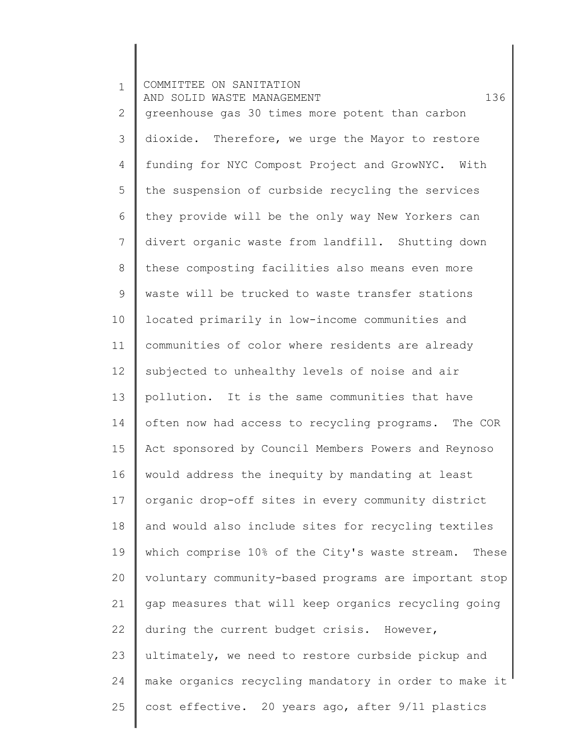greenhouse gas 30 times more potent than carbon dioxide. Therefore, we urge the Mayor to restore funding for NYC Compost Project and GrowNYC. With the suspension of curbside recycling the services they provide will be the only way New Yorkers can divert organic waste from landfill. Shutting down these composting facilities also means even more waste will be trucked to waste transfer stations located primarily in low-income communities and communities of color where residents are already subjected to unhealthy levels of noise and air pollution. It is the same communities that have often now had access to recycling programs. The COR Act sponsored by Council Members Powers and Reynoso would address the inequity by mandating at least organic drop-off sites in every community district and would also include sites for recycling textiles which comprise 10% of the City's waste stream. These voluntary community-based programs are important stop gap measures that will keep organics recycling going during the current budget crisis. However, ultimately, we need to restore curbside pickup and make organics recycling mandatory in order to make it cost effective. 20 years ago, after 9/11 plastics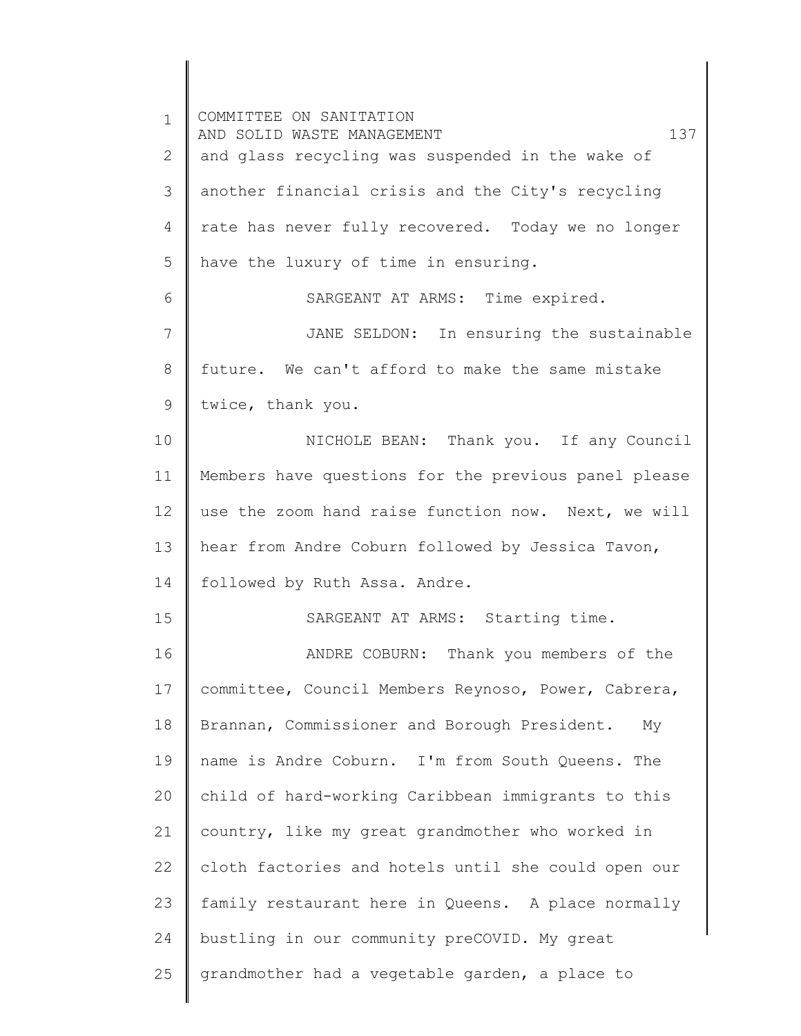and glass recycling was suspended in the wake of another financial crisis and the City's recycling rate has never fully recovered. Today we no longer have the luxury of time in ensuring.

SARGEANT AT ARMS: Time expired.

JANE SELDON: In ensuring the sustainable future. We can't afford to make the same mistake twice, thank you.

NICHOLE BEAN: Thank you. If any Council Members have questions for the previous panel please use the zoom hand raise function now. Next, we will hear from Andre Coburn followed by Jessica Tavon, followed by Ruth Assa. Andre.

SARGEANT AT ARMS: Starting time.

ANDRE COBURN: Thank you members of the committee, Council Members Reynoso, Power, Cabrera, Brannan, Commissioner and Borough President. My name is Andre Coburn. I'm from South Queens. The child of hard-working Caribbean immigrants to this country, like my great grandmother who worked in cloth factories and hotels until she could open our family restaurant here in Queens. A place normally bustling in our community preCOVID. My great grandmother had a vegetable garden, a place to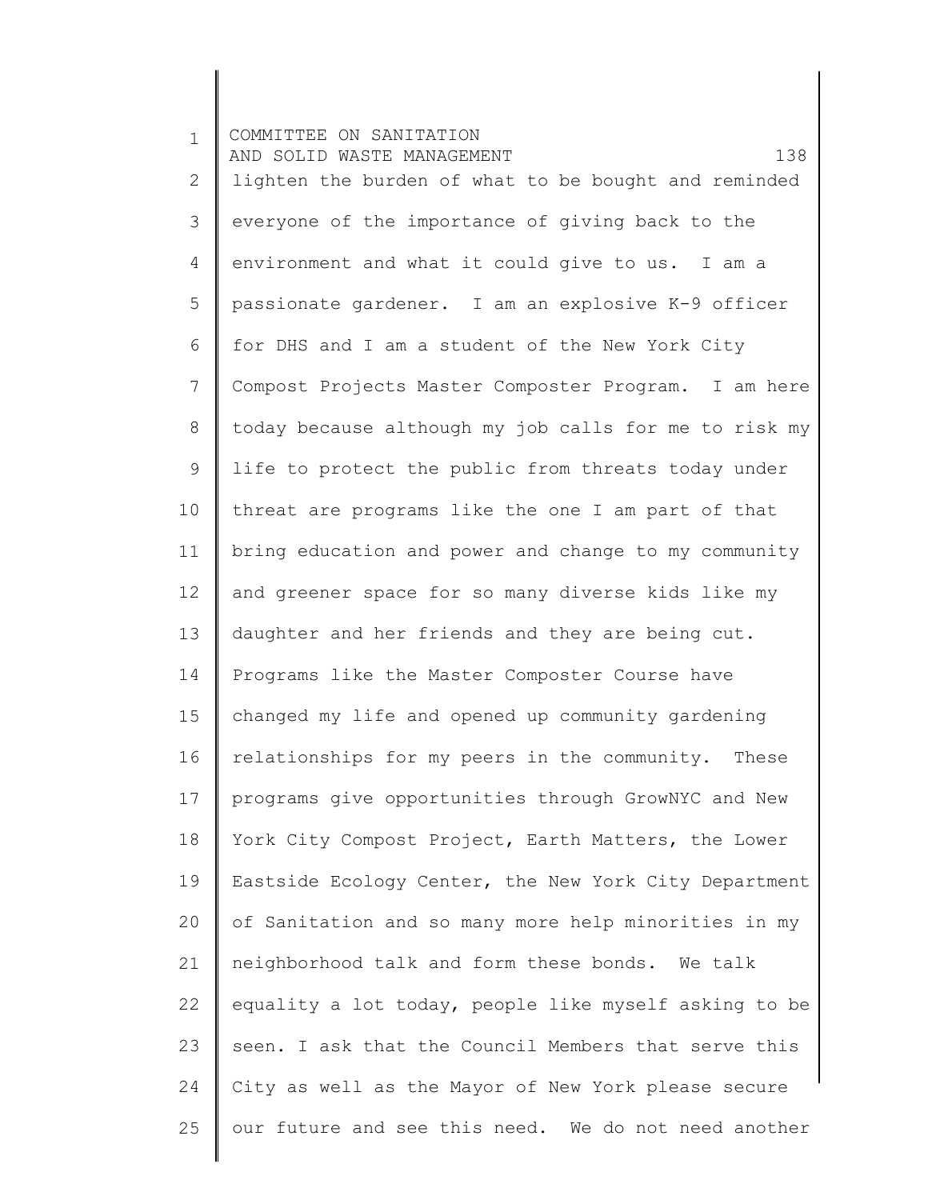lighten the burden of what to be bought and reminded everyone of the importance of giving back to the environment and what it could give to us. I am a passionate gardener. I am an explosive K-9 officer for DHS and I am a student of the New York City Compost Projects Master Composter Program. I am here today because although my job calls for me to risk my life to protect the public from threats today under threat are programs like the one I am part of that bring education and power and change to my community and greener space for so many diverse kids like my daughter and her friends and they are being cut. Programs like the Master Composter Course have changed my life and opened up community gardening relationships for my peers in the community. These programs give opportunities through GrowNYC and New York City Compost Project, Earth Matters, the Lower Eastside Ecology Center, the New York City Department of Sanitation and so many more help minorities in my neighborhood talk and form these bonds. We talk equality a lot today, people like myself asking to be seen. I ask that the Council Members that serve this City as well as the Mayor of New York please secure our future and see this need. We do not need another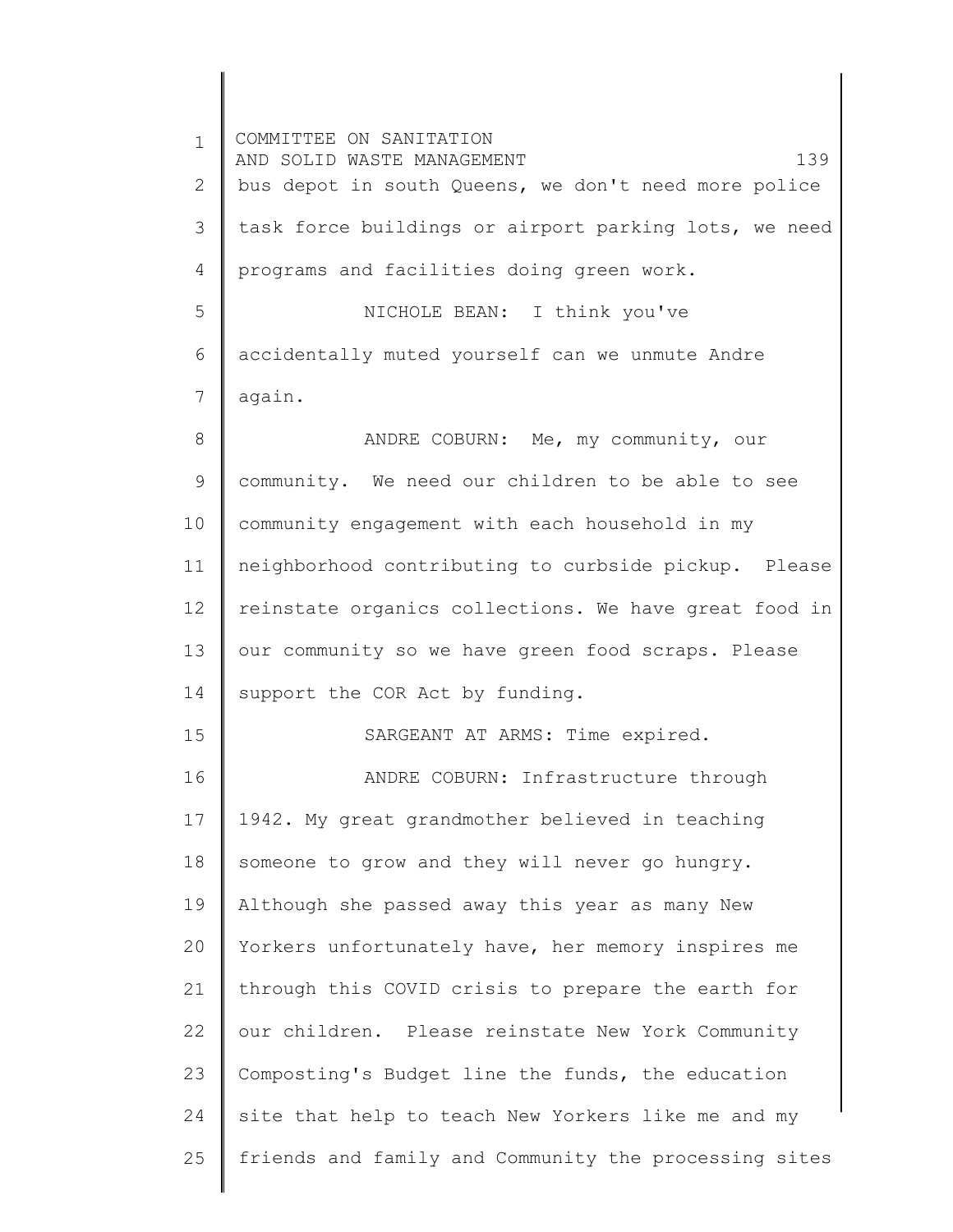bus depot in south Queens, we don't need more police task force buildings or airport parking lots, we need programs and facilities doing green work.

NICHOLE BEAN: I think you've accidentally muted yourself can we unmute Andre again.

ANDRE COBURN: Me, my community, our community. We need our children to be able to see community engagement with each household in my neighborhood contributing to curbside pickup. Please reinstate organics collections. We have great food in our community so we have green food scraps. Please support the COR Act by funding.

SARGEANT AT ARMS: Time expired.

ANDRE COBURN: Infrastructure through 1942. My great grandmother believed in teaching someone to grow and they will never go hungry. Although she passed away this year as many New Yorkers unfortunately have, her memory inspires me through this COVID crisis to prepare the earth for our children. Please reinstate New York Community Composting's Budget line the funds, the education site that help to teach New Yorkers like me and my friends and family and Community the processing sites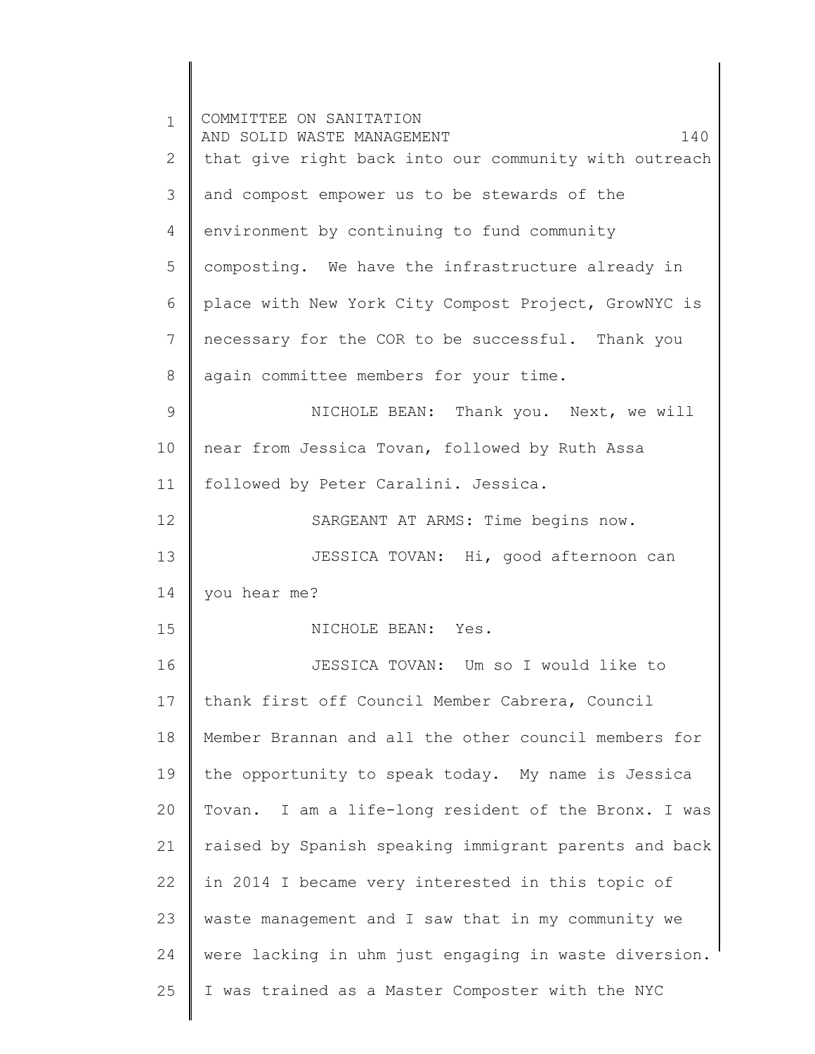that give right back into our community with outreach and compost empower us to be stewards of the environment by continuing to fund community composting. We have the infrastructure already in place with New York City Compost Project, GrowNYC is necessary for the COR to be successful. Thank you again committee members for your time.

NICHOLE BEAN: Thank you. Next, we will near from Jessica Tovan, followed by Ruth Assa followed by Peter Caralini. Jessica.

SARGEANT AT ARMS: Time begins now.

JESSICA TOVAN: Hi, good afternoon can you hear me?

NICHOLE BEAN: Yes.

JESSICA TOVAN: Um so I would like to thank first off Council Member Cabrera, Council Member Brannan and all the other council members for the opportunity to speak today. My name is Jessica Tovan. I am a life-long resident of the Bronx. I was raised by Spanish speaking immigrant parents and back in 2014 I became very interested in this topic of waste management and I saw that in my community we were lacking in uhm just engaging in waste diversion. I was trained as a Master Composter with the NYC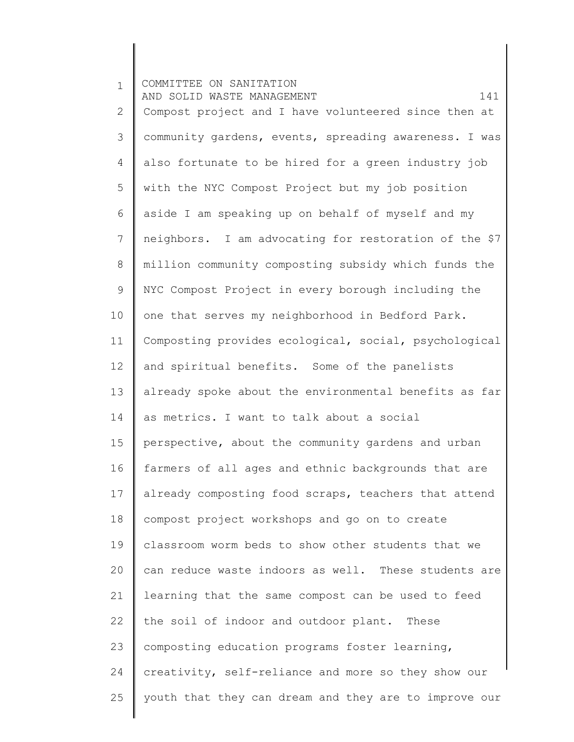Compost project and I have volunteered since then at community gardens, events, spreading awareness. I was also fortunate to be hired for a green industry job with the NYC Compost Project but my job position aside I am speaking up on behalf of myself and my neighbors. I am advocating for restoration of the $7 million community composting subsidy which funds the NYC Compost Project in every borough including the one that serves my neighborhood in Bedford Park. Composting provides ecological, social, psychological and spiritual benefits. Some of the panelists already spoke about the environmental benefits as far as metrics. I want to talk about a social perspective, about the community gardens and urban farmers of all ages and ethnic backgrounds that are already composting food scraps, teachers that attend compost project workshops and go on to create classroom worm beds to show other students that we can reduce waste indoors as well. These students are learning that the same compost can be used to feed the soil of indoor and outdoor plant. These composting education programs foster learning, creativity, self-reliance and more so they show our youth that they can dream and they are to improve our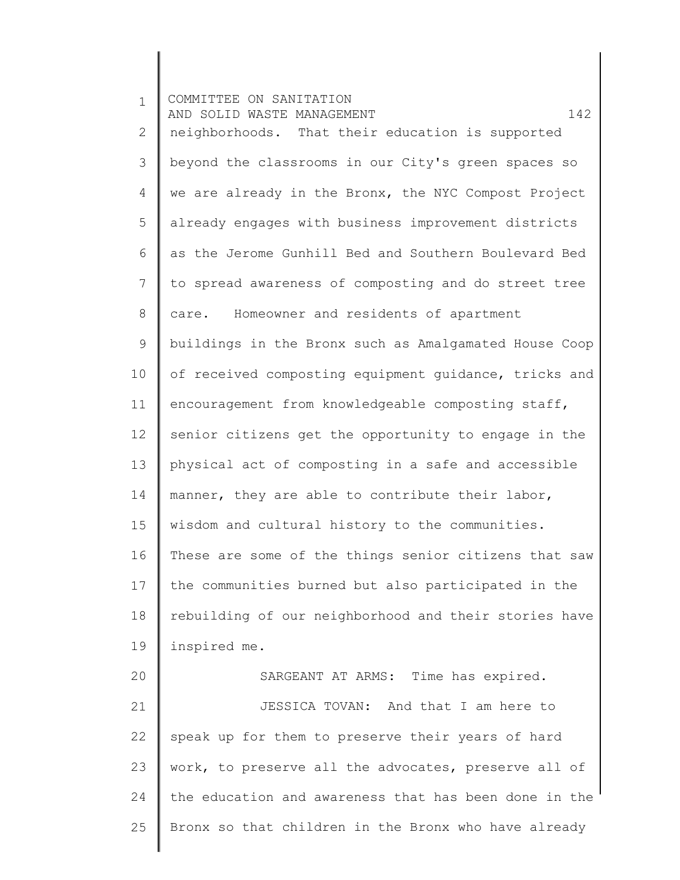neighborhoods. That their education is supported beyond the classrooms in our City's green spaces so we are already in the Bronx, the NYC Compost Project already engages with business improvement districts as the Jerome Gunhill Bed and Southern Boulevard Bed to spread awareness of composting and do street tree care. Homeowner and residents of apartment buildings in the Bronx such as Amalgamated House Coop of received composting equipment guidance, tricks and encouragement from knowledgeable composting staff, senior citizens get the opportunity to engage in the physical act of composting in a safe and accessible manner, they are able to contribute their labor, wisdom and cultural history to the communities. These are some of the things senior citizens that saw the communities burned but also participated in the rebuilding of our neighborhood and their stories have inspired me.

SARGEANT AT ARMS: Time has expired.

JESSICA TOVAN: And that I am here to speak up for them to preserve their years of hard work, to preserve all the advocates, preserve all of the education and awareness that has been done in the Bronx so that children in the Bronx who have already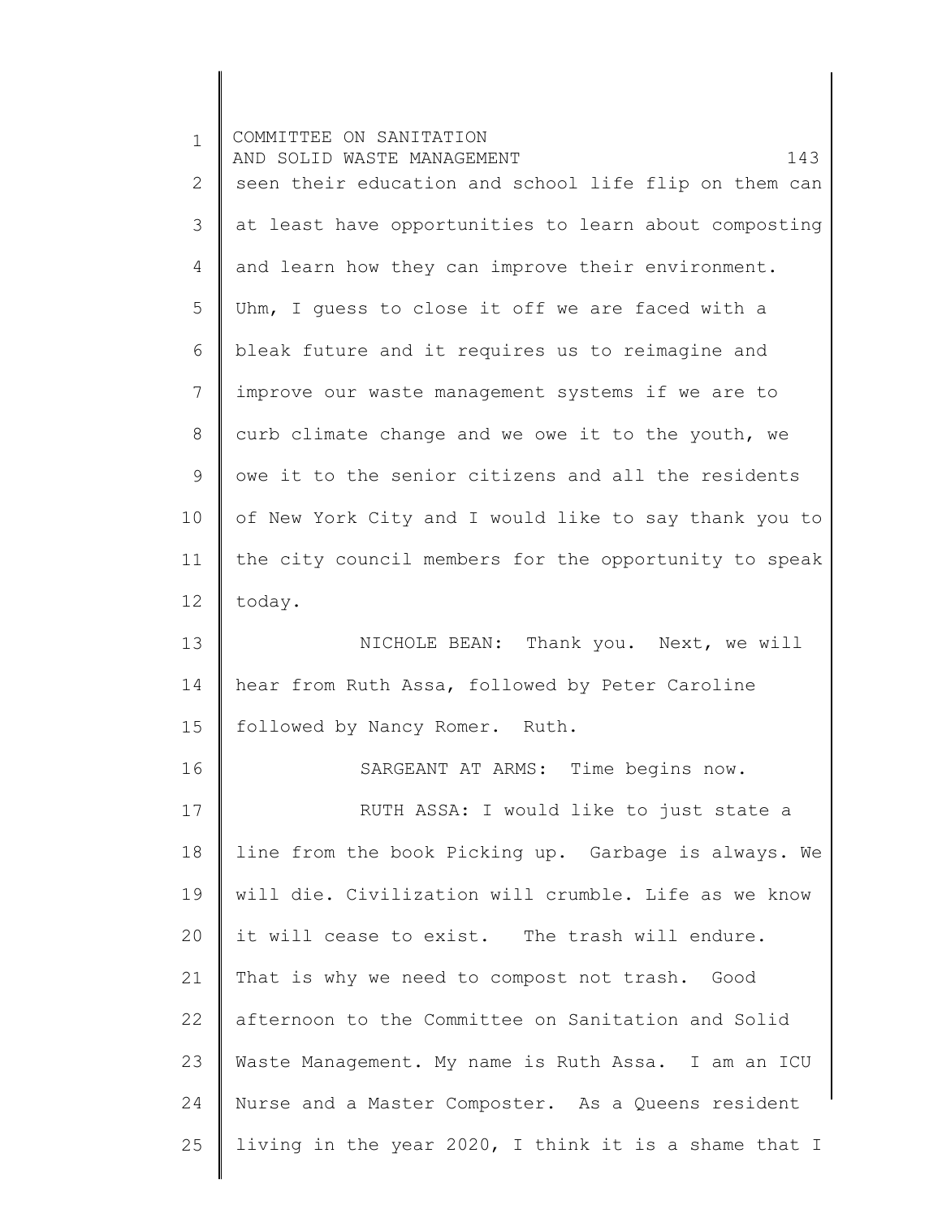seen their education and school life flip on them can at least have opportunities to learn about composting and learn how they can improve their environment. Uhm, I guess to close it off we are faced with a bleak future and it requires us to reimagine and improve our waste management systems if we are to curb climate change and we owe it to the youth, we owe it to the senior citizens and all the residents of New York City and I would like to say thank you to the city council members for the opportunity to speak today.

NICHOLE BEAN: Thank you. Next, we will hear from Ruth Assa, followed by Peter Caroline followed by Nancy Romer. Ruth.

SARGEANT AT ARMS: Time begins now.

RUTH ASSA: I would like to just state a line from the book Picking up. Garbage is always. We will die. Civilization will crumble. Life as we know it will cease to exist. The trash will endure. That is why we need to compost not trash. Good afternoon to the Committee on Sanitation and Solid Waste Management. My name is Ruth Assa. I am an ICU Nurse and a Master Composter. As a Queens resident living in the year 2020, I think it is a shame that I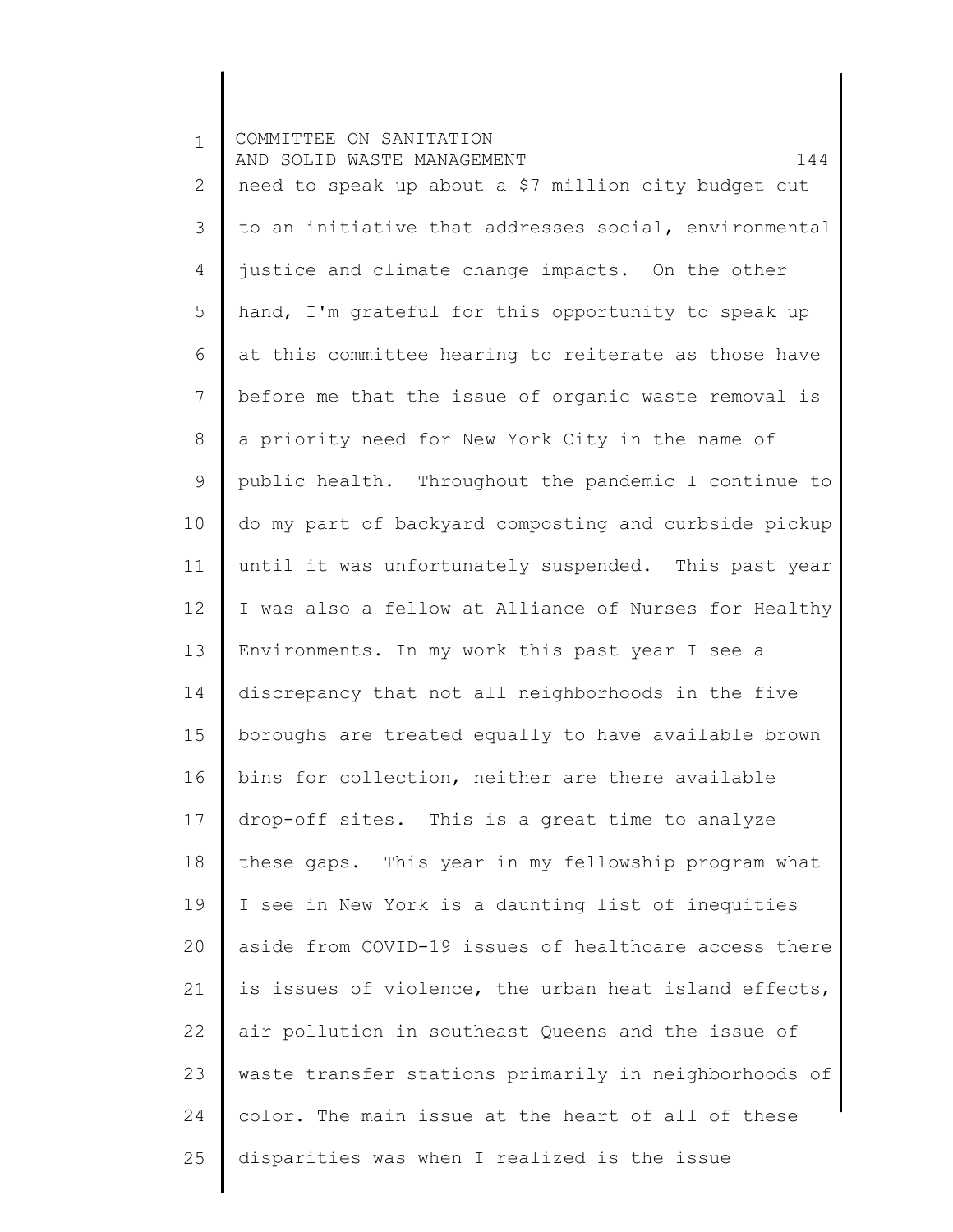need to speak up about a $7 million city budget cut to an initiative that addresses social, environmental justice and climate change impacts. On the other hand, I'm grateful for this opportunity to speak up at this committee hearing to reiterate as those have before me that the issue of organic waste removal is a priority need for New York City in the name of public health. Throughout the pandemic I continue to do my part of backyard composting and curbside pickup until it was unfortunately suspended. This past year I was also a fellow at Alliance of Nurses for Healthy Environments. In my work this past year I see a discrepancy that not all neighborhoods in the five boroughs are treated equally to have available brown bins for collection, neither are there available drop-off sites. This is a great time to analyze these gaps. This year in my fellowship program what I see in New York is a daunting list of inequities aside from COVID-19 issues of healthcare access there is issues of violence, the urban heat island effects, air pollution in southeast Queens and the issue of waste transfer stations primarily in neighborhoods of color. The main issue at the heart of all of these disparities was when I realized is the issue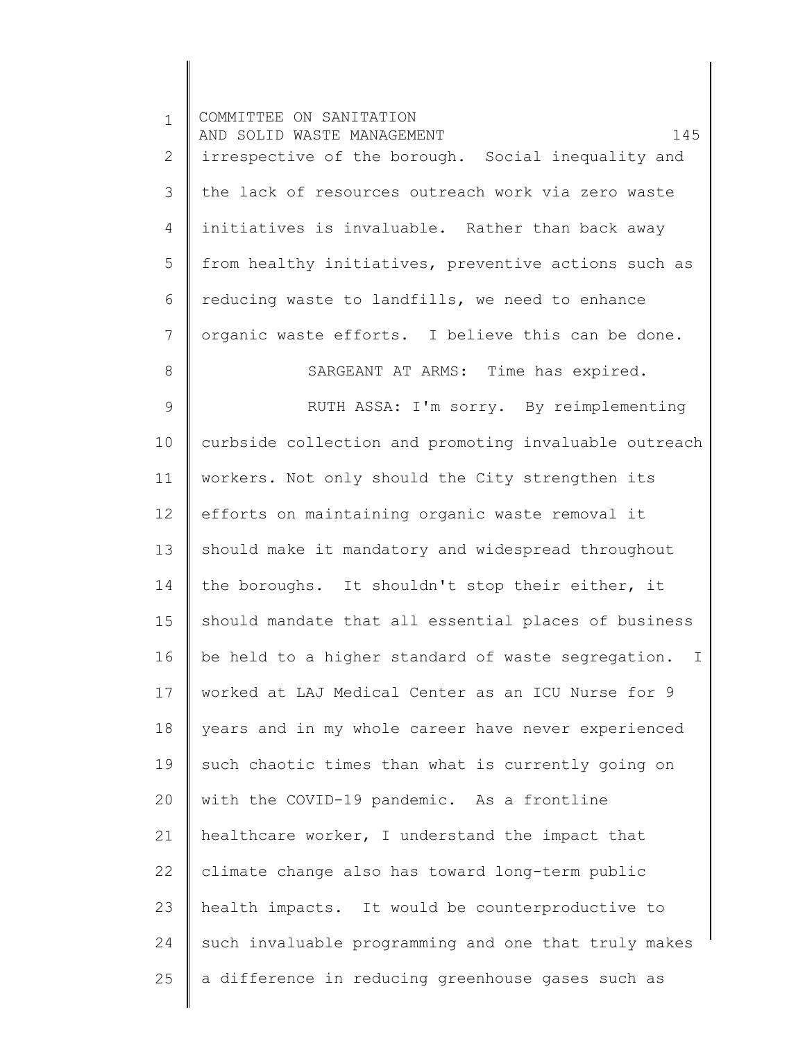irrespective of the borough. Social inequality and the lack of resources outreach work via zero waste initiatives is invaluable. Rather than back away from healthy initiatives, preventive actions such as reducing waste to landfills, we need to enhance organic waste efforts. I believe this can be done.

SARGEANT AT ARMS: Time has expired.

RUTH ASSA: I'm sorry. By reimplementing curbside collection and promoting invaluable outreach workers. Not only should the City strengthen its efforts on maintaining organic waste removal it should make it mandatory and widespread throughout the boroughs. It shouldn't stop their either, it should mandate that all essential places of business be held to a higher standard of waste segregation. I worked at LAJ Medical Center as an ICU Nurse for 9 years and in my whole career have never experienced such chaotic times than what is currently going on with the COVID-19 pandemic. As a frontline healthcare worker, I understand the impact that climate change also has toward long-term public health impacts. It would be counterproductive to such invaluable programming and one that truly makes a difference in reducing greenhouse gases such as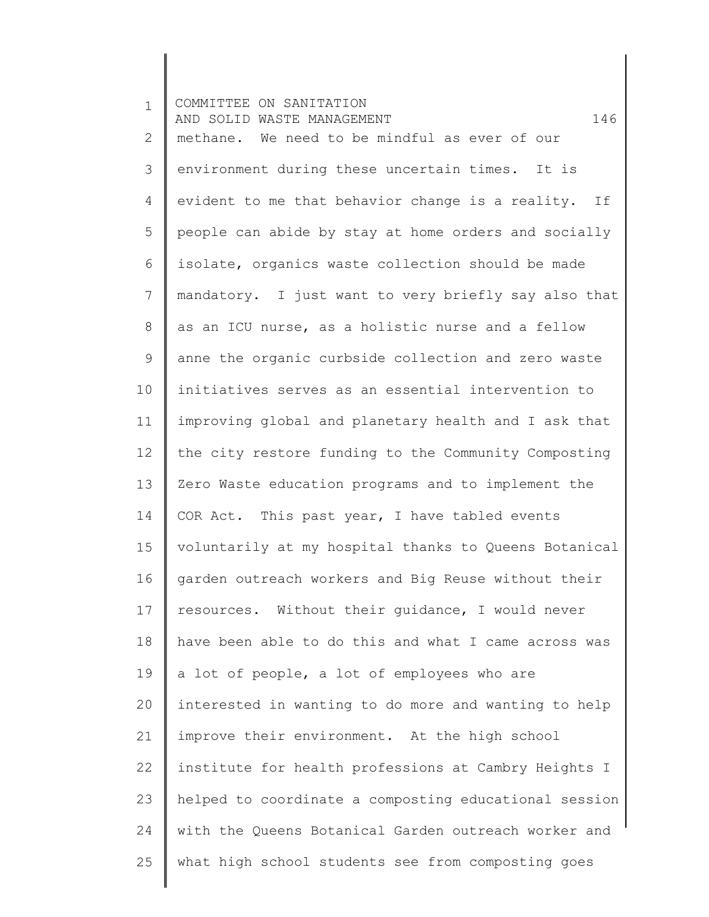methane. We need to be mindful as ever of our environment during these uncertain times. It is evident to me that behavior change is a reality. If people can abide by stay at home orders and socially isolate, organics waste collection should be made mandatory. I just want to very briefly say also that as an ICU nurse, as a holistic nurse and a fellow anne the organic curbside collection and zero waste initiatives serves as an essential intervention to improving global and planetary health and I ask that the city restore funding to the Community Composting Zero Waste education programs and to implement the COR Act. This past year, I have tabled events voluntarily at my hospital thanks to Queens Botanical garden outreach workers and Big Reuse without their resources. Without their guidance, I would never have been able to do this and what I came across was a lot of people, a lot of employees who are interested in wanting to do more and wanting to help improve their environment. At the high school institute for health professions at Cambry Heights I helped to coordinate a composting educational session with the Queens Botanical Garden outreach worker and what high school students see from composting goes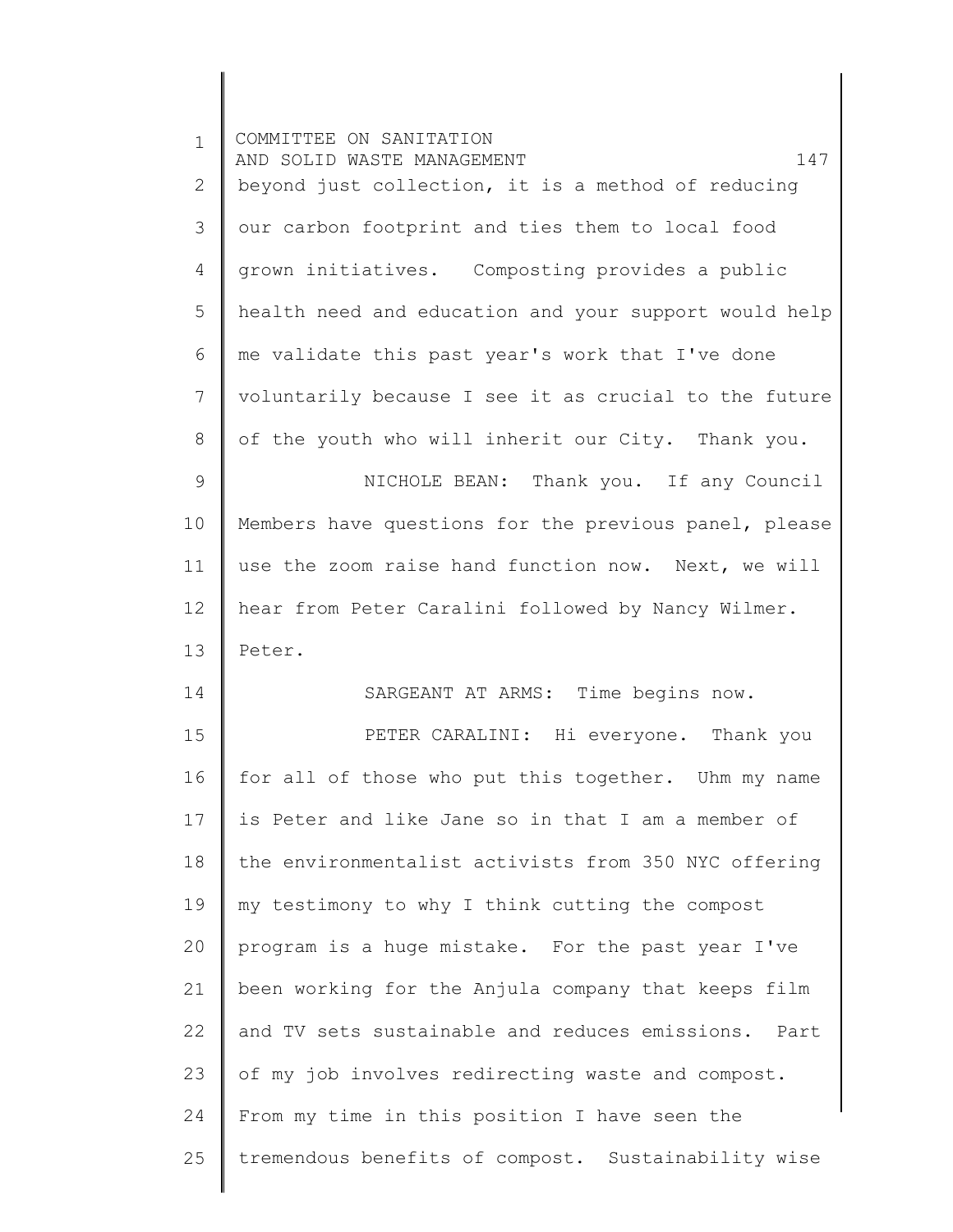beyond just collection, it is a method of reducing our carbon footprint and ties them to local food grown initiatives. Composting provides a public health need and education and your support would help me validate this past year's work that I've done voluntarily because I see it as crucial to the future of the youth who will inherit our City. Thank you.

NICHOLE BEAN: Thank you. If any Council Members have questions for the previous panel, please use the zoom raise hand function now. Next, we will hear from Peter Caralini followed by Nancy Wilmer. Peter.

SARGEANT AT ARMS: Time begins now.

PETER CARALINI: Hi everyone. Thank you for all of those who put this together. Uhm my name is Peter and like Jane so in that I am a member of the environmentalist activists from 350 NYC offering my testimony to why I think cutting the compost program is a huge mistake. For the past year I've been working for the Anjula company that keeps film and TV sets sustainable and reduces emissions. Part of my job involves redirecting waste and compost. From my time in this position I have seen the tremendous benefits of compost. Sustainability wise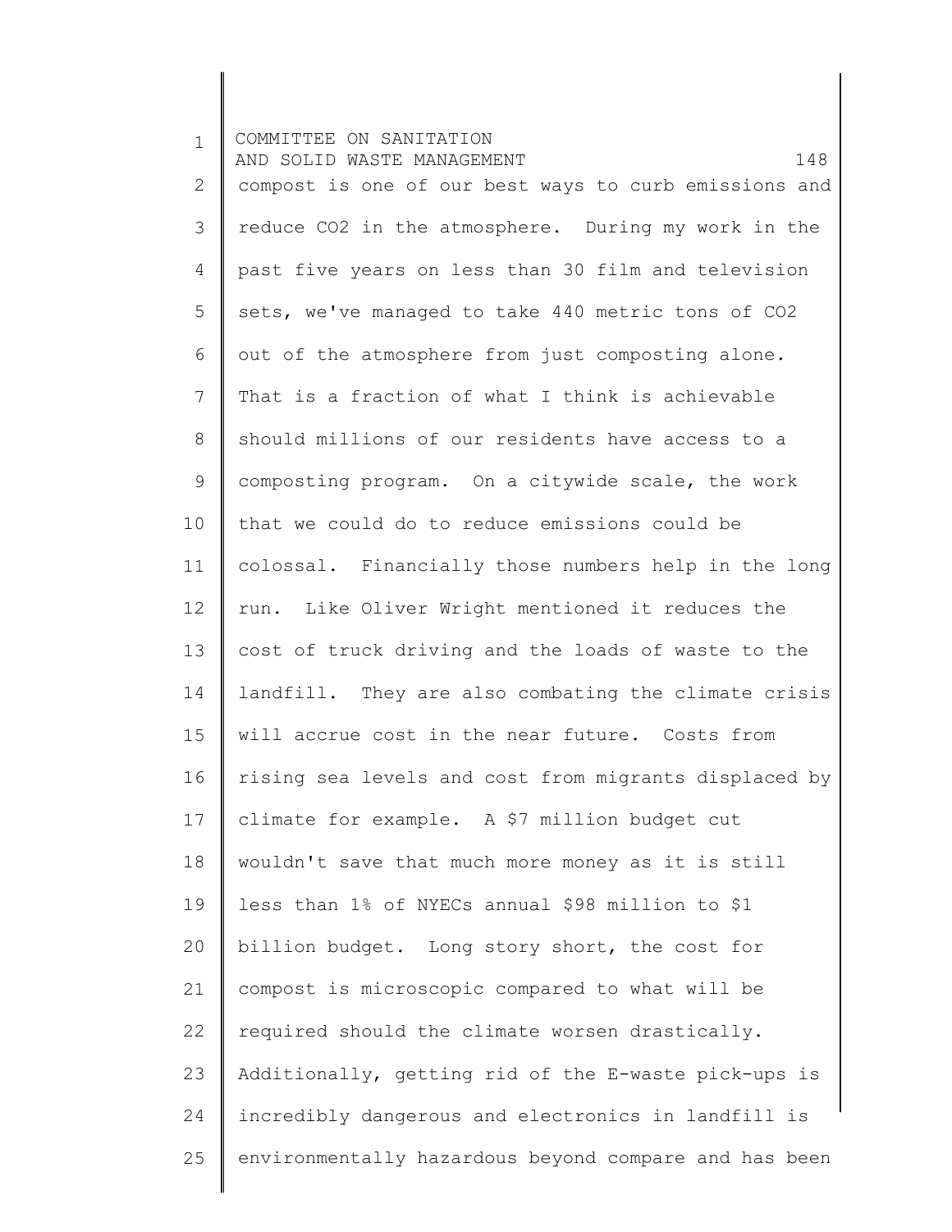compost is one of our best ways to curb emissions and reduce $CO_2$ in the atmosphere. During my work in the past five years on less than 30 film and television sets, we've managed to take 440 metric tons of $CO_2$ out of the atmosphere from just composting alone. That is a fraction of what I think is achievable should millions of our residents have access to a composting program. On a citywide scale, the work that we could do to reduce emissions could be colossal. Financially those numbers help in the long run. Like Oliver Wright mentioned it reduces the cost of truck driving and the loads of waste to the landfill. They are also combating the climate crisis will accrue cost in the near future. Costs from rising sea levels and cost from migrants displaced by climate for example. A $7 million budget cut wouldn't save that much more money as it is still less than 1% of NYECs annual $98 million to $1 billion budget. Long story short, the cost for compost is microscopic compared to what will be required should the climate worsen drastically. Additionally, getting rid of the E-waste pick-ups is incredibly dangerous and electronics in landfill is environmentally hazardous beyond compare and has been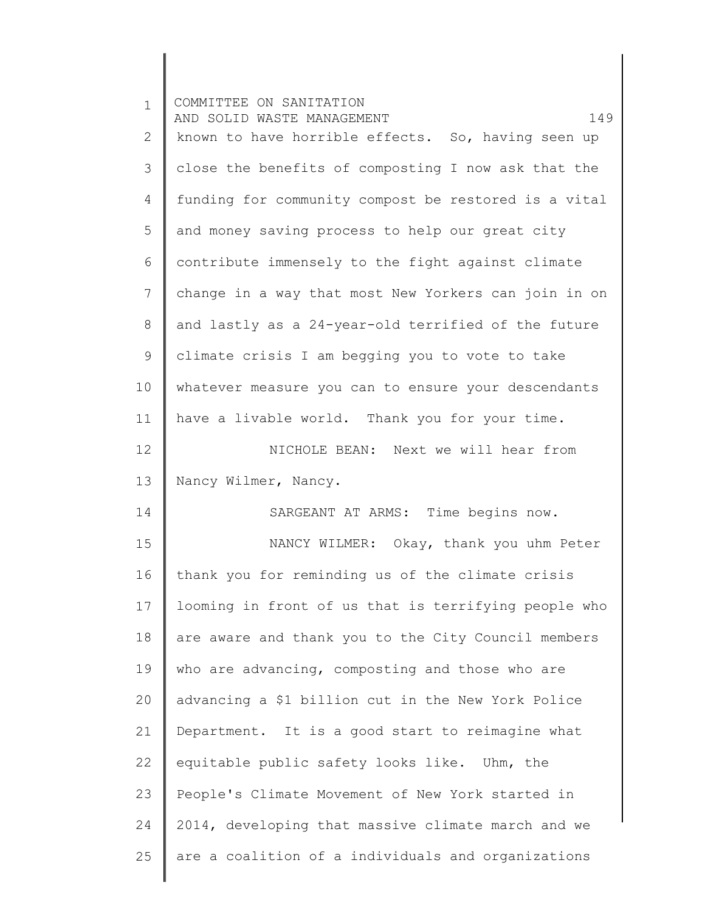known to have horrible effects. So, having seen up close the benefits of composting I now ask that the funding for community compost be restored is a vital and money saving process to help our great city contribute immensely to the fight against climate change in a way that most New Yorkers can join in on and lastly as a 24-year-old terrified of the future climate crisis I am begging you to vote to take whatever measure you can to ensure your descendants have a livable world. Thank you for your time.

NICHOLE BEAN: Next we will hear from Nancy Wilmer, Nancy.

SARGEANT AT ARMS: Time begins now.

NANCY WILMER: Okay, thank you uhm Peter thank you for reminding us of the climate crisis looming in front of us that is terrifying people who are aware and thank you to the City Council members who are advancing, composting and those who are advancing a $1 billion cut in the New York Police Department. It is a good start to reimagine what equitable public safety looks like. Uhm, the People's Climate Movement of New York started in 2014, developing that massive climate march and we are a coalition of a individuals and organizations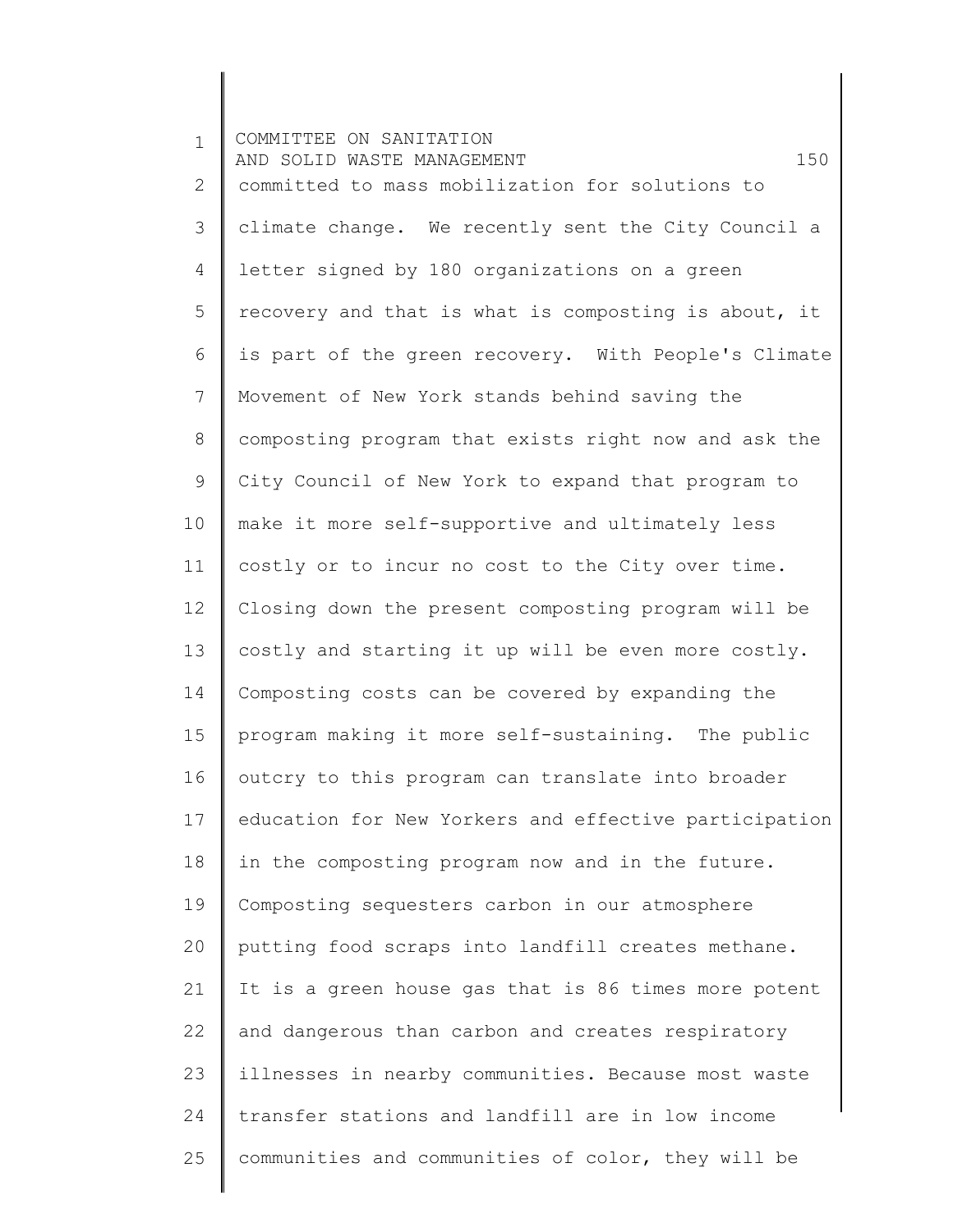committed to mass mobilization for solutions to climate change. We recently sent the City Council a letter signed by 180 organizations on a green recovery and that is what is composting is about, it is part of the green recovery. With People's Climate Movement of New York stands behind saving the composting program that exists right now and ask the City Council of New York to expand that program to make it more self-supportive and ultimately less costly or to incur no cost to the City over time. Closing down the present composting program will be costly and starting it up will be even more costly. Composting costs can be covered by expanding the program making it more self-sustaining. The public outcry to this program can translate into broader education for New Yorkers and effective participation in the composting program now and in the future. Composting sequesters carbon in our atmosphere putting food scraps into landfill creates methane. It is a green house gas that is 86 times more potent and dangerous than carbon and creates respiratory illnesses in nearby communities. Because most waste transfer stations and landfill are in low income communities and communities of color, they will be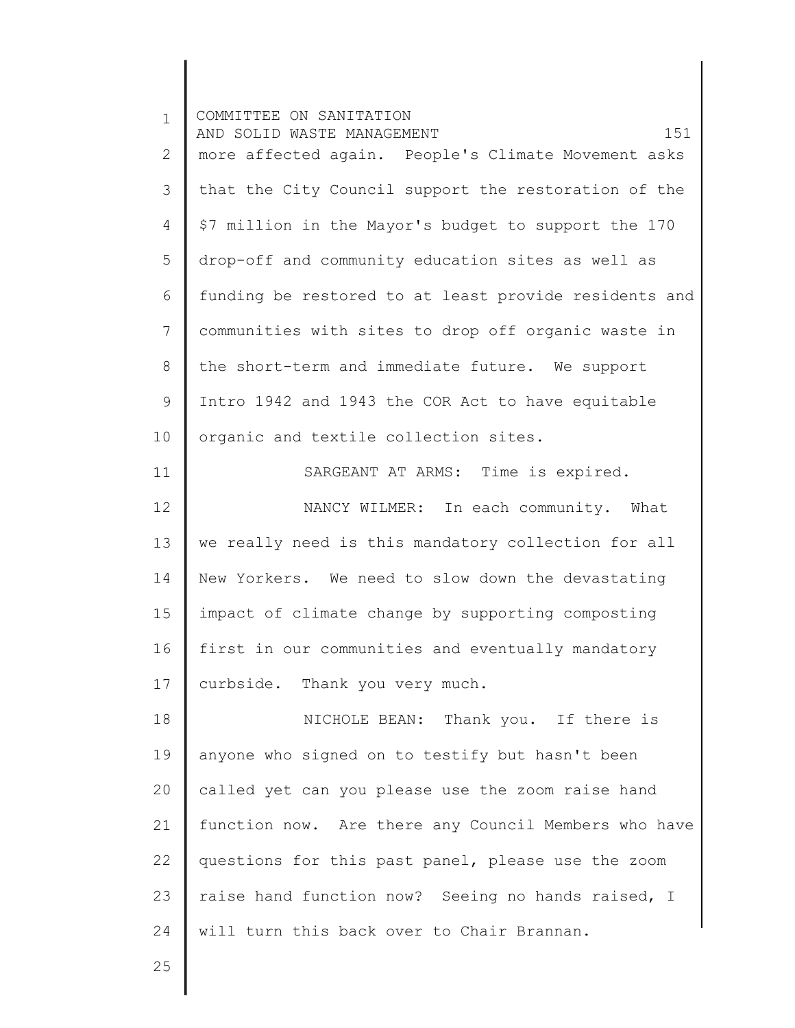more affected again. People's Climate Movement asks that the City Council support the restoration of the $7 million in the Mayor's budget to support the 170 drop-off and community education sites as well as funding be restored to at least provide residents and communities with sites to drop off organic waste in the short-term and immediate future. We support Intro 1942 and 1943 the COR Act to have equitable organic and textile collection sites.

SARGEANT AT ARMS: Time is expired.

NANCY WILMER: In each community. What we really need is this mandatory collection for all New Yorkers. We need to slow down the devastating impact of climate change by supporting composting first in our communities and eventually mandatory curbside. Thank you very much.

NICHOLE BEAN: Thank you. If there is anyone who signed on to testify but hasn't been called yet can you please use the zoom raise hand function now. Are there any Council Members who have questions for this past panel, please use the zoom raise hand function now? Seeing no hands raised, I will turn this back over to Chair Brannan.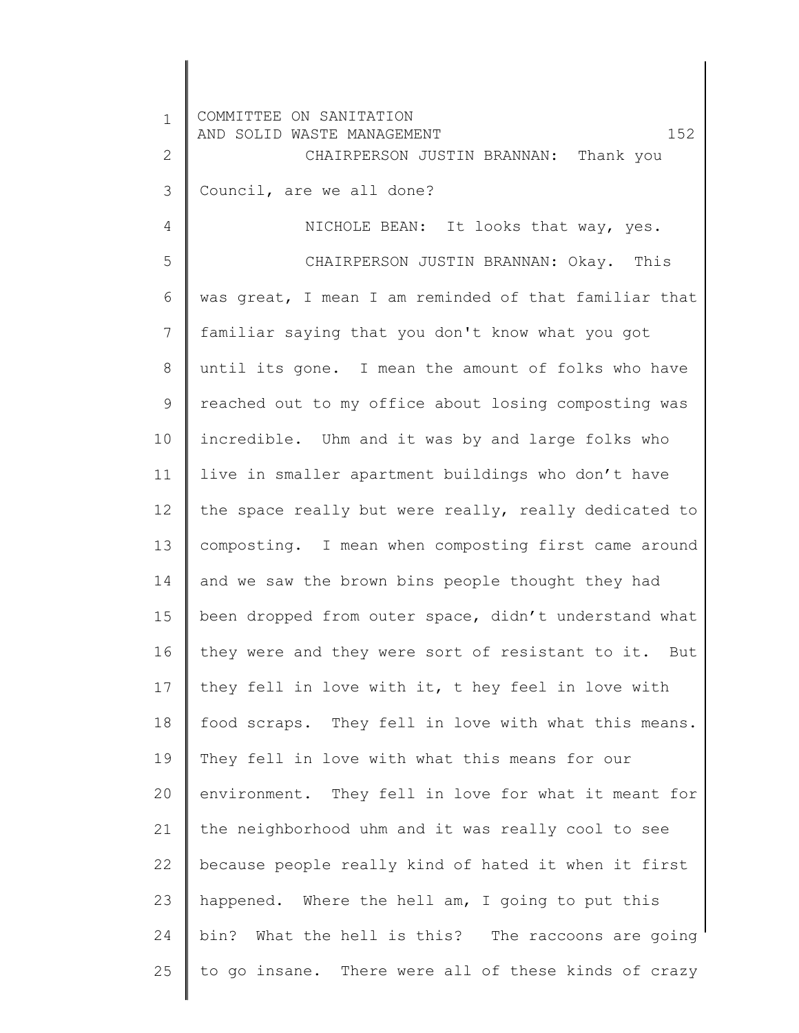CHAIRPERSON JUSTIN BRANNAN: Thank you Council, are we all done?

NICHOLE BEAN: It looks that way, yes.

CHAIRPERSON JUSTIN BRANNAN: Okay. This was great, I mean I am reminded of that familiar that familiar saying that you don't know what you got until its gone. I mean the amount of folks who have reached out to my office about losing composting was incredible. Uhm and it was by and large folks who live in smaller apartment buildings who don't have the space really but were really, really dedicated to composting. I mean when composting first came around and we saw the brown bins people thought they had been dropped from outer space, didn't understand what they were and they were sort of resistant to it. But they fell in love with it, t hey feel in love with food scraps. They fell in love with what this means. They fell in love with what this means for our environment. They fell in love for what it meant for the neighborhood uhm and it was really cool to see because people really kind of hated it when it first happened. Where the hell am, I going to put this bin? What the hell is this? The raccoons are going to go insane. There were all of these kinds of crazy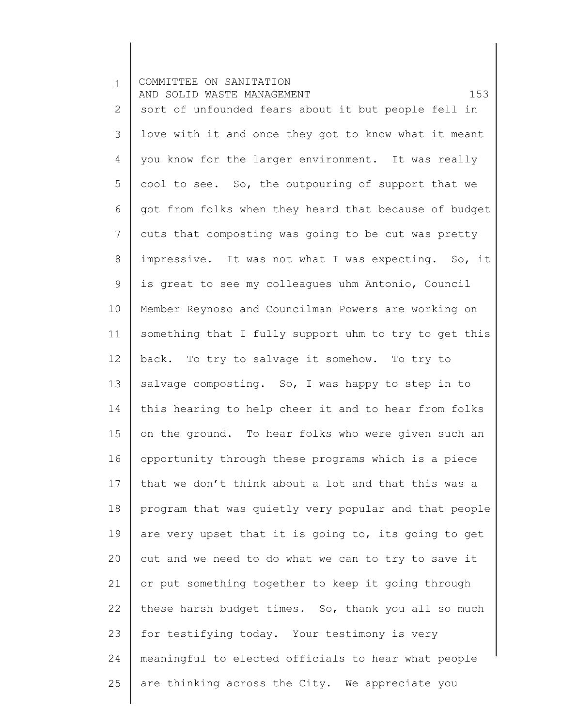sort of unfounded fears about it but people fell in love with it and once they got to know what it meant you know for the larger environment. It was really cool to see. So, the outpouring of support that we got from folks when they heard that because of budget cuts that composting was going to be cut was pretty impressive. It was not what I was expecting. So, it is great to see my colleagues uhm Antonio, Council Member Reynoso and Councilman Powers are working on something that I fully support uhm to try to get this back. To try to salvage it somehow. To try to salvage composting. So, I was happy to step in to this hearing to help cheer it and to hear from folks on the ground. To hear folks who were given such an opportunity through these programs which is a piece that we don't think about a lot and that this was a program that was quietly very popular and that people are very upset that it is going to, its going to get cut and we need to do what we can to try to save it or put something together to keep it going through these harsh budget times. So, thank you all so much for testifying today. Your testimony is very meaningful to elected officials to hear what people are thinking across the City. We appreciate you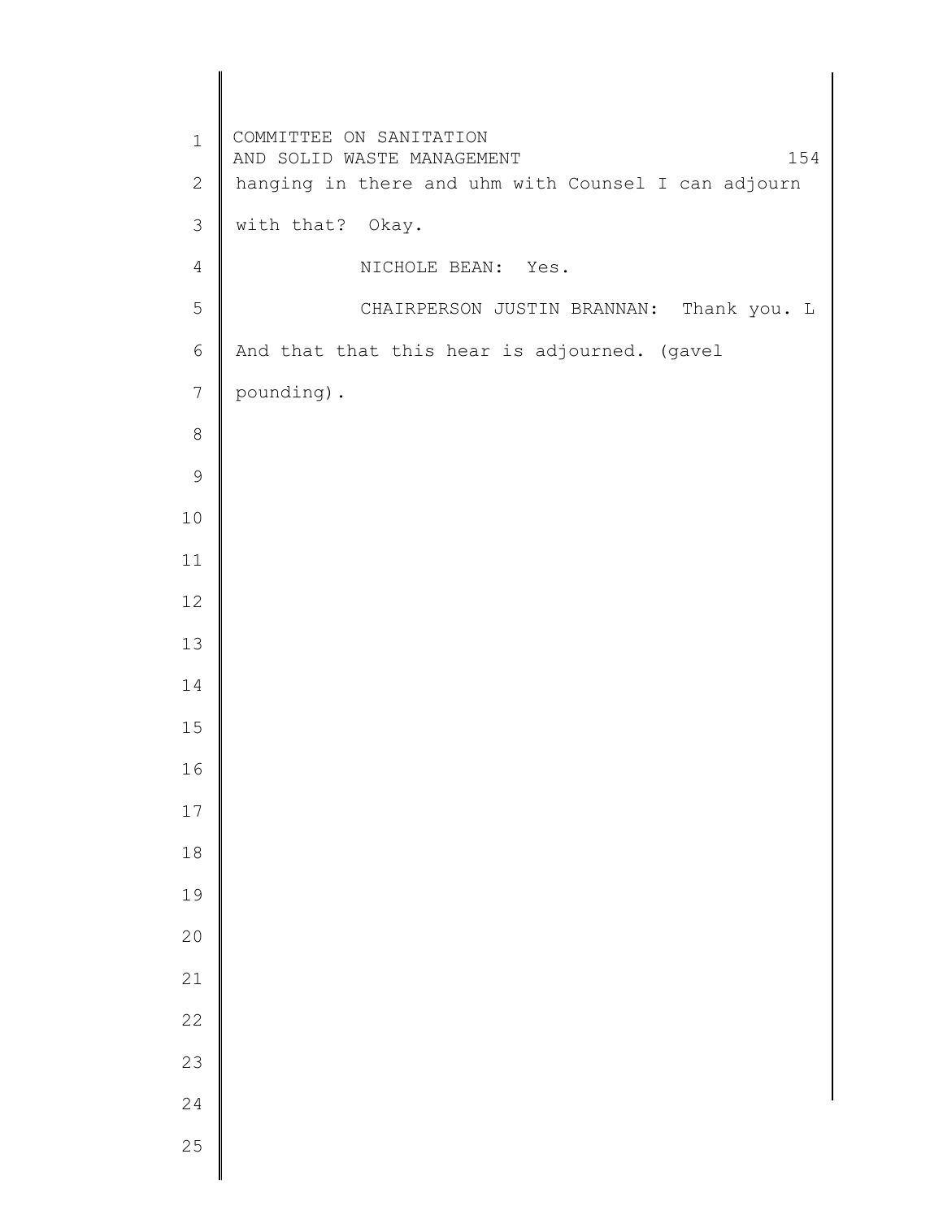hanging in there and uhm with Counsel I can adjourn with that? Okay.

NICHOLE BEAN: Yes.

CHAIRPERSON JUSTIN BRANNAN: Thank you. L And that that this hear is adjourned. (gavel pounding).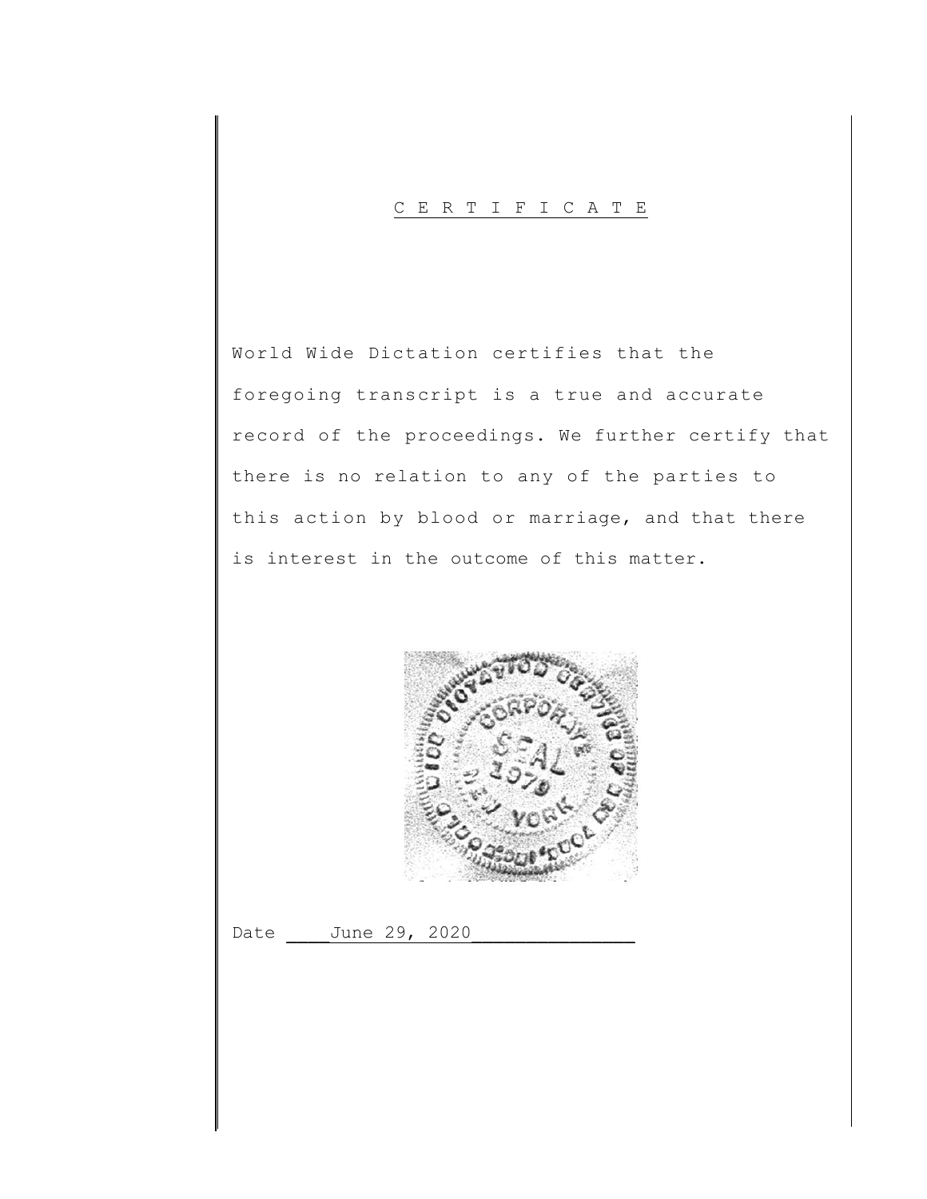# C E R T I F I C A T E

World Wide Dictation certifies that the foregoing transcript is a true and accurate record of the proceedings. We further certify that there is no relation to any of the parties to this action by blood or marriage, and that there is interest in the outcome of this matter.

Date June 29, 2020